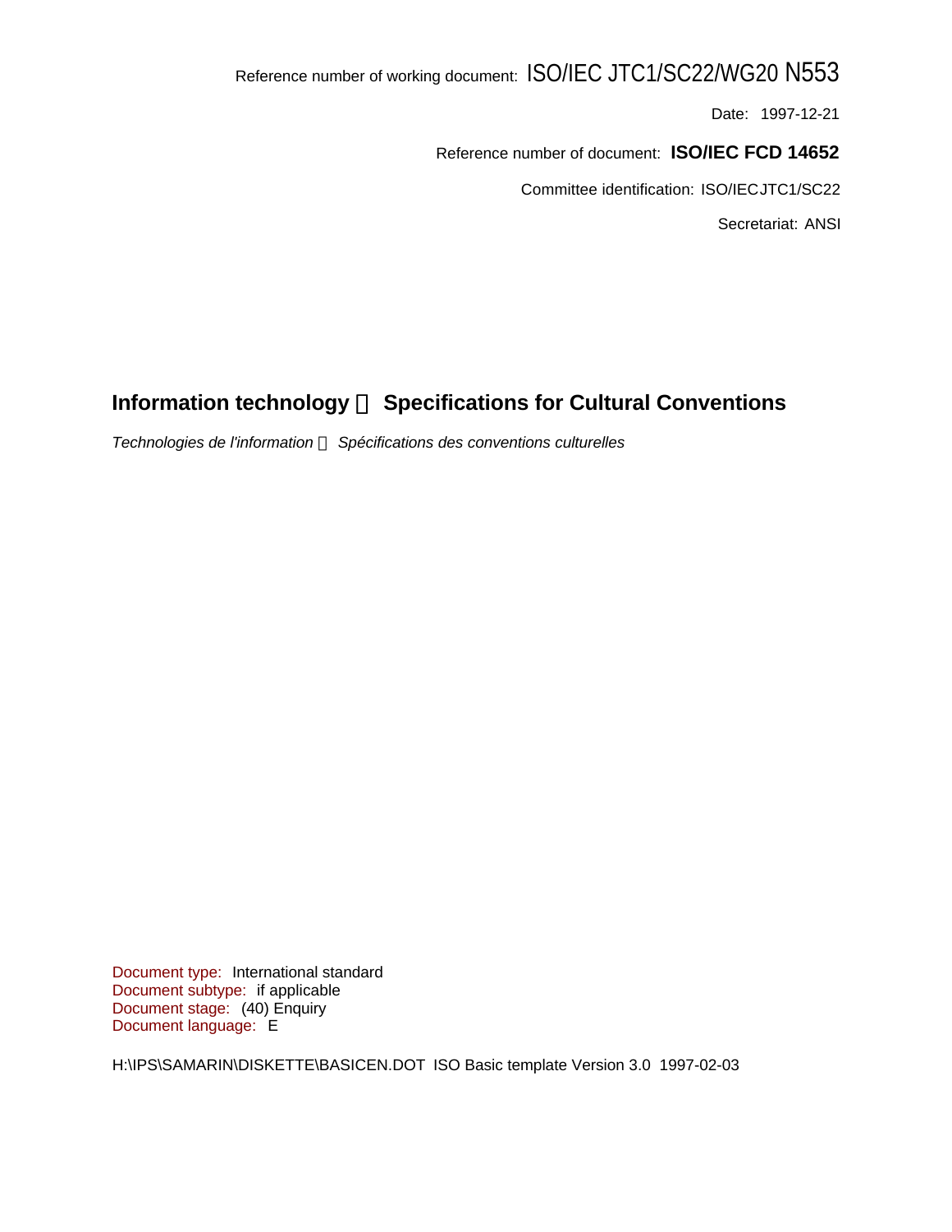Reference number of working document: ISO/IEC JTC1/SC22/WG20 N553

Date: 1997-12-21

Reference number of document: **ISO/IEC FCD 14652**

Committee identification: ISO/IECJTC1/SC22

Secretariat: ANSI

# Information technology  Specifications for Cultural Conventions

*Technologies de l'information  Spécifications des conventions culturelles*

Document type: International standard
Document subtype: if applicable
Document stage: (40) Enquiry
Document language: E

H:\IPS\SAMARIN\DISKETTE\BASICEN.DOT ISO Basic template Version 3.0 1997-02-03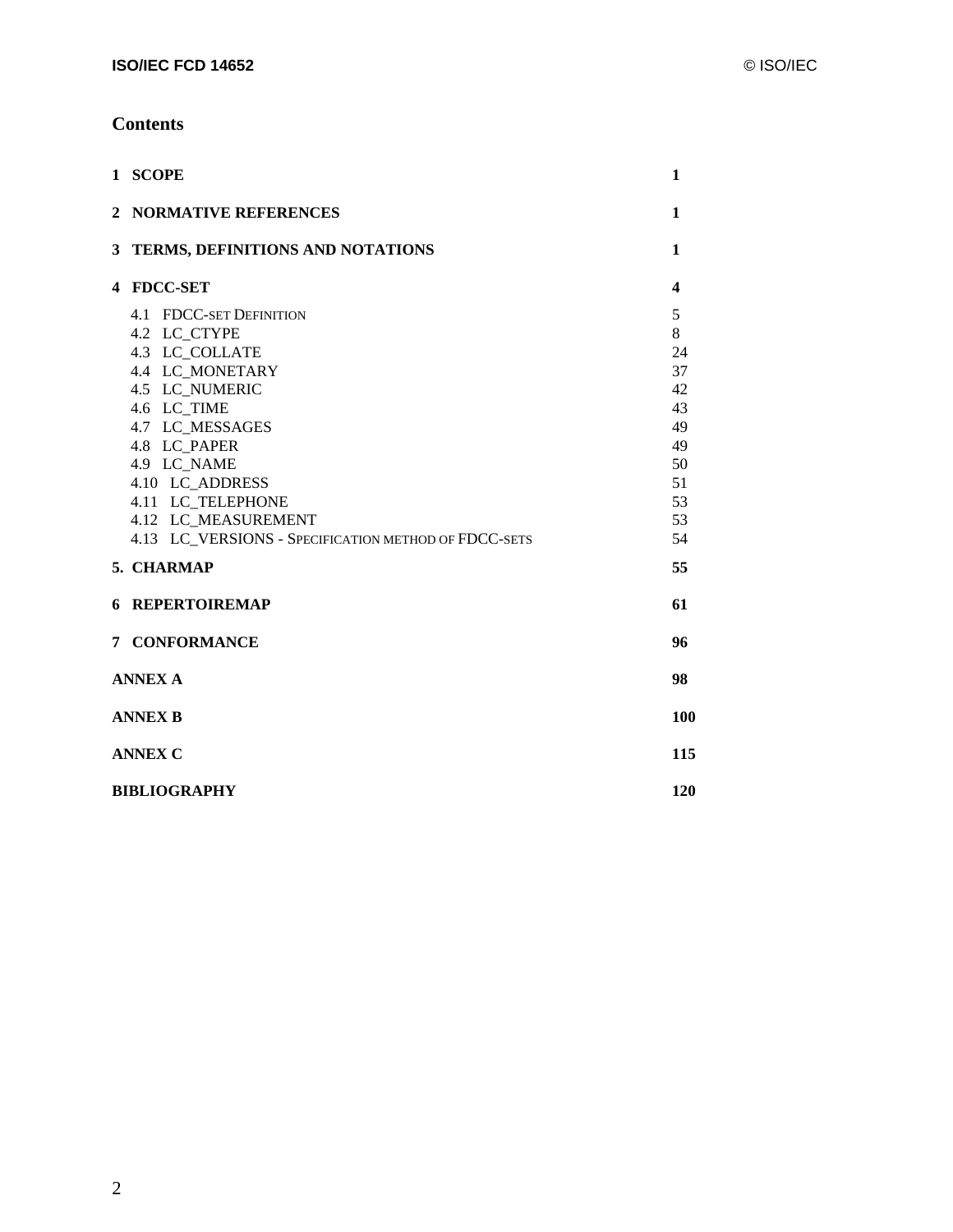# Contents

| | |
|---|---|
| **1 SCOPE** | **1** |
| **2 NORMATIVE REFERENCES** | **1** |
| **3 TERMS, DEFINITIONS AND NOTATIONS** | **1** |
| **4 FDCC-SET** | **4** |
| 4.1 FDCC-SET DEFINITION | 5 |
| 4.2 LC_CTYPE | 8 |
| 4.3 LC_COLLATE | 24 |
| 4.4 LC_MONETARY | 37 |
| 4.5 LC_NUMERIC | 42 |
| 4.6 LC_TIME | 43 |
| 4.7 LC_MESSAGES | 49 |
| 4.8 LC_PAPER | 49 |
| 4.9 LC_NAME | 50 |
| 4.10 LC_ADDRESS | 51 |
| 4.11 LC_TELEPHONE | 53 |
| 4.12 LC_MEASUREMENT | 53 |
| 4.13 LC_VERSIONS - SPECIFICATION METHOD OF FDCC-SETS | 54 |
| **5. CHARMAP** | **55** |
| **6 REPERTOIREMAP** | **61** |
| **7 CONFORMANCE** | **96** |
| **ANNEX A** | **98** |
| **ANNEX B** | **100** |
| **ANNEX C** | **115** |
| **BIBLIOGRAPHY** | **120** |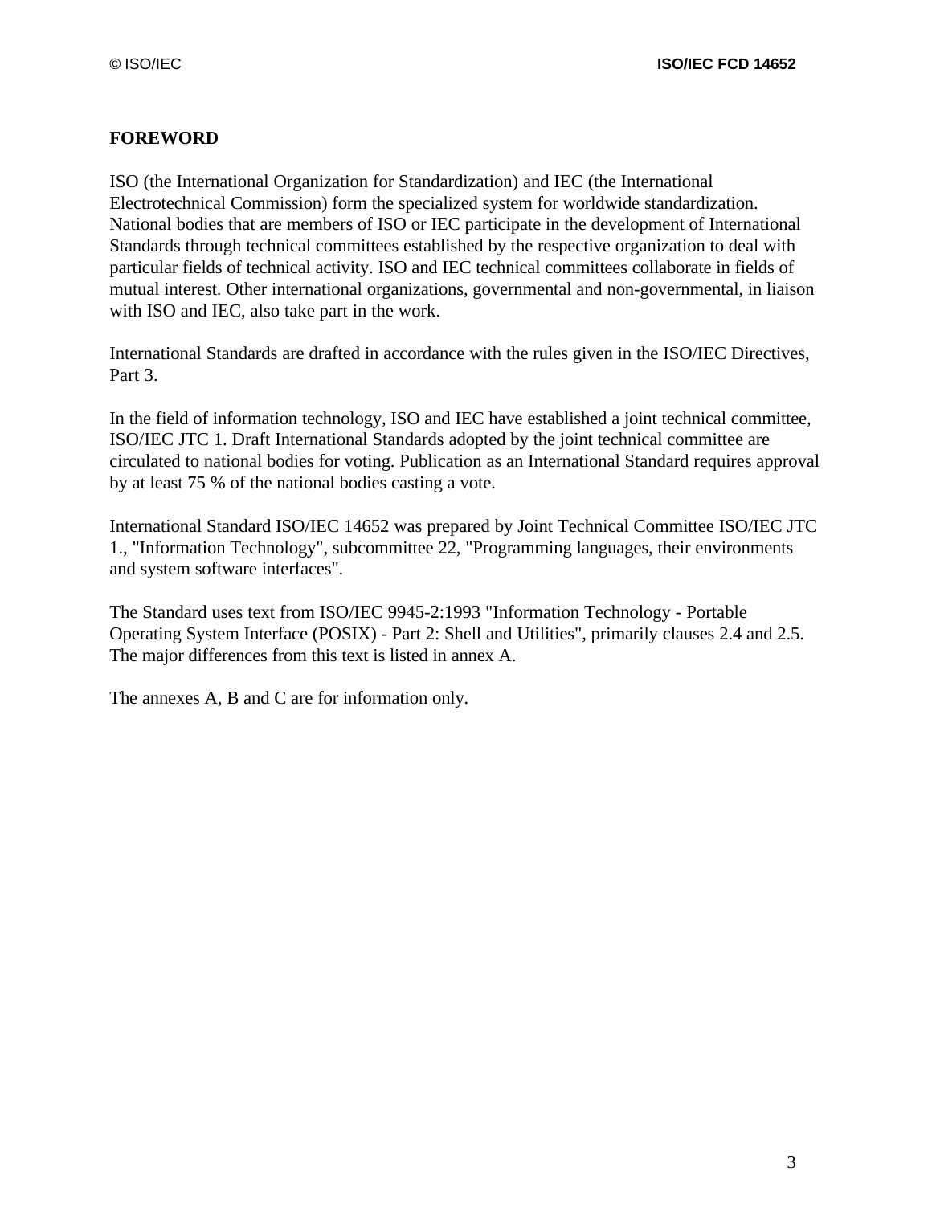## FOREWORD

ISO (the International Organization for Standardization) and IEC (the International Electrotechnical Commission) form the specialized system for worldwide standardization. National bodies that are members of ISO or IEC participate in the development of International Standards through technical committees established by the respective organization to deal with particular fields of technical activity. ISO and IEC technical committees collaborate in fields of mutual interest. Other international organizations, governmental and non-governmental, in liaison with ISO and IEC, also take part in the work.

International Standards are drafted in accordance with the rules given in the ISO/IEC Directives, Part 3.

In the field of information technology, ISO and IEC have established a joint technical committee, ISO/IEC JTC 1. Draft International Standards adopted by the joint technical committee are circulated to national bodies for voting. Publication as an International Standard requires approval by at least 75 % of the national bodies casting a vote.

International Standard ISO/IEC 14652 was prepared by Joint Technical Committee ISO/IEC JTC 1., "Information Technology", subcommittee 22, "Programming languages, their environments and system software interfaces".

The Standard uses text from ISO/IEC 9945-2:1993 "Information Technology - Portable Operating System Interface (POSIX) - Part 2: Shell and Utilities", primarily clauses 2.4 and 2.5. The major differences from this text is listed in annex A.

The annexes A, B and C are for information only.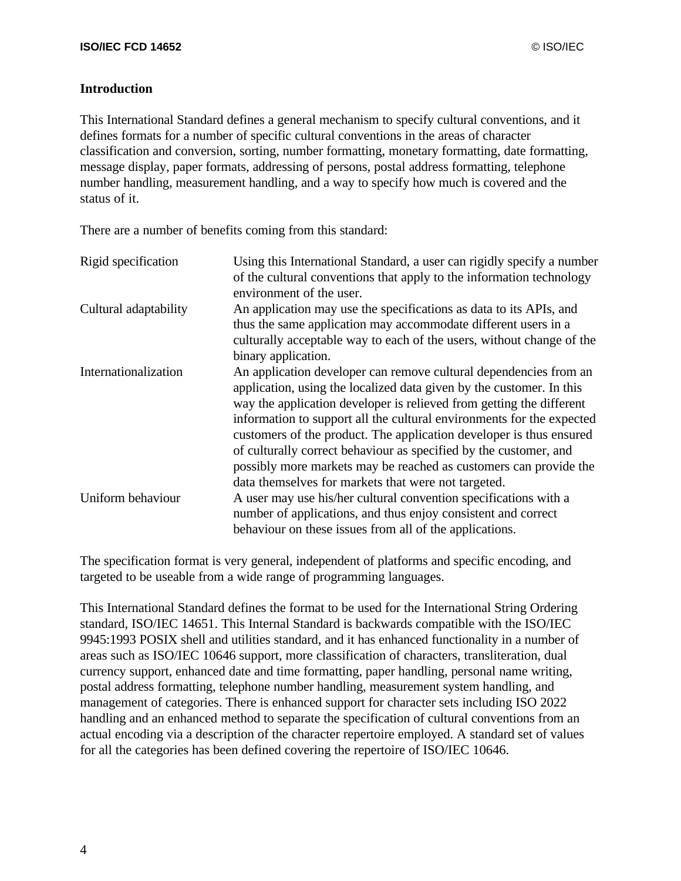## Introduction

This International Standard defines a general mechanism to specify cultural conventions, and it defines formats for a number of specific cultural conventions in the areas of character classification and conversion, sorting, number formatting, monetary formatting, date formatting, message display, paper formats, addressing of persons, postal address formatting, telephone number handling, measurement handling, and a way to specify how much is covered and the status of it.

There are a number of benefits coming from this standard:

| | |
|---|---|
| Rigid specification | Using this International Standard, a user can rigidly specify a number of the cultural conventions that apply to the information technology environment of the user. |
| Cultural adaptability | An application may use the specifications as data to its APIs, and thus the same application may accommodate different users in a culturally acceptable way to each of the users, without change of the binary application. |
| Internationalization | An application developer can remove cultural dependencies from an application, using the localized data given by the customer. In this way the application developer is relieved from getting the different information to support all the cultural environments for the expected customers of the product. The application developer is thus ensured of culturally correct behaviour as specified by the customer, and possibly more markets may be reached as customers can provide the data themselves for markets that were not targeted. |
| Uniform behaviour | A user may use his/her cultural convention specifications with a number of applications, and thus enjoy consistent and correct behaviour on these issues from all of the applications. |

The specification format is very general, independent of platforms and specific encoding, and targeted to be useable from a wide range of programming languages.

This International Standard defines the format to be used for the International String Ordering standard, ISO/IEC 14651. This Internal Standard is backwards compatible with the ISO/IEC 9945:1993 POSIX shell and utilities standard, and it has enhanced functionality in a number of areas such as ISO/IEC 10646 support, more classification of characters, transliteration, dual currency support, enhanced date and time formatting, paper handling, personal name writing, postal address formatting, telephone number handling, measurement system handling, and management of categories. There is enhanced support for character sets including ISO 2022 handling and an enhanced method to separate the specification of cultural conventions from an actual encoding via a description of the character repertoire employed. A standard set of values for all the categories has been defined covering the repertoire of ISO/IEC 10646.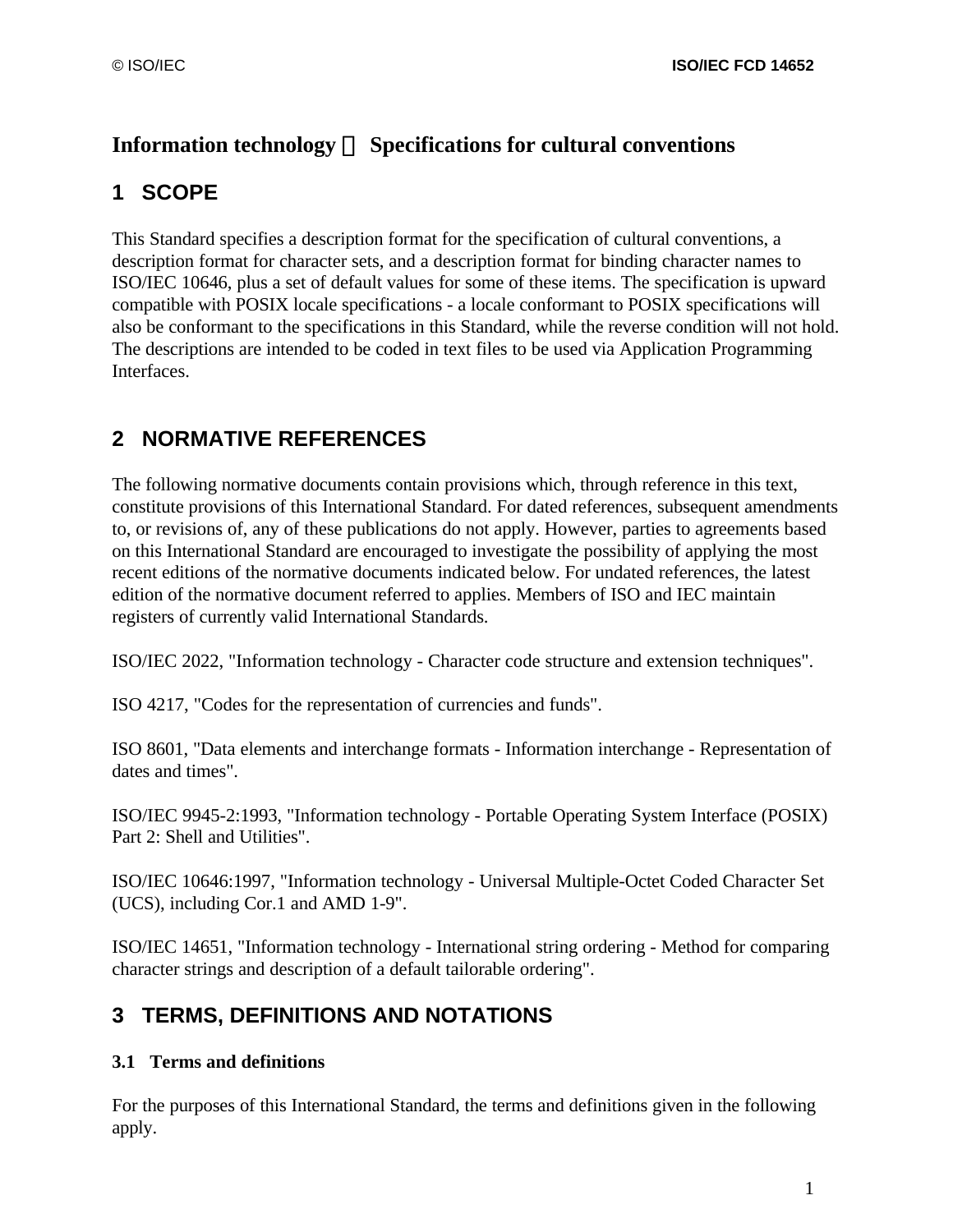# Information technology — Specifications for cultural conventions

## 1 SCOPE

This Standard specifies a description format for the specification of cultural conventions, a description format for character sets, and a description format for binding character names to ISO/IEC 10646, plus a set of default values for some of these items. The specification is upward compatible with POSIX locale specifications - a locale conformant to POSIX specifications will also be conformant to the specifications in this Standard, while the reverse condition will not hold. The descriptions are intended to be coded in text files to be used via Application Programming Interfaces.

## 2 NORMATIVE REFERENCES

The following normative documents contain provisions which, through reference in this text, constitute provisions of this International Standard. For dated references, subsequent amendments to, or revisions of, any of these publications do not apply. However, parties to agreements based on this International Standard are encouraged to investigate the possibility of applying the most recent editions of the normative documents indicated below. For undated references, the latest edition of the normative document referred to applies. Members of ISO and IEC maintain registers of currently valid International Standards.

ISO/IEC 2022, "Information technology - Character code structure and extension techniques".

ISO 4217, "Codes for the representation of currencies and funds".

ISO 8601, "Data elements and interchange formats - Information interchange - Representation of dates and times".

ISO/IEC 9945-2:1993, "Information technology - Portable Operating System Interface (POSIX) Part 2: Shell and Utilities".

ISO/IEC 10646:1997, "Information technology - Universal Multiple-Octet Coded Character Set (UCS), including Cor.1 and AMD 1-9".

ISO/IEC 14651, "Information technology - International string ordering - Method for comparing character strings and description of a default tailorable ordering".

## 3 TERMS, DEFINITIONS AND NOTATIONS

### 3.1 Terms and definitions

For the purposes of this International Standard, the terms and definitions given in the following apply.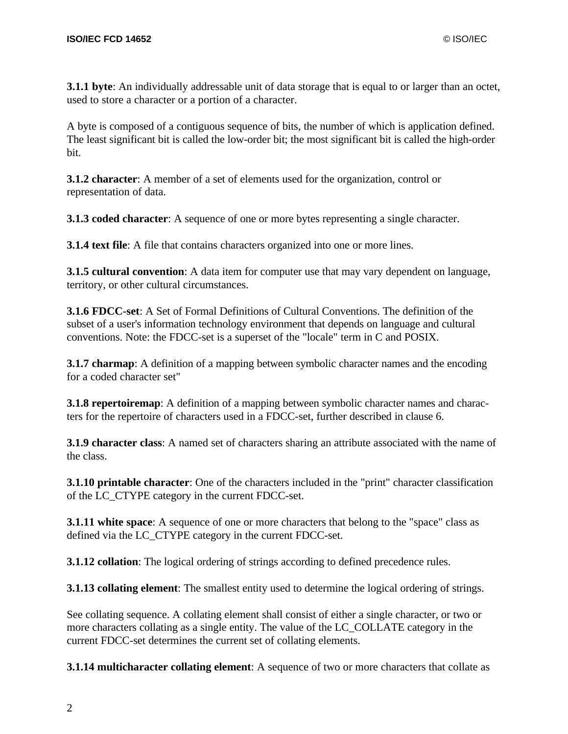**3.1.1 byte**: An individually addressable unit of data storage that is equal to or larger than an octet, used to store a character or a portion of a character.

A byte is composed of a contiguous sequence of bits, the number of which is application defined. The least significant bit is called the low-order bit; the most significant bit is called the high-order bit.

**3.1.2 character**: A member of a set of elements used for the organization, control or representation of data.

**3.1.3 coded character**: A sequence of one or more bytes representing a single character.

**3.1.4 text file**: A file that contains characters organized into one or more lines.

**3.1.5 cultural convention**: A data item for computer use that may vary dependent on language, territory, or other cultural circumstances.

**3.1.6 FDCC-set**: A Set of Formal Definitions of Cultural Conventions. The definition of the subset of a user's information technology environment that depends on language and cultural conventions. Note: the FDCC-set is a superset of the "locale" term in C and POSIX.

**3.1.7 charmap**: A definition of a mapping between symbolic character names and the encoding for a coded character set"

**3.1.8 repertoiremap**: A definition of a mapping between symbolic character names and characters for the repertoire of characters used in a FDCC-set, further described in clause 6.

**3.1.9 character class**: A named set of characters sharing an attribute associated with the name of the class.

**3.1.10 printable character**: One of the characters included in the "print" character classification of the LC_CTYPE category in the current FDCC-set.

**3.1.11 white space**: A sequence of one or more characters that belong to the "space" class as defined via the LC_CTYPE category in the current FDCC-set.

**3.1.12 collation**: The logical ordering of strings according to defined precedence rules.

**3.1.13 collating element**: The smallest entity used to determine the logical ordering of strings.

See collating sequence. A collating element shall consist of either a single character, or two or more characters collating as a single entity. The value of the LC_COLLATE category in the current FDCC-set determines the current set of collating elements.

**3.1.14 multicharacter collating element**: A sequence of two or more characters that collate as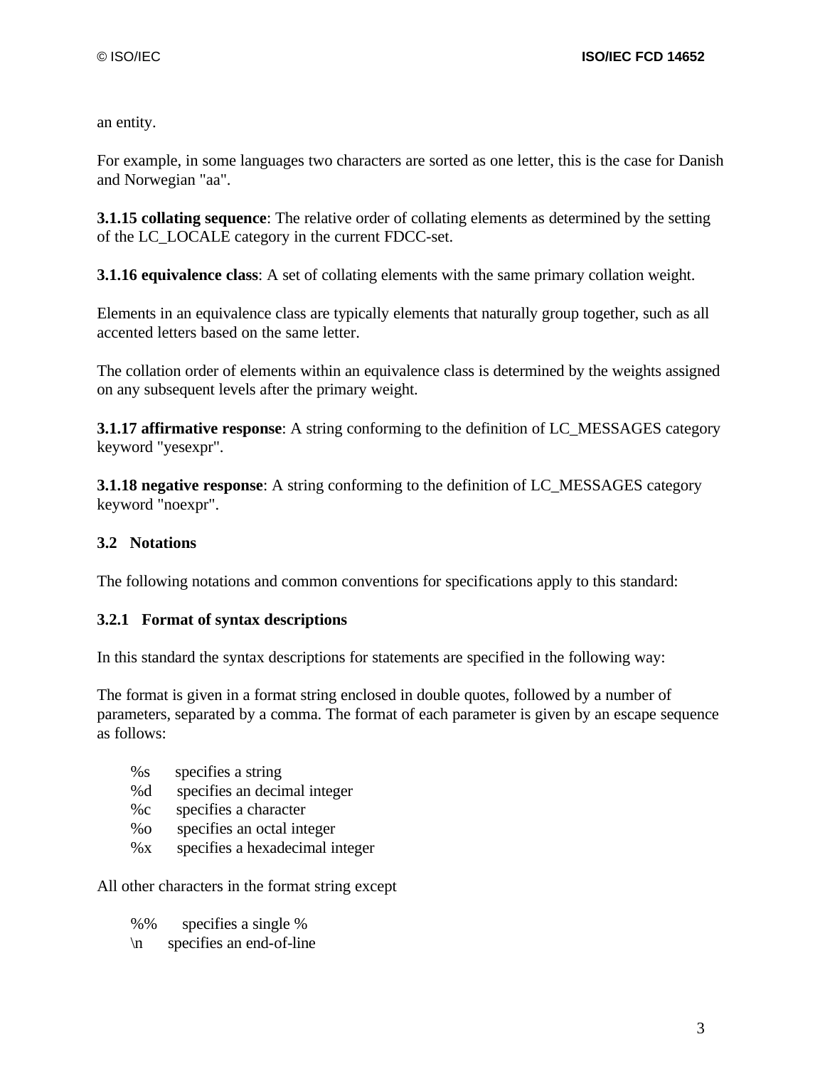an entity.

For example, in some languages two characters are sorted as one letter, this is the case for Danish and Norwegian "aa".

**3.1.15 collating sequence**: The relative order of collating elements as determined by the setting of the LC_LOCALE category in the current FDCC-set.

**3.1.16 equivalence class**: A set of collating elements with the same primary collation weight.

Elements in an equivalence class are typically elements that naturally group together, such as all accented letters based on the same letter.

The collation order of elements within an equivalence class is determined by the weights assigned on any subsequent levels after the primary weight.

**3.1.17 affirmative response**: A string conforming to the definition of LC_MESSAGES category keyword "yesexpr".

**3.1.18 negative response**: A string conforming to the definition of LC_MESSAGES category keyword "noexpr".

### 3.2 Notations

The following notations and common conventions for specifications apply to this standard:

#### 3.2.1 Format of syntax descriptions

In this standard the syntax descriptions for statements are specified in the following way:

The format is given in a format string enclosed in double quotes, followed by a number of parameters, separated by a comma. The format of each parameter is given by an escape sequence as follows:

```
%s    specifies a string
%d    specifies an decimal integer
%c    specifies a character
%o    specifies an octal integer
%x    specifies a hexadecimal integer
```

All other characters in the format string except

```
%%    specifies a single %
\n    specifies an end-of-line
```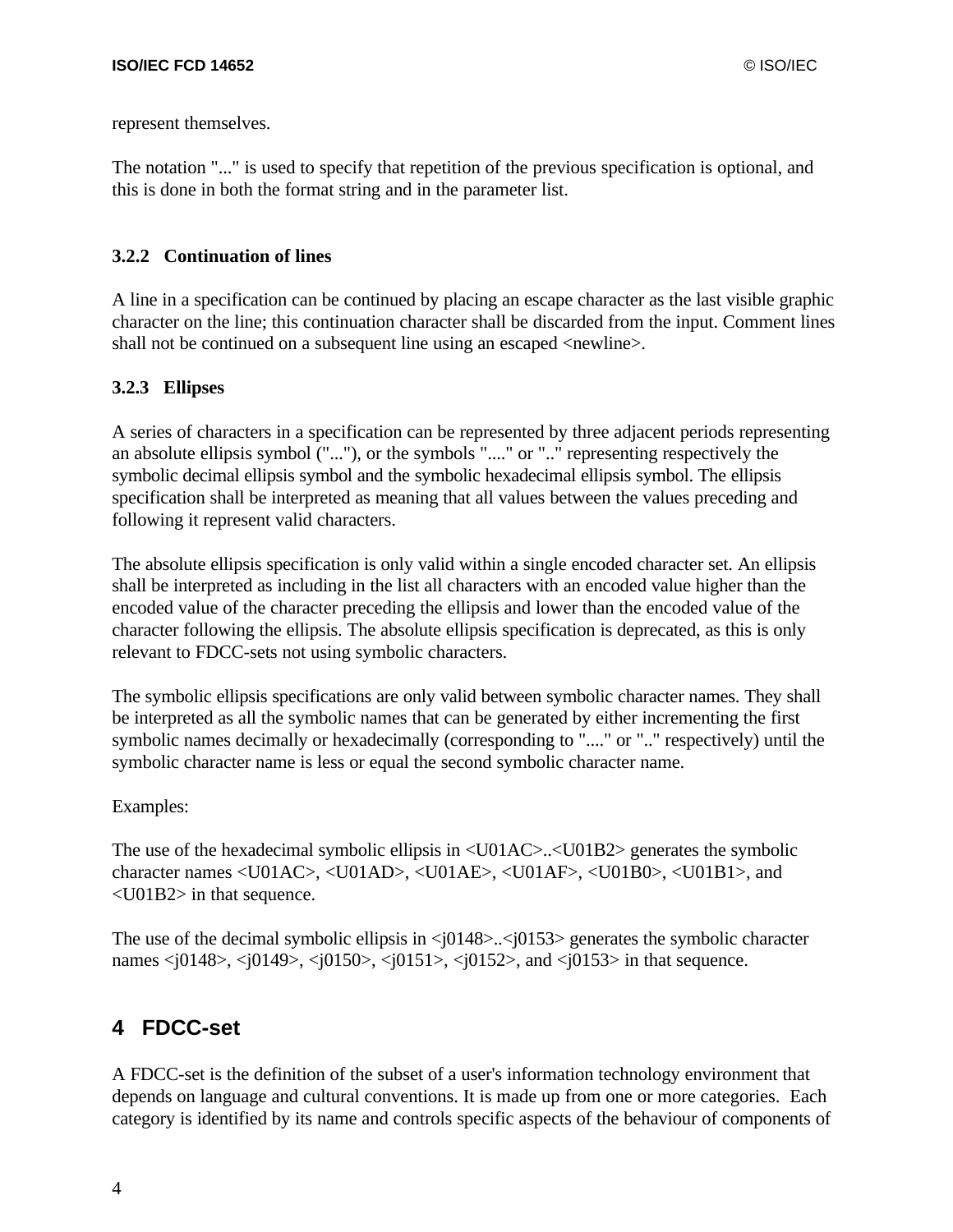represent themselves.

The notation "..." is used to specify that repetition of the previous specification is optional, and this is done in both the format string and in the parameter list.

### 3.2.2 Continuation of lines

A line in a specification can be continued by placing an escape character as the last visible graphic character on the line; this continuation character shall be discarded from the input. Comment lines shall not be continued on a subsequent line using an escaped <newline>.

### 3.2.3 Ellipses

A series of characters in a specification can be represented by three adjacent periods representing an absolute ellipsis symbol ("..."), or the symbols "...." or ".." representing respectively the symbolic decimal ellipsis symbol and the symbolic hexadecimal ellipsis symbol. The ellipsis specification shall be interpreted as meaning that all values between the values preceding and following it represent valid characters.

The absolute ellipsis specification is only valid within a single encoded character set. An ellipsis shall be interpreted as including in the list all characters with an encoded value higher than the encoded value of the character preceding the ellipsis and lower than the encoded value of the character following the ellipsis. The absolute ellipsis specification is deprecated, as this is only relevant to FDCC-sets not using symbolic characters.

The symbolic ellipsis specifications are only valid between symbolic character names. They shall be interpreted as all the symbolic names that can be generated by either incrementing the first symbolic names decimally or hexadecimally (corresponding to "...." or ".." respectively) until the symbolic character name is less or equal the second symbolic character name.

Examples:

The use of the hexadecimal symbolic ellipsis in <U01AC>..<U01B2> generates the symbolic character names <U01AC>, <U01AD>, <U01AE>, <U01AF>, <U01B0>, <U01B1>, and <U01B2> in that sequence.

The use of the decimal symbolic ellipsis in <j0148>..<j0153> generates the symbolic character names <j0148>, <j0149>, <j0150>, <j0151>, <j0152>, and <j0153> in that sequence.

## 4 FDCC-set

A FDCC-set is the definition of the subset of a user's information technology environment that depends on language and cultural conventions. It is made up from one or more categories. Each category is identified by its name and controls specific aspects of the behaviour of components of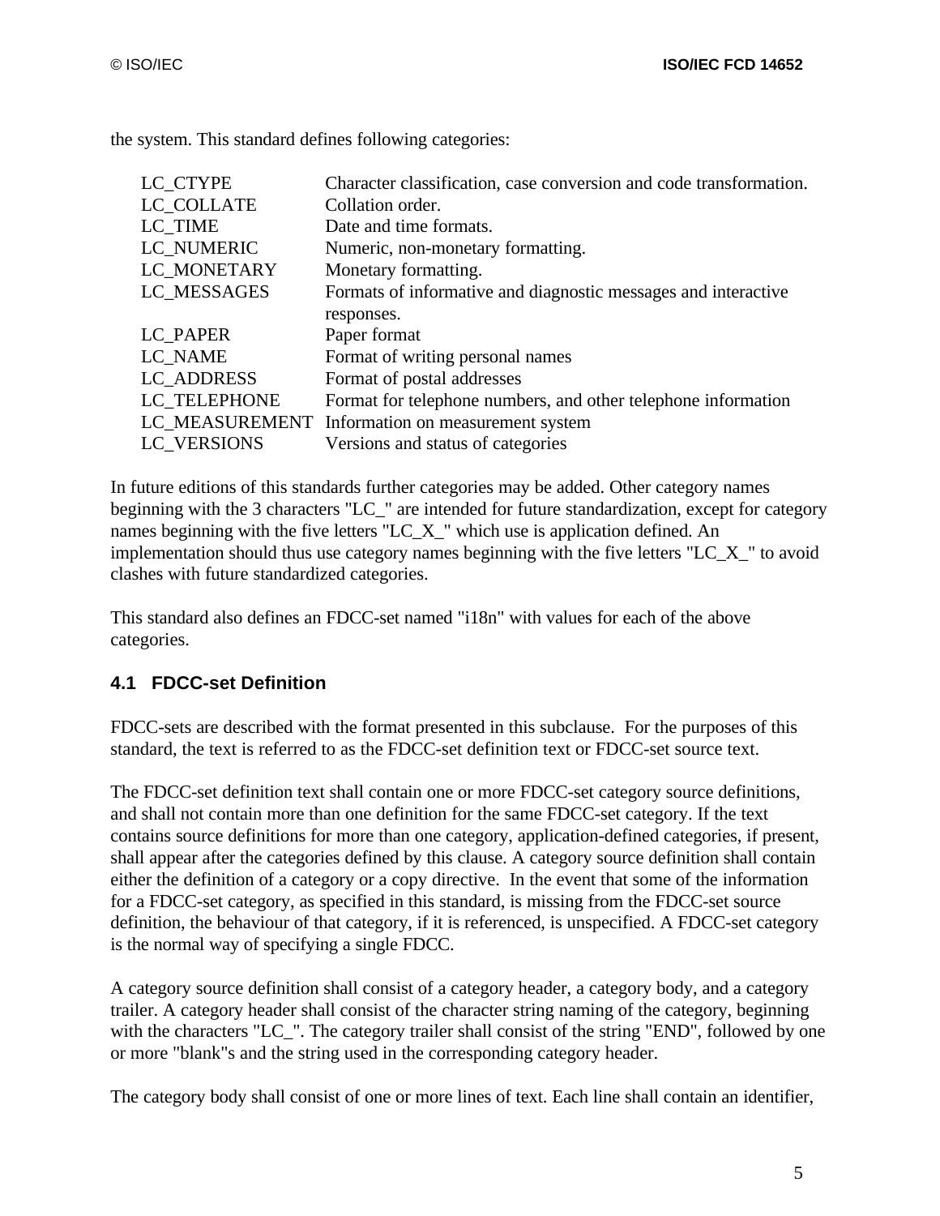the system. This standard defines following categories:

| | |
|---|---|
| LC_CTYPE | Character classification, case conversion and code transformation. |
| LC_COLLATE | Collation order. |
| LC_TIME | Date and time formats. |
| LC_NUMERIC | Numeric, non-monetary formatting. |
| LC_MONETARY | Monetary formatting. |
| LC_MESSAGES | Formats of informative and diagnostic messages and interactive responses. |
| LC_PAPER | Paper format |
| LC_NAME | Format of writing personal names |
| LC_ADDRESS | Format of postal addresses |
| LC_TELEPHONE | Format for telephone numbers, and other telephone information |
| LC_MEASUREMENT | Information on measurement system |
| LC_VERSIONS | Versions and status of categories |

In future editions of this standards further categories may be added. Other category names beginning with the 3 characters "LC_" are intended for future standardization, except for category names beginning with the five letters "LC_X_" which use is application defined. An implementation should thus use category names beginning with the five letters "LC_X_" to avoid clashes with future standardized categories.

This standard also defines an FDCC-set named "i18n" with values for each of the above categories.

## 4.1 FDCC-set Definition

FDCC-sets are described with the format presented in this subclause. For the purposes of this standard, the text is referred to as the FDCC-set definition text or FDCC-set source text.

The FDCC-set definition text shall contain one or more FDCC-set category source definitions, and shall not contain more than one definition for the same FDCC-set category. If the text contains source definitions for more than one category, application-defined categories, if present, shall appear after the categories defined by this clause. A category source definition shall contain either the definition of a category or a copy directive. In the event that some of the information for a FDCC-set category, as specified in this standard, is missing from the FDCC-set source definition, the behaviour of that category, if it is referenced, is unspecified. A FDCC-set category is the normal way of specifying a single FDCC.

A category source definition shall consist of a category header, a category body, and a category trailer. A category header shall consist of the character string naming of the category, beginning with the characters "LC_". The category trailer shall consist of the string "END", followed by one or more "blank"s and the string used in the corresponding category header.

The category body shall consist of one or more lines of text. Each line shall contain an identifier,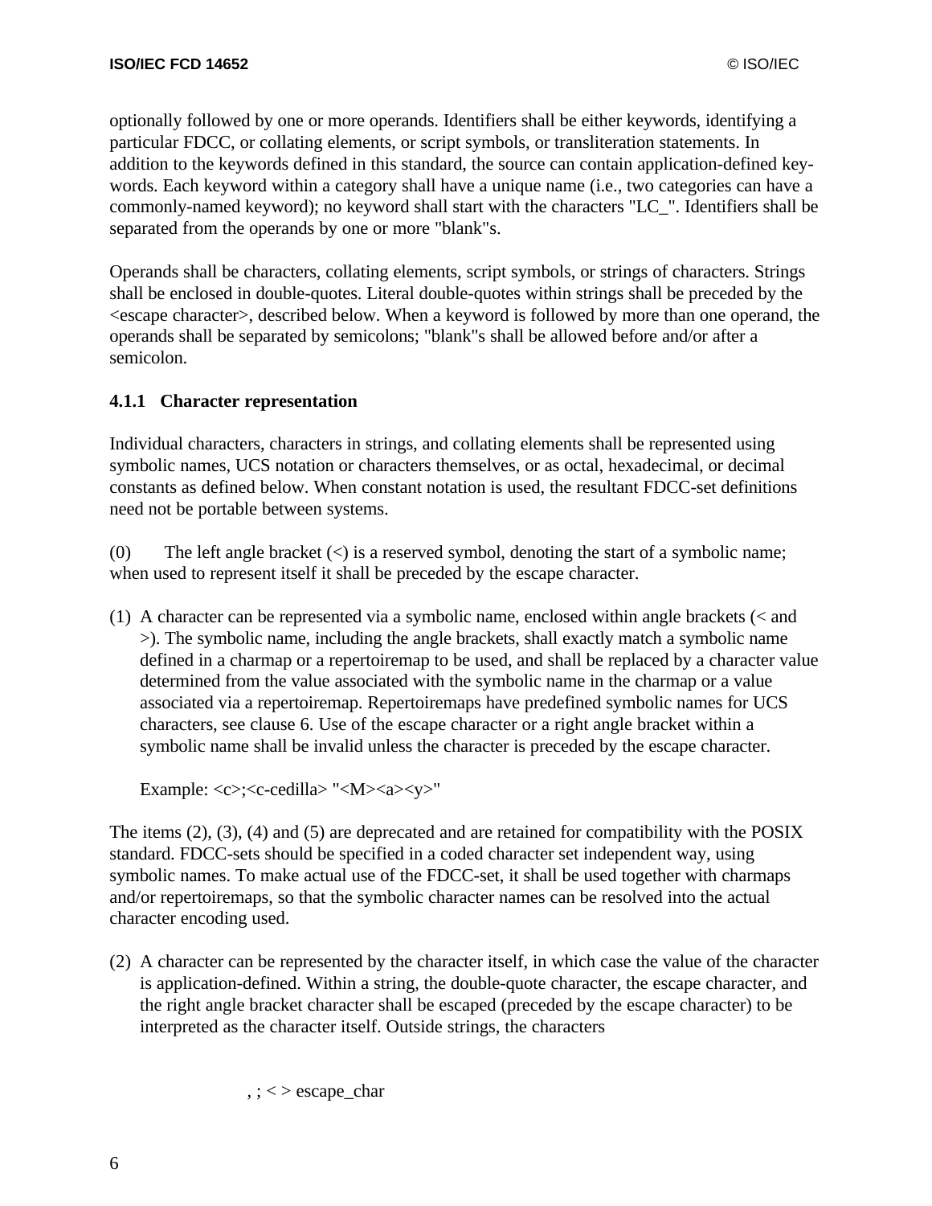optionally followed by one or more operands. Identifiers shall be either keywords, identifying a particular FDCC, or collating elements, or script symbols, or transliteration statements. In addition to the keywords defined in this standard, the source can contain application-defined key-words. Each keyword within a category shall have a unique name (i.e., two categories can have a commonly-named keyword); no keyword shall start with the characters "LC_". Identifiers shall be separated from the operands by one or more "blank"s.

Operands shall be characters, collating elements, script symbols, or strings of characters. Strings shall be enclosed in double-quotes. Literal double-quotes within strings shall be preceded by the <escape character>, described below. When a keyword is followed by more than one operand, the operands shall be separated by semicolons; "blank"s shall be allowed before and/or after a semicolon.

### 4.1.1 Character representation

Individual characters, characters in strings, and collating elements shall be represented using symbolic names, UCS notation or characters themselves, or as octal, hexadecimal, or decimal constants as defined below. When constant notation is used, the resultant FDCC-set definitions need not be portable between systems.

(0) The left angle bracket (<) is a reserved symbol, denoting the start of a symbolic name; when used to represent itself it shall be preceded by the escape character.

(1) A character can be represented via a symbolic name, enclosed within angle brackets (< and >). The symbolic name, including the angle brackets, shall exactly match a symbolic name defined in a charmap or a repertoiremap to be used, and shall be replaced by a character value determined from the value associated with the symbolic name in the charmap or a value associated via a repertoiremap. Repertoiremaps have predefined symbolic names for UCS characters, see clause 6. Use of the escape character or a right angle bracket within a symbolic name shall be invalid unless the character is preceded by the escape character.

Example: <c>;<c-cedilla> "<M><a><y>"

The items (2), (3), (4) and (5) are deprecated and are retained for compatibility with the POSIX standard. FDCC-sets should be specified in a coded character set independent way, using symbolic names. To make actual use of the FDCC-set, it shall be used together with charmaps and/or repertoiremaps, so that the symbolic character names can be resolved into the actual character encoding used.

(2) A character can be represented by the character itself, in which case the value of the character is application-defined. Within a string, the double-quote character, the escape character, and the right angle bracket character shall be escaped (preceded by the escape character) to be interpreted as the character itself. Outside strings, the characters

, ; < > escape_char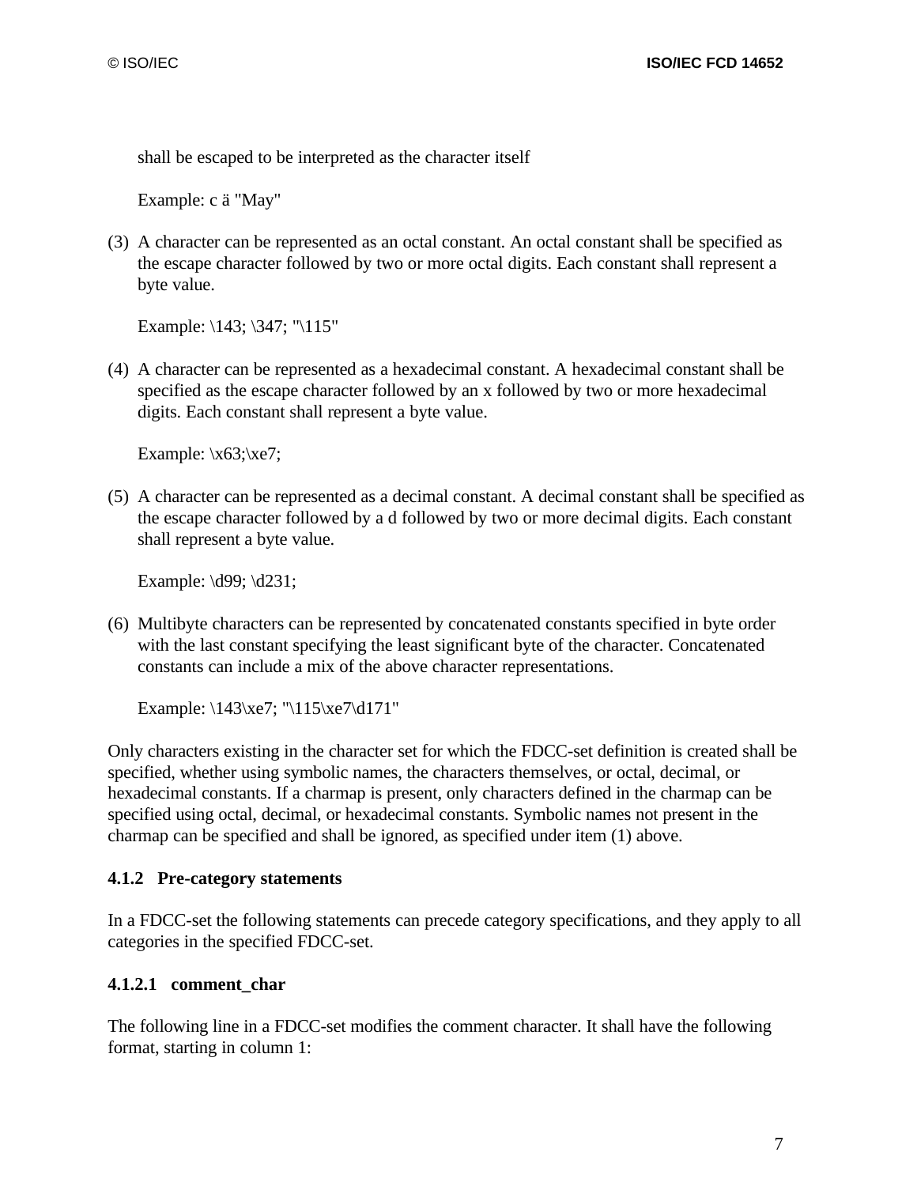shall be escaped to be interpreted as the character itself

Example: c ä "May"

(3) A character can be represented as an octal constant. An octal constant shall be specified as the escape character followed by two or more octal digits. Each constant shall represent a byte value.

Example: \143; \347; "\115"

(4) A character can be represented as a hexadecimal constant. A hexadecimal constant shall be specified as the escape character followed by an x followed by two or more hexadecimal digits. Each constant shall represent a byte value.

Example: \x63;\xe7;

(5) A character can be represented as a decimal constant. A decimal constant shall be specified as the escape character followed by a d followed by two or more decimal digits. Each constant shall represent a byte value.

Example: \d99; \d231;

(6) Multibyte characters can be represented by concatenated constants specified in byte order with the last constant specifying the least significant byte of the character. Concatenated constants can include a mix of the above character representations.

Example: \143\xe7; "\115\xe7\d171"

Only characters existing in the character set for which the FDCC-set definition is created shall be specified, whether using symbolic names, the characters themselves, or octal, decimal, or hexadecimal constants. If a charmap is present, only characters defined in the charmap can be specified using octal, decimal, or hexadecimal constants. Symbolic names not present in the charmap can be specified and shall be ignored, as specified under item (1) above.

### 4.1.2 Pre-category statements

In a FDCC-set the following statements can precede category specifications, and they apply to all categories in the specified FDCC-set.

#### 4.1.2.1 comment_char

The following line in a FDCC-set modifies the comment character. It shall have the following format, starting in column 1: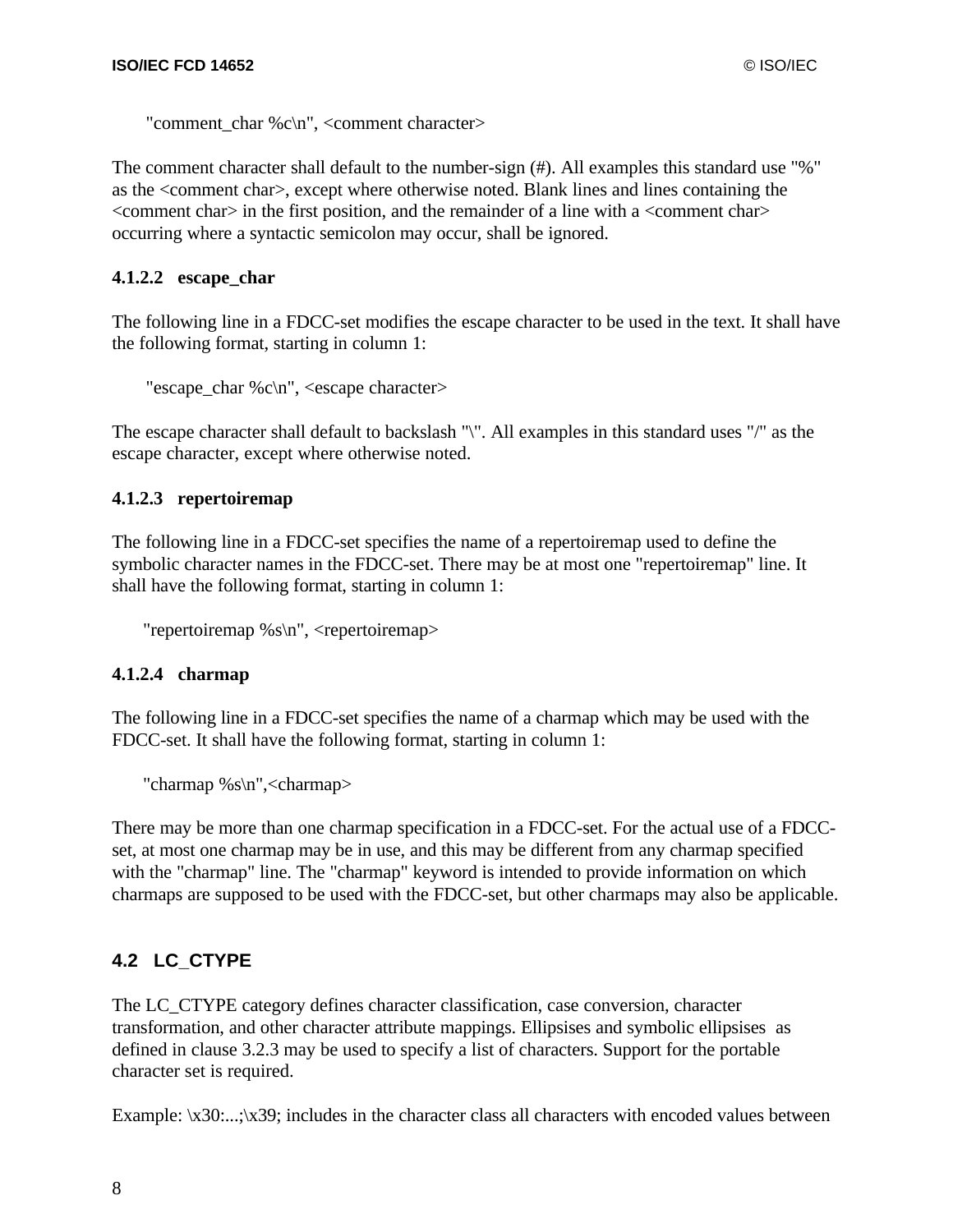"comment_char %c\n", <comment character>

The comment character shall default to the number-sign (#). All examples this standard use "%" as the <comment char>, except where otherwise noted. Blank lines and lines containing the <comment char> in the first position, and the remainder of a line with a <comment char> occurring where a syntactic semicolon may occur, shall be ignored.

#### 4.1.2.2 escape_char

The following line in a FDCC-set modifies the escape character to be used in the text. It shall have the following format, starting in column 1:

"escape_char %c\n", <escape character>

The escape character shall default to backslash "\". All examples in this standard uses "/" as the escape character, except where otherwise noted.

#### 4.1.2.3 repertoiremap

The following line in a FDCC-set specifies the name of a repertoiremap used to define the symbolic character names in the FDCC-set. There may be at most one "repertoiremap" line. It shall have the following format, starting in column 1:

"repertoiremap %s\n", <repertoiremap>

#### 4.1.2.4 charmap

The following line in a FDCC-set specifies the name of a charmap which may be used with the FDCC-set. It shall have the following format, starting in column 1:

"charmap %s\n",<charmap>

There may be more than one charmap specification in a FDCC-set. For the actual use of a FDCC-set, at most one charmap may be in use, and this may be different from any charmap specified with the "charmap" line. The "charmap" keyword is intended to provide information on which charmaps are supposed to be used with the FDCC-set, but other charmaps may also be applicable.

## 4.2 LC_CTYPE

The LC_CTYPE category defines character classification, case conversion, character transformation, and other character attribute mappings. Ellipsises and symbolic ellipsises as defined in clause 3.2.3 may be used to specify a list of characters. Support for the portable character set is required.

Example: \x30:...;\x39; includes in the character class all characters with encoded values between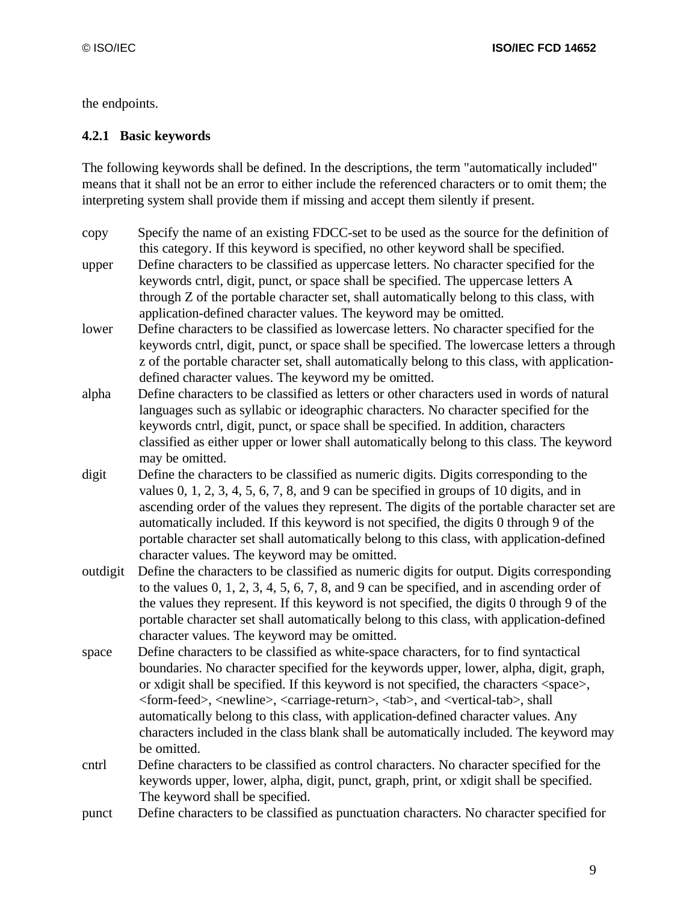the endpoints.

### 4.2.1 Basic keywords

The following keywords shall be defined. In the descriptions, the term "automatically included" means that it shall not be an error to either include the referenced characters or to omit them; the interpreting system shall provide them if missing and accept them silently if present.

copy
: Specify the name of an existing FDCC-set to be used as the source for the definition of this category. If this keyword is specified, no other keyword shall be specified.

upper
: Define characters to be classified as uppercase letters. No character specified for the keywords cntrl, digit, punct, or space shall be specified. The uppercase letters A through Z of the portable character set, shall automatically belong to this class, with application-defined character values. The keyword may be omitted.

lower
: Define characters to be classified as lowercase letters. No character specified for the keywords cntrl, digit, punct, or space shall be specified. The lowercase letters a through z of the portable character set, shall automatically belong to this class, with application-defined character values. The keyword my be omitted.

alpha
: Define characters to be classified as letters or other characters used in words of natural languages such as syllabic or ideographic characters. No character specified for the keywords cntrl, digit, punct, or space shall be specified. In addition, characters classified as either upper or lower shall automatically belong to this class. The keyword may be omitted.

digit
: Define the characters to be classified as numeric digits. Digits corresponding to the values 0, 1, 2, 3, 4, 5, 6, 7, 8, and 9 can be specified in groups of 10 digits, and in ascending order of the values they represent. The digits of the portable character set are automatically included. If this keyword is not specified, the digits 0 through 9 of the portable character set shall automatically belong to this class, with application-defined character values. The keyword may be omitted.

outdigit
: Define the characters to be classified as numeric digits for output. Digits corresponding to the values 0, 1, 2, 3, 4, 5, 6, 7, 8, and 9 can be specified, and in ascending order of the values they represent. If this keyword is not specified, the digits 0 through 9 of the portable character set shall automatically belong to this class, with application-defined character values. The keyword may be omitted.

space
: Define characters to be classified as white-space characters, for to find syntactical boundaries. No character specified for the keywords upper, lower, alpha, digit, graph, or xdigit shall be specified. If this keyword is not specified, the characters <space>, <form-feed>, <newline>, <carriage-return>, <tab>, and <vertical-tab>, shall automatically belong to this class, with application-defined character values. Any characters included in the class blank shall be automatically included. The keyword may be omitted.

cntrl
: Define characters to be classified as control characters. No character specified for the keywords upper, lower, alpha, digit, punct, graph, print, or xdigit shall be specified. The keyword shall be specified.

punct
: Define characters to be classified as punctuation characters. No character specified for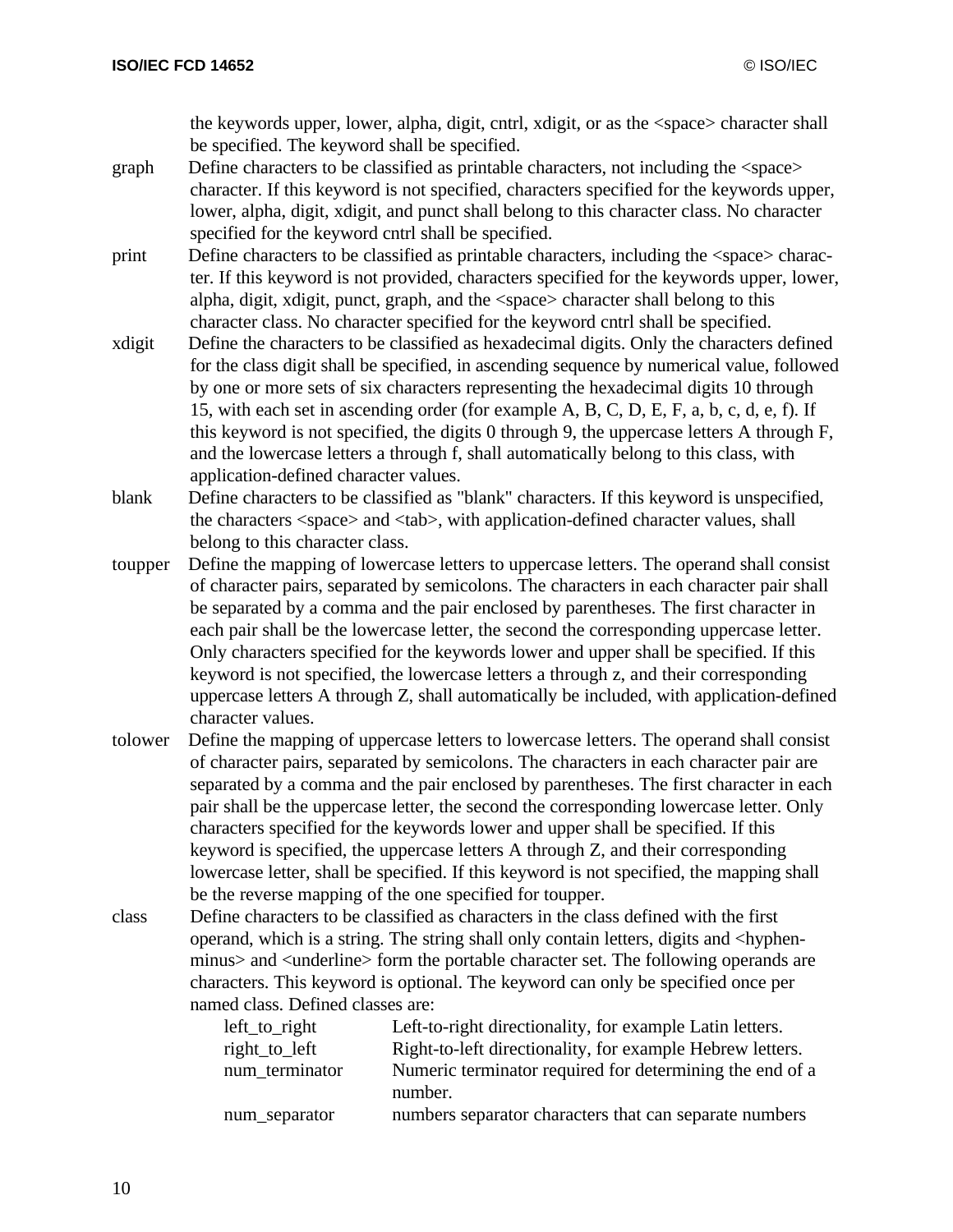the keywords upper, lower, alpha, digit, cntrl, xdigit, or as the <space> character shall be specified. The keyword shall be specified.

graph
: Define characters to be classified as printable characters, not including the <space> character. If this keyword is not specified, characters specified for the keywords upper, lower, alpha, digit, xdigit, and punct shall belong to this character class. No character specified for the keyword cntrl shall be specified.

print
: Define characters to be classified as printable characters, including the <space> character. If this keyword is not provided, characters specified for the keywords upper, lower, alpha, digit, xdigit, punct, graph, and the <space> character shall belong to this character class. No character specified for the keyword cntrl shall be specified.

xdigit
: Define the characters to be classified as hexadecimal digits. Only the characters defined for the class digit shall be specified, in ascending sequence by numerical value, followed by one or more sets of six characters representing the hexadecimal digits 10 through 15, with each set in ascending order (for example A, B, C, D, E, F, a, b, c, d, e, f). If this keyword is not specified, the digits 0 through 9, the uppercase letters A through F, and the lowercase letters a through f, shall automatically belong to this class, with application-defined character values.

blank
: Define characters to be classified as "blank" characters. If this keyword is unspecified, the characters <space> and <tab>, with application-defined character values, shall belong to this character class.

toupper
: Define the mapping of lowercase letters to uppercase letters. The operand shall consist of character pairs, separated by semicolons. The characters in each character pair shall be separated by a comma and the pair enclosed by parentheses. The first character in each pair shall be the lowercase letter, the second the corresponding uppercase letter. Only characters specified for the keywords lower and upper shall be specified. If this keyword is not specified, the lowercase letters a through z, and their corresponding uppercase letters A through Z, shall automatically be included, with application-defined character values.

tolower
: Define the mapping of uppercase letters to lowercase letters. The operand shall consist of character pairs, separated by semicolons. The characters in each character pair are separated by a comma and the pair enclosed by parentheses. The first character in each pair shall be the uppercase letter, the second the corresponding lowercase letter. Only characters specified for the keywords lower and upper shall be specified. If this keyword is specified, the uppercase letters A through Z, and their corresponding lowercase letter, shall be specified. If this keyword is not specified, the mapping shall be the reverse mapping of the one specified for toupper.

class
: Define characters to be classified as characters in the class defined with the first operand, which is a string. The string shall only contain letters, digits and <hyphen-minus> and <underline> form the portable character set. The following operands are characters. This keyword is optional. The keyword can only be specified once per named class. Defined classes are:

| | |
|---|---|
| left_to_right | Left-to-right directionality, for example Latin letters. |
| right_to_left | Right-to-left directionality, for example Hebrew letters. |
| num_terminator | Numeric terminator required for determining the end of a number. |
| num_separator | numbers separator characters that can separate numbers |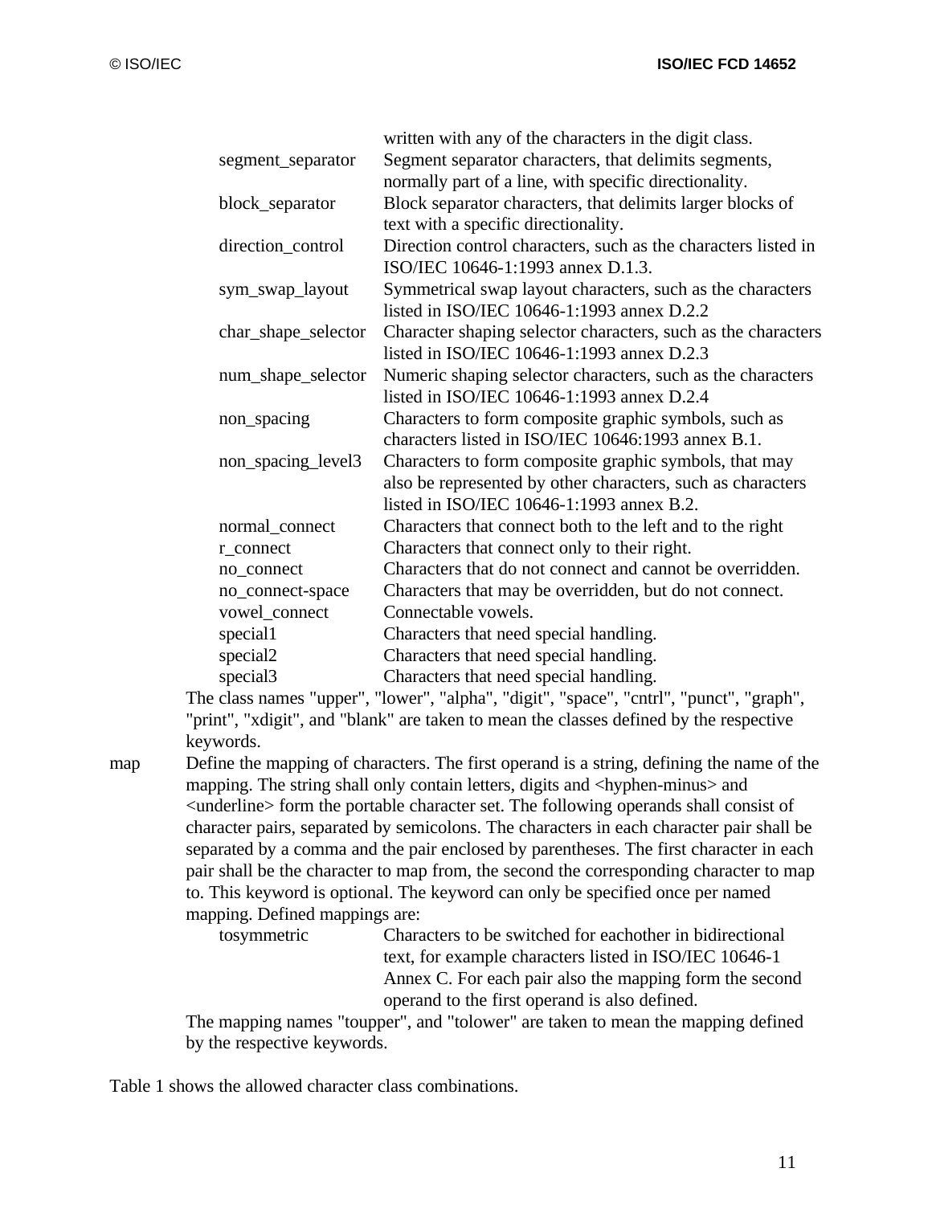| | |
|---|---|
| | written with any of the characters in the digit class. |
| segment_separator | Segment separator characters, that delimits segments, normally part of a line, with specific directionality. |
| block_separator | Block separator characters, that delimits larger blocks of text with a specific directionality. |
| direction_control | Direction control characters, such as the characters listed in ISO/IEC 10646-1:1993 annex D.1.3. |
| sym_swap_layout | Symmetrical swap layout characters, such as the characters listed in ISO/IEC 10646-1:1993 annex D.2.2 |
| char_shape_selector | Character shaping selector characters, such as the characters listed in ISO/IEC 10646-1:1993 annex D.2.3 |
| num_shape_selector | Numeric shaping selector characters, such as the characters listed in ISO/IEC 10646-1:1993 annex D.2.4 |
| non_spacing | Characters to form composite graphic symbols, such as characters listed in ISO/IEC 10646:1993 annex B.1. |
| non_spacing_level3 | Characters to form composite graphic symbols, that may also be represented by other characters, such as characters listed in ISO/IEC 10646-1:1993 annex B.2. |
| normal_connect | Characters that connect both to the left and to the right |
| r_connect | Characters that connect only to their right. |
| no_connect | Characters that do not connect and cannot be overridden. |
| no_connect-space | Characters that may be overridden, but do not connect. |
| vowel_connect | Connectable vowels. |
| special1 | Characters that need special handling. |
| special2 | Characters that need special handling. |
| special3 | Characters that need special handling. |

The class names "upper", "lower", "alpha", "digit", "space", "cntrl", "punct", "graph", "print", "xdigit", and "blank" are taken to mean the classes defined by the respective keywords.

map Define the mapping of characters. The first operand is a string, defining the name of the mapping. The string shall only contain letters, digits and <hyphen-minus> and <underline> form the portable character set. The following operands shall consist of character pairs, separated by semicolons. The characters in each character pair shall be separated by a comma and the pair enclosed by parentheses. The first character in each pair shall be the character to map from, the second the corresponding character to map to. This keyword is optional. The keyword can only be specified once per named mapping. Defined mappings are:

| | |
|---|---|
| tosymmetric | Characters to be switched for eachother in bidirectional text, for example characters listed in ISO/IEC 10646-1 Annex C. For each pair also the mapping form the second operand to the first operand is also defined. |

The mapping names "toupper", and "tolower" are taken to mean the mapping defined by the respective keywords.

Table 1 shows the allowed character class combinations.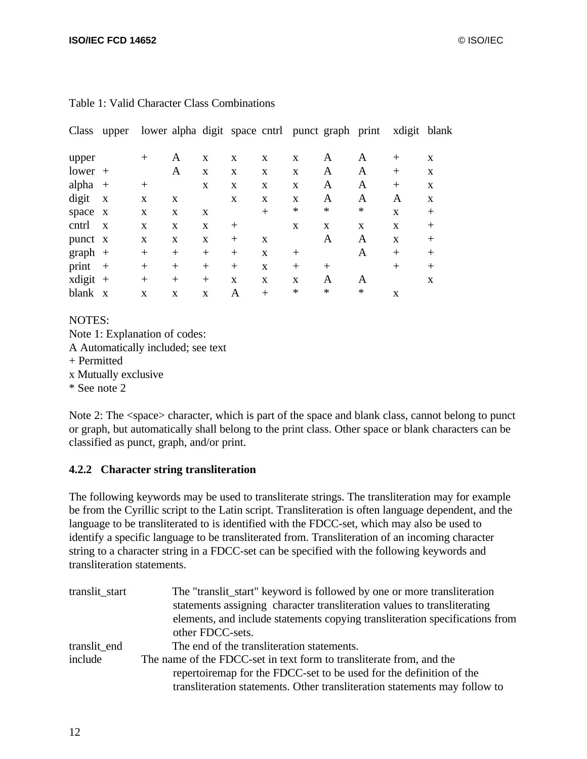Table 1: Valid Character Class Combinations

| Class | upper | lower | alpha | digit | space | cntrl | punct | graph | print | xdigit | blank |
|---|---|---|---|---|---|---|---|---|---|---|---|
| upper | | + | A | x | x | x | x | A | A | + | x |
| lower | + | | A | x | x | x | x | A | A | + | x |
| alpha | + | + | | x | x | x | x | A | A | + | x |
| digit | x | x | x | | x | x | x | A | A | A | x |
| space | x | x | x | x | | + | * | * | * | x | + |
| cntrl | x | x | x | x | + | | x | x | x | x | + |
| punct | x | x | x | x | + | x | | A | A | x | + |
| graph | + | + | + | + | + | x | + | | A | + | + |
| print | + | + | + | + | + | x | + | + | | + | + |
| xdigit | + | + | + | + | x | x | x | A | A | | x |
| blank | x | x | x | x | A | + | * | * | * | x | |

NOTES:
Note 1: Explanation of codes:
A Automatically included; see text
+ Permitted
x Mutually exclusive
* See note 2

Note 2: The <space> character, which is part of the space and blank class, cannot belong to punct or graph, but automatically shall belong to the print class. Other space or blank characters can be classified as punct, graph, and/or print.

### 4.2.2 Character string transliteration

The following keywords may be used to transliterate strings. The transliteration may for example be from the Cyrillic script to the Latin script. Transliteration is often language dependent, and the language to be transliterated to is identified with the FDCC-set, which may also be used to identify a specific language to be transliterated from. Transliteration of an incoming character string to a character string in a FDCC-set can be specified with the following keywords and transliteration statements.

translit_start The "translit_start" keyword is followed by one or more transliteration statements assigning character transliteration values to transliterating elements, and include statements copying transliteration specifications from other FDCC-sets.

translit_end The end of the transliteration statements.

include The name of the FDCC-set in text form to transliterate from, and the repertoiremap for the FDCC-set to be used for the definition of the transliteration statements. Other transliteration statements may follow to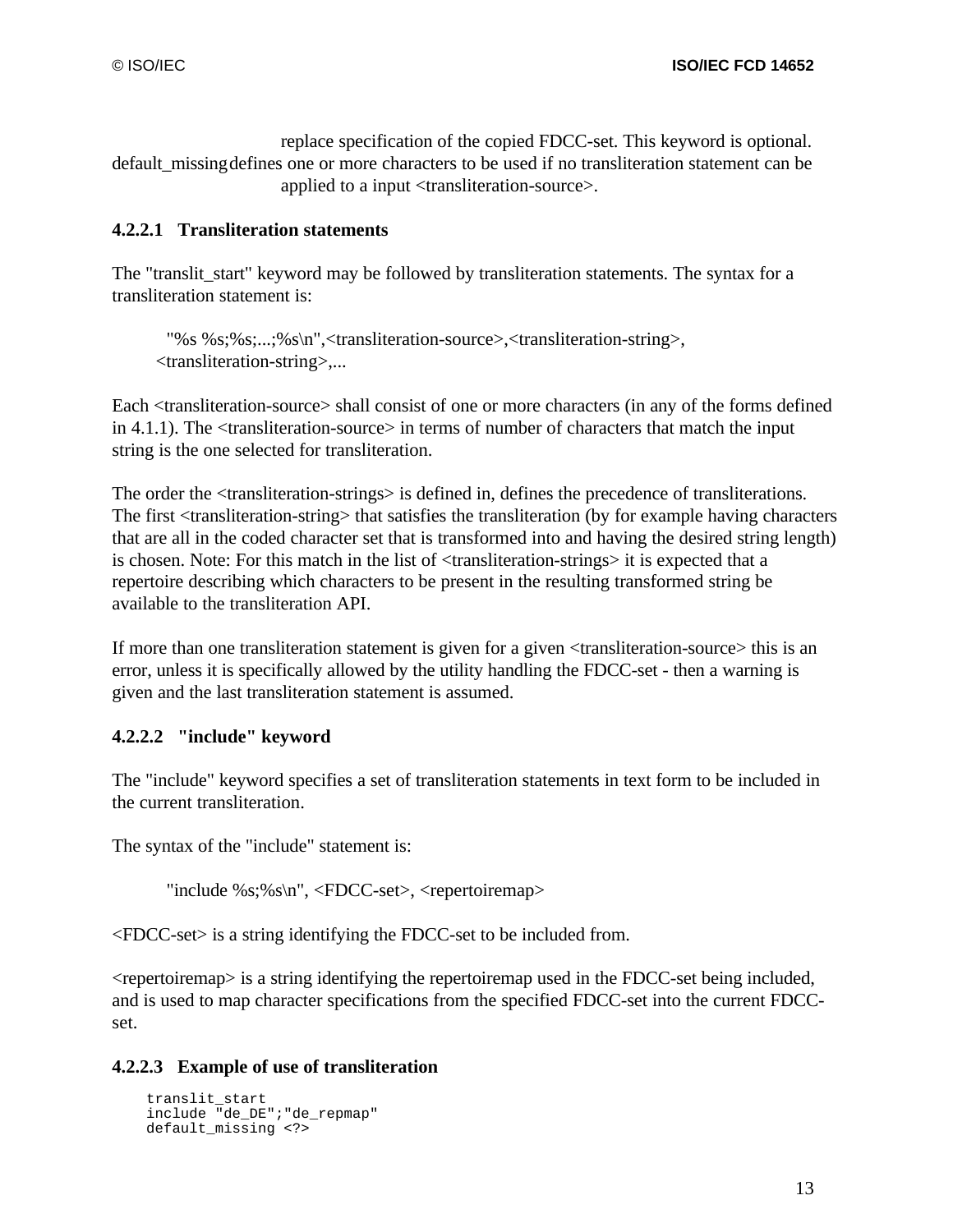replace specification of the copied FDCC-set. This keyword is optional.

default_missing defines one or more characters to be used if no transliteration statement can be applied to a input <transliteration-source>.

#### 4.2.2.1 Transliteration statements

The "translit_start" keyword may be followed by transliteration statements. The syntax for a transliteration statement is:

```
"%s %s;%s;...;%s\n",<transliteration-source>,<transliteration-string>,
<transliteration-string>,...
```

Each <transliteration-source> shall consist of one or more characters (in any of the forms defined in 4.1.1). The <transliteration-source> in terms of number of characters that match the input string is the one selected for transliteration.

The order the <transliteration-strings> is defined in, defines the precedence of transliterations. The first <transliteration-string> that satisfies the transliteration (by for example having characters that are all in the coded character set that is transformed into and having the desired string length) is chosen. Note: For this match in the list of <transliteration-strings> it is expected that a repertoire describing which characters to be present in the resulting transformed string be available to the transliteration API.

If more than one transliteration statement is given for a given <transliteration-source> this is an error, unless it is specifically allowed by the utility handling the FDCC-set - then a warning is given and the last transliteration statement is assumed.

#### 4.2.2.2 "include" keyword

The "include" keyword specifies a set of transliteration statements in text form to be included in the current transliteration.

The syntax of the "include" statement is:

```
"include %s;%s\n", <FDCC-set>, <repertoiremap>
```

<FDCC-set> is a string identifying the FDCC-set to be included from.

<repertoiremap> is a string identifying the repertoiremap used in the FDCC-set being included, and is used to map character specifications from the specified FDCC-set into the current FDCC-set.

#### 4.2.2.3 Example of use of transliteration

```
translit_start
include "de_DE";"de_repmap"
default_missing <?>
```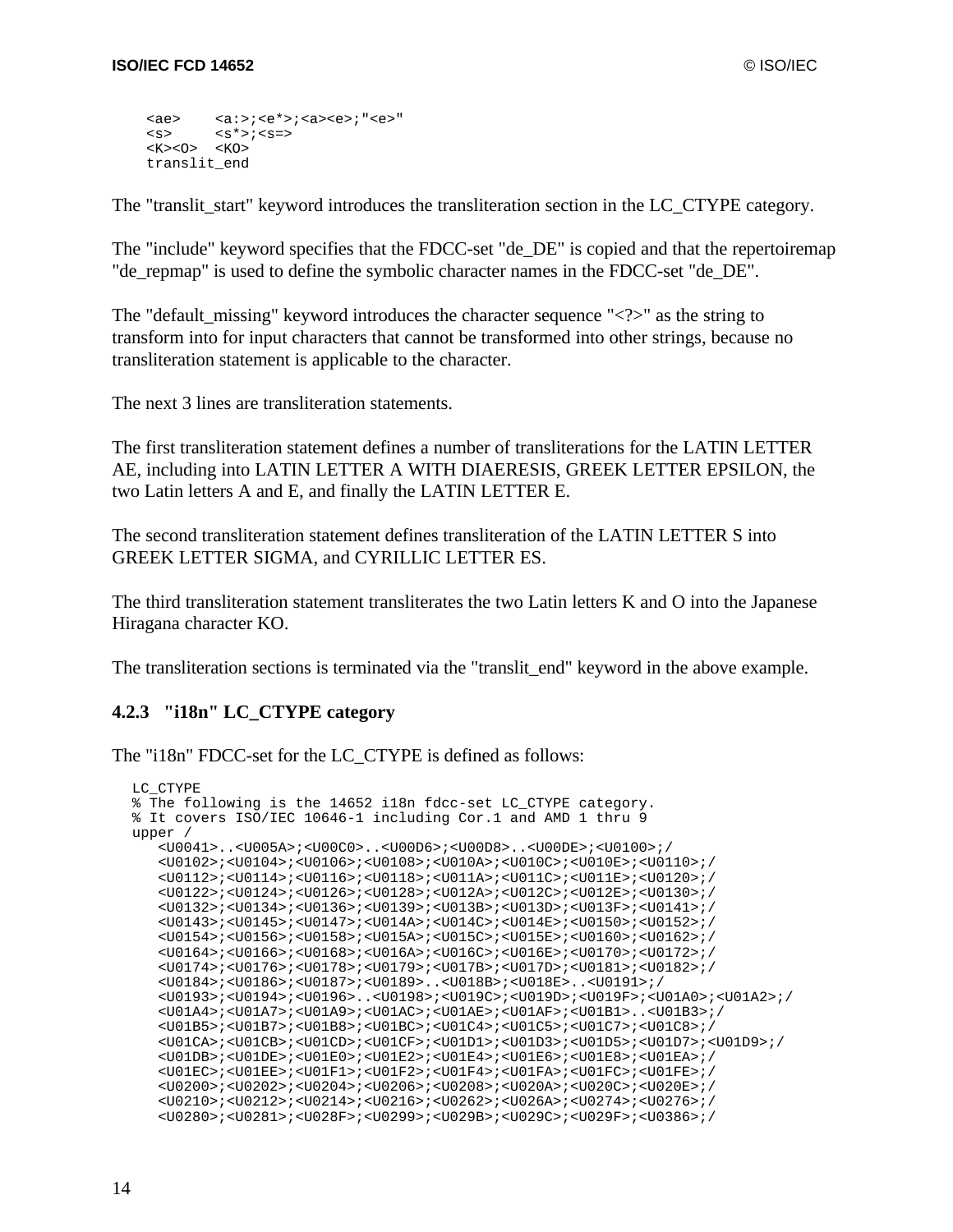```
<ae>    <a:>;<e*>;<a><e>;"<e>"
<s>     <s*>;<s=>
<K><O>  <KO>
translit_end
```

The "translit_start" keyword introduces the transliteration section in the LC_CTYPE category.

The "include" keyword specifies that the FDCC-set "de_DE" is copied and that the repertoiremap "de_repmap" is used to define the symbolic character names in the FDCC-set "de_DE".

The "default_missing" keyword introduces the character sequence "<?>" as the string to transform into for input characters that cannot be transformed into other strings, because no transliteration statement is applicable to the character.

The next 3 lines are transliteration statements.

The first transliteration statement defines a number of transliterations for the LATIN LETTER AE, including into LATIN LETTER A WITH DIAERESIS, GREEK LETTER EPSILON, the two Latin letters A and E, and finally the LATIN LETTER E.

The second transliteration statement defines transliteration of the LATIN LETTER S into GREEK LETTER SIGMA, and CYRILLIC LETTER ES.

The third transliteration statement transliterates the two Latin letters K and O into the Japanese Hiragana character KO.

The transliteration sections is terminated via the "translit_end" keyword in the above example.

### 4.2.3 "i18n" LC_CTYPE category

The "i18n" FDCC-set for the LC_CTYPE is defined as follows:

```
LC_CTYPE
% The following is the 14652 i18n fdcc-set LC_CTYPE category.
% It covers ISO/IEC 10646-1 including Cor.1 and AMD 1 thru 9
upper /
   <U0041>..<U005A>;<U00C0>..<U00D6>;<U00D8>..<U00DE>;<U0100>;/
   <U0102>;<U0104>;<U0106>;<U0108>;<U010A>;<U010C>;<U010E>;<U0110>;/
   <U0112>;<U0114>;<U0116>;<U0118>;<U011A>;<U011C>;<U011E>;<U0120>;/
   <U0122>;<U0124>;<U0126>;<U0128>;<U012A>;<U012C>;<U012E>;<U0130>;/
   <U0132>;<U0134>;<U0136>;<U0139>;<U013B>;<U013D>;<U013F>;<U0141>;/
   <U0143>;<U0145>;<U0147>;<U014A>;<U014C>;<U014E>;<U0150>;<U0152>;/
   <U0154>;<U0156>;<U0158>;<U015A>;<U015C>;<U015E>;<U0160>;<U0162>;/
   <U0164>;<U0166>;<U0168>;<U016A>;<U016C>;<U016E>;<U0170>;<U0172>;/
   <U0174>;<U0176>;<U0178>;<U0179>;<U017B>;<U017D>;<U0181>;<U0182>;/
   <U0184>;<U0186>;<U0187>;<U0189>..<U018B>;<U018E>..<U0191>;/
   <U0193>;<U0194>;<U0196>..<U0198>;<U019C>;<U019D>;<U019F>;<U01A0>;<U01A2>;/
   <U01A4>;<U01A7>;<U01A9>;<U01AC>;<U01AE>;<U01AF>;<U01B1>..<U01B3>;/
   <U01B5>;<U01B7>;<U01B8>;<U01BC>;<U01C4>;<U01C5>;<U01C7>;<U01C8>;/
   <U01CA>;<U01CB>;<U01CD>;<U01CF>;<U01D1>;<U01D3>;<U01D5>;<U01D7>;<U01D9>;/
   <U01DB>;<U01DE>;<U01E0>;<U01E2>;<U01E4>;<U01E6>;<U01E8>;<U01EA>;/
   <U01EC>;<U01EE>;<U01F1>;<U01F2>;<U01F4>;<U01FA>;<U01FC>;<U01FE>;/
   <U0200>;<U0202>;<U0204>;<U0206>;<U0208>;<U020A>;<U020C>;<U020E>;/
   <U0210>;<U0212>;<U0214>;<U0216>;<U0262>;<U026A>;<U0274>;<U0276>;/
   <U0280>;<U0281>;<U028F>;<U0299>;<U029B>;<U029C>;<U029F>;<U0386>;/
```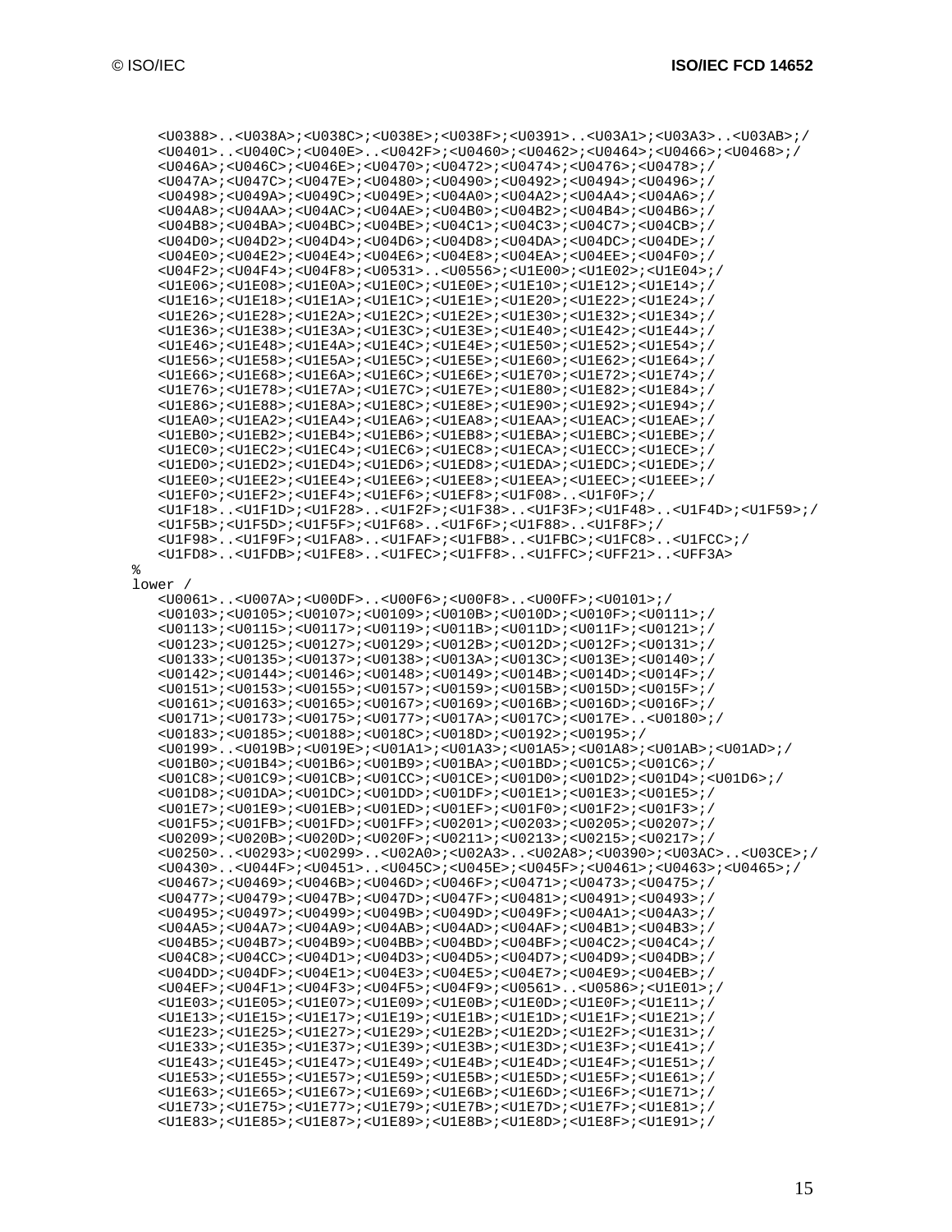```
   <U0388>..<U038A>;<U038C>;<U038E>;<U038F>;<U0391>..<U03A1>;<U03A3>..<U03AB>;/
   <U0401>..<U040C>;<U040E>..<U042F>;<U0460>;<U0462>;<U0464>;<U0466>;<U0468>;/
   <U046A>;<U046C>;<U046E>;<U0470>;<U0472>;<U0474>;<U0476>;<U0478>;/
   <U047A>;<U047C>;<U047E>;<U0480>;<U0490>;<U0492>;<U0494>;<U0496>;/
   <U0498>;<U049A>;<U049C>;<U049E>;<U04A0>;<U04A2>;<U04A4>;<U04A6>;/
   <U04A8>;<U04AA>;<U04AC>;<U04AE>;<U04B0>;<U04B2>;<U04B4>;<U04B6>;/
   <U04B8>;<U04BA>;<U04BC>;<U04BE>;<U04C1>;<U04C3>;<U04C7>;<U04CB>;/
   <U04D0>;<U04D2>;<U04D4>;<U04D6>;<U04D8>;<U04DA>;<U04DC>;<U04DE>;/
   <U04E0>;<U04E2>;<U04E4>;<U04E6>;<U04E8>;<U04EA>;<U04EE>;<U04F0>;/
   <U04F2>;<U04F4>;<U04F8>;<U0531>..<U0556>;<U1E00>;<U1E02>;<U1E04>;/
   <U1E06>;<U1E08>;<U1E0A>;<U1E0C>;<U1E0E>;<U1E10>;<U1E12>;<U1E14>;/
   <U1E16>;<U1E18>;<U1E1A>;<U1E1C>;<U1E1E>;<U1E20>;<U1E22>;<U1E24>;/
   <U1E26>;<U1E28>;<U1E2A>;<U1E2C>;<U1E2E>;<U1E30>;<U1E32>;<U1E34>;/
   <U1E36>;<U1E38>;<U1E3A>;<U1E3C>;<U1E3E>;<U1E40>;<U1E42>;<U1E44>;/
   <U1E46>;<U1E48>;<U1E4A>;<U1E4C>;<U1E4E>;<U1E50>;<U1E52>;<U1E54>;/
   <U1E56>;<U1E58>;<U1E5A>;<U1E5C>;<U1E5E>;<U1E60>;<U1E62>;<U1E64>;/
   <U1E66>;<U1E68>;<U1E6A>;<U1E6C>;<U1E6E>;<U1E70>;<U1E72>;<U1E74>;/
   <U1E76>;<U1E78>;<U1E7A>;<U1E7C>;<U1E7E>;<U1E80>;<U1E82>;<U1E84>;/
   <U1E86>;<U1E88>;<U1E8A>;<U1E8C>;<U1E8E>;<U1E90>;<U1E92>;<U1E94>;/
   <U1EA0>;<U1EA2>;<U1EA4>;<U1EA6>;<U1EA8>;<U1EAA>;<U1EAC>;<U1EAE>;/
   <U1EB0>;<U1EB2>;<U1EB4>;<U1EB6>;<U1EB8>;<U1EBA>;<U1EBC>;<U1EBE>;/
   <U1EC0>;<U1EC2>;<U1EC4>;<U1EC6>;<U1EC8>;<U1ECA>;<U1ECC>;<U1ECE>;/
   <U1ED0>;<U1ED2>;<U1ED4>;<U1ED6>;<U1ED8>;<U1EDA>;<U1EDC>;<U1EDE>;/
   <U1EE0>;<U1EE2>;<U1EE4>;<U1EE6>;<U1EE8>;<U1EEA>;<U1EEC>;<U1EEE>;/
   <U1EF0>;<U1EF2>;<U1EF4>;<U1EF6>;<U1EF8>;<U1F08>..<U1F0F>;/
   <U1F18>..<U1F1D>;<U1F28>..<U1F2F>;<U1F38>..<U1F3F>;<U1F48>..<U1F4D>;<U1F59>;/
   <U1F5B>;<U1F5D>;<U1F5F>;<U1F68>..<U1F6F>;<U1F88>..<U1F8F>;/
   <U1F98>..<U1F9F>;<U1FA8>..<U1FAF>;<U1FB8>..<U1FBC>;<U1FC8>..<U1FCC>;/
   <U1FD8>..<U1FDB>;<U1FE8>..<U1FEC>;<U1FF8>..<U1FFC>;<UFF21>..<UFF3A>
%
lower /
   <U0061>..<U007A>;<U00DF>..<U00F6>;<U00F8>..<U00FF>;<U0101>;/
   <U0103>;<U0105>;<U0107>;<U0109>;<U010B>;<U010D>;<U010F>;<U0111>;/
   <U0113>;<U0115>;<U0117>;<U0119>;<U011B>;<U011D>;<U011F>;<U0121>;/
   <U0123>;<U0125>;<U0127>;<U0129>;<U012B>;<U012D>;<U012F>;<U0131>;/
   <U0133>;<U0135>;<U0137>;<U0138>;<U013A>;<U013C>;<U013E>;<U0140>;/
   <U0142>;<U0144>;<U0146>;<U0148>;<U0149>;<U014B>;<U014D>;<U014F>;/
   <U0151>;<U0153>;<U0155>;<U0157>;<U0159>;<U015B>;<U015D>;<U015F>;/
   <U0161>;<U0163>;<U0165>;<U0167>;<U0169>;<U016B>;<U016D>;<U016F>;/
   <U0171>;<U0173>;<U0175>;<U0177>;<U017A>;<U017C>;<U017E>..<U0180>;/
   <U0183>;<U0185>;<U0188>;<U018C>;<U018D>;<U0192>;<U0195>;/
   <U0199>..<U019B>;<U019E>;<U01A1>;<U01A3>;<U01A5>;<U01A8>;<U01AB>;<U01AD>;/
   <U01B0>;<U01B4>;<U01B6>;<U01B9>;<U01BA>;<U01BD>;<U01C5>;<U01C6>;/
   <U01C8>;<U01C9>;<U01CB>;<U01CC>;<U01CE>;<U01D0>;<U01D2>;<U01D4>;<U01D6>;/
   <U01D8>;<U01DA>;<U01DC>;<U01DD>;<U01DF>;<U01E1>;<U01E3>;<U01E5>;/
   <U01E7>;<U01E9>;<U01EB>;<U01ED>;<U01EF>;<U01F0>;<U01F2>;<U01F3>;/
   <U01F5>;<U01FB>;<U01FD>;<U01FF>;<U0201>;<U0203>;<U0205>;<U0207>;/
   <U0209>;<U020B>;<U020D>;<U020F>;<U0211>;<U0213>;<U0215>;<U0217>;/
   <U0250>..<U0293>;<U0299>..<U02A0>;<U02A3>..<U02A8>;<U0390>;<U03AC>..<U03CE>;/
   <U0430>..<U044F>;<U0451>..<U045C>;<U045E>;<U045F>;<U0461>;<U0463>;<U0465>;/
   <U0467>;<U0469>;<U046B>;<U046D>;<U046F>;<U0471>;<U0473>;<U0475>;/
   <U0477>;<U0479>;<U047B>;<U047D>;<U047F>;<U0481>;<U0491>;<U0493>;/
   <U0495>;<U0497>;<U0499>;<U049B>;<U049D>;<U049F>;<U04A1>;<U04A3>;/
   <U04A5>;<U04A7>;<U04A9>;<U04AB>;<U04AD>;<U04AF>;<U04B1>;<U04B3>;/
   <U04B5>;<U04B7>;<U04B9>;<U04BB>;<U04BD>;<U04BF>;<U04C2>;<U04C4>;/
   <U04C8>;<U04CC>;<U04D1>;<U04D3>;<U04D5>;<U04D7>;<U04D9>;<U04DB>;/
   <U04DD>;<U04DF>;<U04E1>;<U04E3>;<U04E5>;<U04E7>;<U04E9>;<U04EB>;/
   <U04EF>;<U04F1>;<U04F3>;<U04F5>;<U04F9>;<U0561>..<U0586>;<U1E01>;/
   <U1E03>;<U1E05>;<U1E07>;<U1E09>;<U1E0B>;<U1E0D>;<U1E0F>;<U1E11>;/
   <U1E13>;<U1E15>;<U1E17>;<U1E19>;<U1E1B>;<U1E1D>;<U1E1F>;<U1E21>;/
   <U1E23>;<U1E25>;<U1E27>;<U1E29>;<U1E2B>;<U1E2D>;<U1E2F>;<U1E31>;/
   <U1E33>;<U1E35>;<U1E37>;<U1E39>;<U1E3B>;<U1E3D>;<U1E3F>;<U1E41>;/
   <U1E43>;<U1E45>;<U1E47>;<U1E49>;<U1E4B>;<U1E4D>;<U1E4F>;<U1E51>;/
   <U1E53>;<U1E55>;<U1E57>;<U1E59>;<U1E5B>;<U1E5D>;<U1E5F>;<U1E61>;/
   <U1E63>;<U1E65>;<U1E67>;<U1E69>;<U1E6B>;<U1E6D>;<U1E6F>;<U1E71>;/
   <U1E73>;<U1E75>;<U1E77>;<U1E79>;<U1E7B>;<U1E7D>;<U1E7F>;<U1E81>;/
   <U1E83>;<U1E85>;<U1E87>;<U1E89>;<U1E8B>;<U1E8D>;<U1E8F>;<U1E91>;/
```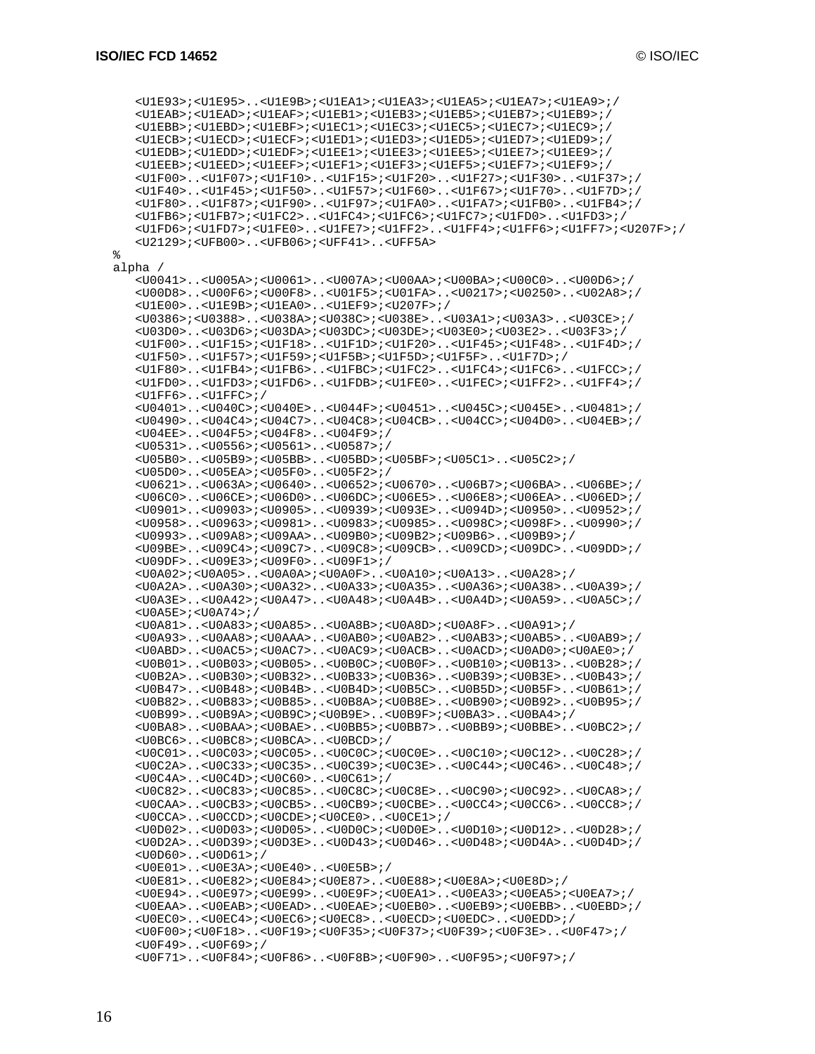```
    <U1E93>;<U1E95>..<U1E9B>;<U1EA1>;<U1EA3>;<U1EA5>;<U1EA7>;<U1EA9>;/
    <U1EAB>;<U1EAD>;<U1EAF>;<U1EB1>;<U1EB3>;<U1EB5>;<U1EB7>;<U1EB9>;/
    <U1EBB>;<U1EBD>;<U1EBF>;<U1EC1>;<U1EC3>;<U1EC5>;<U1EC7>;<U1EC9>;/
    <U1ECB>;<U1ECD>;<U1ECF>;<U1ED1>;<U1ED3>;<U1ED5>;<U1ED7>;<U1ED9>;/
    <U1EDB>;<U1EDD>;<U1EDF>;<U1EE1>;<U1EE3>;<U1EE5>;<U1EE7>;<U1EE9>;/
    <U1EEB>;<U1EED>;<U1EEF>;<U1EF1>;<U1EF3>;<U1EF5>;<U1EF7>;<U1EF9>;/
    <U1F00>..<U1F07>;<U1F10>..<U1F15>;<U1F20>..<U1F27>;<U1F30>..<U1F37>;/
    <U1F40>..<U1F45>;<U1F50>..<U1F57>;<U1F60>..<U1F67>;<U1F70>..<U1F7D>;/
    <U1F80>..<U1F87>;<U1F90>..<U1F97>;<U1FA0>..<U1FA7>;<U1FB0>..<U1FB4>;/
    <U1FB6>;<U1FB7>;<U1FC2>..<U1FC4>;<U1FC6>;<U1FC7>;<U1FD0>..<U1FD3>;/
    <U1FD6>;<U1FD7>;<U1FE0>..<U1FE7>;<U1FF2>..<U1FF4>;<U1FF6>;<U1FF7>;<U207F>;/
    <U2129>;<UFB00>..<UFB06>;<UFF41>..<UFF5A>
%
alpha /
    <U0041>..<U005A>;<U0061>..<U007A>;<U00AA>;<U00BA>;<U00C0>..<U00D6>;/
    <U00D8>..<U00F6>;<U00F8>..<U01F5>;<U01FA>..<U0217>;<U0250>..<U02A8>;/
    <U1E00>..<U1E9B>;<U1EA0>..<U1EF9>;<U207F>;/
    <U0386>;<U0388>..<U038A>;<U038C>;<U038E>..<U03A1>;<U03A3>..<U03CE>;/
    <U03D0>..<U03D6>;<U03DA>;<U03DC>;<U03DE>;<U03E0>;<U03E2>..<U03F3>;/
    <U1F00>..<U1F15>;<U1F18>..<U1F1D>;<U1F20>..<U1F45>;<U1F48>..<U1F4D>;/
    <U1F50>..<U1F57>;<U1F59>;<U1F5B>;<U1F5D>;<U1F5F>..<U1F7D>;/
    <U1F80>..<U1FB4>;<U1FB6>..<U1FBC>;<U1FC2>..<U1FC4>;<U1FC6>..<U1FCC>;/
    <U1FD0>..<U1FD3>;<U1FD6>..<U1FDB>;<U1FE0>..<U1FEC>;<U1FF2>..<U1FF4>;/
    <U1FF6>..<U1FFC>;/
    <U0401>..<U040C>;<U040E>..<U044F>;<U0451>..<U045C>;<U045E>..<U0481>;/
    <U0490>..<U04C4>;<U04C7>..<U04C8>;<U04CB>..<U04CC>;<U04D0>..<U04EB>;/
    <U04EE>..<U04F5>;<U04F8>..<U04F9>;/
    <U0531>..<U0556>;<U0561>..<U0587>;/
    <U05B0>..<U05B9>;<U05BB>..<U05BD>;<U05BF>;<U05C1>..<U05C2>;/
    <U05D0>..<U05EA>;<U05F0>..<U05F2>;/
    <U0621>..<U063A>;<U0640>..<U0652>;<U0670>..<U06B7>;<U06BA>..<U06BE>;/
    <U06C0>..<U06CE>;<U06D0>..<U06DC>;<U06E5>..<U06E8>;<U06EA>..<U06ED>;/
    <U0901>..<U0903>;<U0905>..<U0939>;<U093E>..<U094D>;<U0950>..<U0952>;/
    <U0958>..<U0963>;<U0981>..<U0983>;<U0985>..<U098C>;<U098F>..<U0990>;/
    <U0993>..<U09A8>;<U09AA>..<U09B0>;<U09B2>;<U09B6>..<U09B9>;/
    <U09BE>..<U09C4>;<U09C7>..<U09C8>;<U09CB>..<U09CD>;<U09DC>..<U09DD>;/
    <U09DF>..<U09E3>;<U09F0>..<U09F1>;/
    <U0A02>;<U0A05>..<U0A0A>;<U0A0F>..<U0A10>;<U0A13>..<U0A28>;/
    <U0A2A>..<U0A30>;<U0A32>..<U0A33>;<U0A35>..<U0A36>;<U0A38>..<U0A39>;/
    <U0A3E>..<U0A42>;<U0A47>..<U0A48>;<U0A4B>..<U0A4D>;<U0A59>..<U0A5C>;/
    <U0A5E>;<U0A74>;/
    <U0A81>..<U0A83>;<U0A85>..<U0A8B>;<U0A8D>;<U0A8F>..<U0A91>;/
    <U0A93>..<U0AA8>;<U0AAA>..<U0AB0>;<U0AB2>..<U0AB3>;<U0AB5>..<U0AB9>;/
    <U0ABD>..<U0AC5>;<U0AC7>..<U0AC9>;<U0ACB>..<U0ACD>;<U0AD0>;<U0AE0>;/
    <U0B01>..<U0B03>;<U0B05>..<U0B0C>;<U0B0F>..<U0B10>;<U0B13>..<U0B28>;/
    <U0B2A>..<U0B30>;<U0B32>..<U0B33>;<U0B36>..<U0B39>;<U0B3E>..<U0B43>;/
    <U0B47>..<U0B48>;<U0B4B>..<U0B4D>;<U0B5C>..<U0B5D>;<U0B5F>..<U0B61>;/
    <U0B82>..<U0B83>;<U0B85>..<U0B8A>;<U0B8E>..<U0B90>;<U0B92>..<U0B95>;/
    <U0B99>..<U0B9A>;<U0B9C>;<U0B9E>..<U0B9F>;<U0BA3>..<U0BA4>;/
    <U0BA8>..<U0BAA>;<U0BAE>..<U0BB5>;<U0BB7>..<U0BB9>;<U0BBE>..<U0BC2>;/
    <U0BC6>..<U0BC8>;<U0BCA>..<U0BCD>;/
    <U0C01>..<U0C03>;<U0C05>..<U0C0C>;<U0C0E>..<U0C10>;<U0C12>..<U0C28>;/
    <U0C2A>..<U0C33>;<U0C35>..<U0C39>;<U0C3E>..<U0C44>;<U0C46>..<U0C48>;/
    <U0C4A>..<U0C4D>;<U0C60>..<U0C61>;/
    <U0C82>..<U0C83>;<U0C85>..<U0C8C>;<U0C8E>..<U0C90>;<U0C92>..<U0CA8>;/
    <U0CAA>..<U0CB3>;<U0CB5>..<U0CB9>;<U0CBE>..<U0CC4>;<U0CC6>..<U0CC8>;/
    <U0CCA>..<U0CCD>;<U0CDE>;<U0CE0>..<U0CE1>;/
    <U0D02>..<U0D03>;<U0D05>..<U0D0C>;<U0D0E>..<U0D10>;<U0D12>..<U0D28>;/
    <U0D2A>..<U0D39>;<U0D3E>..<U0D43>;<U0D46>..<U0D48>;<U0D4A>..<U0D4D>;/
    <U0D60>..<U0D61>;/
    <U0E01>..<U0E3A>;<U0E40>..<U0E5B>;/
    <U0E81>..<U0E82>;<U0E84>;<U0E87>..<U0E88>;<U0E8A>;<U0E8D>;/
    <U0E94>..<U0E97>;<U0E99>..<U0E9F>;<U0EA1>..<U0EA3>;<U0EA5>;<U0EA7>;/
    <U0EAA>..<U0EAB>;<U0EAD>..<U0EAE>;<U0EB0>..<U0EB9>;<U0EBB>..<U0EBD>;/
    <U0EC0>..<U0EC4>;<U0EC6>;<U0EC8>..<U0ECD>;<U0EDC>..<U0EDD>;/
    <U0F00>;<U0F18>..<U0F19>;<U0F35>;<U0F37>;<U0F39>;<U0F3E>..<U0F47>;/
    <U0F49>..<U0F69>;/
    <U0F71>..<U0F84>;<U0F86>..<U0F8B>;<U0F90>..<U0F95>;<U0F97>;/
```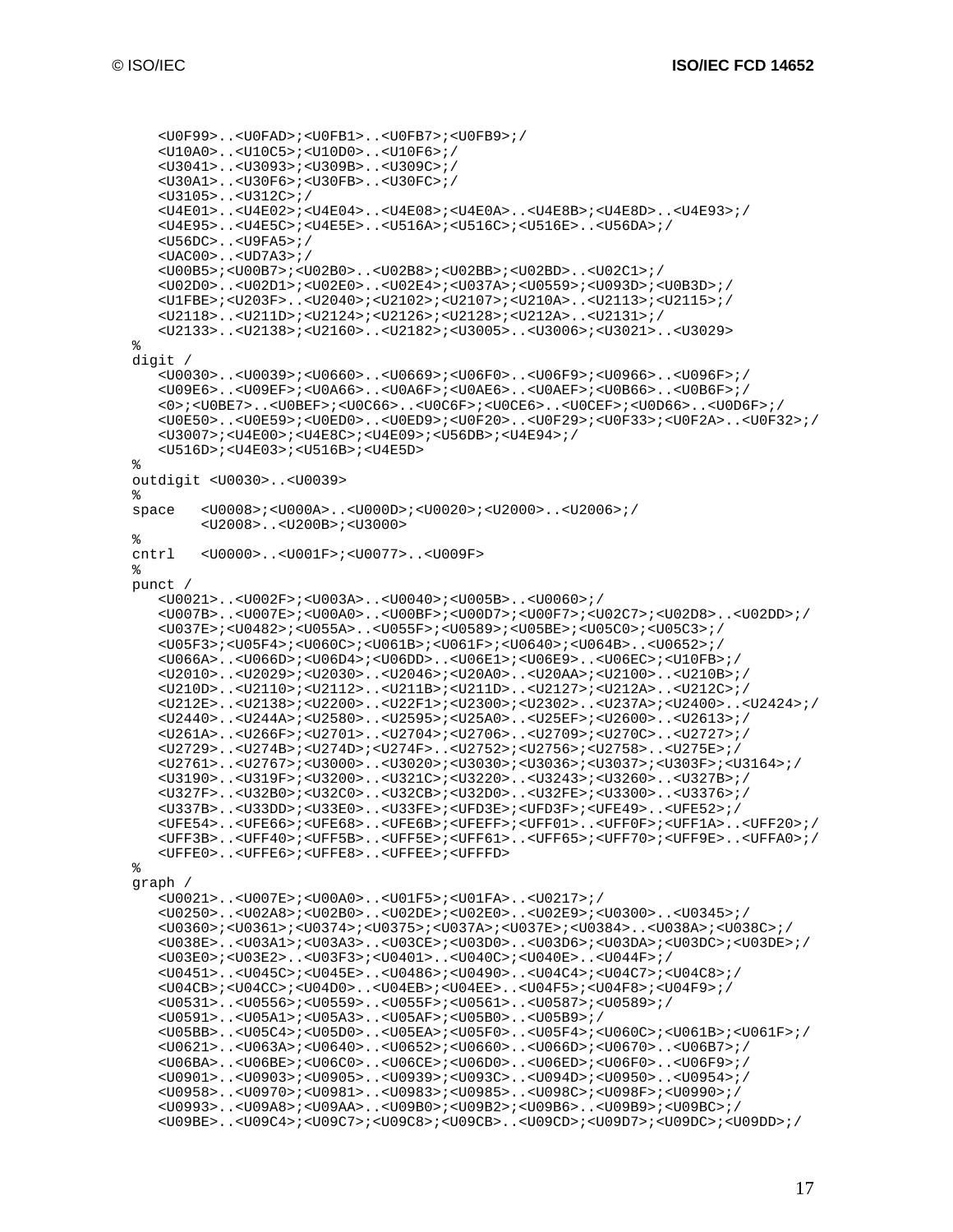```
   <U0F99>..<U0FAD>;<U0FB1>..<U0FB7>;<U0FB9>;/
   <U10A0>..<U10C5>;<U10D0>..<U10F6>;/
   <U3041>..<U3093>;<U309B>..<U309C>;/
   <U30A1>..<U30F6>;<U30FB>..<U30FC>;/
   <U3105>..<U312C>;/
   <U4E01>..<U4E02>;<U4E04>..<U4E08>;<U4E0A>..<U4E8B>;<U4E8D>..<U4E93>;/
   <U4E95>..<U4E5C>;<U4E5E>..<U516A>;<U516C>;<U516E>..<U56DA>;/
   <U56DC>..<U9FA5>;/
   <UAC00>..<UD7A3>;/
   <U00B5>;<U00B7>;<U02B0>..<U02B8>;<U02BB>;<U02BD>..<U02C1>;/
   <U02D0>..<U02D1>;<U02E0>..<U02E4>;<U037A>;<U0559>;<U093D>;<U0B3D>;/
   <U1FBE>;<U203F>..<U2040>;<U2102>;<U2107>;<U210A>..<U2113>;<U2115>;/
   <U2118>..<U211D>;<U2124>;<U2126>;<U2128>;<U212A>..<U2131>;/
   <U2133>..<U2138>;<U2160>..<U2182>;<U3005>..<U3006>;<U3021>..<U3029>
%
digit /
   <U0030>..<U0039>;<U0660>..<U0669>;<U06F0>..<U06F9>;<U0966>..<U096F>;/
   <U09E6>..<U09EF>;<U0A66>..<U0A6F>;<U0AE6>..<U0AEF>;<U0B66>..<U0B6F>;/
   <0>;<U0BE7>..<U0BEF>;<U0C66>..<U0C6F>;<U0CE6>..<U0CEF>;<U0D66>..<U0D6F>;/
   <U0E50>..<U0E59>;<U0ED0>..<U0ED9>;<U0F20>..<U0F29>;<U0F33>;<U0F2A>..<U0F32>;/
   <U3007>;<U4E00>;<U4E8C>;<U4E09>;<U56DB>;<U4E94>;/
   <U516D>;<U4E03>;<U516B>;<U4E5D>
%
outdigit <U0030>..<U0039>
%
space   <U0008>;<U000A>..<U000D>;<U0020>;<U2000>..<U2006>;/
        <U2008>..<U200B>;<U3000>
%
cntrl   <U0000>..<U001F>;<U0077>..<U009F>
%
punct /
   <U0021>..<U002F>;<U003A>..<U0040>;<U005B>..<U0060>;/
   <U007B>..<U007E>;<U00A0>..<U00BF>;<U00D7>;<U00F7>;<U02C7>;<U02D8>..<U02DD>;/
   <U037E>;<U0482>;<U055A>..<U055F>;<U0589>;<U05BE>;<U05C0>;<U05C3>;/
   <U05F3>;<U05F4>;<U060C>;<U061B>;<U061F>;<U0640>;<U064B>..<U0652>;/
   <U066A>..<U066D>;<U06D4>;<U06DD>..<U06E1>;<U06E9>..<U06EC>;<U10FB>;/
   <U2010>..<U2029>;<U2030>..<U2046>;<U20A0>..<U20AA>;<U2100>..<U210B>;/
   <U210D>..<U2110>;<U2112>..<U211B>;<U211D>..<U2127>;<U212A>..<U212C>;/
   <U212E>..<U2138>;<U2200>..<U22F1>;<U2300>;<U2302>..<U237A>;<U2400>..<U2424>;/
   <U2440>..<U244A>;<U2580>..<U2595>;<U25A0>..<U25EF>;<U2600>..<U2613>;/
   <U261A>..<U266F>;<U2701>..<U2704>;<U2706>..<U2709>;<U270C>..<U2727>;/
   <U2729>..<U274B>;<U274D>;<U274F>..<U2752>;<U2756>;<U2758>..<U275E>;/
   <U2761>..<U2767>;<U3000>..<U3020>;<U3030>;<U3036>;<U3037>;<U303F>;<U3164>;/
   <U3190>..<U319F>;<U3200>..<U321C>;<U3220>..<U3243>;<U3260>..<U327B>;/
   <U327F>..<U32B0>;<U32C0>..<U32CB>;<U32D0>..<U32FE>;<U3300>..<U3376>;/
   <U337B>..<U33DD>;<U33E0>..<U33FE>;<UFD3E>;<UFD3F>;<UFE49>..<UFE52>;/
   <UFE54>..<UFE66>;<UFE68>..<UFE6B>;<UFEFF>;<UFF01>..<UFF0F>;<UFF1A>..<UFF20>;/
   <UFF3B>..<UFF40>;<UFF5B>..<UFF5E>;<UFF61>..<UFF65>;<UFF70>;<UFF9E>..<UFFA0>;/
   <UFFE0>..<UFFE6>;<UFFE8>..<UFFEE>;<UFFFD>
%
graph /
   <U0021>..<U007E>;<U00A0>..<U01F5>;<U01FA>..<U0217>;/
   <U0250>..<U02A8>;<U02B0>..<U02DE>;<U02E0>..<U02E9>;<U0300>..<U0345>;/
   <U0360>;<U0361>;<U0374>;<U0375>;<U037A>;<U037E>;<U0384>..<U038A>;<U038C>;/
   <U038E>..<U03A1>;<U03A3>..<U03CE>;<U03D0>..<U03D6>;<U03DA>;<U03DC>;<U03DE>;/
   <U03E0>;<U03E2>..<U03F3>;<U0401>..<U040C>;<U040E>..<U044F>;/
   <U0451>..<U045C>;<U045E>..<U0486>;<U0490>..<U04C4>;<U04C7>;<U04C8>;/
   <U04CB>;<U04CC>;<U04D0>..<U04EB>;<U04EE>..<U04F5>;<U04F8>;<U04F9>;/
   <U0531>..<U0556>;<U0559>..<U055F>;<U0561>..<U0587>;<U0589>;/
   <U0591>..<U05A1>;<U05A3>..<U05AF>;<U05B0>..<U05B9>;/
   <U05BB>..<U05C4>;<U05D0>..<U05EA>;<U05F0>..<U05F4>;<U060C>;<U061B>;<U061F>;/
   <U0621>..<U063A>;<U0640>..<U0652>;<U0660>..<U066D>;<U0670>..<U06B7>;/
   <U06BA>..<U06BE>;<U06C0>..<U06CE>;<U06D0>..<U06ED>;<U06F0>..<U06F9>;/
   <U0901>..<U0903>;<U0905>..<U0939>;<U093C>..<U094D>;<U0950>..<U0954>;/
   <U0958>..<U0970>;<U0981>..<U0983>;<U0985>..<U098C>;<U098F>;<U0990>;/
   <U0993>..<U09A8>;<U09AA>..<U09B0>;<U09B2>;<U09B6>..<U09B9>;<U09BC>;/
   <U09BE>..<U09C4>;<U09C7>;<U09C8>;<U09CB>..<U09CD>;<U09D7>;<U09DC>;<U09DD>;/
```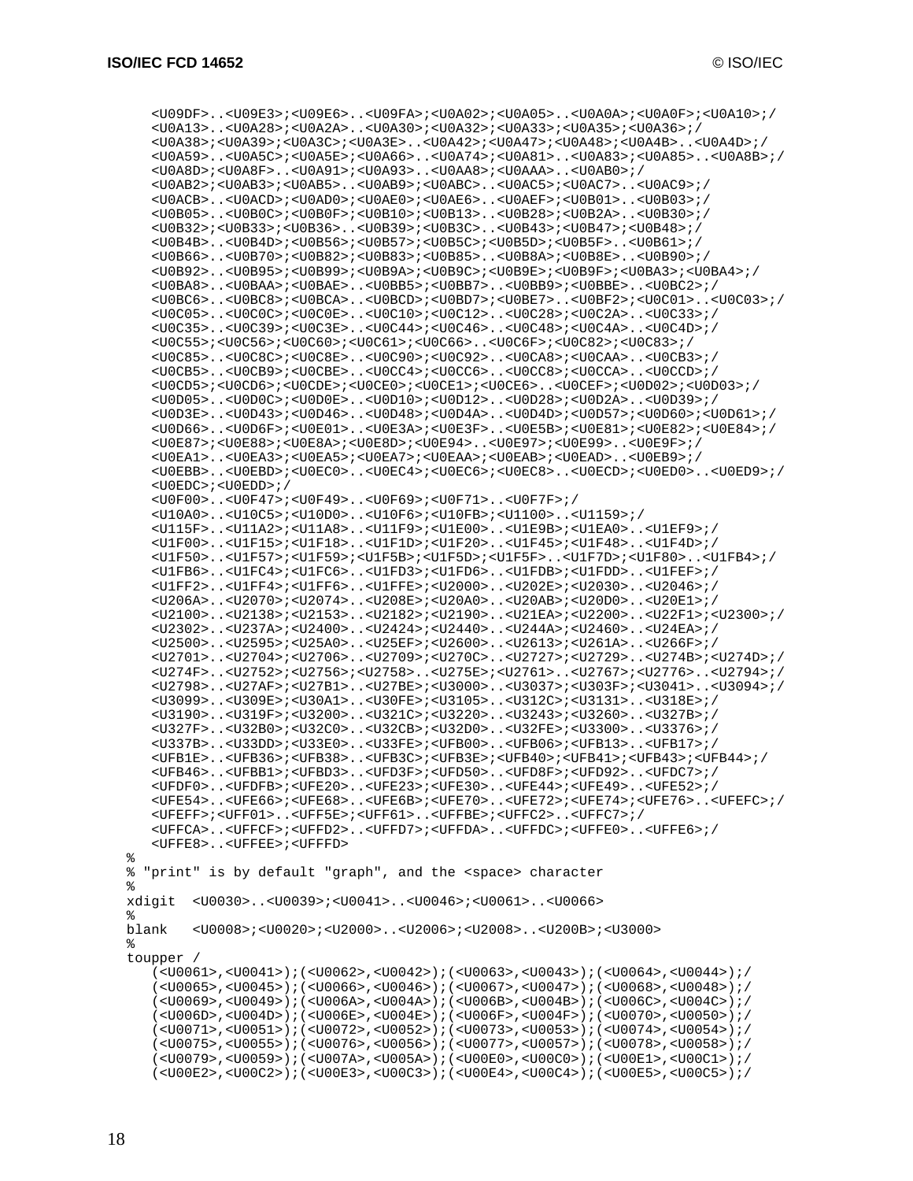```
   <U09DF>..<U09E3>;<U09E6>..<U09FA>;<U0A02>;<U0A05>..<U0A0A>;<U0A0F>;<U0A10>;/
   <U0A13>..<U0A28>;<U0A2A>..<U0A30>;<U0A32>;<U0A33>;<U0A35>;<U0A36>;/
   <U0A38>;<U0A39>;<U0A3C>;<U0A3E>..<U0A42>;<U0A47>;<U0A48>;<U0A4B>..<U0A4D>;/
   <U0A59>..<U0A5C>;<U0A5E>;<U0A66>..<U0A74>;<U0A81>..<U0A83>;<U0A85>..<U0A8B>;/
   <U0A8D>;<U0A8F>..<U0A91>;<U0A93>..<U0AA8>;<U0AAA>..<U0AB0>;/
   <U0AB2>;<U0AB3>;<U0AB5>..<U0AB9>;<U0ABC>..<U0AC5>;<U0AC7>..<U0AC9>;/
   <U0ACB>..<U0ACD>;<U0AD0>;<U0AE0>;<U0AE6>..<U0AEF>;<U0B01>..<U0B03>;/
   <U0B05>..<U0B0C>;<U0B0F>;<U0B10>;<U0B13>..<U0B28>;<U0B2A>..<U0B30>;/
   <U0B32>;<U0B33>;<U0B36>..<U0B39>;<U0B3C>..<U0B43>;<U0B47>;<U0B48>;/
   <U0B4B>..<U0B4D>;<U0B56>;<U0B57>;<U0B5C>;<U0B5D>;<U0B5F>..<U0B61>;/
   <U0B66>..<U0B70>;<U0B82>;<U0B83>;<U0B85>..<U0B8A>;<U0B8E>..<U0B90>;/
   <U0B92>..<U0B95>;<U0B99>;<U0B9A>;<U0B9C>;<U0B9E>;<U0B9F>;<U0BA3>;<U0BA4>;/
   <U0BA8>..<U0BAA>;<U0BAE>..<U0BB5>;<U0BB7>..<U0BB9>;<U0BBE>..<U0BC2>;/
   <U0BC6>..<U0BC8>;<U0BCA>..<U0BCD>;<U0BD7>;<U0BE7>..<U0BF2>;<U0C01>..<U0C03>;/
   <U0C05>..<U0C0C>;<U0C0E>..<U0C10>;<U0C12>..<U0C28>;<U0C2A>..<U0C33>;/
   <U0C35>..<U0C39>;<U0C3E>..<U0C44>;<U0C46>..<U0C48>;<U0C4A>..<U0C4D>;/
   <U0C55>;<U0C56>;<U0C60>;<U0C61>;<U0C66>..<U0C6F>;<U0C82>;<U0C83>;/
   <U0C85>..<U0C8C>;<U0C8E>..<U0C90>;<U0C92>..<U0CA8>;<U0CAA>..<U0CB3>;/
   <U0CB5>..<U0CB9>;<U0CBE>..<U0CC4>;<U0CC6>..<U0CC8>;<U0CCA>..<U0CCD>;/
   <U0CD5>;<U0CD6>;<U0CDE>;<U0CE0>;<U0CE1>;<U0CE6>..<U0CEF>;<U0D02>;<U0D03>;/
   <U0D05>..<U0D0C>;<U0D0E>..<U0D10>;<U0D12>..<U0D28>;<U0D2A>..<U0D39>;/
   <U0D3E>..<U0D43>;<U0D46>..<U0D48>;<U0D4A>..<U0D4D>;<U0D57>;<U0D60>;<U0D61>;/
   <U0D66>..<U0D6F>;<U0E01>..<U0E3A>;<U0E3F>..<U0E5B>;<U0E81>;<U0E82>;<U0E84>;/
   <U0E87>;<U0E88>;<U0E8A>;<U0E8D>;<U0E94>..<U0E97>;<U0E99>..<U0E9F>;/
   <U0EA1>..<U0EA3>;<U0EA5>;<U0EA7>;<U0EAA>;<U0EAB>;<U0EAD>..<U0EB9>;/
   <U0EBB>..<U0EBD>;<U0EC0>..<U0EC4>;<U0EC6>;<U0EC8>..<U0ECD>;<U0ED0>..<U0ED9>;/
   <U0EDC>;<U0EDD>;/
   <U0F00>..<U0F47>;<U0F49>..<U0F69>;<U0F71>..<U0F7F>;/
   <U10A0>..<U10C5>;<U10D0>..<U10FB>;<U10FB>;<U1100>..<U1159>;/
   <U115F>..<U11A2>;<U11A8>..<U11F9>;<U1E00>..<U1E9B>;<U1EA0>..<U1EF9>;/
   <U1F00>..<U1F15>;<U1F18>..<U1F1D>;<U1F20>..<U1F45>;<U1F48>..<U1F4D>;/
   <U1F50>..<U1F57>;<U1F59>;<U1F5B>;<U1F5D>;<U1F5F>..<U1F7D>;<U1F80>..<U1FB4>;/
   <U1FB6>..<U1FC4>;<U1FC6>..<U1FD3>;<U1FD6>..<U1FDB>;<U1FDD>..<U1FEF>;/
   <U1FF2>..<U1FF4>;<U1FF6>..<U1FFE>;<U2000>..<U202E>;<U2030>..<U2046>;/
   <U206A>..<U2070>;<U2074>..<U208E>;<U20A0>..<U20AB>;<U20D0>..<U20E1>;/
   <U2100>..<U2138>;<U2153>..<U2182>;<U2190>..<U21EA>;<U2200>..<U22F1>;<U2300>;/
   <U2302>..<U237A>;<U2400>..<U2424>;<U2440>..<U244A>;<U2460>..<U24EA>;/
   <U2500>..<U2595>;<U25A0>..<U25EF>;<U2600>..<U2613>;<U261A>..<U266F>;/
   <U2701>..<U2704>;<U2706>..<U2709>;<U270C>..<U2727>;<U2729>..<U274B>;<U274D>;/
   <U274F>..<U2752>;<U2756>;<U2758>..<U275E>;<U2761>..<U2767>;<U2776>..<U2794>;/
   <U2798>..<U27AF>;<U27B1>..<U27BE>;<U3000>..<U3037>;<U303F>;<U3041>..<U3094>;/
   <U3099>..<U309E>;<U30A1>..<U30FE>;<U3105>..<U312C>;<U3131>..<U318E>;/
   <U3190>..<U319F>;<U3200>..<U321C>;<U3220>..<U3243>;<U3260>..<U327B>;/
   <U327F>..<U32B0>;<U32C0>..<U32CB>;<U32D0>..<U32FE>;<U3300>..<U3376>;/
   <U337B>..<U33DD>;<U33E0>..<U33FE>;<UFB00>..<UFB06>;<UFB13>..<UFB17>;/
   <UFB1E>..<UFB36>;<UFB38>..<UFB3C>;<UFB3E>;<UFB40>;<UFB41>;<UFB43>;<UFB44>;/
   <UFB46>..<UFBB1>;<UFBD3>..<UFD3F>;<UFD50>..<UFD8F>;<UFD92>..<UFDC7>;/
   <UFDF0>..<UFDFB>;<UFE20>..<UFE23>;<UFE30>..<UFE44>;<UFE49>..<UFE52>;/
   <UFE54>..<UFE66>;<UFE68>..<UFE6B>;<UFE70>..<UFE72>;<UFE74>;<UFE76>..<UFEFC>;/
   <UFEFF>;<UFF01>..<UFF5E>;<UFF61>..<UFFBE>;<UFFC2>..<UFFC7>;/
   <UFFCA>..<UFFCF>;<UFFD2>..<UFFD7>;<UFFDA>..<UFFDC>;<UFFE0>..<UFFE6>;/
   <UFFE8>..<UFFEE>;<UFFFD>
%
% "print" is by default "graph", and the <space> character
%
xdigit  <U0030>..<U0039>;<U0041>..<U0046>;<U0061>..<U0066>
%
blank   <U0008>;<U0020>;<U2000>..<U2006>;<U2008>..<U200B>;<U3000>
%
toupper /
   (<U0061>,<U0041>);(<U0062>,<U0042>);(<U0063>,<U0043>);(<U0064>,<U0044>);/
   (<U0065>,<U0045>);(<U0066>,<U0046>);(<U0067>,<U0047>);(<U0068>,<U0048>);/
   (<U0069>,<U0049>);(<U006A>,<U004A>);(<U006B>,<U004B>);(<U006C>,<U004C>);/
   (<U006D>,<U004D>);(<U006E>,<U004E>);(<U006F>,<U004F>);(<U0070>,<U0050>);/
   (<U0071>,<U0051>);(<U0072>,<U0052>);(<U0073>,<U0053>);(<U0074>,<U0054>);/
   (<U0075>,<U0055>);(<U0076>,<U0056>);(<U0077>,<U0057>);(<U0078>,<U0058>);/
   (<U0079>,<U0059>);(<U007A>,<U005A>);(<U00E0>,<U00C0>);(<U00E1>,<U00C1>);/
   (<U00E2>,<U00C2>);(<U00E3>,<U00C3>);(<U00E4>,<U00C4>);(<U00E5>,<U00C5>);/
```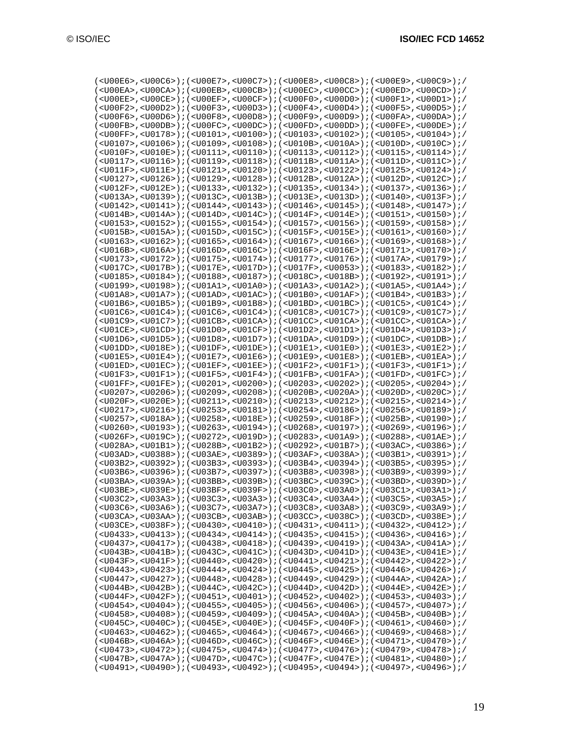```
(<U00E6>,<U00C6>);(<U00E7>,<U00C7>);(<U00E8>,<U00C8>);(<U00E9>,<U00C9>);/
(<U00EA>,<U00CA>);(<U00EB>,<U00CB>);(<U00EC>,<U00CC>);(<U00ED>,<U00CD>);/
(<U00EE>,<U00CE>);(<U00EF>,<U00CF>);(<U00F0>,<U00D0>);(<U00F1>,<U00D1>);/
(<U00F2>,<U00D2>);(<U00F3>,<U00D3>);(<U00F4>,<U00D4>);(<U00F5>,<U00D5>);/
(<U00F6>,<U00D6>);(<U00F8>,<U00D8>);(<U00F9>,<U00D9>);(<U00FA>,<U00DA>);/
(<U00FB>,<U00DB>);(<U00FC>,<U00DC>);(<U00FD>,<U00DD>);(<U00FE>,<U00DE>);/
(<U00FF>,<U0178>);(<U0101>,<U0100>);(<U0103>,<U0102>);(<U0105>,<U0104>);/
(<U0107>,<U0106>);(<U0109>,<U0108>);(<U010B>,<U010A>);(<U010D>,<U010C>);/
(<U010F>,<U010E>);(<U0111>,<U0110>);(<U0113>,<U0112>);(<U0115>,<U0114>);/
(<U0117>,<U0116>);(<U0119>,<U0118>);(<U011B>,<U011A>);(<U011D>,<U011C>);/
(<U011F>,<U011E>);(<U0121>,<U0120>);(<U0123>,<U0122>);(<U0125>,<U0124>);/
(<U0127>,<U0126>);(<U0129>,<U0128>);(<U012B>,<U012A>);(<U012D>,<U012C>);/
(<U012F>,<U012E>);(<U0133>,<U0132>);(<U0135>,<U0134>);(<U0137>,<U0136>);/
(<U013A>,<U0139>);(<U013C>,<U013B>);(<U013E>,<U013D>);(<U0140>,<U013F>);/
(<U0142>,<U0141>);(<U0144>,<U0143>);(<U0146>,<U0145>);(<U0148>,<U0147>);/
(<U014B>,<U014A>);(<U014D>,<U014C>);(<U014F>,<U014E>);(<U0151>,<U0150>);/
(<U0153>,<U0152>);(<U0155>,<U0154>);(<U0157>,<U0156>);(<U0159>,<U0158>);/
(<U015B>,<U015A>);(<U015D>,<U015C>);(<U015F>,<U015E>);(<U0161>,<U0160>);/
(<U0163>,<U0162>);(<U0165>,<U0164>);(<U0167>,<U0166>);(<U0169>,<U0168>);/
(<U016B>,<U016A>);(<U016D>,<U016C>);(<U016F>,<U016E>);(<U0171>,<U0170>);/
(<U0173>,<U0172>);(<U0175>,<U0174>);(<U0177>,<U0176>);(<U017A>,<U0179>);/
(<U017C>,<U017B>);(<U017E>,<U017D>);(<U017F>,<U0053>);(<U0183>,<U0182>);/
(<U0185>,<U0184>);(<U0188>,<U0187>);(<U018C>,<U018B>);(<U0192>,<U0191>);/
(<U0199>,<U0198>);(<U01A1>,<U01A0>);(<U01A3>,<U01A2>);(<U01A5>,<U01A4>);/
(<U01A8>,<U01A7>);(<U01AD>,<U01AC>);(<U01B0>,<U01AF>);(<U01B4>,<U01B3>);/
(<U01B6>,<U01B5>);(<U01B9>,<U01B8>);(<U01BD>,<U01BC>);(<U01C5>,<U01C4>);/
(<U01C6>,<U01C4>);(<U01C6>,<U01C4>);(<U01C8>,<U01C7>);(<U01C9>,<U01C7>);/
(<U01C9>,<U01C7>);(<U01CB>,<U01CA>);(<U01CC>,<U01CA>);(<U01CC>,<U01CA>);/
(<U01CE>,<U01CD>);(<U01D0>,<U01CF>);(<U01D2>,<U01D1>);(<U01D4>,<U01D3>);/
(<U01D6>,<U01D5>);(<U01D8>,<U01D7>);(<U01DA>,<U01D9>);(<U01DC>,<U01DB>);/
(<U01DD>,<U018E>);(<U01DF>,<U01DE>);(<U01E1>,<U01E0>);(<U01E3>,<U01E2>);/
(<U01E5>,<U01E4>);(<U01E7>,<U01E6>);(<U01E9>,<U01E8>);(<U01EB>,<U01EA>);/
(<U01ED>,<U01EC>);(<U01EF>,<U01EE>);(<U01F2>,<U01F1>);(<U01F3>,<U01F1>);/
(<U01F3>,<U01F1>);(<U01F5>,<U01F4>);(<U01FB>,<U01FA>);(<U01FD>,<U01FC>);/
(<U01FF>,<U01FE>);(<U0201>,<U0200>);(<U0203>,<U0202>);(<U0205>,<U0204>);/
(<U0207>,<U0206>);(<U0209>,<U0208>);(<U020B>,<U020A>);(<U020D>,<U020C>);/
(<U020F>,<U020E>);(<U0211>,<U0210>);(<U0213>,<U0212>);(<U0215>,<U0214>);/
(<U0217>,<U0216>);(<U0253>,<U0181>);(<U0254>,<U0186>);(<U0256>,<U0189>);/
(<U0257>,<U018A>);(<U0258>,<U018E>);(<U0259>,<U018F>);(<U025B>,<U0190>);/
(<U0260>,<U0193>);(<U0263>,<U0194>);(<U0268>,<U0197>);(<U0269>,<U0196>);/
(<U026F>,<U019C>);(<U0272>,<U019D>);(<U0283>,<U01A9>);(<U0288>,<U01AE>);/
(<U028A>,<U01B1>);(<U028B>,<U01B2>);(<U0292>,<U01B7>);(<U03AC>,<U0386>);/
(<U03AD>,<U0388>);(<U03AE>,<U0389>);(<U03AF>,<U038A>);(<U03B1>,<U0391>);/
(<U03B2>,<U0392>);(<U03B3>,<U0393>);(<U03B4>,<U0394>);(<U03B5>,<U0395>);/
(<U03B6>,<U0396>);(<U03B7>,<U0397>);(<U03B8>,<U0398>);(<U03B9>,<U0399>);/
(<U03BA>,<U039A>);(<U03BB>,<U039B>);(<U03BC>,<U039C>);(<U03BD>,<U039D>);/
(<U03BE>,<U039E>);(<U03BF>,<U039F>);(<U03C0>,<U03A0>);(<U03C1>,<U03A1>);/
(<U03C2>,<U03A3>);(<U03C3>,<U03A3>);(<U03C4>,<U03A4>);(<U03C5>,<U03A5>);/
(<U03C6>,<U03A6>);(<U03C7>,<U03A7>);(<U03C8>,<U03A8>);(<U03C9>,<U03A9>);/
(<U03CA>,<U03AA>);(<U03CB>,<U03AB>);(<U03CC>,<U038C>);(<U03CD>,<U038E>);/
(<U03CE>,<U038F>);(<U0430>,<U0410>);(<U0431>,<U0411>);(<U0432>,<U0412>);/
(<U0433>,<U0413>);(<U0434>,<U0414>);(<U0435>,<U0415>);(<U0436>,<U0416>);/
(<U0437>,<U0417>);(<U0438>,<U0418>);(<U0439>,<U0419>);(<U043A>,<U041A>);/
(<U043B>,<U041B>);(<U043C>,<U041C>);(<U043D>,<U041D>);(<U043E>,<U041E>);/
(<U043F>,<U041F>);(<U0440>,<U0420>);(<U0441>,<U0421>);(<U0442>,<U0422>);/
(<U0443>,<U0423>);(<U0444>,<U0424>);(<U0445>,<U0425>);(<U0446>,<U0426>);/
(<U0447>,<U0427>);(<U0448>,<U0428>);(<U0449>,<U0429>);(<U044A>,<U042A>);/
(<U044B>,<U042B>);(<U044C>,<U042C>);(<U044D>,<U042D>);(<U044E>,<U042E>);/
(<U044F>,<U042F>);(<U0451>,<U0401>);(<U0452>,<U0402>);(<U0453>,<U0403>);/
(<U0454>,<U0404>);(<U0455>,<U0405>);(<U0456>,<U0406>);(<U0457>,<U0407>);/
(<U0458>,<U0408>);(<U0459>,<U0409>);(<U045A>,<U040A>);(<U045B>,<U040B>);/
(<U045C>,<U040C>);(<U045E>,<U040E>);(<U045F>,<U040F>);(<U0461>,<U0460>);/
(<U0463>,<U0462>);(<U0465>,<U0464>);(<U0467>,<U0466>);(<U0469>,<U0468>);/
(<U046B>,<U046A>);(<U046D>,<U046C>);(<U046F>,<U046E>);(<U0471>,<U0470>);/
(<U0473>,<U0472>);(<U0475>,<U0474>);(<U0477>,<U0476>);(<U0479>,<U0478>);/
(<U047B>,<U047A>);(<U047D>,<U047C>);(<U047F>,<U047E>);(<U0481>,<U0480>);/
(<U0491>,<U0490>);(<U0493>,<U0492>);(<U0495>,<U0494>);(<U0497>,<U0496>);/
```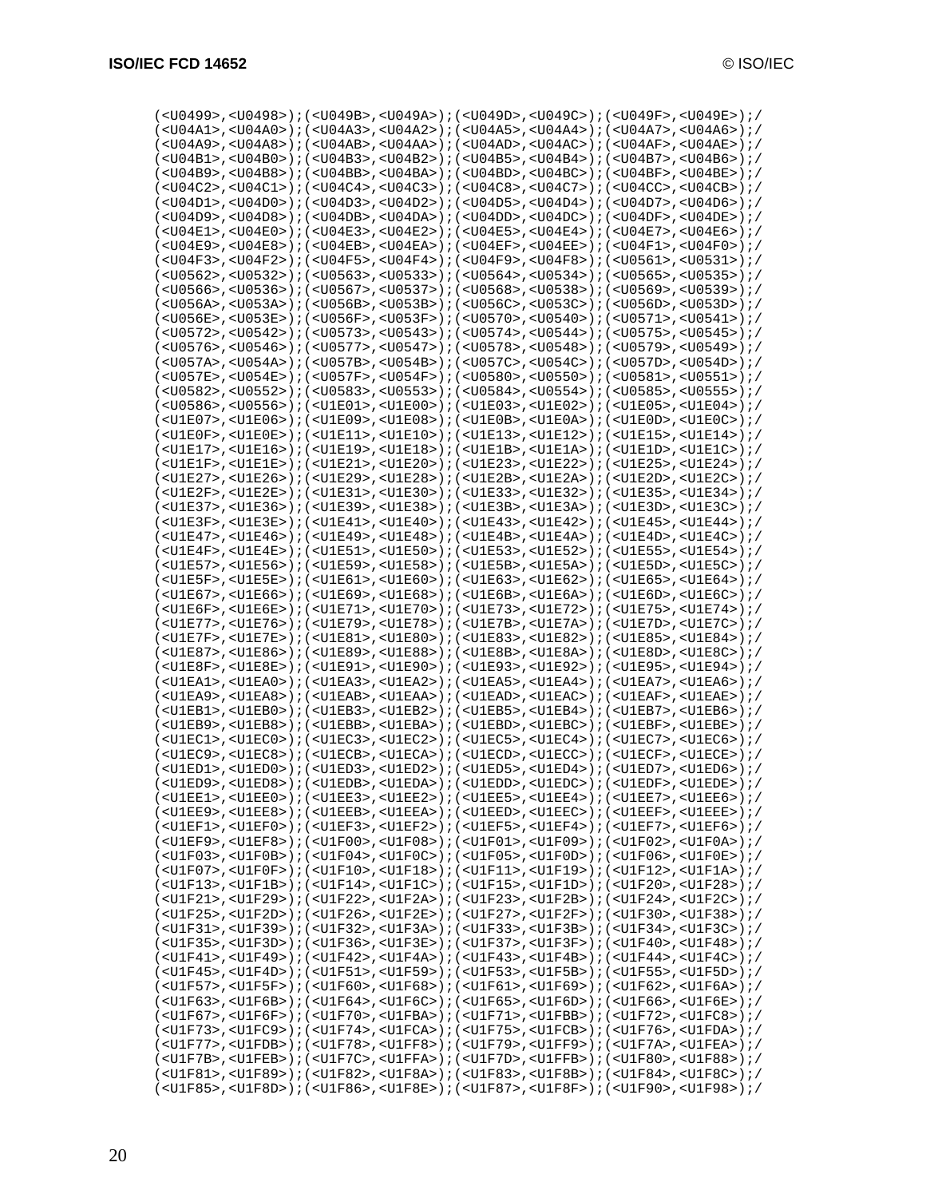```
(<U0499>,<U0498>);(<U049B>,<U049A>);(<U049D>,<U049C>);(<U049F>,<U049E>);/
(<U04A1>,<U04A0>);(<U04A3>,<U04A2>);(<U04A5>,<U04A4>);(<U04A7>,<U04A6>);/
(<U04A9>,<U04A8>);(<U04AB>,<U04AA>);(<U04AD>,<U04AC>);(<U04AF>,<U04AE>);/
(<U04B1>,<U04B0>);(<U04B3>,<U04B2>);(<U04B5>,<U04B4>);(<U04B7>,<U04B6>);/
(<U04B9>,<U04B8>);(<U04BB>,<U04BA>);(<U04BD>,<U04BC>);(<U04BF>,<U04BE>);/
(<U04C2>,<U04C1>);(<U04C4>,<U04C3>);(<U04C8>,<U04C7>);(<U04CC>,<U04CB>);/
(<U04D1>,<U04D0>);(<U04D3>,<U04D2>);(<U04D5>,<U04D4>);(<U04D7>,<U04D6>);/
(<U04D9>,<U04D8>);(<U04DB>,<U04DA>);(<U04DD>,<U04DC>);(<U04DF>,<U04DE>);/
(<U04E1>,<U04E0>);(<U04E3>,<U04E2>);(<U04E5>,<U04E4>);(<U04E7>,<U04E6>);/
(<U04E9>,<U04E8>);(<U04EB>,<U04EA>);(<U04EF>,<U04EE>);(<U04F1>,<U04F0>);/
(<U04F3>,<U04F2>);(<U04F5>,<U04F4>);(<U04F9>,<U04F8>);(<U0561>,<U0531>);/
(<U0562>,<U0532>);(<U0563>,<U0533>);(<U0564>,<U0534>);(<U0565>,<U0535>);/
(<U0566>,<U0536>);(<U0567>,<U0537>);(<U0568>,<U0538>);(<U0569>,<U0539>);/
(<U056A>,<U053A>);(<U056B>,<U053B>);(<U056C>,<U053C>);(<U056D>,<U053D>);/
(<U056E>,<U053E>);(<U056F>,<U053F>);(<U0570>,<U0540>);(<U0571>,<U0541>);/
(<U0572>,<U0542>);(<U0573>,<U0543>);(<U0574>,<U0544>);(<U0575>,<U0545>);/
(<U0576>,<U0546>);(<U0577>,<U0547>);(<U0578>,<U0548>);(<U0579>,<U0549>);/
(<U057A>,<U054A>);(<U057B>,<U054B>);(<U057C>,<U054C>);(<U057D>,<U054D>);/
(<U057E>,<U054E>);(<U057F>,<U054F>);(<U0580>,<U0550>);(<U0581>,<U0551>);/
(<U0582>,<U0552>);(<U0583>,<U0553>);(<U0584>,<U0554>);(<U0585>,<U0555>);/
(<U0586>,<U0556>);(<U1E01>,<U1E00>);(<U1E03>,<U1E02>);(<U1E05>,<U1E04>);/
(<U1E07>,<U1E06>);(<U1E09>,<U1E08>);(<U1E0B>,<U1E0A>);(<U1E0D>,<U1E0C>);/
(<U1E0F>,<U1E0E>);(<U1E11>,<U1E10>);(<U1E13>,<U1E12>);(<U1E15>,<U1E14>);/
(<U1E17>,<U1E16>);(<U1E19>,<U1E18>);(<U1E1B>,<U1E1A>);(<U1E1D>,<U1E1C>);/
(<U1E1F>,<U1E1E>);(<U1E21>,<U1E20>);(<U1E23>,<U1E22>);(<U1E25>,<U1E24>);/
(<U1E27>,<U1E26>);(<U1E29>,<U1E28>);(<U1E2B>,<U1E2A>);(<U1E2D>,<U1E2C>);/
(<U1E2F>,<U1E2E>);(<U1E31>,<U1E30>);(<U1E33>,<U1E32>);(<U1E35>,<U1E34>);/
(<U1E37>,<U1E36>);(<U1E39>,<U1E38>);(<U1E3B>,<U1E3A>);(<U1E3D>,<U1E3C>);/
(<U1E3F>,<U1E3E>);(<U1E41>,<U1E40>);(<U1E43>,<U1E42>);(<U1E45>,<U1E44>);/
(<U1E47>,<U1E46>);(<U1E49>,<U1E48>);(<U1E4B>,<U1E4A>);(<U1E4D>,<U1E4C>);/
(<U1E4F>,<U1E4E>);(<U1E51>,<U1E50>);(<U1E53>,<U1E52>);(<U1E55>,<U1E54>);/
(<U1E57>,<U1E56>);(<U1E59>,<U1E58>);(<U1E5B>,<U1E5A>);(<U1E5D>,<U1E5C>);/
(<U1E5F>,<U1E5E>);(<U1E61>,<U1E60>);(<U1E63>,<U1E62>);(<U1E65>,<U1E64>);/
(<U1E67>,<U1E66>);(<U1E69>,<U1E68>);(<U1E6B>,<U1E6A>);(<U1E6D>,<U1E6C>);/
(<U1E6F>,<U1E6E>);(<U1E71>,<U1E70>);(<U1E73>,<U1E72>);(<U1E75>,<U1E74>);/
(<U1E77>,<U1E76>);(<U1E79>,<U1E78>);(<U1E7B>,<U1E7A>);(<U1E7D>,<U1E7C>);/
(<U1E7F>,<U1E7E>);(<U1E81>,<U1E80>);(<U1E83>,<U1E82>);(<U1E85>,<U1E84>);/
(<U1E87>,<U1E86>);(<U1E89>,<U1E88>);(<U1E8B>,<U1E8A>);(<U1E8D>,<U1E8C>);/
(<U1E8F>,<U1E8E>);(<U1E91>,<U1E90>);(<U1E93>,<U1E92>);(<U1E95>,<U1E94>);/
(<U1EA1>,<U1EA0>);(<U1EA3>,<U1EA2>);(<U1EA5>,<U1EA4>);(<U1EA7>,<U1EA6>);/
(<U1EA9>,<U1EA8>);(<U1EAB>,<U1EAA>);(<U1EAD>,<U1EAC>);(<U1EAF>,<U1EAE>);/
(<U1EB1>,<U1EB0>);(<U1EB3>,<U1EB2>);(<U1EB5>,<U1EB4>);(<U1EB7>,<U1EB6>);/
(<U1EB9>,<U1EB8>);(<U1EBB>,<U1EBA>);(<U1EBD>,<U1EBC>);(<U1EBF>,<U1EBE>);/
(<U1EC1>,<U1EC0>);(<U1EC3>,<U1EC2>);(<U1EC5>,<U1EC4>);(<U1EC7>,<U1EC6>);/
(<U1EC9>,<U1EC8>);(<U1ECB>,<U1ECA>);(<U1ECD>,<U1ECC>);(<U1ECF>,<U1ECE>);/
(<U1ED1>,<U1ED0>);(<U1ED3>,<U1ED2>);(<U1ED5>,<U1ED4>);(<U1ED7>,<U1ED6>);/
(<U1ED9>,<U1ED8>);(<U1EDB>,<U1EDA>);(<U1EDD>,<U1EDC>);(<U1EDF>,<U1EDE>);/
(<U1EE1>,<U1EE0>);(<U1EE3>,<U1EE2>);(<U1EE5>,<U1EE4>);(<U1EE7>,<U1EE6>);/
(<U1EE9>,<U1EE8>);(<U1EEB>,<U1EEA>);(<U1EED>,<U1EEC>);(<U1EEF>,<U1EEE>);/
(<U1EF1>,<U1EF0>);(<U1EF3>,<U1EF2>);(<U1EF5>,<U1EF4>);(<U1EF7>,<U1EF6>);/
(<U1EF9>,<U1EF8>);(<U1F00>,<U1F08>);(<U1F01>,<U1F09>);(<U1F02>,<U1F0A>);/
(<U1F03>,<U1F0B>);(<U1F04>,<U1F0C>);(<U1F05>,<U1F0D>);(<U1F06>,<U1F0E>);/
(<U1F07>,<U1F0F>);(<U1F10>,<U1F18>);(<U1F11>,<U1F19>);(<U1F12>,<U1F1A>);/
(<U1F13>,<U1F1B>);(<U1F14>,<U1F1C>);(<U1F15>,<U1F1D>);(<U1F20>,<U1F28>);/
(<U1F21>,<U1F29>);(<U1F22>,<U1F2A>);(<U1F23>,<U1F2B>);(<U1F24>,<U1F2C>);/
(<U1F25>,<U1F2D>);(<U1F26>,<U1F2E>);(<U1F27>,<U1F2F>);(<U1F30>,<U1F38>);/
(<U1F31>,<U1F39>);(<U1F32>,<U1F3A>);(<U1F33>,<U1F3B>);(<U1F34>,<U1F3C>);/
(<U1F35>,<U1F3D>);(<U1F36>,<U1F3E>);(<U1F37>,<U1F3F>);(<U1F40>,<U1F48>);/
(<U1F41>,<U1F49>);(<U1F42>,<U1F4A>);(<U1F43>,<U1F4B>);(<U1F44>,<U1F4C>);/
(<U1F45>,<U1F4D>);(<U1F51>,<U1F59>);(<U1F53>,<U1F5B>);(<U1F55>,<U1F5D>);/
(<U1F57>,<U1F5F>);(<U1F60>,<U1F68>);(<U1F61>,<U1F69>);(<U1F62>,<U1F6A>);/
(<U1F63>,<U1F6B>);(<U1F64>,<U1F6C>);(<U1F65>,<U1F6D>);(<U1F66>,<U1F6E>);/
(<U1F67>,<U1F6F>);(<U1F70>,<U1FBA>);(<U1F71>,<U1FBB>);(<U1F72>,<U1FC8>);/
(<U1F73>,<U1FC9>);(<U1F74>,<U1FCA>);(<U1F75>,<U1FCB>);(<U1F76>,<U1FDA>);/
(<U1F77>,<U1FDB>);(<U1F78>,<U1FF8>);(<U1F79>,<U1FF9>);(<U1F7A>,<U1FEA>);/
(<U1F7B>,<U1FEB>);(<U1F7C>,<U1FFA>);(<U1F7D>,<U1FFB>);(<U1F80>,<U1F88>);/
(<U1F81>,<U1F89>);(<U1F82>,<U1F8A>);(<U1F83>,<U1F8B>);(<U1F84>,<U1F8C>);/
(<U1F85>,<U1F8D>);(<U1F86>,<U1F8E>);(<U1F87>,<U1F8F>);(<U1F90>,<U1F98>);/
```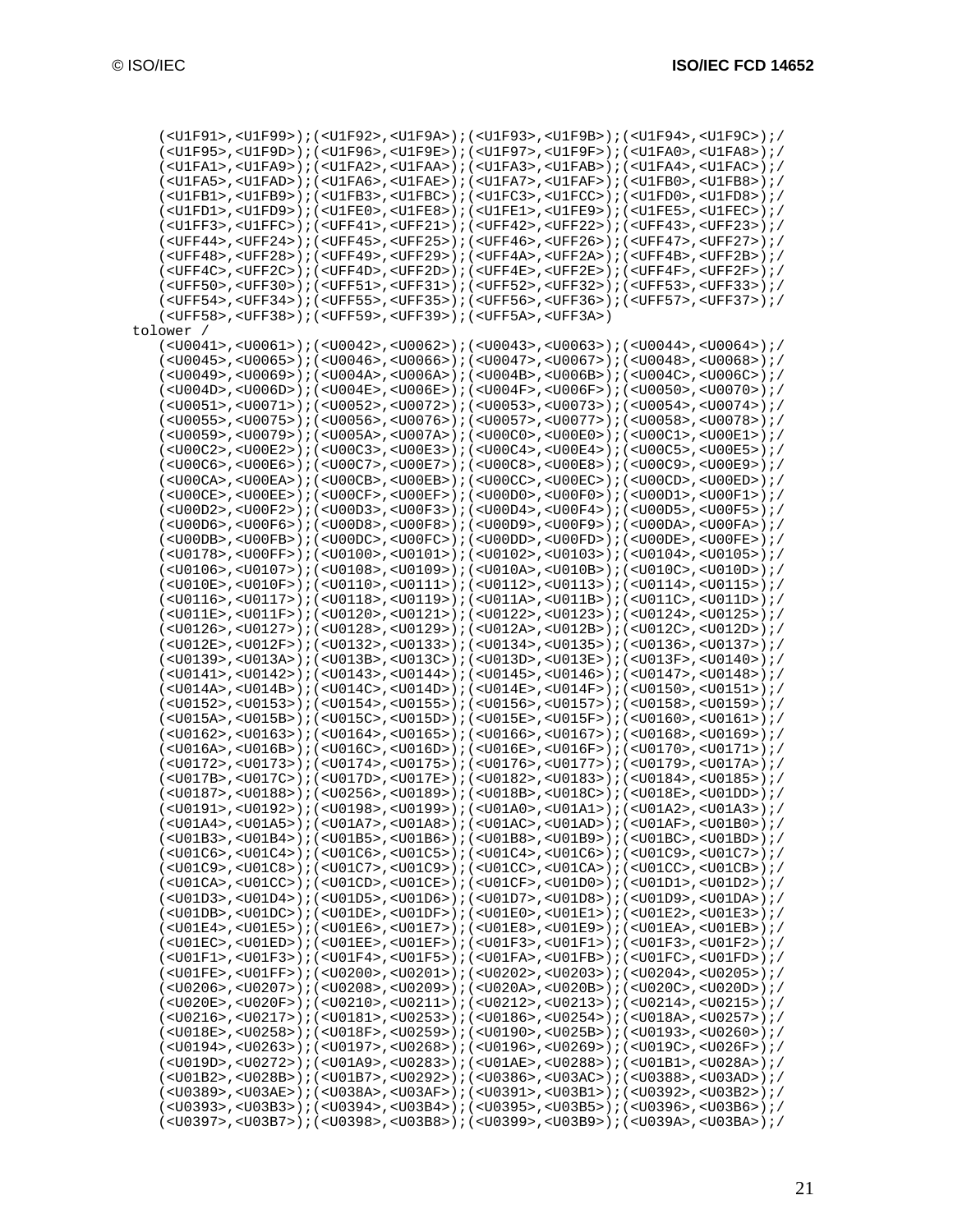```
      (<U1F91>,<U1F99>);(<U1F92>,<U1F9A>);(<U1F93>,<U1F9B>);(<U1F94>,<U1F9C>);/
      (<U1F95>,<U1F9D>);(<U1F96>,<U1F9E>);(<U1F97>,<U1F9F>);(<U1FA0>,<U1FA8>);/
      (<U1FA1>,<U1FA9>);(<U1FA2>,<U1FAA>);(<U1FA3>,<U1FAB>);(<U1FA4>,<U1FAC>);/
      (<U1FA5>,<U1FAD>);(<U1FA6>,<U1FAE>);(<U1FA7>,<U1FAF>);(<U1FB0>,<U1FB8>);/
      (<U1FB1>,<U1FB9>);(<U1FB3>,<U1FBC>);(<U1FC3>,<U1FCC>);(<U1FD0>,<U1FD8>);/
      (<U1FD1>,<U1FD9>);(<U1FE0>,<U1FE8>);(<U1FE1>,<U1FE9>);(<U1FE5>,<U1FEC>);/
      (<U1FF3>,<U1FFC>);(<UFF41>,<UFF21>);(<UFF42>,<UFF22>);(<UFF43>,<UFF23>);/
      (<UFF44>,<UFF24>);(<UFF45>,<UFF25>);(<UFF46>,<UFF26>);(<UFF47>,<UFF27>);/
      (<UFF48>,<UFF28>);(<UFF49>,<UFF29>);(<UFF4A>,<UFF2A>);(<UFF4B>,<UFF2B>);/
      (<UFF4C>,<UFF2C>);(<UFF4D>,<UFF2D>);(<UFF4E>,<UFF2E>);(<UFF4F>,<UFF2F>);/
      (<UFF50>,<UFF30>);(<UFF51>,<UFF31>);(<UFF52>,<UFF32>);(<UFF53>,<UFF33>);/
      (<UFF54>,<UFF34>);(<UFF55>,<UFF35>);(<UFF56>,<UFF36>);(<UFF57>,<UFF37>);/
      (<UFF58>,<UFF38>);(<UFF59>,<UFF39>);(<UFF5A>,<UFF3A>)
   tolower /
      (<U0041>,<U0061>);(<U0042>,<U0062>);(<U0043>,<U0063>);(<U0044>,<U0064>);/
      (<U0045>,<U0065>);(<U0046>,<U0066>);(<U0047>,<U0067>);(<U0048>,<U0068>);/
      (<U0049>,<U0069>);(<U004A>,<U006A>);(<U004B>,<U006B>);(<U004C>,<U006C>);/
      (<U004D>,<U006D>);(<U004E>,<U006E>);(<U004F>,<U006F>);(<U0050>,<U0070>);/
      (<U0051>,<U0071>);(<U0052>,<U0072>);(<U0053>,<U0073>);(<U0054>,<U0074>);/
      (<U0055>,<U0075>);(<U0056>,<U0076>);(<U0057>,<U0077>);(<U0058>,<U0078>);/
      (<U0059>,<U0079>);(<U005A>,<U007A>);(<U00C0>,<U00E0>);(<U00C1>,<U00E1>);/
      (<U00C2>,<U00E2>);(<U00C3>,<U00E3>);(<U00C4>,<U00E4>);(<U00C5>,<U00E5>);/
      (<U00C6>,<U00E6>);(<U00C7>,<U00E7>);(<U00C8>,<U00E8>);(<U00C9>,<U00E9>);/
      (<U00CA>,<U00EA>);(<U00CB>,<U00EB>);(<U00CC>,<U00EC>);(<U00CD>,<U00ED>);/
      (<U00CE>,<U00EE>);(<U00CF>,<U00EF>);(<U00D0>,<U00F0>);(<U00D1>,<U00F1>);/
      (<U00D2>,<U00F2>);(<U00D3>,<U00F3>);(<U00D4>,<U00F4>);(<U00D5>,<U00F5>);/
      (<U00D6>,<U00F6>);(<U00D8>,<U00F8>);(<U00D9>,<U00F9>);(<U00DA>,<U00FA>);/
      (<U00DB>,<U00FB>);(<U00DC>,<U00FC>);(<U00DD>,<U00FD>);(<U00DE>,<U00FE>);/
      (<U0178>,<U00FF>);(<U0100>,<U0101>);(<U0102>,<U0103>);(<U0104>,<U0105>);/
      (<U0106>,<U0107>);(<U0108>,<U0109>);(<U010A>,<U010B>);(<U010C>,<U010D>);/
      (<U010E>,<U010F>);(<U0110>,<U0111>);(<U0112>,<U0113>);(<U0114>,<U0115>);/
      (<U0116>,<U0117>);(<U0118>,<U0119>);(<U011A>,<U011B>);(<U011C>,<U011D>);/
      (<U011E>,<U011F>);(<U0120>,<U0121>);(<U0122>,<U0123>);(<U0124>,<U0125>);/
      (<U0126>,<U0127>);(<U0128>,<U0129>);(<U012A>,<U012B>);(<U012C>,<U012D>);/
      (<U012E>,<U012F>);(<U0132>,<U0133>);(<U0134>,<U0135>);(<U0136>,<U0137>);/
      (<U0139>,<U013A>);(<U013B>,<U013C>);(<U013D>,<U013E>);(<U013F>,<U0140>);/
      (<U0141>,<U0142>);(<U0143>,<U0144>);(<U0145>,<U0146>);(<U0147>,<U0148>);/
      (<U014A>,<U014B>);(<U014C>,<U014D>);(<U014E>,<U014F>);(<U0150>,<U0151>);/
      (<U0152>,<U0153>);(<U0154>,<U0155>);(<U0156>,<U0157>);(<U0158>,<U0159>);/
      (<U015A>,<U015B>);(<U015C>,<U015D>);(<U015E>,<U015F>);(<U0160>,<U0161>);/
      (<U0162>,<U0163>);(<U0164>,<U0165>);(<U0166>,<U0167>);(<U0168>,<U0169>);/
      (<U016A>,<U016B>);(<U016C>,<U016D>);(<U016E>,<U016F>);(<U0170>,<U0171>);/
      (<U0172>,<U0173>);(<U0174>,<U0175>);(<U0176>,<U0177>);(<U0179>,<U017A>);/
      (<U017B>,<U017C>);(<U017D>,<U017E>);(<U0182>,<U0183>);(<U0184>,<U0185>);/
      (<U0187>,<U0188>);(<U0256>,<U0189>);(<U018B>,<U018C>);(<U018E>,<U01DD>);/
      (<U0191>,<U0192>);(<U0198>,<U0199>);(<U01A0>,<U01A1>);(<U01A2>,<U01A3>);/
      (<U01A4>,<U01A5>);(<U01A7>,<U01A8>);(<U01AC>,<U01AD>);(<U01AF>,<U01B0>);/
      (<U01B3>,<U01B4>);(<U01B5>,<U01B6>);(<U01B8>,<U01B9>);(<U01BC>,<U01BD>);/
      (<U01C6>,<U01C4>);(<U01C6>,<U01C5>);(<U01C4>,<U01C6>);(<U01C9>,<U01C7>);/
      (<U01C9>,<U01C8>);(<U01C7>,<U01C9>);(<U01CC>,<U01CA>);(<U01CC>,<U01CB>);/
      (<U01CA>,<U01CC>);(<U01CD>,<U01CE>);(<U01CF>,<U01D0>);(<U01D1>,<U01D2>);/
      (<U01D3>,<U01D4>);(<U01D5>,<U01D6>);(<U01D7>,<U01D8>);(<U01D9>,<U01DA>);/
      (<U01DB>,<U01DC>);(<U01DE>,<U01DF>);(<U01E0>,<U01E1>);(<U01E2>,<U01E3>);/
      (<U01E4>,<U01E5>);(<U01E6>,<U01E7>);(<U01E8>,<U01E9>);(<U01EA>,<U01EB>);/
      (<U01EC>,<U01ED>);(<U01EE>,<U01EF>);(<U01F3>,<U01F1>);(<U01F3>,<U01F2>);/
      (<U01F1>,<U01F3>);(<U01F4>,<U01F5>);(<U01FA>,<U01FB>);(<U01FC>,<U01FD>);/
      (<U01FE>,<U01FF>);(<U0200>,<U0201>);(<U0202>,<U0203>);(<U0204>,<U0205>);/
      (<U0206>,<U0207>);(<U0208>,<U0209>);(<U020A>,<U020B>);(<U020C>,<U020D>);/
      (<U020E>,<U020F>);(<U0210>,<U0211>);(<U0212>,<U0213>);(<U0214>,<U0215>);/
      (<U0216>,<U0217>);(<U0181>,<U0253>);(<U0186>,<U0254>);(<U018A>,<U0257>);/
      (<U018E>,<U0258>);(<U018F>,<U0259>);(<U0190>,<U025B>);(<U0193>,<U0260>);/
      (<U0194>,<U0263>);(<U0197>,<U0268>);(<U0196>,<U0269>);(<U019C>,<U026F>);/
      (<U019D>,<U0272>);(<U01A9>,<U0283>);(<U01AE>,<U0288>);(<U01B1>,<U028A>);/
      (<U01B2>,<U028B>);(<U01B7>,<U0292>);(<U0386>,<U03AC>);(<U0388>,<U03AD>);/
      (<U0389>,<U03AE>);(<U038A>,<U03AF>);(<U0391>,<U03B1>);(<U0392>,<U03B2>);/
      (<U0393>,<U03B3>);(<U0394>,<U03B4>);(<U0395>,<U03B5>);(<U0396>,<U03B6>);/
      (<U0397>,<U03B7>);(<U0398>,<U03B8>);(<U0399>,<U03B9>);(<U039A>,<U03BA>);/
```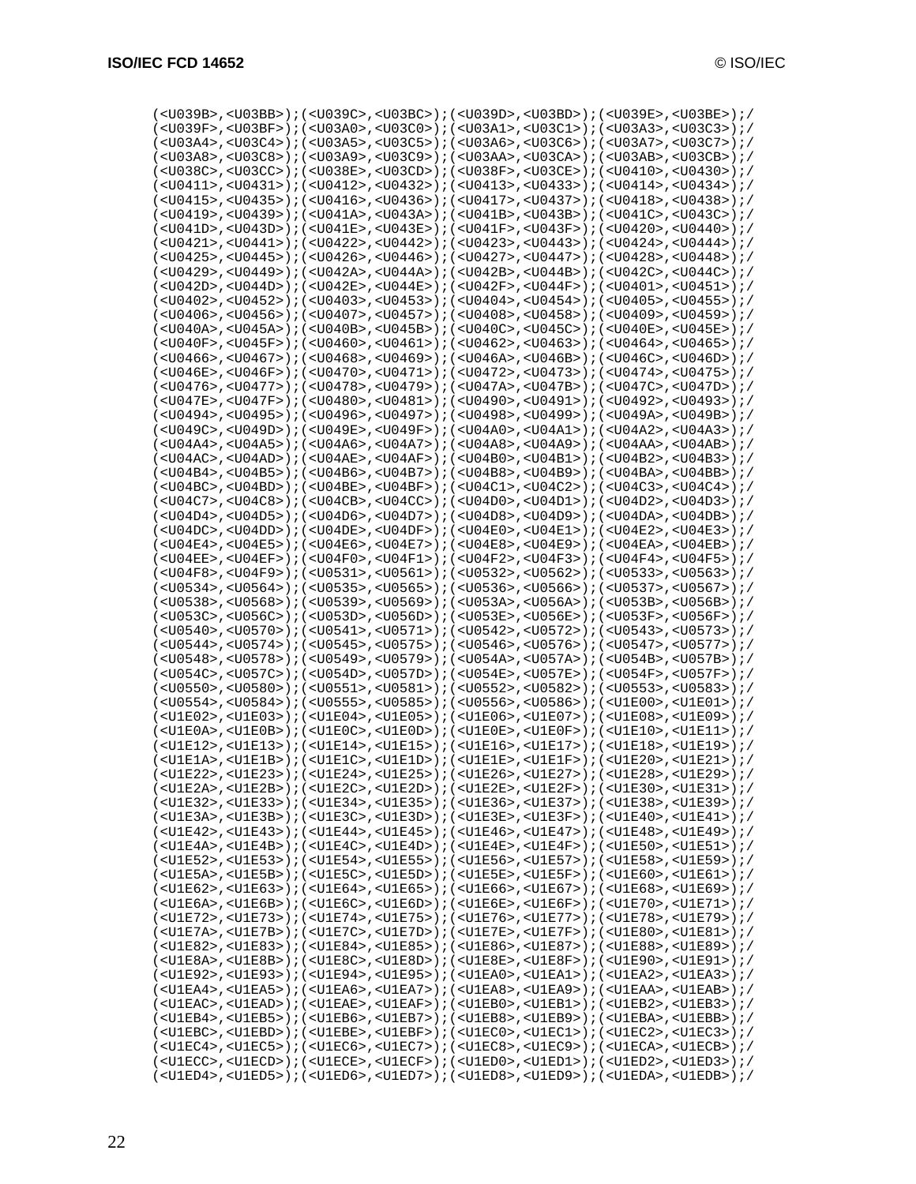```
(<U039B>,<U03BB>);(<U039C>,<U03BC>);(<U039D>,<U03BD>);(<U039E>,<U03BE>);/
(<U039F>,<U03BF>);(<U03A0>,<U03C0>);(<U03A1>,<U03C1>);(<U03A3>,<U03C3>);/
(<U03A4>,<U03C4>);(<U03A5>,<U03C5>);(<U03A6>,<U03C6>);(<U03A7>,<U03C7>);/
(<U03A8>,<U03C8>);(<U03A9>,<U03C9>);(<U03AA>,<U03CA>);(<U03AB>,<U03CB>);/
(<U038C>,<U03CC>);(<U038E>,<U03CD>);(<U038F>,<U03CE>);(<U0410>,<U0430>);/
(<U0411>,<U0431>);(<U0412>,<U0432>);(<U0413>,<U0433>);(<U0414>,<U0434>);/
(<U0415>,<U0435>);(<U0416>,<U0436>);(<U0417>,<U0437>);(<U0418>,<U0438>);/
(<U0419>,<U0439>);(<U041A>,<U043A>);(<U041B>,<U043B>);(<U041C>,<U043C>);/
(<U041D>,<U043D>);(<U041E>,<U043E>);(<U041F>,<U043F>);(<U0420>,<U0440>);/
(<U0421>,<U0441>);(<U0422>,<U0442>);(<U0423>,<U0443>);(<U0424>,<U0444>);/
(<U0425>,<U0445>);(<U0426>,<U0446>);(<U0427>,<U0447>);(<U0428>,<U0448>);/
(<U0429>,<U0449>);(<U042A>,<U044A>);(<U042B>,<U044B>);(<U042C>,<U044C>);/
(<U042D>,<U044D>);(<U042E>,<U044E>);(<U042F>,<U044F>);(<U0401>,<U0451>);/
(<U0402>,<U0452>);(<U0403>,<U0453>);(<U0404>,<U0454>);(<U0405>,<U0455>);/
(<U0406>,<U0456>);(<U0407>,<U0457>);(<U0408>,<U0458>);(<U0409>,<U0459>);/
(<U040A>,<U045A>);(<U040B>,<U045B>);(<U040C>,<U045C>);(<U040E>,<U045E>);/
(<U040F>,<U045F>);(<U0460>,<U0461>);(<U0462>,<U0463>);(<U0464>,<U0465>);/
(<U0466>,<U0467>);(<U0468>,<U0469>);(<U046A>,<U046B>);(<U046C>,<U046D>);/
(<U046E>,<U046F>);(<U0470>,<U0471>);(<U0472>,<U0473>);(<U0474>,<U0475>);/
(<U0476>,<U0477>);(<U0478>,<U0479>);(<U047A>,<U047B>);(<U047C>,<U047D>);/
(<U047E>,<U047F>);(<U0480>,<U0481>);(<U0490>,<U0491>);(<U0492>,<U0493>);/
(<U0494>,<U0495>);(<U0496>,<U0497>);(<U0498>,<U0499>);(<U049A>,<U049B>);/
(<U049C>,<U049D>);(<U049E>,<U049F>);(<U04A0>,<U04A1>);(<U04A2>,<U04A3>);/
(<U04A4>,<U04A5>);(<U04A6>,<U04A7>);(<U04A8>,<U04A9>);(<U04AA>,<U04AB>);/
(<U04AC>,<U04AD>);(<U04AE>,<U04AF>);(<U04B0>,<U04B1>);(<U04B2>,<U04B3>);/
(<U04B4>,<U04B5>);(<U04B6>,<U04B7>);(<U04B8>,<U04B9>);(<U04BA>,<U04BB>);/
(<U04BC>,<U04BD>);(<U04BE>,<U04BF>);(<U04C1>,<U04C2>);(<U04C3>,<U04C4>);/
(<U04C7>,<U04C8>);(<U04CB>,<U04CC>);(<U04D0>,<U04D1>);(<U04D2>,<U04D3>);/
(<U04D4>,<U04D5>);(<U04D6>,<U04D7>);(<U04D8>,<U04D9>);(<U04DA>,<U04DB>);/
(<U04DC>,<U04DD>);(<U04DE>,<U04DF>);(<U04E0>,<U04E1>);(<U04E2>,<U04E3>);/
(<U04E4>,<U04E5>);(<U04E6>,<U04E7>);(<U04E8>,<U04E9>);(<U04EA>,<U04EB>);/
(<U04EE>,<U04EF>);(<U04F0>,<U04F1>);(<U04F2>,<U04F3>);(<U04F4>,<U04F5>);/
(<U04F8>,<U04F9>);(<U0531>,<U0561>);(<U0532>,<U0562>);(<U0533>,<U0563>);/
(<U0534>,<U0564>);(<U0535>,<U0565>);(<U0536>,<U0566>);(<U0537>,<U0567>);/
(<U0538>,<U0568>);(<U0539>,<U0569>);(<U053A>,<U056A>);(<U053B>,<U056B>);/
(<U053C>,<U056C>);(<U053D>,<U056D>);(<U053E>,<U056E>);(<U053F>,<U056F>);/
(<U0540>,<U0570>);(<U0541>,<U0571>);(<U0542>,<U0572>);(<U0543>,<U0573>);/
(<U0544>,<U0574>);(<U0545>,<U0575>);(<U0546>,<U0576>);(<U0547>,<U0577>);/
(<U0548>,<U0578>);(<U0549>,<U0579>);(<U054A>,<U057A>);(<U054B>,<U057B>);/
(<U054C>,<U057C>);(<U054D>,<U057D>);(<U054E>,<U057E>);(<U054F>,<U057F>);/
(<U0550>,<U0580>);(<U0551>,<U0581>);(<U0552>,<U0582>);(<U0553>,<U0583>);/
(<U0554>,<U0584>);(<U0555>,<U0585>);(<U0556>,<U0586>);(<U1E00>,<U1E01>);/
(<U1E02>,<U1E03>);(<U1E04>,<U1E05>);(<U1E06>,<U1E07>);(<U1E08>,<U1E09>);/
(<U1E0A>,<U1E0B>);(<U1E0C>,<U1E0D>);(<U1E0E>,<U1E0F>);(<U1E10>,<U1E11>);/
(<U1E12>,<U1E13>);(<U1E14>,<U1E15>);(<U1E16>,<U1E17>);(<U1E18>,<U1E19>);/
(<U1E1A>,<U1E1B>);(<U1E1C>,<U1E1D>);(<U1E1E>,<U1E1F>);(<U1E20>,<U1E21>);/
(<U1E22>,<U1E23>);(<U1E24>,<U1E25>);(<U1E26>,<U1E27>);(<U1E28>,<U1E29>);/
(<U1E2A>,<U1E2B>);(<U1E2C>,<U1E2D>);(<U1E2E>,<U1E2F>);(<U1E30>,<U1E31>);/
(<U1E32>,<U1E33>);(<U1E34>,<U1E35>);(<U1E36>,<U1E37>);(<U1E38>,<U1E39>);/
(<U1E3A>,<U1E3B>);(<U1E3C>,<U1E3D>);(<U1E3E>,<U1E3F>);(<U1E40>,<U1E41>);/
(<U1E42>,<U1E43>);(<U1E44>,<U1E45>);(<U1E46>,<U1E47>);(<U1E48>,<U1E49>);/
(<U1E4A>,<U1E4B>);(<U1E4C>,<U1E4D>);(<U1E4E>,<U1E4F>);(<U1E50>,<U1E51>);/
(<U1E52>,<U1E53>);(<U1E54>,<U1E55>);(<U1E56>,<U1E57>);(<U1E58>,<U1E59>);/
(<U1E5A>,<U1E5B>);(<U1E5C>,<U1E5D>);(<U1E5E>,<U1E5F>);(<U1E60>,<U1E61>);/
(<U1E62>,<U1E63>);(<U1E64>,<U1E65>);(<U1E66>,<U1E67>);(<U1E68>,<U1E69>);/
(<U1E6A>,<U1E6B>);(<U1E6C>,<U1E6D>);(<U1E6E>,<U1E6F>);(<U1E70>,<U1E71>);/
(<U1E72>,<U1E73>);(<U1E74>,<U1E75>);(<U1E76>,<U1E77>);(<U1E78>,<U1E79>);/
(<U1E7A>,<U1E7B>);(<U1E7C>,<U1E7D>);(<U1E7E>,<U1E7F>);(<U1E80>,<U1E81>);/
(<U1E82>,<U1E83>);(<U1E84>,<U1E85>);(<U1E86>,<U1E87>);(<U1E88>,<U1E89>);/
(<U1E8A>,<U1E8B>);(<U1E8C>,<U1E8D>);(<U1E8E>,<U1E8F>);(<U1E90>,<U1E91>);/
(<U1E92>,<U1E93>);(<U1E94>,<U1E95>);(<U1EA0>,<U1EA1>);(<U1EA2>,<U1EA3>);/
(<U1EA4>,<U1EA5>);(<U1EA6>,<U1EA7>);(<U1EA8>,<U1EA9>);(<U1EAA>,<U1EAB>);/
(<U1EAC>,<U1EAD>);(<U1EAE>,<U1EAF>);(<U1EB0>,<U1EB1>);(<U1EB2>,<U1EB3>);/
(<U1EB4>,<U1EB5>);(<U1EB6>,<U1EB7>);(<U1EB8>,<U1EB9>);(<U1EBA>,<U1EBB>);/
(<U1EBC>,<U1EBD>);(<U1EBE>,<U1EBF>);(<U1EC0>,<U1EC1>);(<U1EC2>,<U1EC3>);/
(<U1EC4>,<U1EC5>);(<U1EC6>,<U1EC7>);(<U1EC8>,<U1EC9>);(<U1ECA>,<U1ECB>);/
(<U1ECC>,<U1ECD>);(<U1ECE>,<U1ECF>);(<U1ED0>,<U1ED1>);(<U1ED2>,<U1ED3>);/
(<U1ED4>,<U1ED5>);(<U1ED6>,<U1ED7>);(<U1ED8>,<U1ED9>);(<U1EDA>,<U1EDB>);/
```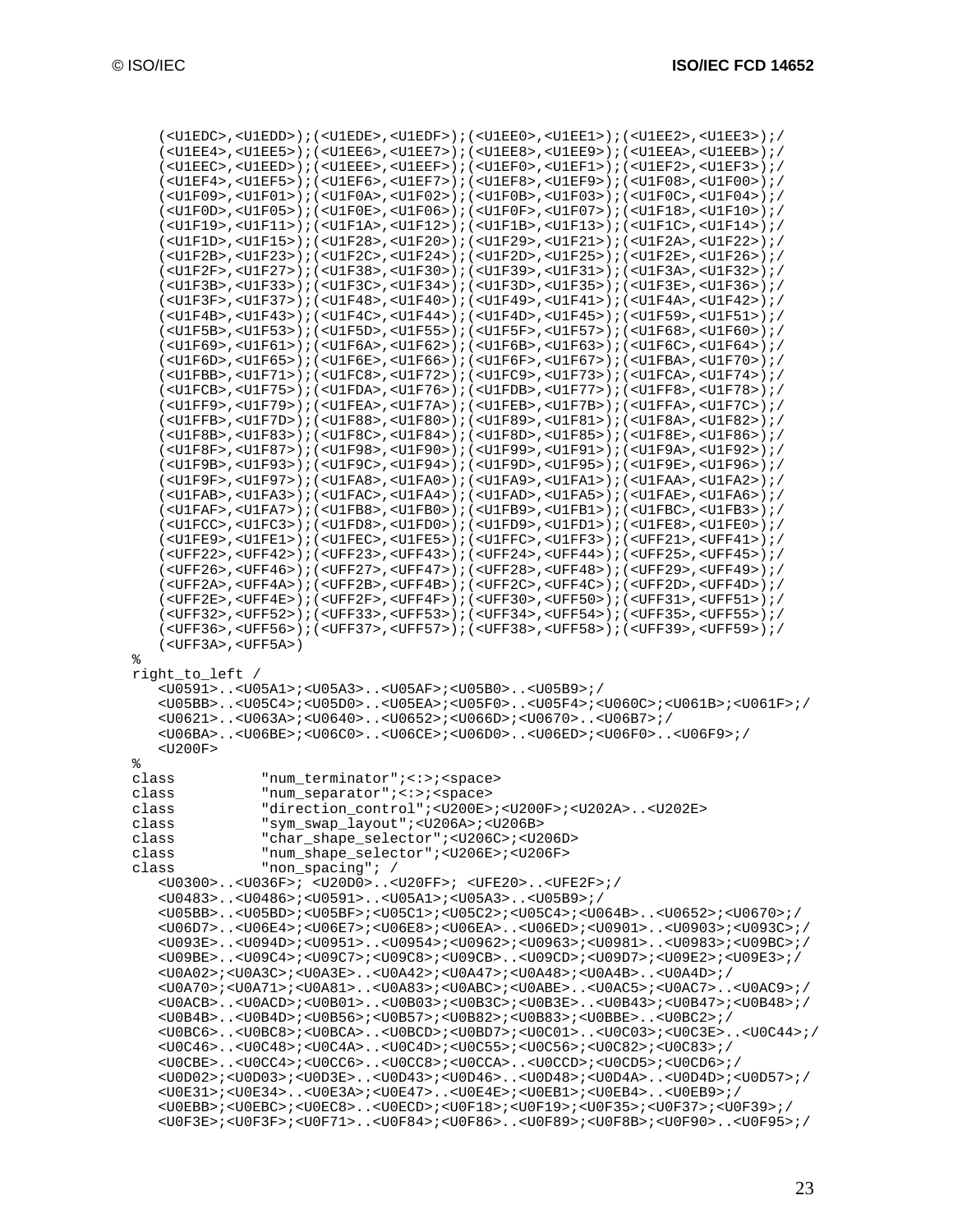```
   (<U1EDC>,<U1EDD>);(<U1EDE>,<U1EDF>);(<U1EE0>,<U1EE1>);(<U1EE2>,<U1EE3>);/
   (<U1EE4>,<U1EE5>);(<U1EE6>,<U1EE7>);(<U1EE8>,<U1EE9>);(<U1EEA>,<U1EEB>);/
   (<U1EEC>,<U1EED>);(<U1EEE>,<U1EEF>);(<U1EF0>,<U1EF1>);(<U1EF2>,<U1EF3>);/
   (<U1EF4>,<U1EF5>);(<U1EF6>,<U1EF7>);(<U1EF8>,<U1EF9>);(<U1F08>,<U1F00>);/
   (<U1F09>,<U1F01>);(<U1F0A>,<U1F02>);(<U1F0B>,<U1F03>);(<U1F0C>,<U1F04>);/
   (<U1F0D>,<U1F05>);(<U1F0E>,<U1F06>);(<U1F0F>,<U1F07>);(<U1F18>,<U1F10>);/
   (<U1F19>,<U1F11>);(<U1F1A>,<U1F12>);(<U1F1B>,<U1F13>);(<U1F1C>,<U1F14>);/
   (<U1F1D>,<U1F15>);(<U1F28>,<U1F20>);(<U1F29>,<U1F21>);(<U1F2A>,<U1F22>);/
   (<U1F2B>,<U1F23>);(<U1F2C>,<U1F24>);(<U1F2D>,<U1F25>);(<U1F2E>,<U1F26>);/
   (<U1F2F>,<U1F27>);(<U1F38>,<U1F30>);(<U1F39>,<U1F31>);(<U1F3A>,<U1F32>);/
   (<U1F3B>,<U1F33>);(<U1F3C>,<U1F34>);(<U1F3D>,<U1F35>);(<U1F3E>,<U1F36>);/
   (<U1F3F>,<U1F37>);(<U1F48>,<U1F40>);(<U1F49>,<U1F41>);(<U1F4A>,<U1F42>);/
   (<U1F4B>,<U1F43>);(<U1F4C>,<U1F44>);(<U1F4D>,<U1F45>);(<U1F59>,<U1F51>);/
   (<U1F5B>,<U1F53>);(<U1F5D>,<U1F55>);(<U1F5F>,<U1F57>);(<U1F68>,<U1F60>);/
   (<U1F69>,<U1F61>);(<U1F6A>,<U1F62>);(<U1F6B>,<U1F63>);(<U1F6C>,<U1F64>);/
   (<U1F6D>,<U1F65>);(<U1F6E>,<U1F66>);(<U1F6F>,<U1F67>);(<U1FBA>,<U1F70>);/
   (<U1FBB>,<U1F71>);(<U1FC8>,<U1F72>);(<U1FC9>,<U1F73>);(<U1FCA>,<U1F74>);/
   (<U1FCB>,<U1F75>);(<U1FDA>,<U1F76>);(<U1FDB>,<U1F77>);(<U1FF8>,<U1F78>);/
   (<U1FF9>,<U1F79>);(<U1FEA>,<U1F7A>);(<U1FEB>,<U1F7B>);(<U1FFA>,<U1F7C>);/
   (<U1FFB>,<U1F7D>);(<U1F88>,<U1F80>);(<U1F89>,<U1F81>);(<U1F8A>,<U1F82>);/
   (<U1F8B>,<U1F83>);(<U1F8C>,<U1F84>);(<U1F8D>,<U1F85>);(<U1F8E>,<U1F86>);/
   (<U1F8F>,<U1F87>);(<U1F98>,<U1F90>);(<U1F99>,<U1F91>);(<U1F9A>,<U1F92>);/
   (<U1F9B>,<U1F93>);(<U1F9C>,<U1F94>);(<U1F9D>,<U1F95>);(<U1F9E>,<U1F96>);/
   (<U1F9F>,<U1F97>);(<U1FA8>,<U1FA0>);(<U1FA9>,<U1FA1>);(<U1FAA>,<U1FA2>);/
   (<U1FAB>,<U1FA3>);(<U1FAC>,<U1FA4>);(<U1FAD>,<U1FA5>);(<U1FAE>,<U1FA6>);/
   (<U1FAF>,<U1FA7>);(<U1FB8>,<U1FB0>);(<U1FB9>,<U1FB1>);(<U1FBC>,<U1FB3>);/
   (<U1FCC>,<U1FC3>);(<U1FD8>,<U1FD0>);(<U1FD9>,<U1FD1>);(<U1FE8>,<U1FE0>);/
   (<U1FE9>,<U1FE1>);(<U1FEC>,<U1FE5>);(<U1FFC>,<U1FF3>);(<UFF21>,<UFF41>);/
   (<UFF22>,<UFF42>);(<UFF23>,<UFF43>);(<UFF24>,<UFF44>);(<UFF25>,<UFF45>);/
   (<UFF26>,<UFF46>);(<UFF27>,<UFF47>);(<UFF28>,<UFF48>);(<UFF29>,<UFF49>);/
   (<UFF2A>,<UFF4A>);(<UFF2B>,<UFF4B>);(<UFF2C>,<UFF4C>);(<UFF2D>,<UFF4D>);/
   (<UFF2E>,<UFF4E>);(<UFF2F>,<UFF4F>);(<UFF30>,<UFF50>);(<UFF31>,<UFF51>);/
   (<UFF32>,<UFF52>);(<UFF33>,<UFF53>);(<UFF34>,<UFF54>);(<UFF35>,<UFF55>);/
   (<UFF36>,<UFF56>);(<UFF37>,<UFF57>);(<UFF38>,<UFF58>);(<UFF39>,<UFF59>);/
   (<UFF3A>,<UFF5A>)
%
right_to_left /
   <U0591>..<U05A1>;<U05A3>..<U05AF>;<U05B0>..<U05B9>;/
   <U05BB>..<U05C4>;<U05D0>..<U05EA>;<U05F0>..<U05F4>;<U060C>;<U061B>;<U061F>;/
   <U0621>..<U063A>;<U0640>..<U0652>;<U066D>;<U0670>..<U06B7>;/
   <U06BA>..<U06BE>;<U06C0>..<U06CE>;<U06D0>..<U06ED>;<U06F0>..<U06F9>;/
   <U200F>
%
class          "num_terminator";<:>;<space>
class          "num_separator";<:>;<space>
class          "direction_control";<U200E>;<U200F>;<U202A>..<U202E>
class          "sym_swap_layout";<U206A>;<U206B>
class          "char_shape_selector";<U206C>;<U206D>
class          "num_shape_selector";<U206E>;<U206F>
class          "non_spacing"; /
   <U0300>..<U036F>; <U20D0>..<U20FF>; <UFE20>..<UFE2F>;/
   <U0483>..<U0486>;<U0591>..<U05A1>;<U05A3>..<U05B9>;/
   <U05BB>..<U05BD>;<U05BF>;<U05C1>;<U05C2>;<U05C4>;<U064B>..<U0652>;<U0670>;/
   <U06D7>..<U06E4>;<U06E7>;<U06E8>;<U06EA>..<U06ED>;<U0901>..<U0903>;<U093C>;/
   <U093E>..<U094D>;<U0951>..<U0954>;<U0962>;<U0963>;<U0981>..<U0983>;<U09BC>;/
   <U09BE>..<U09C4>;<U09C7>;<U09C8>;<U09CB>..<U09CD>;<U09D7>;<U09E2>;<U09E3>;/
   <U0A02>;<U0A3C>;<U0A3E>..<U0A42>;<U0A47>;<U0A48>;<U0A4B>..<U0A4D>;/
   <U0A70>;<U0A71>;<U0A81>..<U0A83>;<U0ABC>;<U0ABE>..<U0AC5>;<U0AC7>..<U0AC9>;/
   <U0ACB>..<U0ACD>;<U0B01>..<U0B03>;<U0B3C>;<U0B3E>..<U0B43>;<U0B47>;<U0B48>;/
   <U0B4B>..<U0B4D>;<U0B56>;<U0B57>;<U0B82>;<U0B83>;<U0BBE>..<U0BC2>;/
   <U0BC6>..<U0BC8>;<U0BCA>..<U0BCD>;<U0BD7>;<U0C01>..<U0C03>;<U0C3E>..<U0C44>;/
   <U0C46>..<U0C48>;<U0C4A>..<U0C4D>;<U0C55>;<U0C56>;<U0C82>;<U0C83>;/
   <U0CBE>..<U0CC4>;<U0CC6>..<U0CC8>;<U0CCA>..<U0CCD>;<U0CD5>;<U0CD6>;/
   <U0D02>;<U0D03>;<U0D3E>..<U0D43>;<U0D46>..<U0D48>;<U0D4A>..<U0D4D>;<U0D57>;/
   <U0E31>;<U0E34>..<U0E3A>;<U0E47>..<U0E4E>;<U0EB1>;<U0EB4>..<U0EB9>;/
   <U0EBB>;<U0EBC>;<U0EC8>..<U0ECD>;<U0F18>;<U0F19>;<U0F35>;<U0F37>;<U0F39>;/
   <U0F3E>;<U0F3F>;<U0F71>..<U0F84>;<U0F86>..<U0F89>;<U0F8B>;<U0F90>..<U0F95>;/
```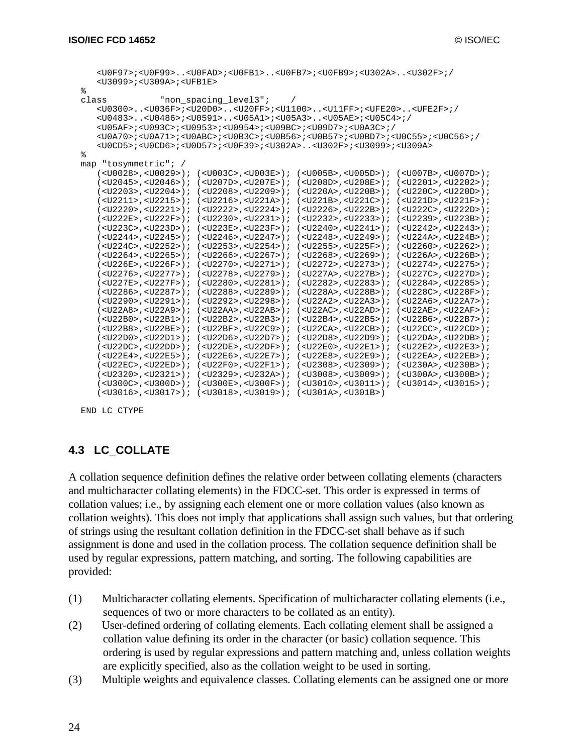```
    <U0F97>;<U0F99>..<U0FAD>;<U0FB1>..<U0FB7>;<U0FB9>;<U302A>..<U302F>;/
    <U3099>;<U309A>;<UFB1E>
%
class          "non_spacing_level3";    /
    <U0300>..<U036F>;<U20D0>..<U20FF>;<U1100>..<U11FF>;<UFE20>..<UFE2F>;/
    <U0483>..<U0486>;<U0591>..<U05A1>;<U05A3>..<U05AE>;<U05C4>;/
    <U05AF>;<U093C>;<U0953>;<U0954>;<U09BC>;<U09D7>;<U0A3C>;/
    <U0A70>;<U0A71>;<U0ABC>;<U0B3C>;<U0B56>;<U0B57>;<U0BD7>;<U0C55>;<U0C56>;/
    <U0CD5>;<U0CD6>;<U0D57>;<U0F39>;<U302A>..<U302F>;<U3099>;<U309A>
%
map "tosymmetric"; /
    (<U0028>,<U0029>); (<U003C>,<U003E>); (<U005B>,<U005D>); (<U007B>,<U007D>);
    (<U2045>,<U2046>); (<U207D>,<U207E>); (<U208D>,<U208E>); (<U2201>,<U2202>);
    (<U2203>,<U2204>); (<U2208>,<U2209>); (<U220A>,<U220B>); (<U220C>,<U220D>);
    (<U2211>,<U2215>); (<U2216>,<U221A>); (<U221B>,<U221C>); (<U221D>,<U221F>);
    (<U2220>,<U2221>); (<U2222>,<U2224>); (<U2226>,<U222B>); (<U222C>,<U222D>);
    (<U222E>,<U222F>); (<U2230>,<U2231>); (<U2232>,<U2233>); (<U2239>,<U223B>);
    (<U223C>,<U223D>); (<U223E>,<U223F>); (<U2240>,<U2241>); (<U2242>,<U2243>);
    (<U2244>,<U2245>); (<U2246>,<U2247>); (<U2248>,<U2249>); (<U224A>,<U224B>);
    (<U224C>,<U2252>); (<U2253>,<U2254>); (<U2255>,<U225F>); (<U2260>,<U2262>);
    (<U2264>,<U2265>); (<U2266>,<U2267>); (<U2268>,<U2269>); (<U226A>,<U226B>);
    (<U226E>,<U226F>); (<U2270>,<U2271>); (<U2272>,<U2273>); (<U2274>,<U2275>);
    (<U2276>,<U2277>); (<U2278>,<U2279>); (<U227A>,<U227B>); (<U227C>,<U227D>);
    (<U227E>,<U227F>); (<U2280>,<U2281>); (<U2282>,<U2283>); (<U2284>,<U2285>);
    (<U2286>,<U2287>); (<U2288>,<U2289>); (<U228A>,<U228B>); (<U228C>,<U228F>);
    (<U2290>,<U2291>); (<U2292>,<U2298>); (<U22A2>,<U22A3>); (<U22A6>,<U22A7>);
    (<U22A8>,<U22A9>); (<U22AA>,<U22AB>); (<U22AC>,<U22AD>); (<U22AE>,<U22AF>);
    (<U22B0>,<U22B1>); (<U22B2>,<U22B3>); (<U22B4>,<U22B5>); (<U22B6>,<U22B7>);
    (<U22B8>,<U22BE>); (<U22BF>,<U22C9>); (<U22CA>,<U22CB>); (<U22CC>,<U22CD>);
    (<U22D0>,<U22D1>); (<U22D6>,<U22D7>); (<U22D8>,<U22D9>); (<U22DA>,<U22DB>);
    (<U22DC>,<U22DD>); (<U22DE>,<U22DF>); (<U22E0>,<U22E1>); (<U22E2>,<U22E3>);
    (<U22E4>,<U22E5>); (<U22E6>,<U22E7>); (<U22E8>,<U22E9>); (<U22EA>,<U22EB>);
    (<U22EC>,<U22ED>); (<U22F0>,<U22F1>); (<U2308>,<U2309>); (<U230A>,<U230B>);
    (<U2320>,<U2321>); (<U2329>,<U232A>); (<U3008>,<U3009>); (<U300A>,<U300B>);
    (<U300C>,<U300D>); (<U300E>,<U300F>); (<U3010>,<U3011>); (<U3014>,<U3015>);
    (<U3016>,<U3017>); (<U3018>,<U3019>); (<U301A>,<U301B>)

END LC_CTYPE
```

## 4.3 LC_COLLATE

A collation sequence definition defines the relative order between collating elements (characters and multicharacter collating elements) in the FDCC-set. This order is expressed in terms of collation values; i.e., by assigning each element one or more collation values (also known as collation weights). This does not imply that applications shall assign such values, but that ordering of strings using the resultant collation definition in the FDCC-set shall behave as if such assignment is done and used in the collation process. The collation sequence definition shall be used by regular expressions, pattern matching, and sorting. The following capabilities are provided:

(1) Multicharacter collating elements. Specification of multicharacter collating elements (i.e., sequences of two or more characters to be collated as an entity).

(2) User-defined ordering of collating elements. Each collating element shall be assigned a collation value defining its order in the character (or basic) collation sequence. This ordering is used by regular expressions and pattern matching and, unless collation weights are explicitly specified, also as the collation weight to be used in sorting.

(3) Multiple weights and equivalence classes. Collating elements can be assigned one or more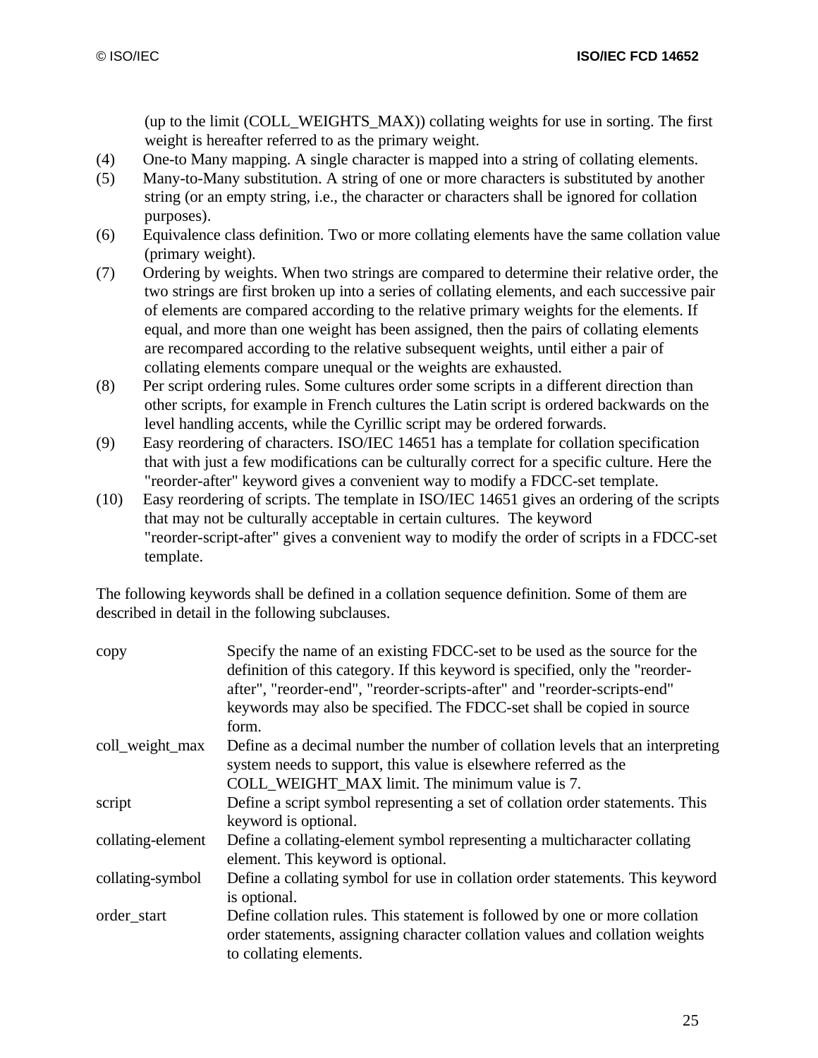(up to the limit (COLL_WEIGHTS_MAX)) collating weights for use in sorting. The first weight is hereafter referred to as the primary weight.

(4) One-to Many mapping. A single character is mapped into a string of collating elements.

(5) Many-to-Many substitution. A string of one or more characters is substituted by another string (or an empty string, i.e., the character or characters shall be ignored for collation purposes).

(6) Equivalence class definition. Two or more collating elements have the same collation value (primary weight).

(7) Ordering by weights. When two strings are compared to determine their relative order, the two strings are first broken up into a series of collating elements, and each successive pair of elements are compared according to the relative primary weights for the elements. If equal, and more than one weight has been assigned, then the pairs of collating elements are recompared according to the relative subsequent weights, until either a pair of collating elements compare unequal or the weights are exhausted.

(8) Per script ordering rules. Some cultures order some scripts in a different direction than other scripts, for example in French cultures the Latin script is ordered backwards on the level handling accents, while the Cyrillic script may be ordered forwards.

(9) Easy reordering of characters. ISO/IEC 14651 has a template for collation specification that with just a few modifications can be culturally correct for a specific culture. Here the "reorder-after" keyword gives a convenient way to modify a FDCC-set template.

(10) Easy reordering of scripts. The template in ISO/IEC 14651 gives an ordering of the scripts that may not be culturally acceptable in certain cultures. The keyword "reorder-script-after" gives a convenient way to modify the order of scripts in a FDCC-set template.

The following keywords shall be defined in a collation sequence definition. Some of them are described in detail in the following subclauses.

| | |
|---|---|
| copy | Specify the name of an existing FDCC-set to be used as the source for the definition of this category. If this keyword is specified, only the "reorder-after", "reorder-end", "reorder-scripts-after" and "reorder-scripts-end" keywords may also be specified. The FDCC-set shall be copied in source form. |
| coll_weight_max | Define as a decimal number the number of collation levels that an interpreting system needs to support, this value is elsewhere referred as the COLL_WEIGHT_MAX limit. The minimum value is 7. |
| script | Define a script symbol representing a set of collation order statements. This keyword is optional. |
| collating-element | Define a collating-element symbol representing a multicharacter collating element. This keyword is optional. |
| collating-symbol | Define a collating symbol for use in collation order statements. This keyword is optional. |
| order_start | Define collation rules. This statement is followed by one or more collation order statements, assigning character collation values and collation weights to collating elements. |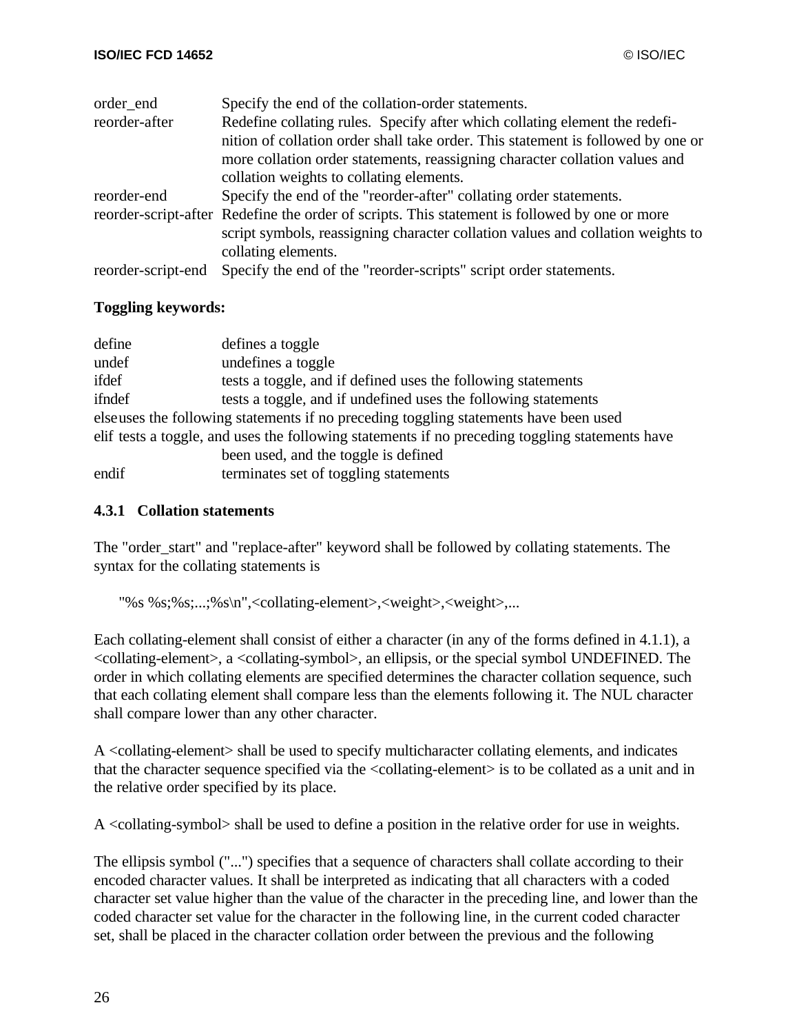| | |
|---|---|
| order_end | Specify the end of the collation-order statements. |
| reorder-after | Redefine collating rules. Specify after which collating element the redefinition of collation order shall take order. This statement is followed by one or more collation order statements, reassigning character collation values and collation weights to collating elements. |
| reorder-end | Specify the end of the "reorder-after" collating order statements. |
| reorder-script-after | Redefine the order of scripts. This statement is followed by one or more script symbols, reassigning character collation values and collation weights to collating elements. |
| reorder-script-end | Specify the end of the "reorder-scripts" script order statements. |

**Toggling keywords:**

| | |
|---|---|
| define | defines a toggle |
| undef | undefines a toggle |
| ifdef | tests a toggle, and if defined uses the following statements |
| ifndef | tests a toggle, and if undefined uses the following statements |
| else | uses the following statements if no preceding toggling statements have been used |
| elif | tests a toggle, and uses the following statements if no preceding toggling statements have been used, and the toggle is defined |
| endif | terminates set of toggling statements |

### 4.3.1 Collation statements

The "order_start" and "replace-after" keyword shall be followed by collating statements. The syntax for the collating statements is

```
"%s %s;%s;...;%s\n",<collating-element>,<weight>,<weight>,...
```

Each collating-element shall consist of either a character (in any of the forms defined in 4.1.1), a <collating-element>, a <collating-symbol>, an ellipsis, or the special symbol UNDEFINED. The order in which collating elements are specified determines the character collation sequence, such that each collating element shall compare less than the elements following it. The NUL character shall compare lower than any other character.

A <collating-element> shall be used to specify multicharacter collating elements, and indicates that the character sequence specified via the <collating-element> is to be collated as a unit and in the relative order specified by its place.

A <collating-symbol> shall be used to define a position in the relative order for use in weights.

The ellipsis symbol ("...") specifies that a sequence of characters shall collate according to their encoded character values. It shall be interpreted as indicating that all characters with a coded character set value higher than the value of the character in the preceding line, and lower than the coded character set value for the character in the following line, in the current coded character set, shall be placed in the character collation order between the previous and the following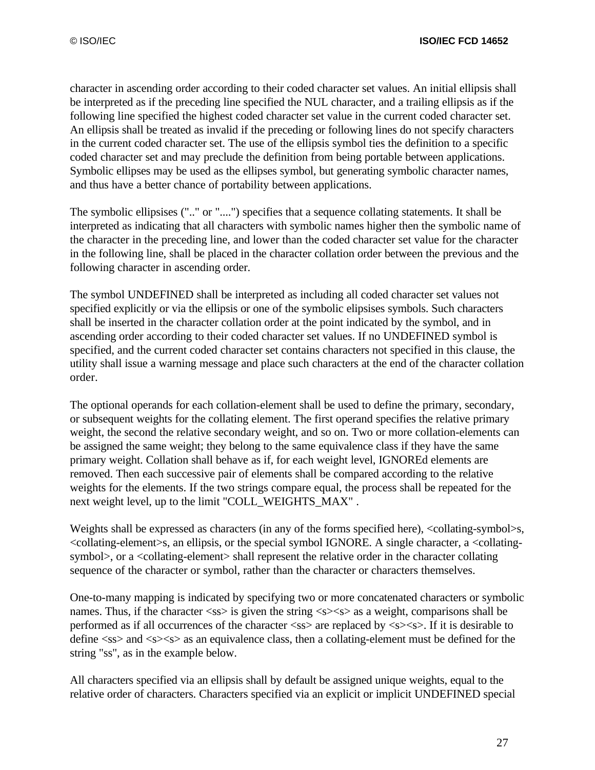character in ascending order according to their coded character set values. An initial ellipsis shall be interpreted as if the preceding line specified the NUL character, and a trailing ellipsis as if the following line specified the highest coded character set value in the current coded character set. An ellipsis shall be treated as invalid if the preceding or following lines do not specify characters in the current coded character set. The use of the ellipsis symbol ties the definition to a specific coded character set and may preclude the definition from being portable between applications. Symbolic ellipses may be used as the ellipses symbol, but generating symbolic character names, and thus have a better chance of portability between applications.

The symbolic ellipsises (".." or "....") specifies that a sequence collating statements. It shall be interpreted as indicating that all characters with symbolic names higher then the symbolic name of the character in the preceding line, and lower than the coded character set value for the character in the following line, shall be placed in the character collation order between the previous and the following character in ascending order.

The symbol UNDEFINED shall be interpreted as including all coded character set values not specified explicitly or via the ellipsis or one of the symbolic elipsises symbols. Such characters shall be inserted in the character collation order at the point indicated by the symbol, and in ascending order according to their coded character set values. If no UNDEFINED symbol is specified, and the current coded character set contains characters not specified in this clause, the utility shall issue a warning message and place such characters at the end of the character collation order.

The optional operands for each collation-element shall be used to define the primary, secondary, or subsequent weights for the collating element. The first operand specifies the relative primary weight, the second the relative secondary weight, and so on. Two or more collation-elements can be assigned the same weight; they belong to the same equivalence class if they have the same primary weight. Collation shall behave as if, for each weight level, IGNOREd elements are removed. Then each successive pair of elements shall be compared according to the relative weights for the elements. If the two strings compare equal, the process shall be repeated for the next weight level, up to the limit "COLL_WEIGHTS_MAX" .

Weights shall be expressed as characters (in any of the forms specified here), <collating-symbol>s, <collating-element>s, an ellipsis, or the special symbol IGNORE. A single character, a <collating-symbol>, or a <collating-element> shall represent the relative order in the character collating sequence of the character or symbol, rather than the character or characters themselves.

One-to-many mapping is indicated by specifying two or more concatenated characters or symbolic names. Thus, if the character <ss> is given the string <s><s> as a weight, comparisons shall be performed as if all occurrences of the character <ss> are replaced by <s><s>. If it is desirable to define <ss> and <s><s> as an equivalence class, then a collating-element must be defined for the string "ss", as in the example below.

All characters specified via an ellipsis shall by default be assigned unique weights, equal to the relative order of characters. Characters specified via an explicit or implicit UNDEFINED special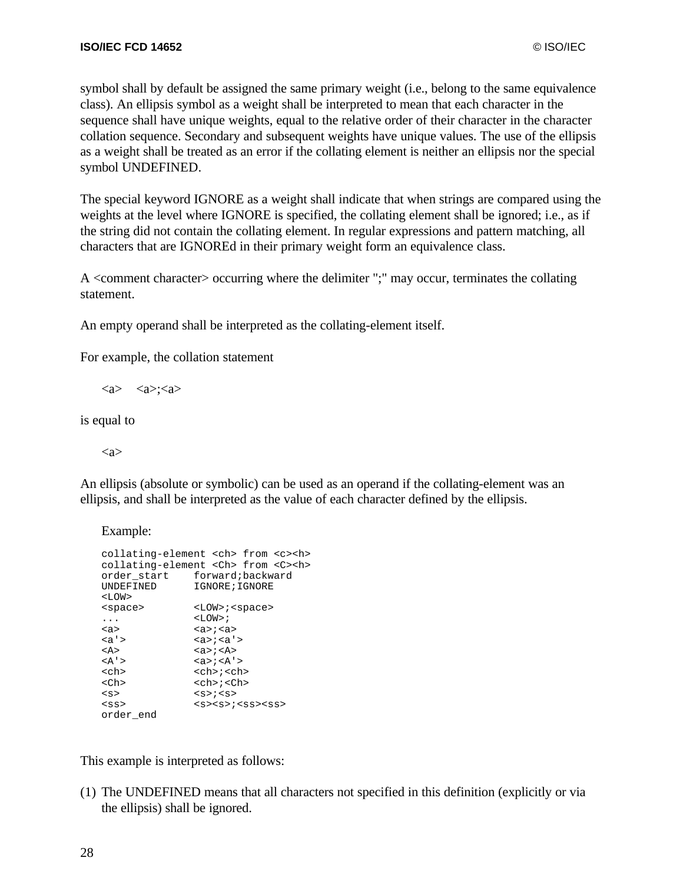symbol shall by default be assigned the same primary weight (i.e., belong to the same equivalence class). An ellipsis symbol as a weight shall be interpreted to mean that each character in the sequence shall have unique weights, equal to the relative order of their character in the character collation sequence. Secondary and subsequent weights have unique values. The use of the ellipsis as a weight shall be treated as an error if the collating element is neither an ellipsis nor the special symbol UNDEFINED.

The special keyword IGNORE as a weight shall indicate that when strings are compared using the weights at the level where IGNORE is specified, the collating element shall be ignored; i.e., as if the string did not contain the collating element. In regular expressions and pattern matching, all characters that are IGNOREd in their primary weight form an equivalence class.

A <comment character> occurring where the delimiter ";" may occur, terminates the collating statement.

An empty operand shall be interpreted as the collating-element itself.

For example, the collation statement

```
<a>    <a>;<a>
```

is equal to

```
<a>
```

An ellipsis (absolute or symbolic) can be used as an operand if the collating-element was an ellipsis, and shall be interpreted as the value of each character defined by the ellipsis.

Example:

```
collating-element <ch> from <c><h>
collating-element <Ch> from <C><h>
order_start    forward;backward
UNDEFINED      IGNORE;IGNORE
<LOW>
<space>        <LOW>;<space>
...            <LOW>;
<a>            <a>;<a>
<a'>           <a>;<a'>
<A>            <a>;<A>
<A'>           <a>;<A'>
<ch>           <ch>;<ch>
<Ch>           <ch>;<Ch>
<s>            <s>;<s>
<ss>           <s><s>;<ss><ss>
order_end
```

This example is interpreted as follows:

(1) The UNDEFINED means that all characters not specified in this definition (explicitly or via the ellipsis) shall be ignored.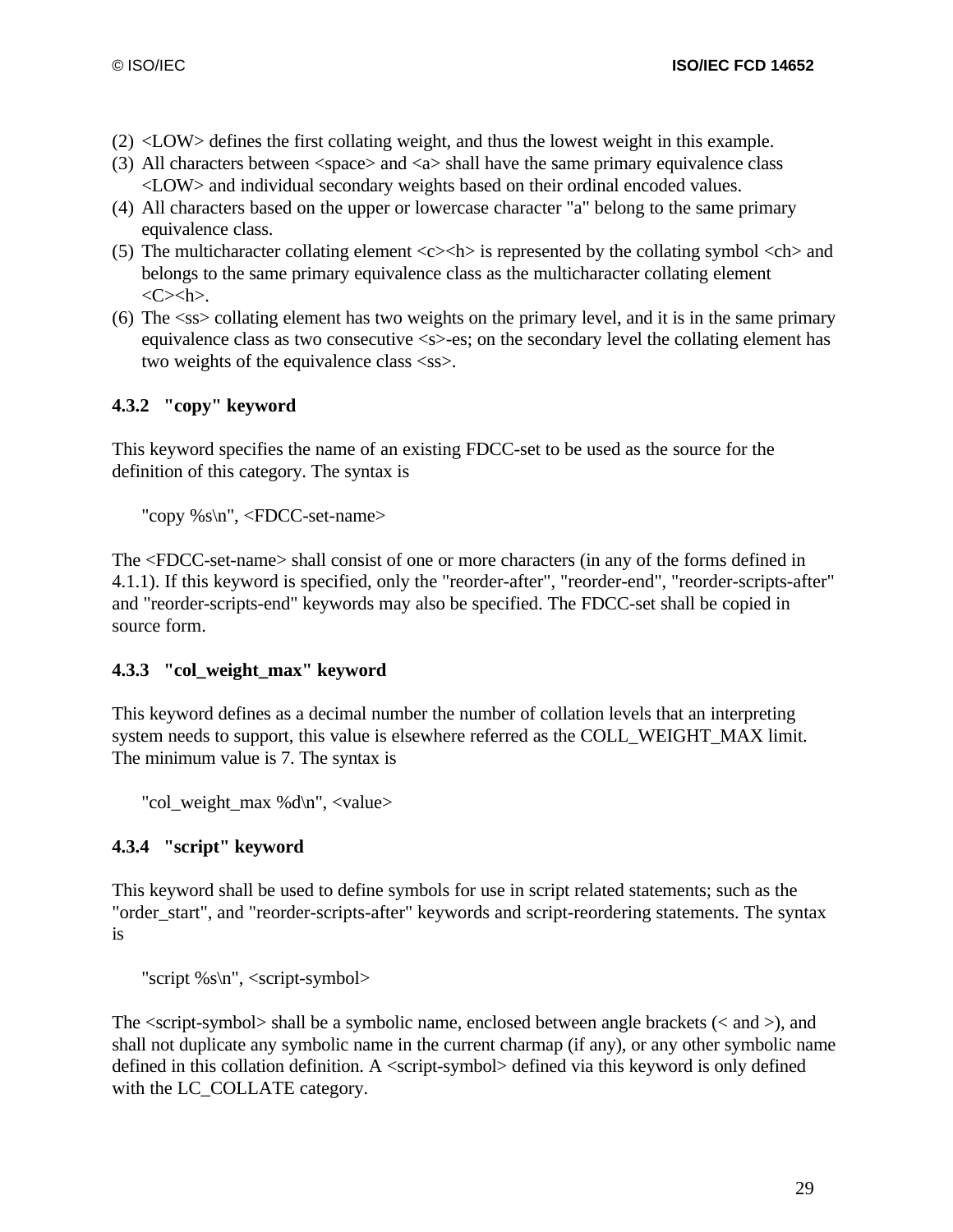(2) <LOW> defines the first collating weight, and thus the lowest weight in this example.
(3) All characters between <space> and <a> shall have the same primary equivalence class <LOW> and individual secondary weights based on their ordinal encoded values.
(4) All characters based on the upper or lowercase character "a" belong to the same primary equivalence class.
(5) The multicharacter collating element <c><h> is represented by the collating symbol <ch> and belongs to the same primary equivalence class as the multicharacter collating element <C><h>.
(6) The <ss> collating element has two weights on the primary level, and it is in the same primary equivalence class as two consecutive <s>-es; on the secondary level the collating element has two weights of the equivalence class <ss>.

### 4.3.2 "copy" keyword

This keyword specifies the name of an existing FDCC-set to be used as the source for the definition of this category. The syntax is

```
"copy %s\n", <FDCC-set-name>
```

The <FDCC-set-name> shall consist of one or more characters (in any of the forms defined in 4.1.1). If this keyword is specified, only the "reorder-after", "reorder-end", "reorder-scripts-after" and "reorder-scripts-end" keywords may also be specified. The FDCC-set shall be copied in source form.

### 4.3.3 "col_weight_max" keyword

This keyword defines as a decimal number the number of collation levels that an interpreting system needs to support, this value is elsewhere referred as the COLL_WEIGHT_MAX limit. The minimum value is 7. The syntax is

```
"col_weight_max %d\n", <value>
```

### 4.3.4 "script" keyword

This keyword shall be used to define symbols for use in script related statements; such as the "order_start", and "reorder-scripts-after" keywords and script-reordering statements. The syntax is

```
"script %s\n", <script-symbol>
```

The <script-symbol> shall be a symbolic name, enclosed between angle brackets (< and >), and shall not duplicate any symbolic name in the current charmap (if any), or any other symbolic name defined in this collation definition. A <script-symbol> defined via this keyword is only defined with the LC_COLLATE category.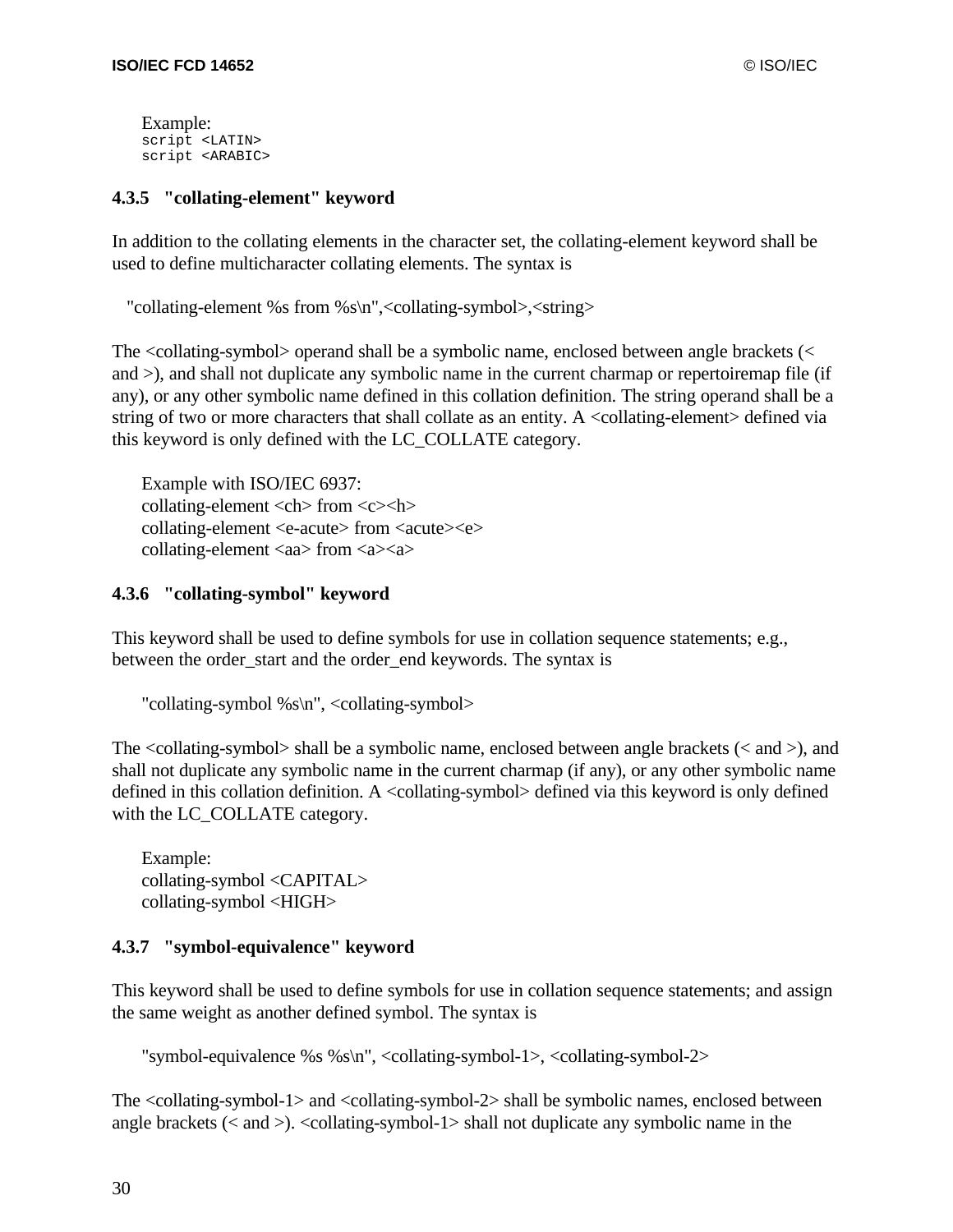Example:
```
script <LATIN>
script <ARABIC>
```

### 4.3.5 "collating-element" keyword

In addition to the collating elements in the character set, the collating-element keyword shall be used to define multicharacter collating elements. The syntax is

"collating-element %s from %s\n",<collating-symbol>,<string>

The <collating-symbol> operand shall be a symbolic name, enclosed between angle brackets (< and >), and shall not duplicate any symbolic name in the current charmap or repertoiremap file (if any), or any other symbolic name defined in this collation definition. The string operand shall be a string of two or more characters that shall collate as an entity. A <collating-element> defined via this keyword is only defined with the LC_COLLATE category.

Example with ISO/IEC 6937:
collating-element <ch> from <c><h>
collating-element <e-acute> from <acute><e>
collating-element <aa> from <a><a>

### 4.3.6 "collating-symbol" keyword

This keyword shall be used to define symbols for use in collation sequence statements; e.g., between the order_start and the order_end keywords. The syntax is

"collating-symbol %s\n", <collating-symbol>

The <collating-symbol> shall be a symbolic name, enclosed between angle brackets (< and >), and shall not duplicate any symbolic name in the current charmap (if any), or any other symbolic name defined in this collation definition. A <collating-symbol> defined via this keyword is only defined with the LC_COLLATE category.

Example:
collating-symbol <CAPITAL>
collating-symbol <HIGH>

### 4.3.7 "symbol-equivalence" keyword

This keyword shall be used to define symbols for use in collation sequence statements; and assign the same weight as another defined symbol. The syntax is

"symbol-equivalence %s %s\n", <collating-symbol-1>, <collating-symbol-2>

The <collating-symbol-1> and <collating-symbol-2> shall be symbolic names, enclosed between angle brackets (< and >). <collating-symbol-1> shall not duplicate any symbolic name in the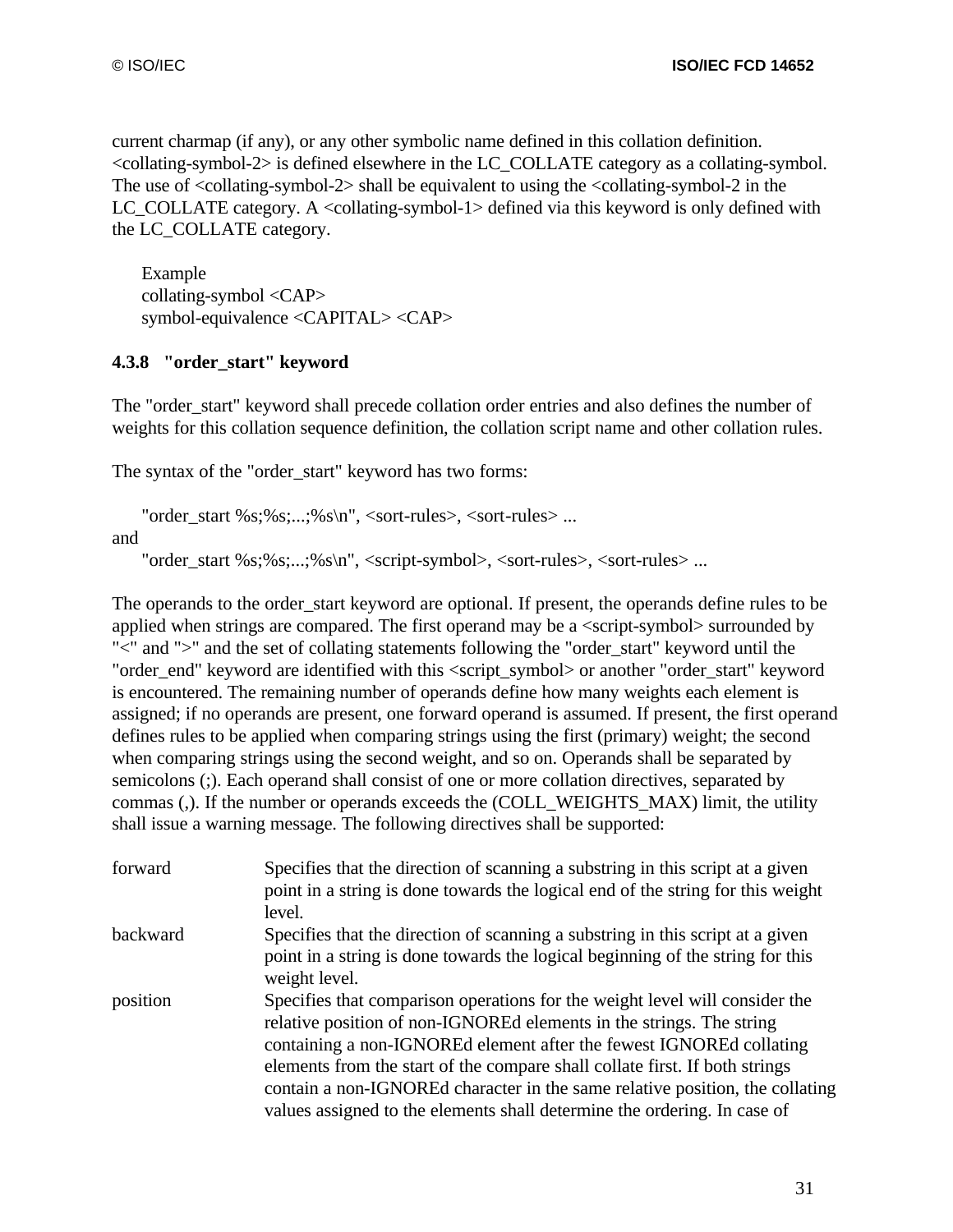current charmap (if any), or any other symbolic name defined in this collation definition. <collating-symbol-2> is defined elsewhere in the LC_COLLATE category as a collating-symbol. The use of <collating-symbol-2> shall be equivalent to using the <collating-symbol-2 in the LC_COLLATE category. A <collating-symbol-1> defined via this keyword is only defined with the LC_COLLATE category.

Example
collating-symbol <CAP>
symbol-equivalence <CAPITAL> <CAP>

### 4.3.8 "order_start" keyword

The "order_start" keyword shall precede collation order entries and also defines the number of weights for this collation sequence definition, the collation script name and other collation rules.

The syntax of the "order_start" keyword has two forms:

"order_start %s;%s;...;%s\n", <sort-rules>, <sort-rules> ...

and

"order_start %s;%s;...;%s\n", <script-symbol>, <sort-rules>, <sort-rules> ...

The operands to the order_start keyword are optional. If present, the operands define rules to be applied when strings are compared. The first operand may be a <script-symbol> surrounded by "<" and ">" and the set of collating statements following the "order_start" keyword until the "order_end" keyword are identified with this <script_symbol> or another "order_start" keyword is encountered. The remaining number of operands define how many weights each element is assigned; if no operands are present, one forward operand is assumed. If present, the first operand defines rules to be applied when comparing strings using the first (primary) weight; the second when comparing strings using the second weight, and so on. Operands shall be separated by semicolons (;). Each operand shall consist of one or more collation directives, separated by commas (,). If the number or operands exceeds the (COLL_WEIGHTS_MAX) limit, the utility shall issue a warning message. The following directives shall be supported:

forward
: Specifies that the direction of scanning a substring in this script at a given point in a string is done towards the logical end of the string for this weight level.

backward
: Specifies that the direction of scanning a substring in this script at a given point in a string is done towards the logical beginning of the string for this weight level.

position
: Specifies that comparison operations for the weight level will consider the relative position of non-IGNOREd elements in the strings. The string containing a non-IGNOREd element after the fewest IGNOREd collating elements from the start of the compare shall collate first. If both strings contain a non-IGNOREd character in the same relative position, the collating values assigned to the elements shall determine the ordering. In case of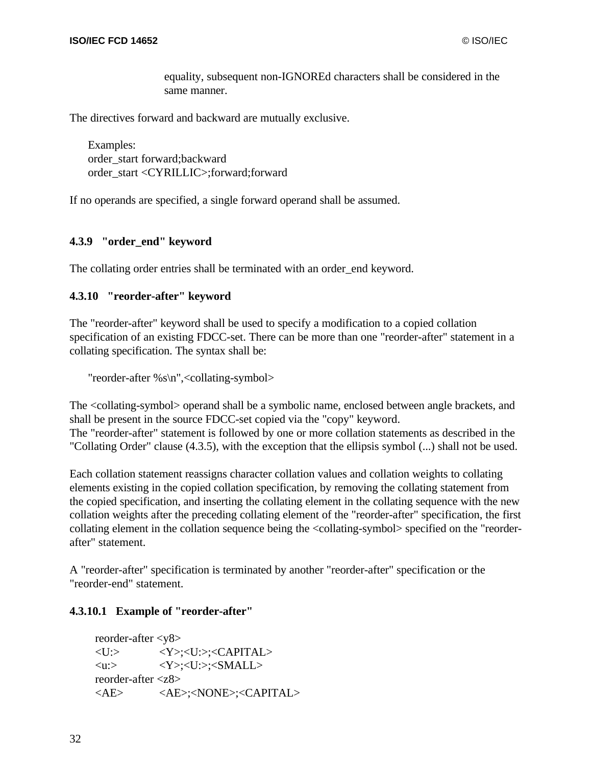equality, subsequent non-IGNOREd characters shall be considered in the same manner.

The directives forward and backward are mutually exclusive.

Examples:
order_start forward;backward
order_start <CYRILLIC>;forward;forward

If no operands are specified, a single forward operand shall be assumed.

#### 4.3.9 "order_end" keyword

The collating order entries shall be terminated with an order_end keyword.

#### 4.3.10 "reorder-after" keyword

The "reorder-after" keyword shall be used to specify a modification to a copied collation specification of an existing FDCC-set. There can be more than one "reorder-after" statement in a collating specification. The syntax shall be:

"reorder-after %s\n",<collating-symbol>

The <collating-symbol> operand shall be a symbolic name, enclosed between angle brackets, and shall be present in the source FDCC-set copied via the "copy" keyword.
The "reorder-after" statement is followed by one or more collation statements as described in the "Collating Order" clause (4.3.5), with the exception that the ellipsis symbol (...) shall not be used.

Each collation statement reassigns character collation values and collation weights to collating elements existing in the copied collation specification, by removing the collating statement from the copied specification, and inserting the collating element in the collating sequence with the new collation weights after the preceding collating element of the "reorder-after" specification, the first collating element in the collation sequence being the <collating-symbol> specified on the "reorder-after" statement.

A "reorder-after" specification is terminated by another "reorder-after" specification or the "reorder-end" statement.

##### 4.3.10.1 Example of "reorder-after"

```
reorder-after <y8>
<U:>        <Y>;<U:>;<CAPITAL>
<u:>        <Y>;<U:>;<SMALL>
reorder-after <z8>
<AE>        <AE>;<NONE>;<CAPITAL>
```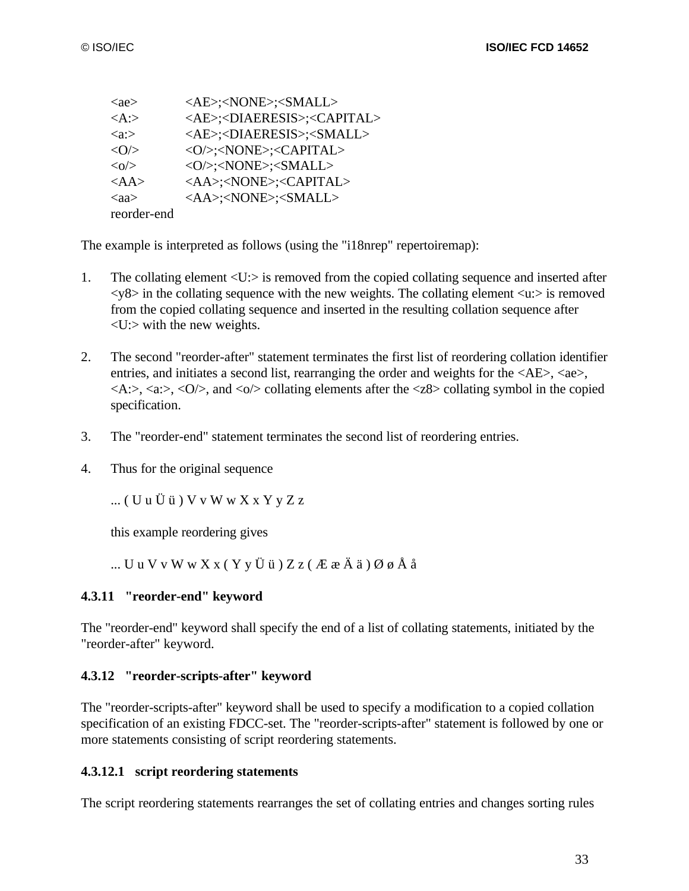```
<ae>      <AE>;<NONE>;<SMALL>
<A:>      <AE>;<DIAERESIS>;<CAPITAL>
<a:>      <AE>;<DIAERESIS>;<SMALL>
<O/>      <O/>;<NONE>;<CAPITAL>
<o/>      <O/>;<NONE>;<SMALL>
<AA>      <AA>;<NONE>;<CAPITAL>
<aa>      <AA>;<NONE>;<SMALL>
reorder-end
```

The example is interpreted as follows (using the "i18nrep" repertoiremap):

1. The collating element <U:> is removed from the copied collating sequence and inserted after <y8> in the collating sequence with the new weights. The collating element <u:> is removed from the copied collating sequence and inserted in the resulting collation sequence after <U:> with the new weights.

2. The second "reorder-after" statement terminates the first list of reordering collation identifier entries, and initiates a second list, rearranging the order and weights for the <AE>, <ae>, <A:>, <a:>, <O/>, and <o/> collating elements after the <z8> collating symbol in the copied specification.

3. The "reorder-end" statement terminates the second list of reordering entries.

4. Thus for the original sequence

   ... ( U u Ü ü ) V v W w X x Y y Z z

   this example reordering gives

   ... U u V v W w X x ( Y y Ü ü ) Z z ( Æ æ Ä ä ) Ø ø Å å

#### 4.3.11 "reorder-end" keyword

The "reorder-end" keyword shall specify the end of a list of collating statements, initiated by the "reorder-after" keyword.

#### 4.3.12 "reorder-scripts-after" keyword

The "reorder-scripts-after" keyword shall be used to specify a modification to a copied collation specification of an existing FDCC-set. The "reorder-scripts-after" statement is followed by one or more statements consisting of script reordering statements.

##### 4.3.12.1 script reordering statements

The script reordering statements rearranges the set of collating entries and changes sorting rules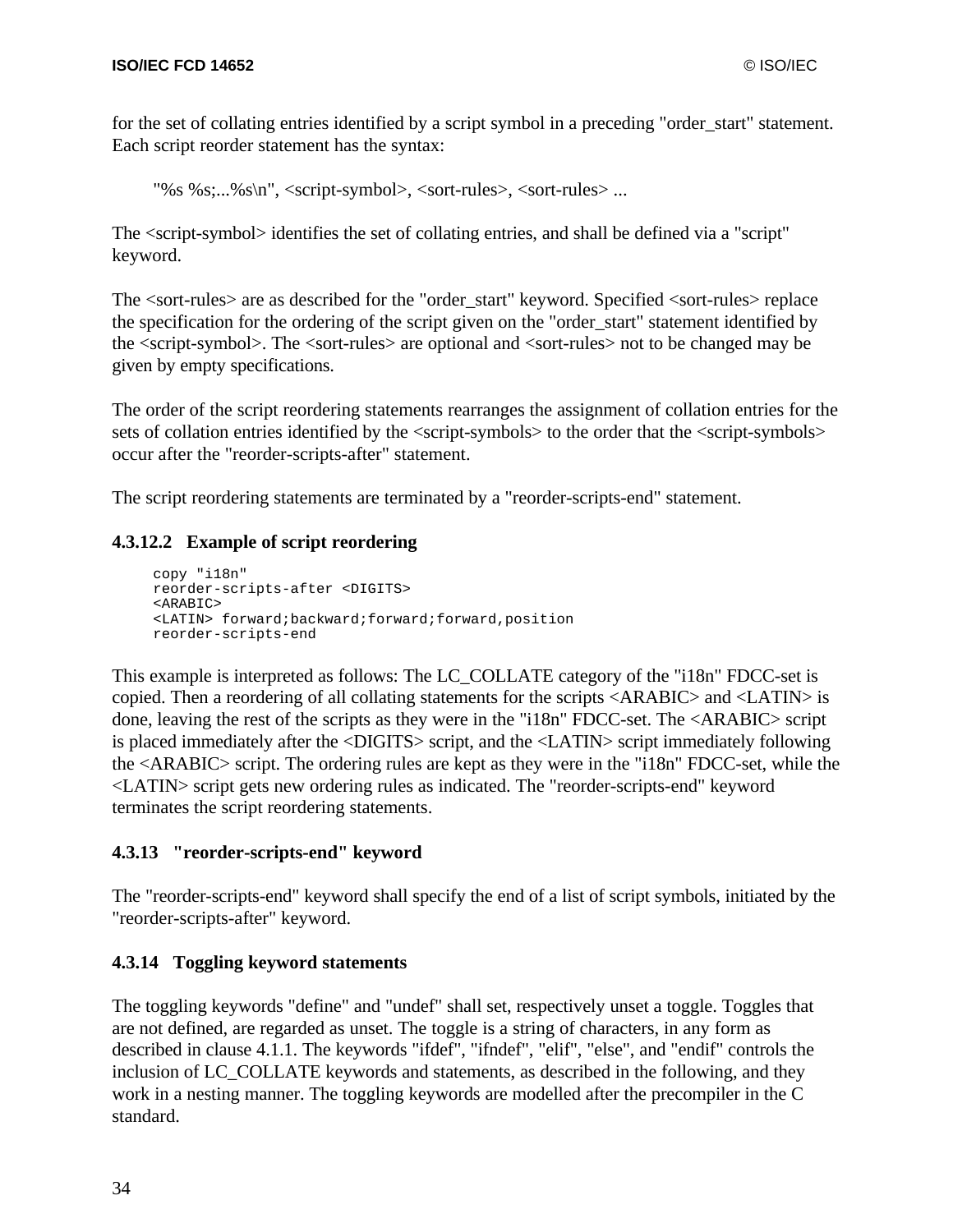for the set of collating entries identified by a script symbol in a preceding "order_start" statement. Each script reorder statement has the syntax:

"%s %s;...%s\n", <script-symbol>, <sort-rules>, <sort-rules> ...

The <script-symbol> identifies the set of collating entries, and shall be defined via a "script" keyword.

The <sort-rules> are as described for the "order_start" keyword. Specified <sort-rules> replace the specification for the ordering of the script given on the "order_start" statement identified by the <script-symbol>. The <sort-rules> are optional and <sort-rules> not to be changed may be given by empty specifications.

The order of the script reordering statements rearranges the assignment of collation entries for the sets of collation entries identified by the <script-symbols> to the order that the <script-symbols> occur after the "reorder-scripts-after" statement.

The script reordering statements are terminated by a "reorder-scripts-end" statement.

#### 4.3.12.2 Example of script reordering

```
copy "i18n"
reorder-scripts-after <DIGITS>
<ARABIC>
<LATIN> forward;backward;forward;forward,position
reorder-scripts-end
```

This example is interpreted as follows: The LC_COLLATE category of the "i18n" FDCC-set is copied. Then a reordering of all collating statements for the scripts <ARABIC> and <LATIN> is done, leaving the rest of the scripts as they were in the "i18n" FDCC-set. The <ARABIC> script is placed immediately after the <DIGITS> script, and the <LATIN> script immediately following the <ARABIC> script. The ordering rules are kept as they were in the "i18n" FDCC-set, while the <LATIN> script gets new ordering rules as indicated. The "reorder-scripts-end" keyword terminates the script reordering statements.

### 4.3.13 "reorder-scripts-end" keyword

The "reorder-scripts-end" keyword shall specify the end of a list of script symbols, initiated by the "reorder-scripts-after" keyword.

### 4.3.14 Toggling keyword statements

The toggling keywords "define" and "undef" shall set, respectively unset a toggle. Toggles that are not defined, are regarded as unset. The toggle is a string of characters, in any form as described in clause 4.1.1. The keywords "ifdef", "ifndef", "elif", "else", and "endif" controls the inclusion of LC_COLLATE keywords and statements, as described in the following, and they work in a nesting manner. The toggling keywords are modelled after the precompiler in the C standard.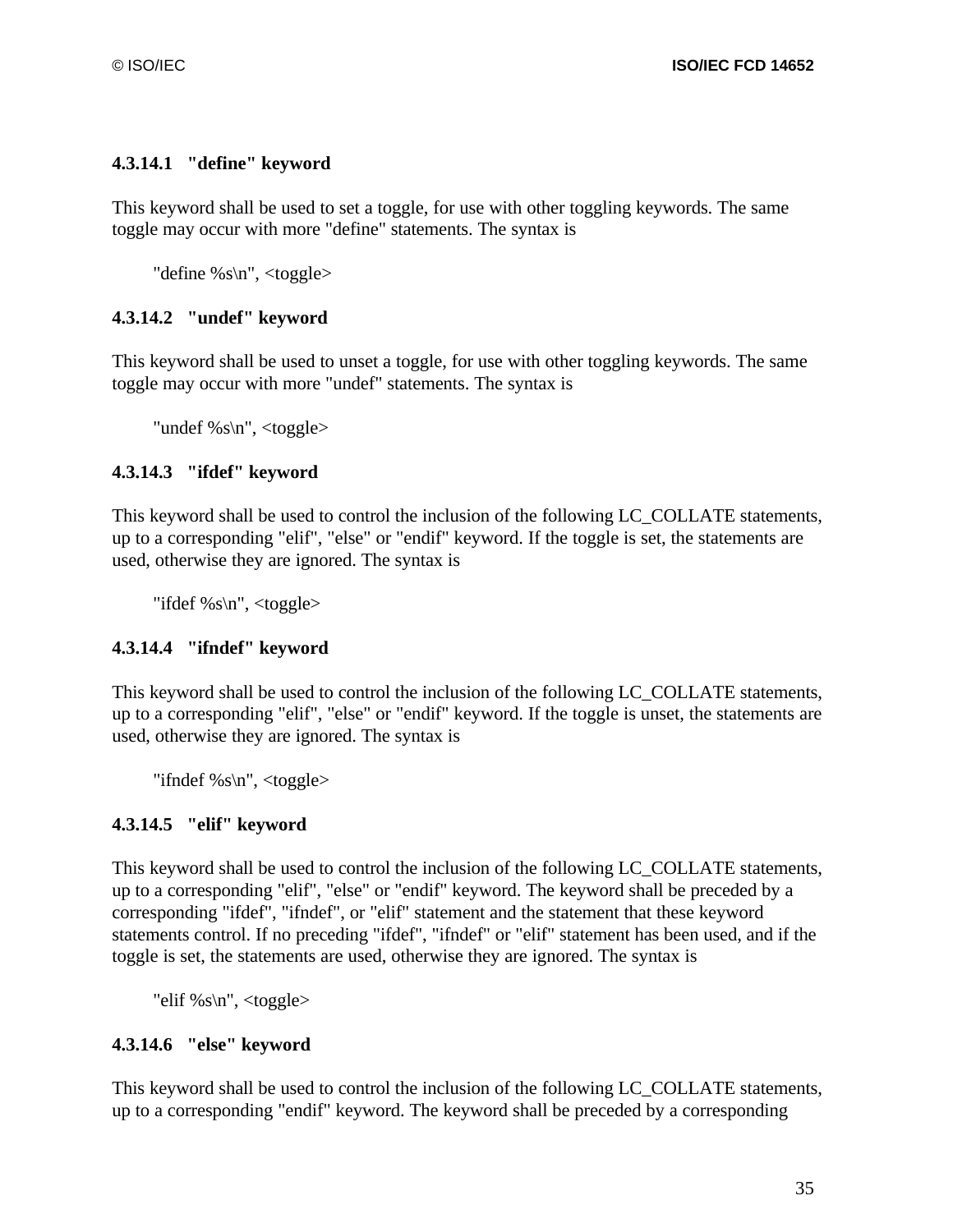#### 4.3.14.1 "define" keyword

This keyword shall be used to set a toggle, for use with other toggling keywords. The same toggle may occur with more "define" statements. The syntax is

"define %s\n", <toggle>

#### 4.3.14.2 "undef" keyword

This keyword shall be used to unset a toggle, for use with other toggling keywords. The same toggle may occur with more "undef" statements. The syntax is

"undef %s\n", <toggle>

#### 4.3.14.3 "ifdef" keyword

This keyword shall be used to control the inclusion of the following LC_COLLATE statements, up to a corresponding "elif", "else" or "endif" keyword. If the toggle is set, the statements are used, otherwise they are ignored. The syntax is

"ifdef %s\n", <toggle>

#### 4.3.14.4 "ifndef" keyword

This keyword shall be used to control the inclusion of the following LC_COLLATE statements, up to a corresponding "elif", "else" or "endif" keyword. If the toggle is unset, the statements are used, otherwise they are ignored. The syntax is

"ifndef %s\n", <toggle>

#### 4.3.14.5 "elif" keyword

This keyword shall be used to control the inclusion of the following LC_COLLATE statements, up to a corresponding "elif", "else" or "endif" keyword. The keyword shall be preceded by a corresponding "ifdef", "ifndef", or "elif" statement and the statement that these keyword statements control. If no preceding "ifdef", "ifndef" or "elif" statement has been used, and if the toggle is set, the statements are used, otherwise they are ignored. The syntax is

"elif %s\n", <toggle>

#### 4.3.14.6 "else" keyword

This keyword shall be used to control the inclusion of the following LC_COLLATE statements, up to a corresponding "endif" keyword. The keyword shall be preceded by a corresponding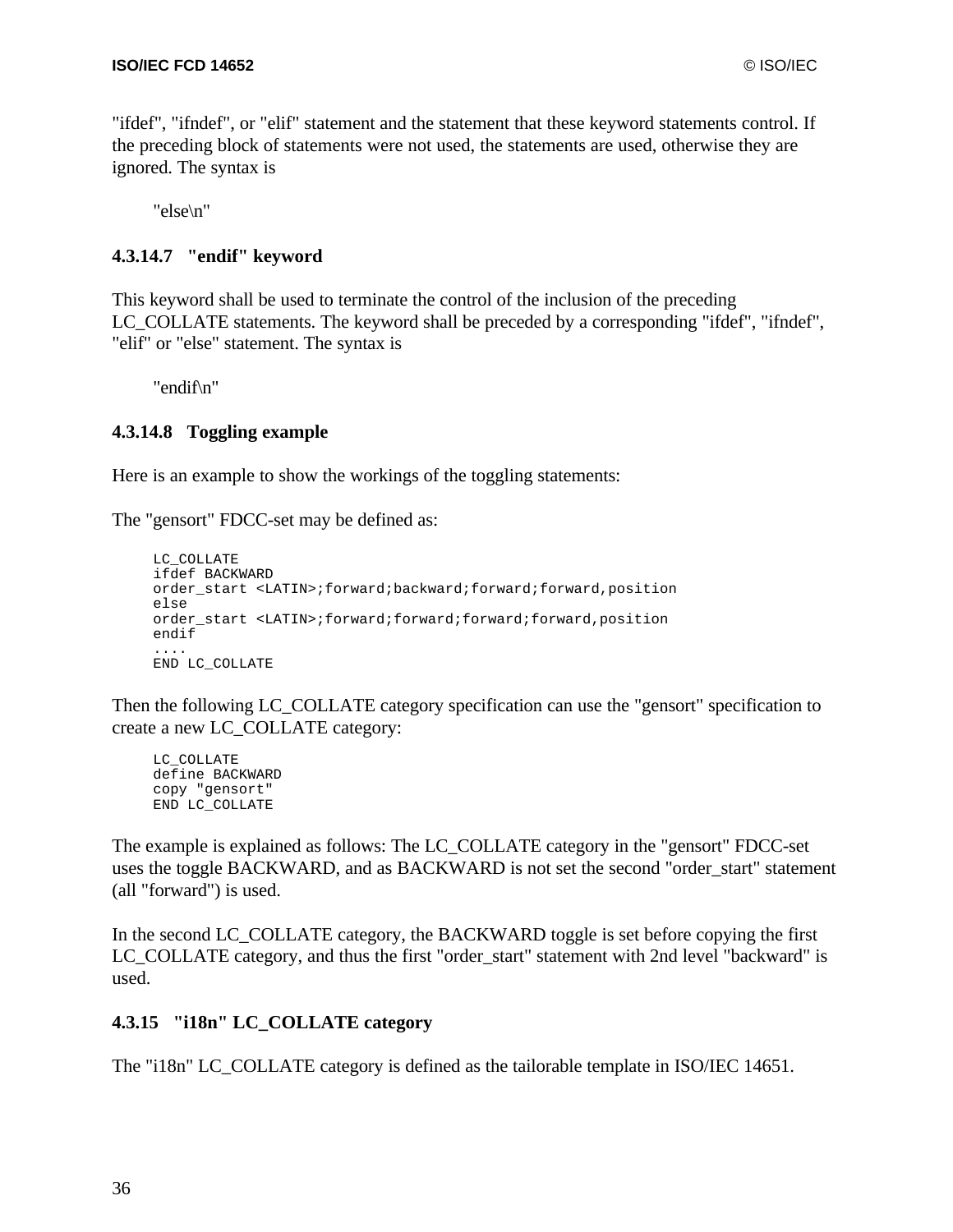"ifdef", "ifndef", or "elif" statement and the statement that these keyword statements control. If the preceding block of statements were not used, the statements are used, otherwise they are ignored. The syntax is

"else\n"

#### 4.3.14.7 "endif" keyword

This keyword shall be used to terminate the control of the inclusion of the preceding LC_COLLATE statements. The keyword shall be preceded by a corresponding "ifdef", "ifndef", "elif" or "else" statement. The syntax is

"endif\n"

#### 4.3.14.8 Toggling example

Here is an example to show the workings of the toggling statements:

The "gensort" FDCC-set may be defined as:

```
LC_COLLATE
ifdef BACKWARD
order_start <LATIN>;forward;backward;forward;forward,position
else
order_start <LATIN>;forward;forward;forward;forward,position
endif
....
END LC_COLLATE
```

Then the following LC_COLLATE category specification can use the "gensort" specification to create a new LC_COLLATE category:

```
LC_COLLATE
define BACKWARD
copy "gensort"
END LC_COLLATE
```

The example is explained as follows: The LC_COLLATE category in the "gensort" FDCC-set uses the toggle BACKWARD, and as BACKWARD is not set the second "order_start" statement (all "forward") is used.

In the second LC_COLLATE category, the BACKWARD toggle is set before copying the first LC_COLLATE category, and thus the first "order_start" statement with 2nd level "backward" is used.

### 4.3.15 "i18n" LC_COLLATE category

The "i18n" LC_COLLATE category is defined as the tailorable template in ISO/IEC 14651.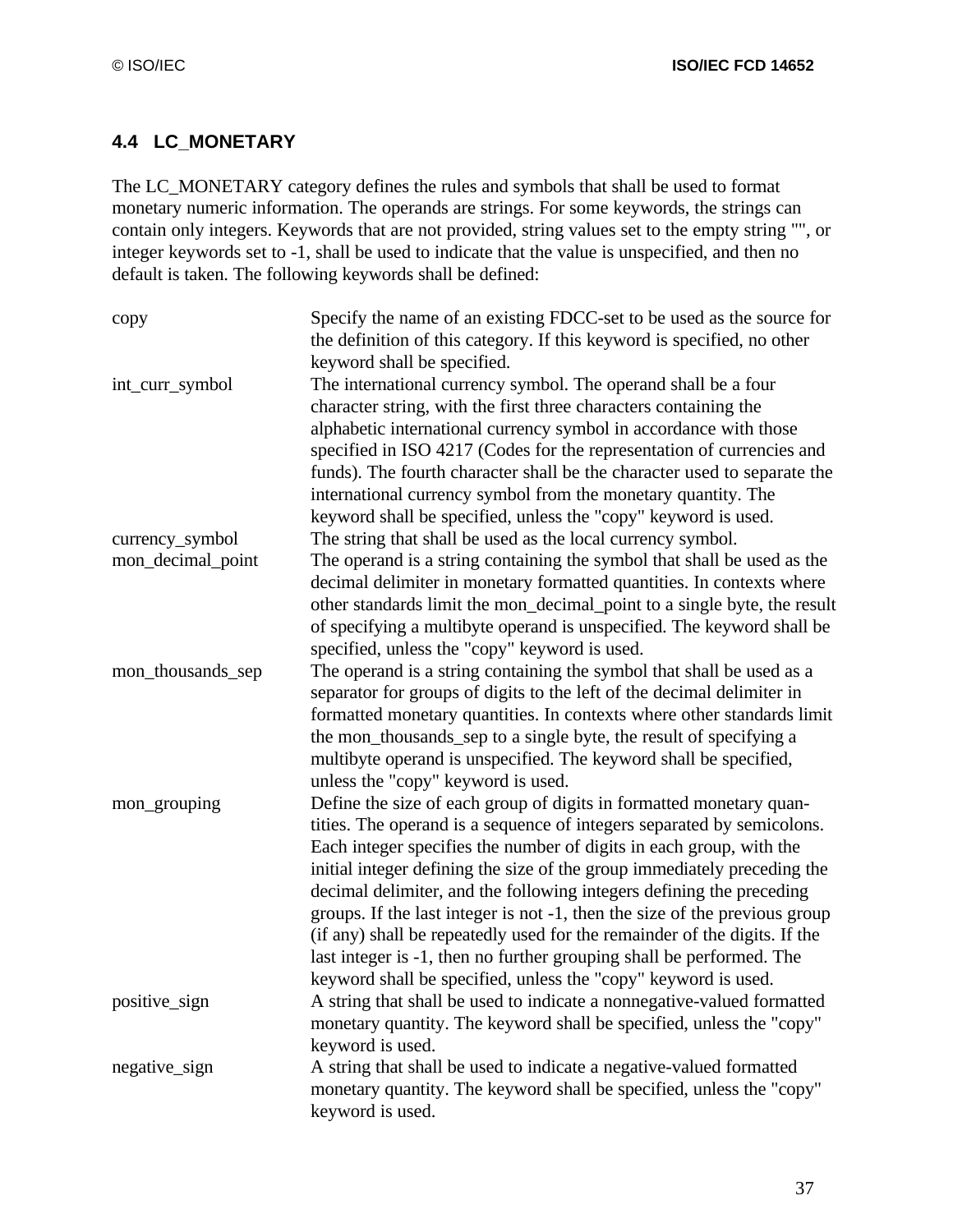## 4.4 LC_MONETARY

The LC_MONETARY category defines the rules and symbols that shall be used to format monetary numeric information. The operands are strings. For some keywords, the strings can contain only integers. Keywords that are not provided, string values set to the empty string "", or integer keywords set to -1, shall be used to indicate that the value is unspecified, and then no default is taken. The following keywords shall be defined:

| | |
|---|---|
| copy | Specify the name of an existing FDCC-set to be used as the source for the definition of this category. If this keyword is specified, no other keyword shall be specified. |
| int_curr_symbol | The international currency symbol. The operand shall be a four character string, with the first three characters containing the alphabetic international currency symbol in accordance with those specified in ISO 4217 (Codes for the representation of currencies and funds). The fourth character shall be the character used to separate the international currency symbol from the monetary quantity. The keyword shall be specified, unless the "copy" keyword is used. |
| currency_symbol | The string that shall be used as the local currency symbol. |
| mon_decimal_point | The operand is a string containing the symbol that shall be used as the decimal delimiter in monetary formatted quantities. In contexts where other standards limit the mon_decimal_point to a single byte, the result of specifying a multibyte operand is unspecified. The keyword shall be specified, unless the "copy" keyword is used. |
| mon_thousands_sep | The operand is a string containing the symbol that shall be used as a separator for groups of digits to the left of the decimal delimiter in formatted monetary quantities. In contexts where other standards limit the mon_thousands_sep to a single byte, the result of specifying a multibyte operand is unspecified. The keyword shall be specified, unless the "copy" keyword is used. |
| mon_grouping | Define the size of each group of digits in formatted monetary quantities. The operand is a sequence of integers separated by semicolons. Each integer specifies the number of digits in each group, with the initial integer defining the size of the group immediately preceding the decimal delimiter, and the following integers defining the preceding groups. If the last integer is not -1, then the size of the previous group (if any) shall be repeatedly used for the remainder of the digits. If the last integer is -1, then no further grouping shall be performed. The keyword shall be specified, unless the "copy" keyword is used. |
| positive_sign | A string that shall be used to indicate a nonnegative-valued formatted monetary quantity. The keyword shall be specified, unless the "copy" keyword is used. |
| negative_sign | A string that shall be used to indicate a negative-valued formatted monetary quantity. The keyword shall be specified, unless the "copy" keyword is used. |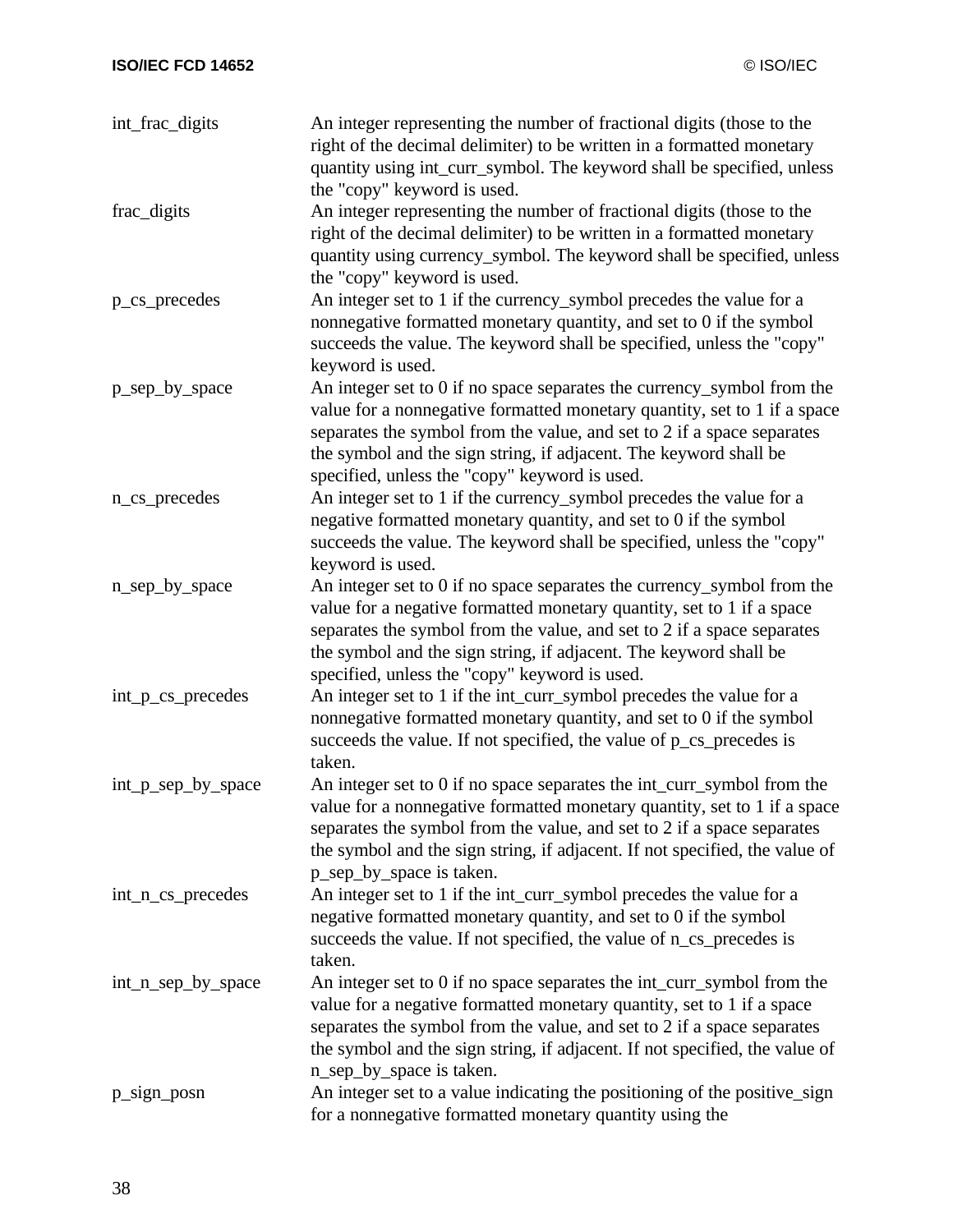| | |
|---|---|
| int_frac_digits | An integer representing the number of fractional digits (those to the right of the decimal delimiter) to be written in a formatted monetary quantity using int_curr_symbol. The keyword shall be specified, unless the "copy" keyword is used. |
| frac_digits | An integer representing the number of fractional digits (those to the right of the decimal delimiter) to be written in a formatted monetary quantity using currency_symbol. The keyword shall be specified, unless the "copy" keyword is used. |
| p_cs_precedes | An integer set to 1 if the currency_symbol precedes the value for a nonnegative formatted monetary quantity, and set to 0 if the symbol succeeds the value. The keyword shall be specified, unless the "copy" keyword is used. |
| p_sep_by_space | An integer set to 0 if no space separates the currency_symbol from the value for a nonnegative formatted monetary quantity, set to 1 if a space separates the symbol from the value, and set to 2 if a space separates the symbol and the sign string, if adjacent. The keyword shall be specified, unless the "copy" keyword is used. |
| n_cs_precedes | An integer set to 1 if the currency_symbol precedes the value for a negative formatted monetary quantity, and set to 0 if the symbol succeeds the value. The keyword shall be specified, unless the "copy" keyword is used. |
| n_sep_by_space | An integer set to 0 if no space separates the currency_symbol from the value for a negative formatted monetary quantity, set to 1 if a space separates the symbol from the value, and set to 2 if a space separates the symbol and the sign string, if adjacent. The keyword shall be specified, unless the "copy" keyword is used. |
| int_p_cs_precedes | An integer set to 1 if the int_curr_symbol precedes the value for a nonnegative formatted monetary quantity, and set to 0 if the symbol succeeds the value. If not specified, the value of p_cs_precedes is taken. |
| int_p_sep_by_space | An integer set to 0 if no space separates the int_curr_symbol from the value for a nonnegative formatted monetary quantity, set to 1 if a space separates the symbol from the value, and set to 2 if a space separates the symbol and the sign string, if adjacent. If not specified, the value of p_sep_by_space is taken. |
| int_n_cs_precedes | An integer set to 1 if the int_curr_symbol precedes the value for a negative formatted monetary quantity, and set to 0 if the symbol succeeds the value. If not specified, the value of n_cs_precedes is taken. |
| int_n_sep_by_space | An integer set to 0 if no space separates the int_curr_symbol from the value for a negative formatted monetary quantity, set to 1 if a space separates the symbol from the value, and set to 2 if a space separates the symbol and the sign string, if adjacent. If not specified, the value of n_sep_by_space is taken. |
| p_sign_posn | An integer set to a value indicating the positioning of the positive_sign for a nonnegative formatted monetary quantity using the |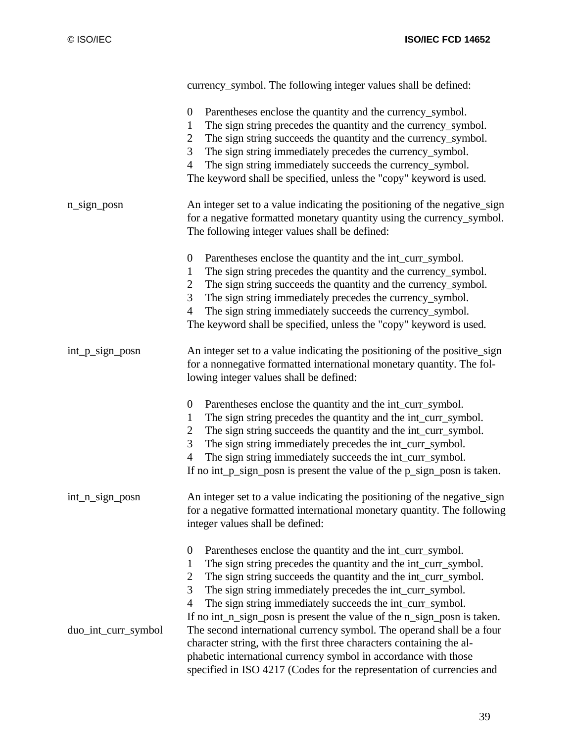currency_symbol. The following integer values shall be defined:

0 Parentheses enclose the quantity and the currency_symbol.
1 The sign string precedes the quantity and the currency_symbol.
2 The sign string succeeds the quantity and the currency_symbol.
3 The sign string immediately precedes the currency_symbol.
4 The sign string immediately succeeds the currency_symbol.
The keyword shall be specified, unless the "copy" keyword is used.

**n_sign_posn**

An integer set to a value indicating the positioning of the negative_sign for a negative formatted monetary quantity using the currency_symbol. The following integer values shall be defined:

0 Parentheses enclose the quantity and the int_curr_symbol.
1 The sign string precedes the quantity and the currency_symbol.
2 The sign string succeeds the quantity and the currency_symbol.
3 The sign string immediately precedes the currency_symbol.
4 The sign string immediately succeeds the currency_symbol.
The keyword shall be specified, unless the "copy" keyword is used.

**int_p_sign_posn**

An integer set to a value indicating the positioning of the positive_sign for a nonnegative formatted international monetary quantity. The following integer values shall be defined:

0 Parentheses enclose the quantity and the int_curr_symbol.
1 The sign string precedes the quantity and the int_curr_symbol.
2 The sign string succeeds the quantity and the int_curr_symbol.
3 The sign string immediately precedes the int_curr_symbol.
4 The sign string immediately succeeds the int_curr_symbol.
If no int_p_sign_posn is present the value of the p_sign_posn is taken.

**int_n_sign_posn**

An integer set to a value indicating the positioning of the negative_sign for a negative formatted international monetary quantity. The following integer values shall be defined:

0 Parentheses enclose the quantity and the int_curr_symbol.
1 The sign string precedes the quantity and the int_curr_symbol.
2 The sign string succeeds the quantity and the int_curr_symbol.
3 The sign string immediately precedes the int_curr_symbol.
4 The sign string immediately succeeds the int_curr_symbol.
If no int_n_sign_posn is present the value of the n_sign_posn is taken.

**duo_int_curr_symbol**

The second international currency symbol. The operand shall be a four character string, with the first three characters containing the alphabetic international currency symbol in accordance with those specified in ISO 4217 (Codes for the representation of currencies and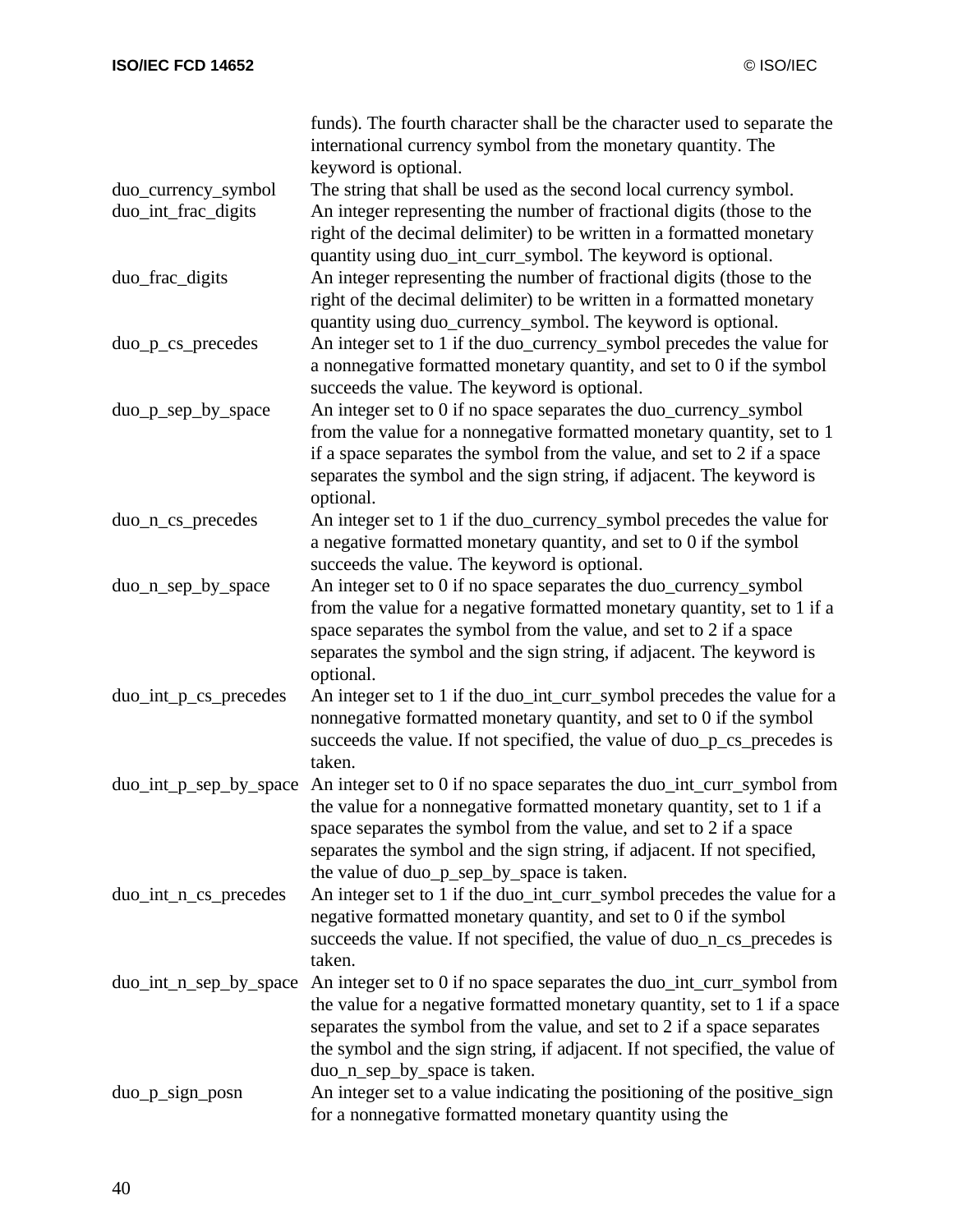funds). The fourth character shall be the character used to separate the international currency symbol from the monetary quantity. The keyword is optional.

| | |
|---|---|
| duo_currency_symbol | The string that shall be used as the second local currency symbol. |
| duo_int_frac_digits | An integer representing the number of fractional digits (those to the right of the decimal delimiter) to be written in a formatted monetary quantity using duo_int_curr_symbol. The keyword is optional. |
| duo_frac_digits | An integer representing the number of fractional digits (those to the right of the decimal delimiter) to be written in a formatted monetary quantity using duo_currency_symbol. The keyword is optional. |
| duo_p_cs_precedes | An integer set to 1 if the duo_currency_symbol precedes the value for a nonnegative formatted monetary quantity, and set to 0 if the symbol succeeds the value. The keyword is optional. |
| duo_p_sep_by_space | An integer set to 0 if no space separates the duo_currency_symbol from the value for a nonnegative formatted monetary quantity, set to 1 if a space separates the symbol from the value, and set to 2 if a space separates the symbol and the sign string, if adjacent. The keyword is optional. |
| duo_n_cs_precedes | An integer set to 1 if the duo_currency_symbol precedes the value for a negative formatted monetary quantity, and set to 0 if the symbol succeeds the value. The keyword is optional. |
| duo_n_sep_by_space | An integer set to 0 if no space separates the duo_currency_symbol from the value for a negative formatted monetary quantity, set to 1 if a space separates the symbol from the value, and set to 2 if a space separates the symbol and the sign string, if adjacent. The keyword is optional. |
| duo_int_p_cs_precedes | An integer set to 1 if the duo_int_curr_symbol precedes the value for a nonnegative formatted monetary quantity, and set to 0 if the symbol succeeds the value. If not specified, the value of duo_p_cs_precedes is taken. |
| duo_int_p_sep_by_space | An integer set to 0 if no space separates the duo_int_curr_symbol from the value for a nonnegative formatted monetary quantity, set to 1 if a space separates the symbol from the value, and set to 2 if a space separates the symbol and the sign string, if adjacent. If not specified, the value of duo_p_sep_by_space is taken. |
| duo_int_n_cs_precedes | An integer set to 1 if the duo_int_curr_symbol precedes the value for a negative formatted monetary quantity, and set to 0 if the symbol succeeds the value. If not specified, the value of duo_n_cs_precedes is taken. |
| duo_int_n_sep_by_space | An integer set to 0 if no space separates the duo_int_curr_symbol from the value for a negative formatted monetary quantity, set to 1 if a space separates the symbol from the value, and set to 2 if a space separates the symbol and the sign string, if adjacent. If not specified, the value of duo_n_sep_by_space is taken. |
| duo_p_sign_posn | An integer set to a value indicating the positioning of the positive_sign for a nonnegative formatted monetary quantity using the |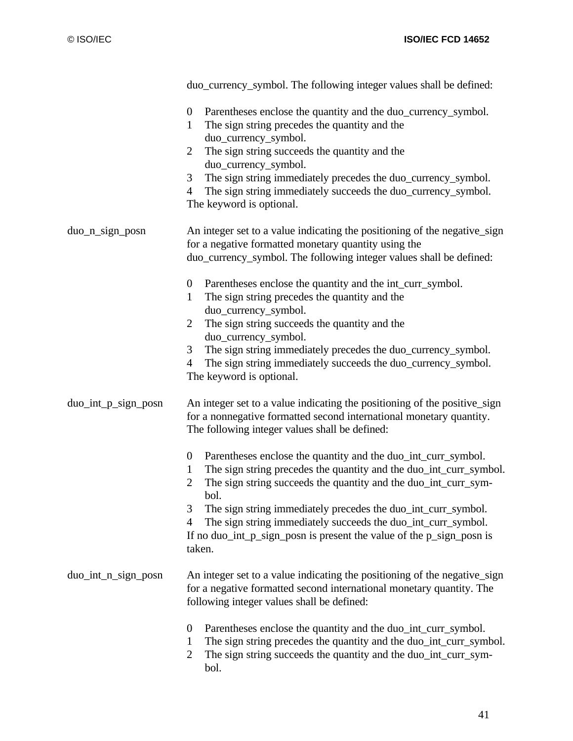duo_currency_symbol. The following integer values shall be defined:

0 Parentheses enclose the quantity and the duo_currency_symbol.
1 The sign string precedes the quantity and the duo_currency_symbol.
2 The sign string succeeds the quantity and the duo_currency_symbol.
3 The sign string immediately precedes the duo_currency_symbol.
4 The sign string immediately succeeds the duo_currency_symbol.

The keyword is optional.

**duo_n_sign_posn**

An integer set to a value indicating the positioning of the negative_sign for a negative formatted monetary quantity using the duo_currency_symbol. The following integer values shall be defined:

0 Parentheses enclose the quantity and the int_curr_symbol.
1 The sign string precedes the quantity and the duo_currency_symbol.
2 The sign string succeeds the quantity and the duo_currency_symbol.
3 The sign string immediately precedes the duo_currency_symbol.
4 The sign string immediately succeeds the duo_currency_symbol.

The keyword is optional.

**duo_int_p_sign_posn**

An integer set to a value indicating the positioning of the positive_sign for a nonnegative formatted second international monetary quantity. The following integer values shall be defined:

0 Parentheses enclose the quantity and the duo_int_curr_symbol.
1 The sign string precedes the quantity and the duo_int_curr_symbol.
2 The sign string succeeds the quantity and the duo_int_curr_symbol.
3 The sign string immediately precedes the duo_int_curr_symbol.
4 The sign string immediately succeeds the duo_int_curr_symbol.

If no duo_int_p_sign_posn is present the value of the p_sign_posn is taken.

**duo_int_n_sign_posn**

An integer set to a value indicating the positioning of the negative_sign for a negative formatted second international monetary quantity. The following integer values shall be defined:

0 Parentheses enclose the quantity and the duo_int_curr_symbol.
1 The sign string precedes the quantity and the duo_int_curr_symbol.
2 The sign string succeeds the quantity and the duo_int_curr_symbol.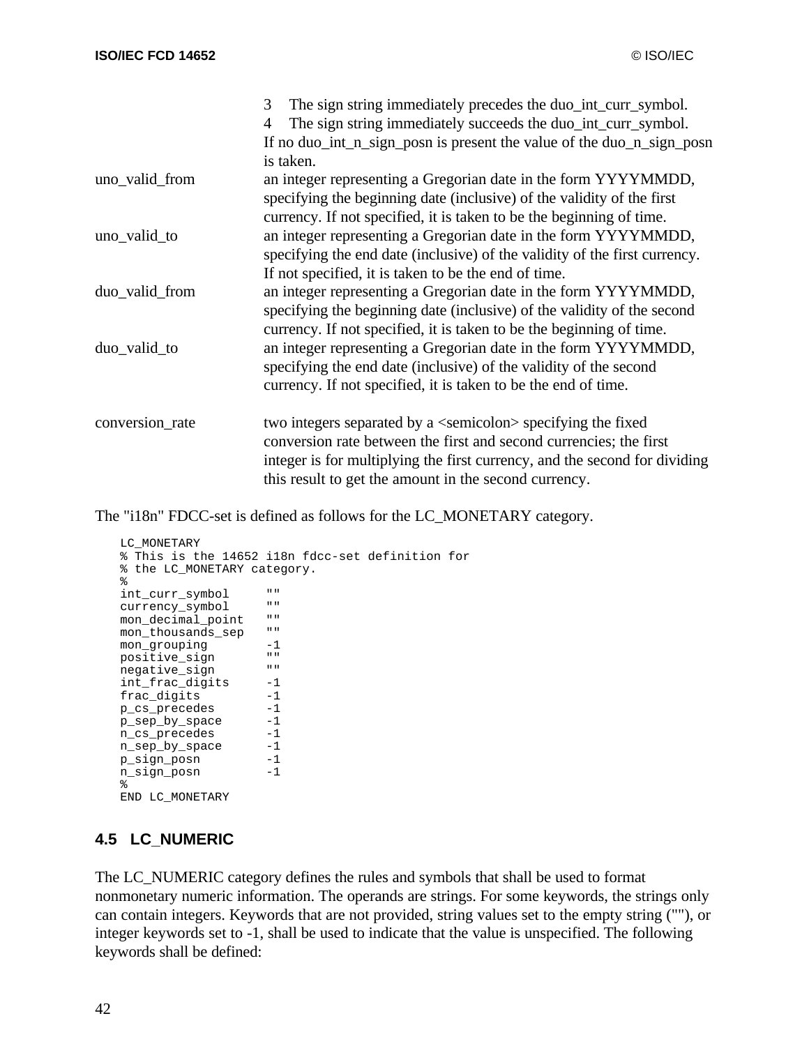3 The sign string immediately precedes the duo_int_curr_symbol.
4 The sign string immediately succeeds the duo_int_curr_symbol.

If no duo_int_n_sign_posn is present the value of the duo_n_sign_posn is taken.

uno_valid_from
: an integer representing a Gregorian date in the form YYYYMMDD, specifying the beginning date (inclusive) of the validity of the first currency. If not specified, it is taken to be the beginning of time.

uno_valid_to
: an integer representing a Gregorian date in the form YYYYMMDD, specifying the end date (inclusive) of the validity of the first currency. If not specified, it is taken to be the end of time.

duo_valid_from
: an integer representing a Gregorian date in the form YYYYMMDD, specifying the beginning date (inclusive) of the validity of the second currency. If not specified, it is taken to be the beginning of time.

duo_valid_to
: an integer representing a Gregorian date in the form YYYYMMDD, specifying the end date (inclusive) of the validity of the second currency. If not specified, it is taken to be the end of time.

conversion_rate
: two integers separated by a <semicolon> specifying the fixed conversion rate between the first and second currencies; the first integer is for multiplying the first currency, and the second for dividing this result to get the amount in the second currency.

The "i18n" FDCC-set is defined as follows for the LC_MONETARY category.

```
LC_MONETARY
% This is the 14652 i18n fdcc-set definition for
% the LC_MONETARY category.
%
int_curr_symbol     ""
currency_symbol     ""
mon_decimal_point   ""
mon_thousands_sep   ""
mon_grouping        -1
positive_sign       ""
negative_sign       ""
int_frac_digits     -1
frac_digits         -1
p_cs_precedes       -1
p_sep_by_space      -1
n_cs_precedes       -1
n_sep_by_space      -1
p_sign_posn         -1
n_sign_posn         -1
%
END LC_MONETARY
```

### 4.5 LC_NUMERIC

The LC_NUMERIC category defines the rules and symbols that shall be used to format nonmonetary numeric information. The operands are strings. For some keywords, the strings only can contain integers. Keywords that are not provided, string values set to the empty string (""), or integer keywords set to -1, shall be used to indicate that the value is unspecified. The following keywords shall be defined: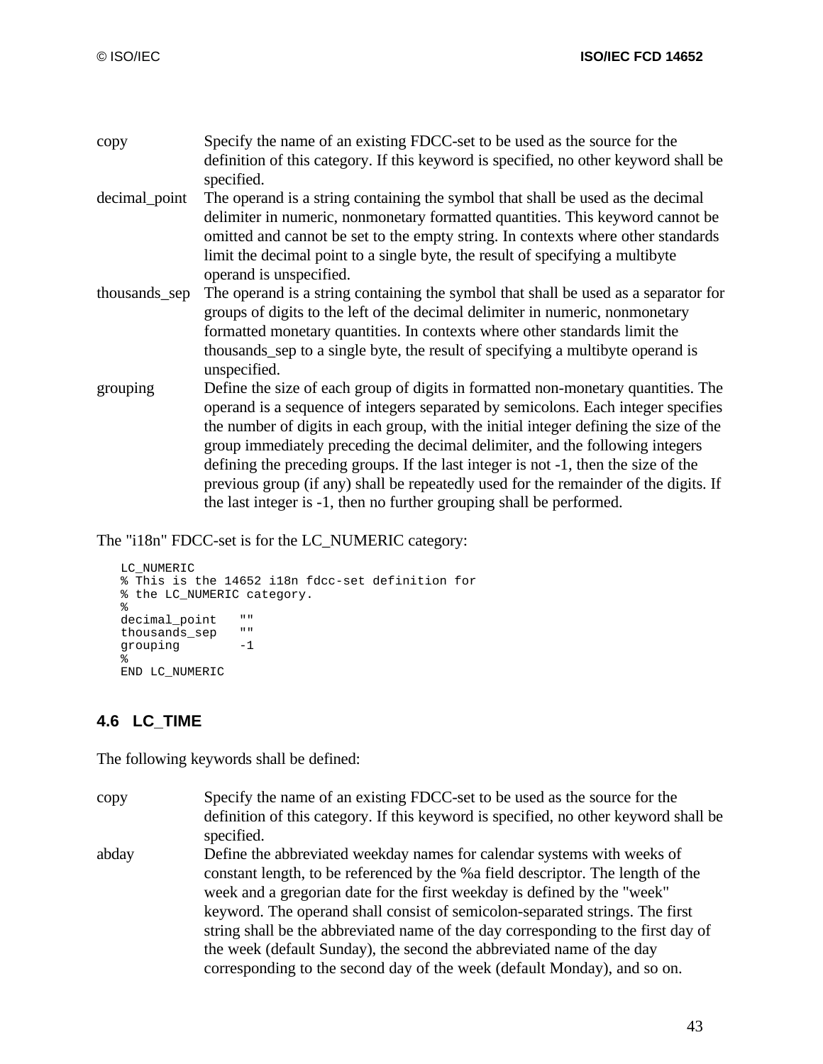copy Specify the name of an existing FDCC-set to be used as the source for the definition of this category. If this keyword is specified, no other keyword shall be specified.

decimal_point The operand is a string containing the symbol that shall be used as the decimal delimiter in numeric, nonmonetary formatted quantities. This keyword cannot be omitted and cannot be set to the empty string. In contexts where other standards limit the decimal point to a single byte, the result of specifying a multibyte operand is unspecified.

thousands_sep The operand is a string containing the symbol that shall be used as a separator for groups of digits to the left of the decimal delimiter in numeric, nonmonetary formatted monetary quantities. In contexts where other standards limit the thousands_sep to a single byte, the result of specifying a multibyte operand is unspecified.

grouping Define the size of each group of digits in formatted non-monetary quantities. The operand is a sequence of integers separated by semicolons. Each integer specifies the number of digits in each group, with the initial integer defining the size of the group immediately preceding the decimal delimiter, and the following integers defining the preceding groups. If the last integer is not -1, then the size of the previous group (if any) shall be repeatedly used for the remainder of the digits. If the last integer is -1, then no further grouping shall be performed.

The "i18n" FDCC-set is for the LC_NUMERIC category:

```
LC_NUMERIC
% This is the 14652 i18n fdcc-set definition for
% the LC_NUMERIC category.
%
decimal_point   ""
thousands_sep   ""
grouping        -1
%
END LC_NUMERIC
```

## 4.6 LC_TIME

The following keywords shall be defined:

copy Specify the name of an existing FDCC-set to be used as the source for the definition of this category. If this keyword is specified, no other keyword shall be specified.

abday Define the abbreviated weekday names for calendar systems with weeks of constant length, to be referenced by the %a field descriptor. The length of the week and a gregorian date for the first weekday is defined by the "week" keyword. The operand shall consist of semicolon-separated strings. The first string shall be the abbreviated name of the day corresponding to the first day of the week (default Sunday), the second the abbreviated name of the day corresponding to the second day of the week (default Monday), and so on.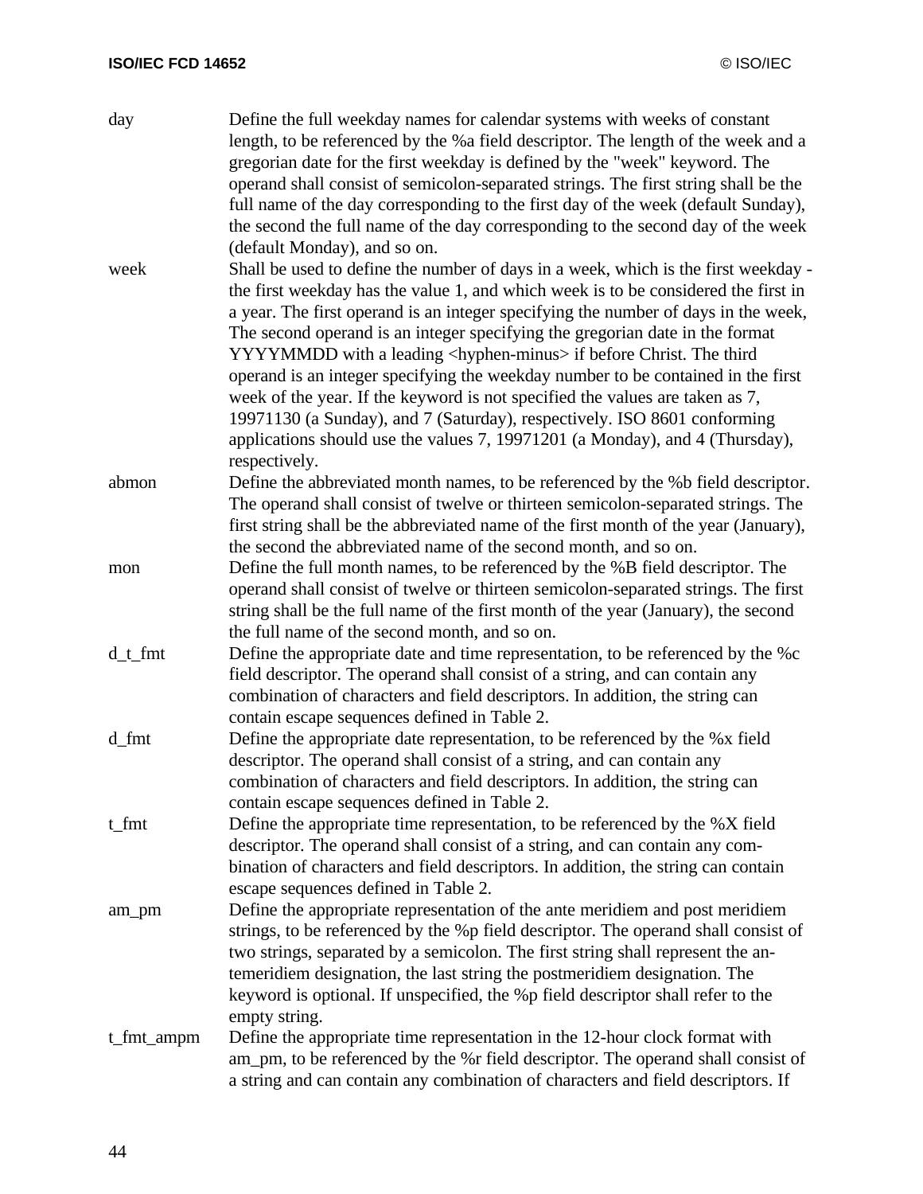day
: Define the full weekday names for calendar systems with weeks of constant length, to be referenced by the %a field descriptor. The length of the week and a gregorian date for the first weekday is defined by the "week" keyword. The operand shall consist of semicolon-separated strings. The first string shall be the full name of the day corresponding to the first day of the week (default Sunday), the second the full name of the day corresponding to the second day of the week (default Monday), and so on.

week
: Shall be used to define the number of days in a week, which is the first weekday - the first weekday has the value 1, and which week is to be considered the first in a year. The first operand is an integer specifying the number of days in the week, The second operand is an integer specifying the gregorian date in the format YYYYMMDD with a leading <hyphen-minus> if before Christ. The third operand is an integer specifying the weekday number to be contained in the first week of the year. If the keyword is not specified the values are taken as 7, 19971130 (a Sunday), and 7 (Saturday), respectively. ISO 8601 conforming applications should use the values 7, 19971201 (a Monday), and 4 (Thursday), respectively.

abmon
: Define the abbreviated month names, to be referenced by the %b field descriptor. The operand shall consist of twelve or thirteen semicolon-separated strings. The first string shall be the abbreviated name of the first month of the year (January), the second the abbreviated name of the second month, and so on.

mon
: Define the full month names, to be referenced by the %B field descriptor. The operand shall consist of twelve or thirteen semicolon-separated strings. The first string shall be the full name of the first month of the year (January), the second the full name of the second month, and so on.

d_t_fmt
: Define the appropriate date and time representation, to be referenced by the %c field descriptor. The operand shall consist of a string, and can contain any combination of characters and field descriptors. In addition, the string can contain escape sequences defined in Table 2.

d_fmt
: Define the appropriate date representation, to be referenced by the %x field descriptor. The operand shall consist of a string, and can contain any combination of characters and field descriptors. In addition, the string can contain escape sequences defined in Table 2.

t_fmt
: Define the appropriate time representation, to be referenced by the %X field descriptor. The operand shall consist of a string, and can contain any combination of characters and field descriptors. In addition, the string can contain escape sequences defined in Table 2.

am_pm
: Define the appropriate representation of the ante meridiem and post meridiem strings, to be referenced by the %p field descriptor. The operand shall consist of two strings, separated by a semicolon. The first string shall represent the antemeridiem designation, the last string the postmeridiem designation. The keyword is optional. If unspecified, the %p field descriptor shall refer to the empty string.

t_fmt_ampm
: Define the appropriate time representation in the 12-hour clock format with am_pm, to be referenced by the %r field descriptor. The operand shall consist of a string and can contain any combination of characters and field descriptors. If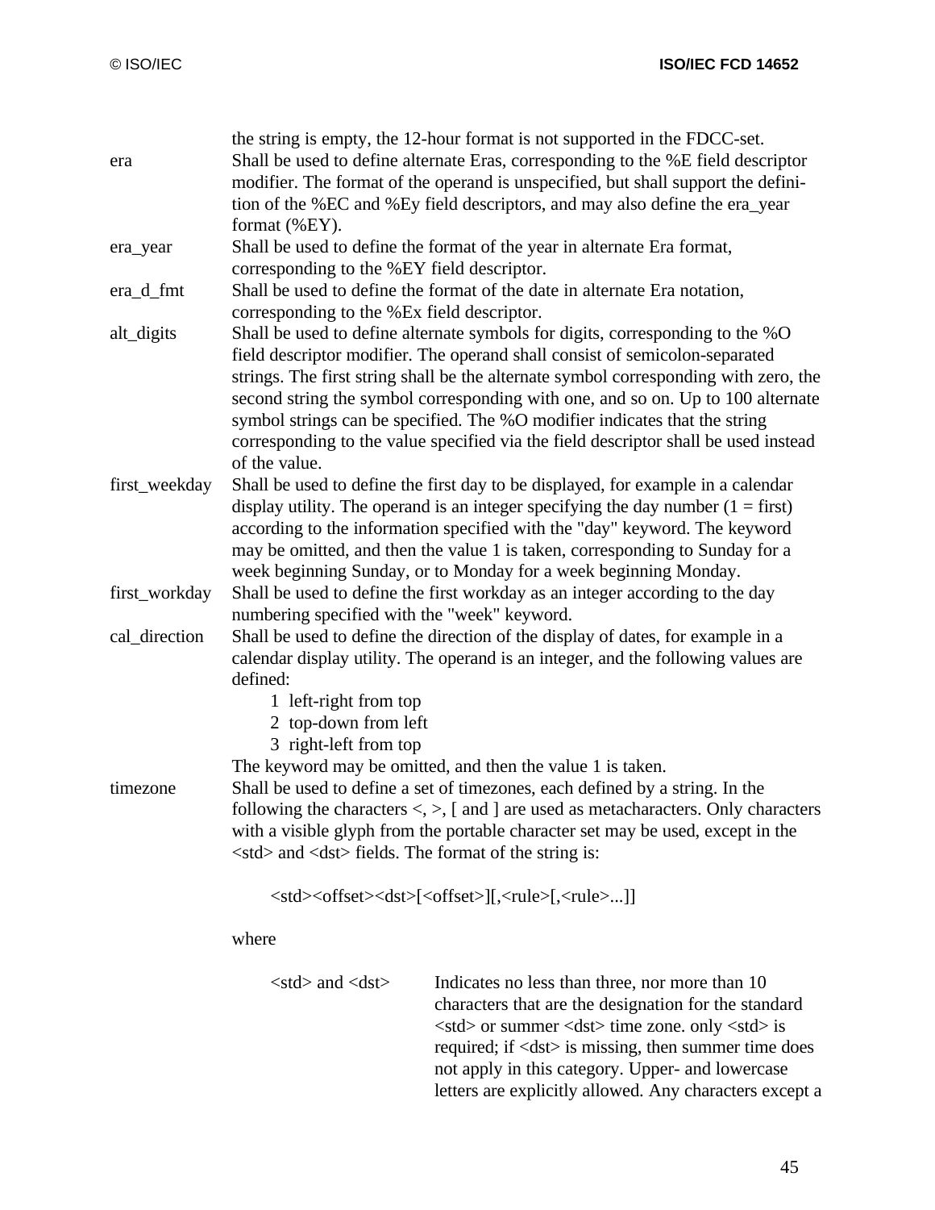the string is empty, the 12-hour format is not supported in the FDCC-set.

era
: Shall be used to define alternate Eras, corresponding to the %E field descriptor modifier. The format of the operand is unspecified, but shall support the definition of the %EC and %Ey field descriptors, and may also define the era_year format (%EY).

era_year
: Shall be used to define the format of the year in alternate Era format, corresponding to the %EY field descriptor.

era_d_fmt
: Shall be used to define the format of the date in alternate Era notation, corresponding to the %Ex field descriptor.

alt_digits
: Shall be used to define alternate symbols for digits, corresponding to the %O field descriptor modifier. The operand shall consist of semicolon-separated strings. The first string shall be the alternate symbol corresponding with zero, the second string the symbol corresponding with one, and so on. Up to 100 alternate symbol strings can be specified. The %O modifier indicates that the string corresponding to the value specified via the field descriptor shall be used instead of the value.

first_weekday
: Shall be used to define the first day to be displayed, for example in a calendar display utility. The operand is an integer specifying the day number (1 = first) according to the information specified with the "day" keyword. The keyword may be omitted, and then the value 1 is taken, corresponding to Sunday for a week beginning Sunday, or to Monday for a week beginning Monday.

first_workday
: Shall be used to define the first workday as an integer according to the day numbering specified with the "week" keyword.

cal_direction
: Shall be used to define the direction of the display of dates, for example in a calendar display utility. The operand is an integer, and the following values are defined:

  1 left-right from top
  2 top-down from left
  3 right-left from top

  The keyword may be omitted, and then the value 1 is taken.

timezone
: Shall be used to define a set of timezones, each defined by a string. In the following the characters <, >, [ and ] are used as metacharacters. Only characters with a visible glyph from the portable character set may be used, except in the <std> and <dst> fields. The format of the string is:

```
<std><offset><dst>[<offset>][,<rule>[,<rule>...]]
```

  where

| | |
|---|---|
| <std> and <dst> | Indicates no less than three, nor more than 10 characters that are the designation for the standard <std> or summer <dst> time zone. only <std> is required; if <dst> is missing, then summer time does not apply in this category. Upper- and lowercase letters are explicitly allowed. Any characters except a |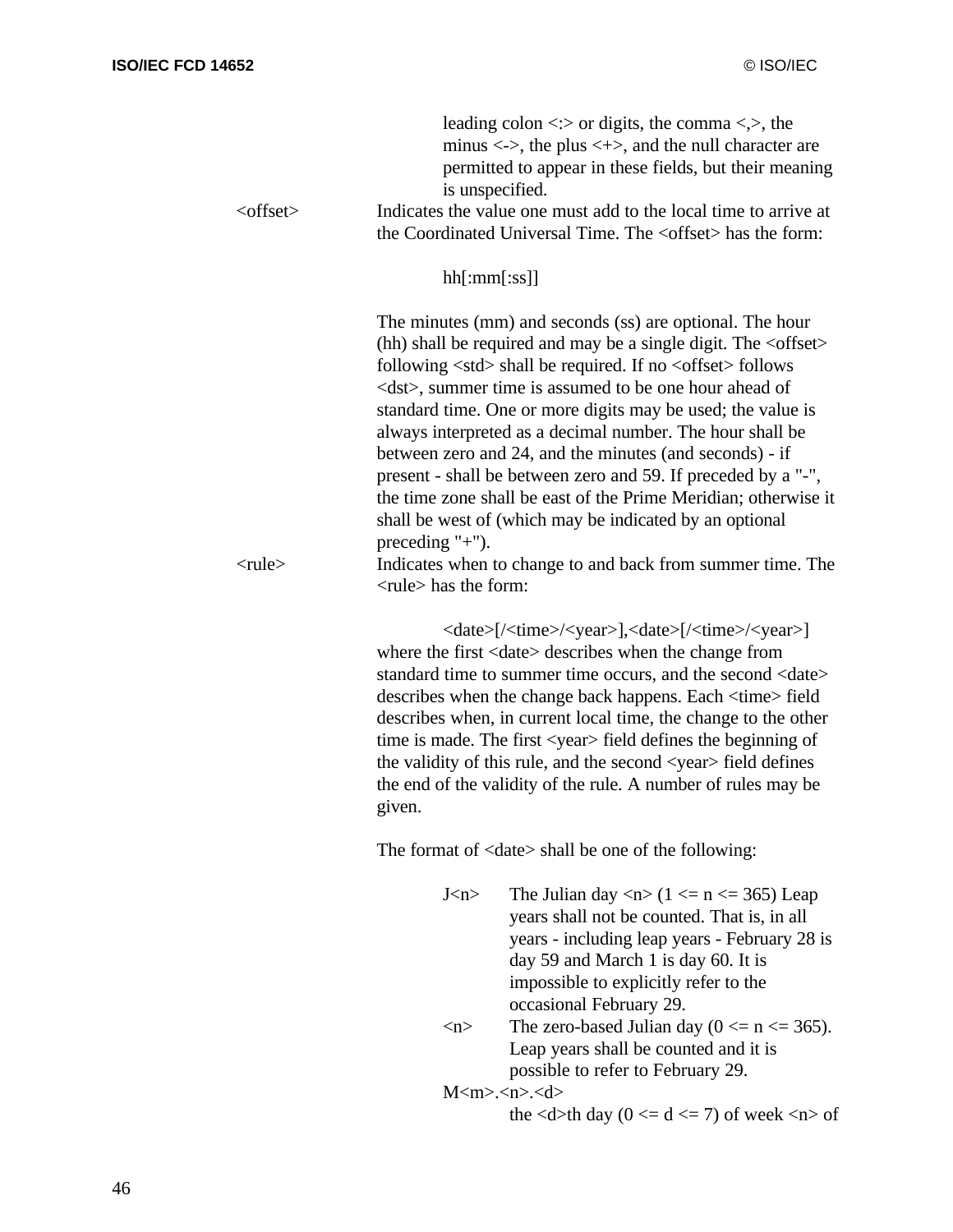leading colon <:> or digits, the comma <,>, the minus <->, the plus <+>, and the null character are permitted to appear in these fields, but their meaning is unspecified.

<offset>
: Indicates the value one must add to the local time to arrive at the Coordinated Universal Time. The <offset> has the form:

  hh[:mm[:ss]]

  The minutes (mm) and seconds (ss) are optional. The hour (hh) shall be required and may be a single digit. The <offset> following <std> shall be required. If no <offset> follows <dst>, summer time is assumed to be one hour ahead of standard time. One or more digits may be used; the value is always interpreted as a decimal number. The hour shall be between zero and 24, and the minutes (and seconds) - if present - shall be between zero and 59. If preceded by a "-", the time zone shall be east of the Prime Meridian; otherwise it shall be west of (which may be indicated by an optional preceding "+").

<rule>
: Indicates when to change to and back from summer time. The <rule> has the form:

  <date>[/<time>/<year>],<date>[/<time>/<year>]

  where the first <date> describes when the change from standard time to summer time occurs, and the second <date> describes when the change back happens. Each <time> field describes when, in current local time, the change to the other time is made. The first <year> field defines the beginning of the validity of this rule, and the second <year> field defines the end of the validity of the rule. A number of rules may be given.

  The format of <date> shall be one of the following:

  J<n>
  : The Julian day <n> (1 <= n <= 365) Leap years shall not be counted. That is, in all years - including leap years - February 28 is day 59 and March 1 is day 60. It is impossible to explicitly refer to the occasional February 29.

  <n>
  : The zero-based Julian day (0 <= n <= 365). Leap years shall be counted and it is possible to refer to February 29.

  M<m>.<n>.<d>
  : the <d>th day (0 <= d <= 7) of week <n> of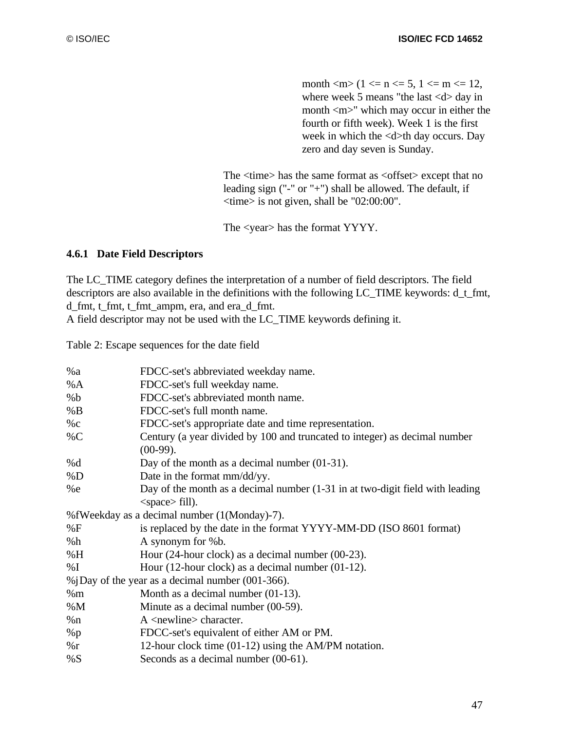month <m> (1 <= n <= 5, 1 <= m <= 12, where week 5 means "the last <d> day in month <m>" which may occur in either the fourth or fifth week). Week 1 is the first week in which the <d>th day occurs. Day zero and day seven is Sunday.

The <time> has the same format as <offset> except that no leading sign ("-" or "+") shall be allowed. The default, if <time> is not given, shall be "02:00:00".

The <year> has the format YYYY.

### 4.6.1 Date Field Descriptors

The LC_TIME category defines the interpretation of a number of field descriptors. The field descriptors are also available in the definitions with the following LC_TIME keywords: d_t_fmt, d_fmt, t_fmt, t_fmt_ampm, era, and era_d_fmt.
A field descriptor may not be used with the LC_TIME keywords defining it.

Table 2: Escape sequences for the date field

| | |
|---|---|
| %a | FDCC-set's abbreviated weekday name. |
| %A | FDCC-set's full weekday name. |
| %b | FDCC-set's abbreviated month name. |
| %B | FDCC-set's full month name. |
| %c | FDCC-set's appropriate date and time representation. |
| %C | Century (a year divided by 100 and truncated to integer) as decimal number (00-99). |
| %d | Day of the month as a decimal number (01-31). |
| %D | Date in the format mm/dd/yy. |
| %e | Day of the month as a decimal number (1-31 in at two-digit field with leading <space> fill). |
| %f | Weekday as a decimal number (1(Monday)-7). |
| %F | is replaced by the date in the format YYYY-MM-DD (ISO 8601 format) |
| %h | A synonym for %b. |
| %H | Hour (24-hour clock) as a decimal number (00-23). |
| %I | Hour (12-hour clock) as a decimal number (01-12). |
| %j | Day of the year as a decimal number (001-366). |
| %m | Month as a decimal number (01-13). |
| %M | Minute as a decimal number (00-59). |
| %n | A <newline> character. |
| %p | FDCC-set's equivalent of either AM or PM. |
| %r | 12-hour clock time (01-12) using the AM/PM notation. |
| %S | Seconds as a decimal number (00-61). |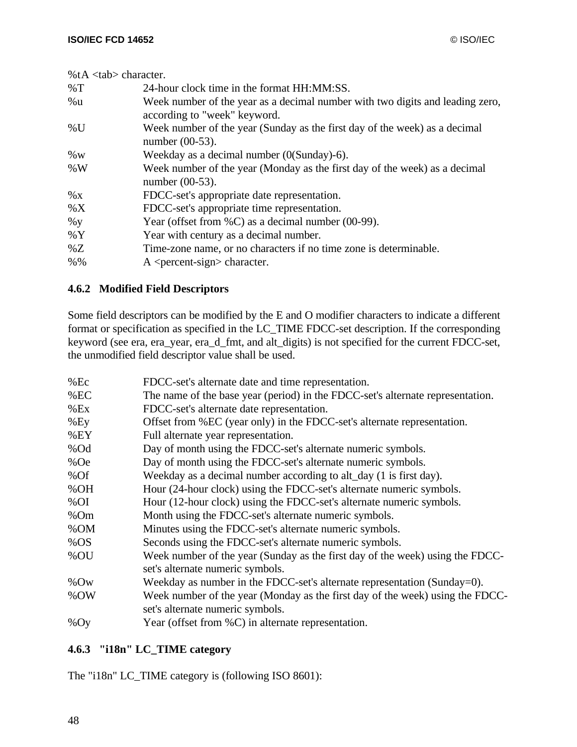%tA <tab> character.

| | |
|---|---|
| %T | 24-hour clock time in the format HH:MM:SS. |
| %u | Week number of the year as a decimal number with two digits and leading zero, according to "week" keyword. |
| %U | Week number of the year (Sunday as the first day of the week) as a decimal number (00-53). |
| %w | Weekday as a decimal number (0(Sunday)-6). |
| %W | Week number of the year (Monday as the first day of the week) as a decimal number (00-53). |
| %x | FDCC-set's appropriate date representation. |
| %X | FDCC-set's appropriate time representation. |
| %y | Year (offset from %C) as a decimal number (00-99). |
| %Y | Year with century as a decimal number. |
| %Z | Time-zone name, or no characters if no time zone is determinable. |
| %% | A <percent-sign> character. |

### 4.6.2 Modified Field Descriptors

Some field descriptors can be modified by the E and O modifier characters to indicate a different format or specification as specified in the LC_TIME FDCC-set description. If the corresponding keyword (see era, era_year, era_d_fmt, and alt_digits) is not specified for the current FDCC-set, the unmodified field descriptor value shall be used.

| | |
|---|---|
| %Ec | FDCC-set's alternate date and time representation. |
| %EC | The name of the base year (period) in the FDCC-set's alternate representation. |
| %Ex | FDCC-set's alternate date representation. |
| %Ey | Offset from %EC (year only) in the FDCC-set's alternate representation. |
| %EY | Full alternate year representation. |
| %Od | Day of month using the FDCC-set's alternate numeric symbols. |
| %Oe | Day of month using the FDCC-set's alternate numeric symbols. |
| %Of | Weekday as a decimal number according to alt_day (1 is first day). |
| %OH | Hour (24-hour clock) using the FDCC-set's alternate numeric symbols. |
| %OI | Hour (12-hour clock) using the FDCC-set's alternate numeric symbols. |
| %Om | Month using the FDCC-set's alternate numeric symbols. |
| %OM | Minutes using the FDCC-set's alternate numeric symbols. |
| %OS | Seconds using the FDCC-set's alternate numeric symbols. |
| %OU | Week number of the year (Sunday as the first day of the week) using the FDCC-set's alternate numeric symbols. |
| %Ow | Weekday as number in the FDCC-set's alternate representation (Sunday=0). |
| %OW | Week number of the year (Monday as the first day of the week) using the FDCC-set's alternate numeric symbols. |
| %Oy | Year (offset from %C) in alternate representation. |

### 4.6.3 "i18n" LC_TIME category

The "i18n" LC_TIME category is (following ISO 8601):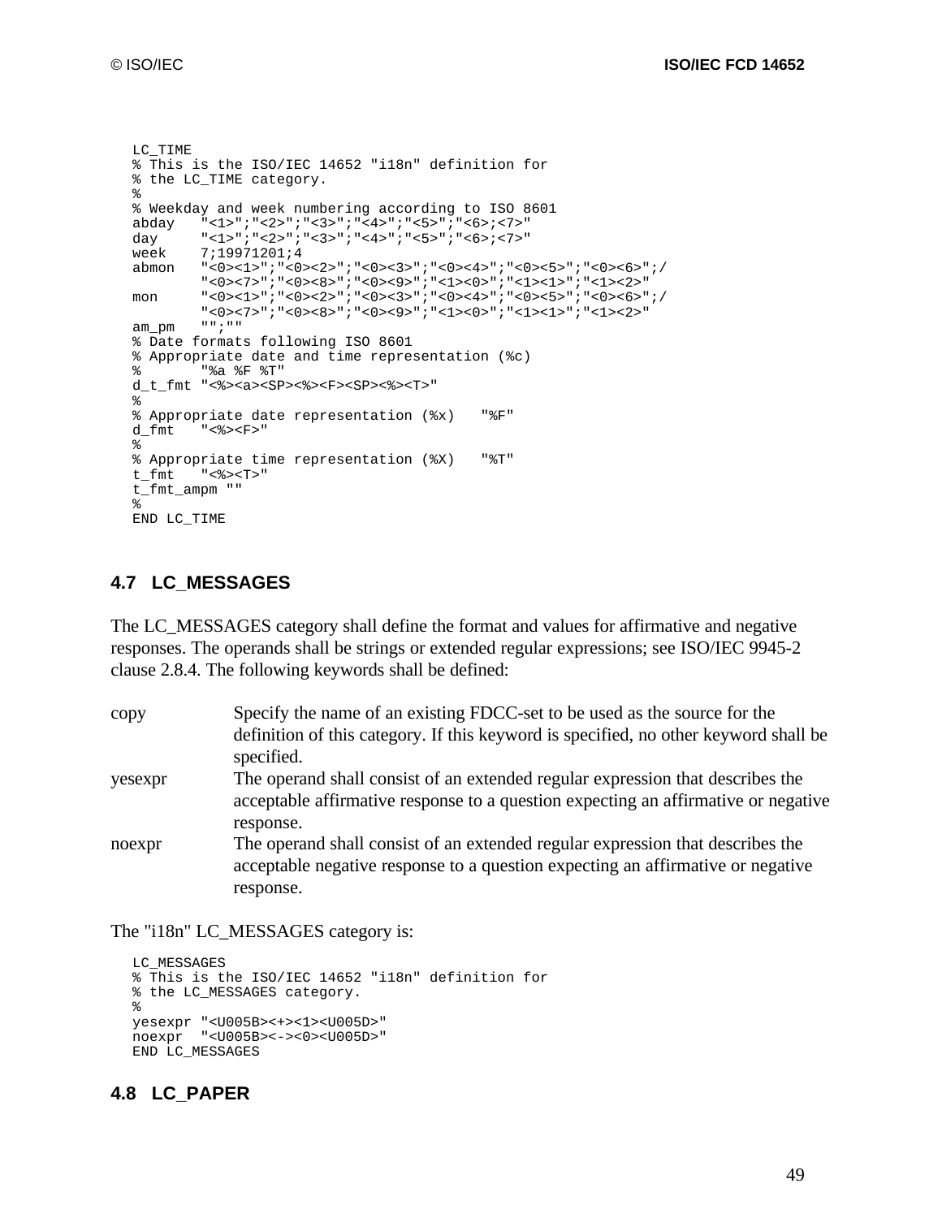```
LC_TIME
% This is the ISO/IEC 14652 "i18n" definition for
% the LC_TIME category.
%
% Weekday and week numbering according to ISO 8601
abday   "<1>";"<2>";"<3>";"<4>";"<5>";"<6>;<7>"
day     "<1>";"<2>";"<3>";"<4>";"<5>";"<6>;<7>"
week    7;19971201;4
abmon   "<0><1>";"<0><2>";"<0><3>";"<0><4>";"<0><5>";"<0><6>";/
        "<0><7>";"<0><8>";"<0><9>";"<1><0>";"<1><1>";"<1><2>"
mon     "<0><1>";"<0><2>";"<0><3>";"<0><4>";"<0><5>";"<0><6>";/
        "<0><7>";"<0><8>";"<0><9>";"<1><0>";"<1><1>";"<1><2>"
am_pm   "";""
% Date formats following ISO 8601
% Appropriate date and time representation (%c)
%       "%a %F %T"
d_t_fmt "<%><a><SP><%><F><SP><%><T>"
%
% Appropriate date representation (%x)   "%F"
d_fmt   "<%><F>"
%
% Appropriate time representation (%X)   "%T"
t_fmt   "<%><T>"
t_fmt_ampm ""
%
END LC_TIME
```

## 4.7 LC_MESSAGES

The LC_MESSAGES category shall define the format and values for affirmative and negative responses. The operands shall be strings or extended regular expressions; see ISO/IEC 9945-2 clause 2.8.4. The following keywords shall be defined:

| | |
|---|---|
| copy | Specify the name of an existing FDCC-set to be used as the source for the definition of this category. If this keyword is specified, no other keyword shall be specified. |
| yesexpr | The operand shall consist of an extended regular expression that describes the acceptable affirmative response to a question expecting an affirmative or negative response. |
| noexpr | The operand shall consist of an extended regular expression that describes the acceptable negative response to a question expecting an affirmative or negative response. |

The "i18n" LC_MESSAGES category is:

```
LC_MESSAGES
% This is the ISO/IEC 14652 "i18n" definition for
% the LC_MESSAGES category.
%
yesexpr "<U005B><+><1><U005D>"
noexpr  "<U005B><-><0><U005D>"
END LC_MESSAGES
```

## 4.8 LC_PAPER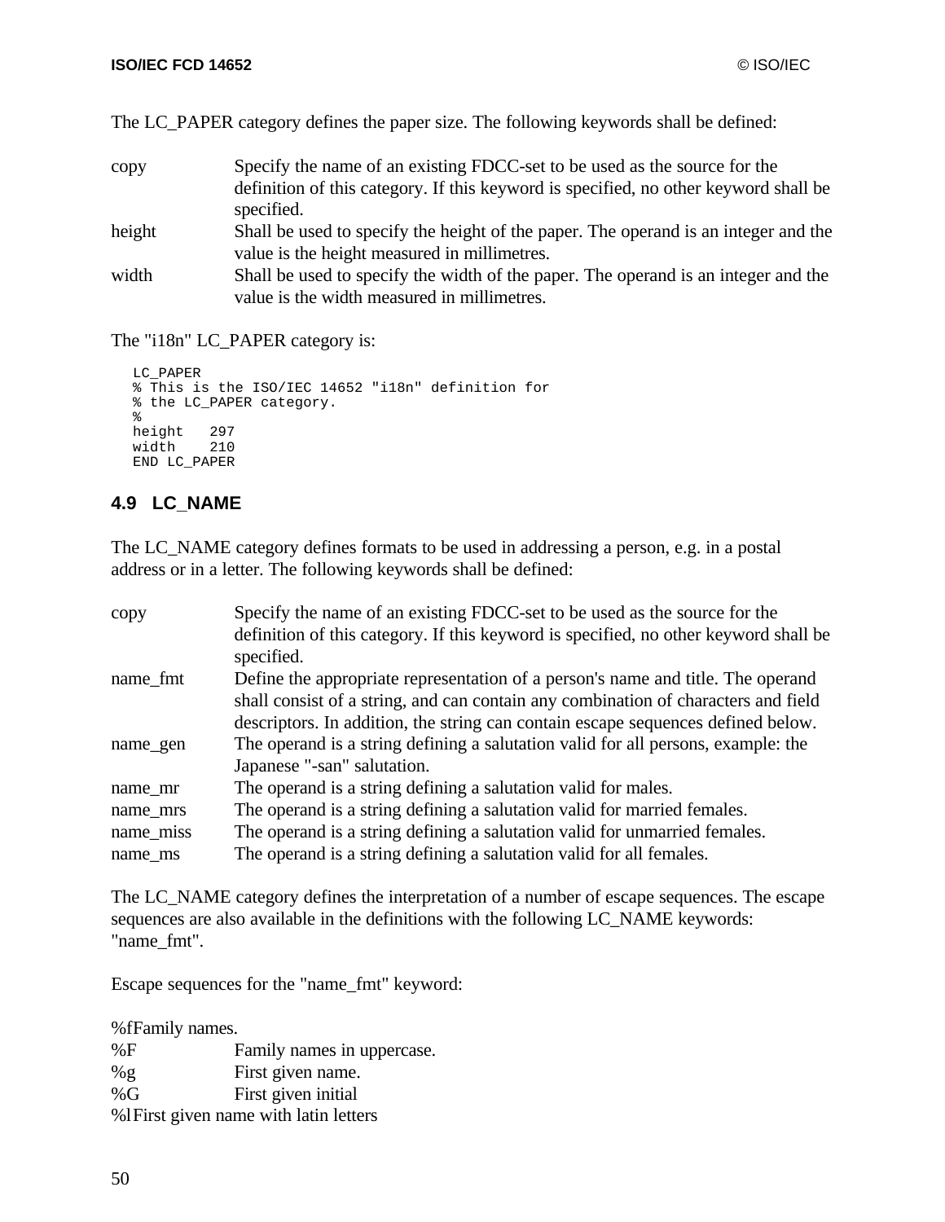The LC_PAPER category defines the paper size. The following keywords shall be defined:

copy — Specify the name of an existing FDCC-set to be used as the source for the definition of this category. If this keyword is specified, no other keyword shall be specified.

height — Shall be used to specify the height of the paper. The operand is an integer and the value is the height measured in millimetres.

width — Shall be used to specify the width of the paper. The operand is an integer and the value is the width measured in millimetres.

The "i18n" LC_PAPER category is:

```
LC_PAPER
% This is the ISO/IEC 14652 "i18n" definition for
% the LC_PAPER category.
%
height   297
width    210
END LC_PAPER
```

## 4.9 LC_NAME

The LC_NAME category defines formats to be used in addressing a person, e.g. in a postal address or in a letter. The following keywords shall be defined:

copy — Specify the name of an existing FDCC-set to be used as the source for the definition of this category. If this keyword is specified, no other keyword shall be specified.

name_fmt — Define the appropriate representation of a person's name and title. The operand shall consist of a string, and can contain any combination of characters and field descriptors. In addition, the string can contain escape sequences defined below.

name_gen — The operand is a string defining a salutation valid for all persons, example: the Japanese "-san" salutation.

name_mr — The operand is a string defining a salutation valid for males.

name_mrs — The operand is a string defining a salutation valid for married females.

name_miss — The operand is a string defining a salutation valid for unmarried females.

name_ms — The operand is a string defining a salutation valid for all females.

The LC_NAME category defines the interpretation of a number of escape sequences. The escape sequences are also available in the definitions with the following LC_NAME keywords: "name_fmt".

Escape sequences for the "name_fmt" keyword:

%f Family names.

%F — Family names in uppercase.

%g — First given name.

%G — First given initial

%l First given name with latin letters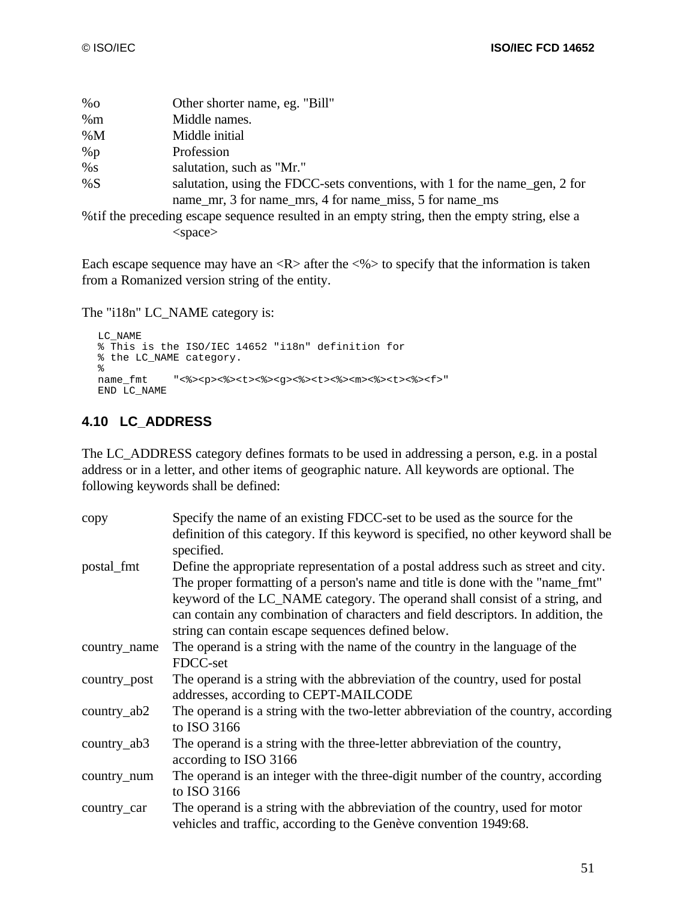| | |
|---|---|
| %o | Other shorter name, eg. "Bill" |
| %m | Middle names. |
| %M | Middle initial |
| %p | Profession |
| %s | salutation, such as "Mr." |
| %S | salutation, using the FDCC-sets conventions, with 1 for the name_gen, 2 for name_mr, 3 for name_mrs, 4 for name_miss, 5 for name_ms |
| %t | if the preceding escape sequence resulted in an empty string, then the empty string, else a <space> |

Each escape sequence may have an <R> after the <%> to specify that the information is taken from a Romanized version string of the entity.

The "i18n" LC_NAME category is:

```
LC_NAME
% This is the ISO/IEC 14652 "i18n" definition for
% the LC_NAME category.
%
name_fmt    "<%><p><%><t><%><g><%><t><%><m><%><t><%><f>"
END LC_NAME
```

## 4.10 LC_ADDRESS

The LC_ADDRESS category defines formats to be used in addressing a person, e.g. in a postal address or in a letter, and other items of geographic nature. All keywords are optional. The following keywords shall be defined:

| | |
|---|---|
| copy | Specify the name of an existing FDCC-set to be used as the source for the definition of this category. If this keyword is specified, no other keyword shall be specified. |
| postal_fmt | Define the appropriate representation of a postal address such as street and city. The proper formatting of a person's name and title is done with the "name_fmt" keyword of the LC_NAME category. The operand shall consist of a string, and can contain any combination of characters and field descriptors. In addition, the string can contain escape sequences defined below. |
| country_name | The operand is a string with the name of the country in the language of the FDCC-set |
| country_post | The operand is a string with the abbreviation of the country, used for postal addresses, according to CEPT-MAILCODE |
| country_ab2 | The operand is a string with the two-letter abbreviation of the country, according to ISO 3166 |
| country_ab3 | The operand is a string with the three-letter abbreviation of the country, according to ISO 3166 |
| country_num | The operand is an integer with the three-digit number of the country, according to ISO 3166 |
| country_car | The operand is a string with the abbreviation of the country, used for motor vehicles and traffic, according to the Genève convention 1949:68. |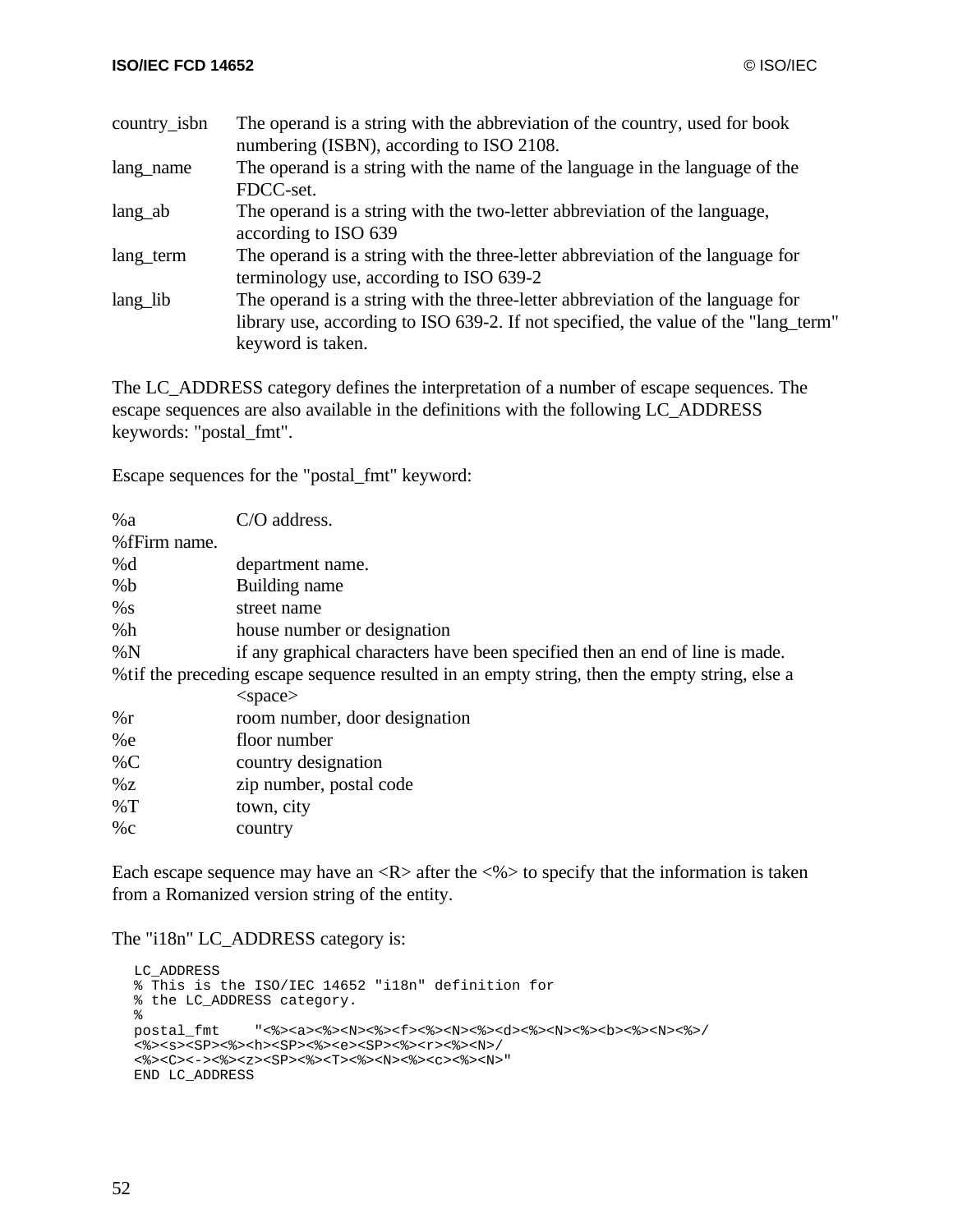| | |
|---|---|
| country_isbn | The operand is a string with the abbreviation of the country, used for book numbering (ISBN), according to ISO 2108. |
| lang_name | The operand is a string with the name of the language in the language of the FDCC-set. |
| lang_ab | The operand is a string with the two-letter abbreviation of the language, according to ISO 639 |
| lang_term | The operand is a string with the three-letter abbreviation of the language for terminology use, according to ISO 639-2 |
| lang_lib | The operand is a string with the three-letter abbreviation of the language for library use, according to ISO 639-2. If not specified, the value of the "lang_term" keyword is taken. |

The LC_ADDRESS category defines the interpretation of a number of escape sequences. The escape sequences are also available in the definitions with the following LC_ADDRESS keywords: "postal_fmt".

Escape sequences for the "postal_fmt" keyword:

| | |
|---|---|
| %a | C/O address. |
| %f | Firm name. |
| %d | department name. |
| %b | Building name |
| %s | street name |
| %h | house number or designation |
| %N | if any graphical characters have been specified then an end of line is made. |
| %t | if the preceding escape sequence resulted in an empty string, then the empty string, else a <space> |
| %r | room number, door designation |
| %e | floor number |
| %C | country designation |
| %z | zip number, postal code |
| %T | town, city |
| %c | country |

Each escape sequence may have an <R> after the <%> to specify that the information is taken from a Romanized version string of the entity.

The "i18n" LC_ADDRESS category is:

```
LC_ADDRESS
% This is the ISO/IEC 14652 "i18n" definition for
% the LC_ADDRESS category.
%
postal_fmt    "<%><a><%><N><%><f><%><N><%><d><%><N><%><b><%><N><%>/
<%><s><SP><%><h><SP><%><e><SP><%><r><%><N>/
<%><C><-><%><z><SP><%><T><%><N><%><c><%><N>"
END LC_ADDRESS
```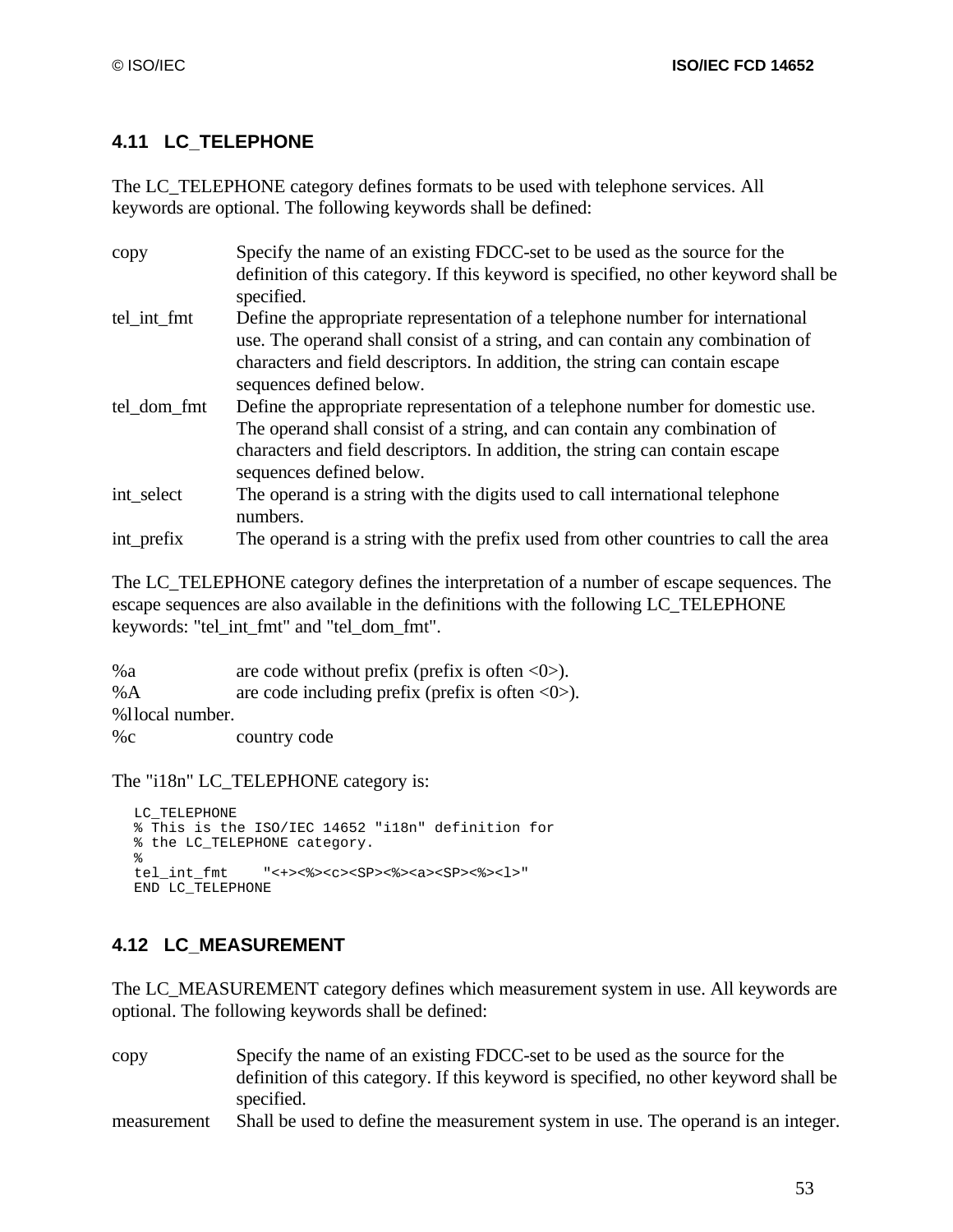## 4.11 LC_TELEPHONE

The LC_TELEPHONE category defines formats to be used with telephone services. All keywords are optional. The following keywords shall be defined:

copy Specify the name of an existing FDCC-set to be used as the source for the definition of this category. If this keyword is specified, no other keyword shall be specified.

tel_int_fmt Define the appropriate representation of a telephone number for international use. The operand shall consist of a string, and can contain any combination of characters and field descriptors. In addition, the string can contain escape sequences defined below.

tel_dom_fmt Define the appropriate representation of a telephone number for domestic use. The operand shall consist of a string, and can contain any combination of characters and field descriptors. In addition, the string can contain escape sequences defined below.

int_select The operand is a string with the digits used to call international telephone numbers.

int_prefix The operand is a string with the prefix used from other countries to call the area

The LC_TELEPHONE category defines the interpretation of a number of escape sequences. The escape sequences are also available in the definitions with the following LC_TELEPHONE keywords: "tel_int_fmt" and "tel_dom_fmt".

%a are code without prefix (prefix is often <0>).
%A are code including prefix (prefix is often <0>).
%llocal number.
%c country code

The "i18n" LC_TELEPHONE category is:

```
LC_TELEPHONE
% This is the ISO/IEC 14652 "i18n" definition for
% the LC_TELEPHONE category.
%
tel_int_fmt    "<+><%><c><SP><%><a><SP><%><l>"
END LC_TELEPHONE
```

## 4.12 LC_MEASUREMENT

The LC_MEASUREMENT category defines which measurement system in use. All keywords are optional. The following keywords shall be defined:

copy Specify the name of an existing FDCC-set to be used as the source for the definition of this category. If this keyword is specified, no other keyword shall be specified.

measurement Shall be used to define the measurement system in use. The operand is an integer.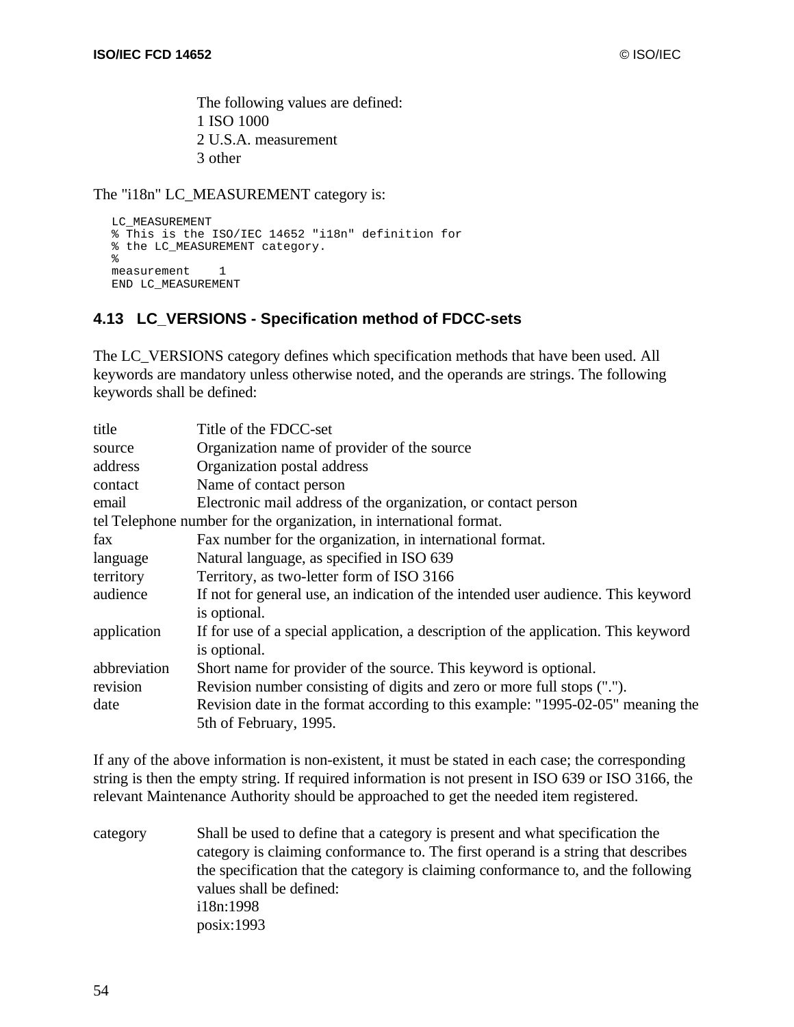The following values are defined:
1 ISO 1000
2 U.S.A. measurement
3 other

The "i18n" LC_MEASUREMENT category is:

```
LC_MEASUREMENT
% This is the ISO/IEC 14652 "i18n" definition for
% the LC_MEASUREMENT category.
%
measurement    1
END LC_MEASUREMENT
```

### 4.13 LC_VERSIONS - Specification method of FDCC-sets

The LC_VERSIONS category defines which specification methods that have been used. All keywords are mandatory unless otherwise noted, and the operands are strings. The following keywords shall be defined:

| | |
|---|---|
| title | Title of the FDCC-set |
| source | Organization name of provider of the source |
| address | Organization postal address |
| contact | Name of contact person |
| email | Electronic mail address of the organization, or contact person |
| tel | Telephone number for the organization, in international format. |
| fax | Fax number for the organization, in international format. |
| language | Natural language, as specified in ISO 639 |
| territory | Territory, as two-letter form of ISO 3166 |
| audience | If not for general use, an indication of the intended user audience. This keyword is optional. |
| application | If for use of a special application, a description of the application. This keyword is optional. |
| abbreviation | Short name for provider of the source. This keyword is optional. |
| revision | Revision number consisting of digits and zero or more full stops ("."). |
| date | Revision date in the format according to this example: "1995-02-05" meaning the 5th of February, 1995. |

If any of the above information is non-existent, it must be stated in each case; the corresponding string is then the empty string. If required information is not present in ISO 639 or ISO 3166, the relevant Maintenance Authority should be approached to get the needed item registered.

category
: Shall be used to define that a category is present and what specification the category is claiming conformance to. The first operand is a string that describes the specification that the category is claiming conformance to, and the following values shall be defined:
i18n:1998
posix:1993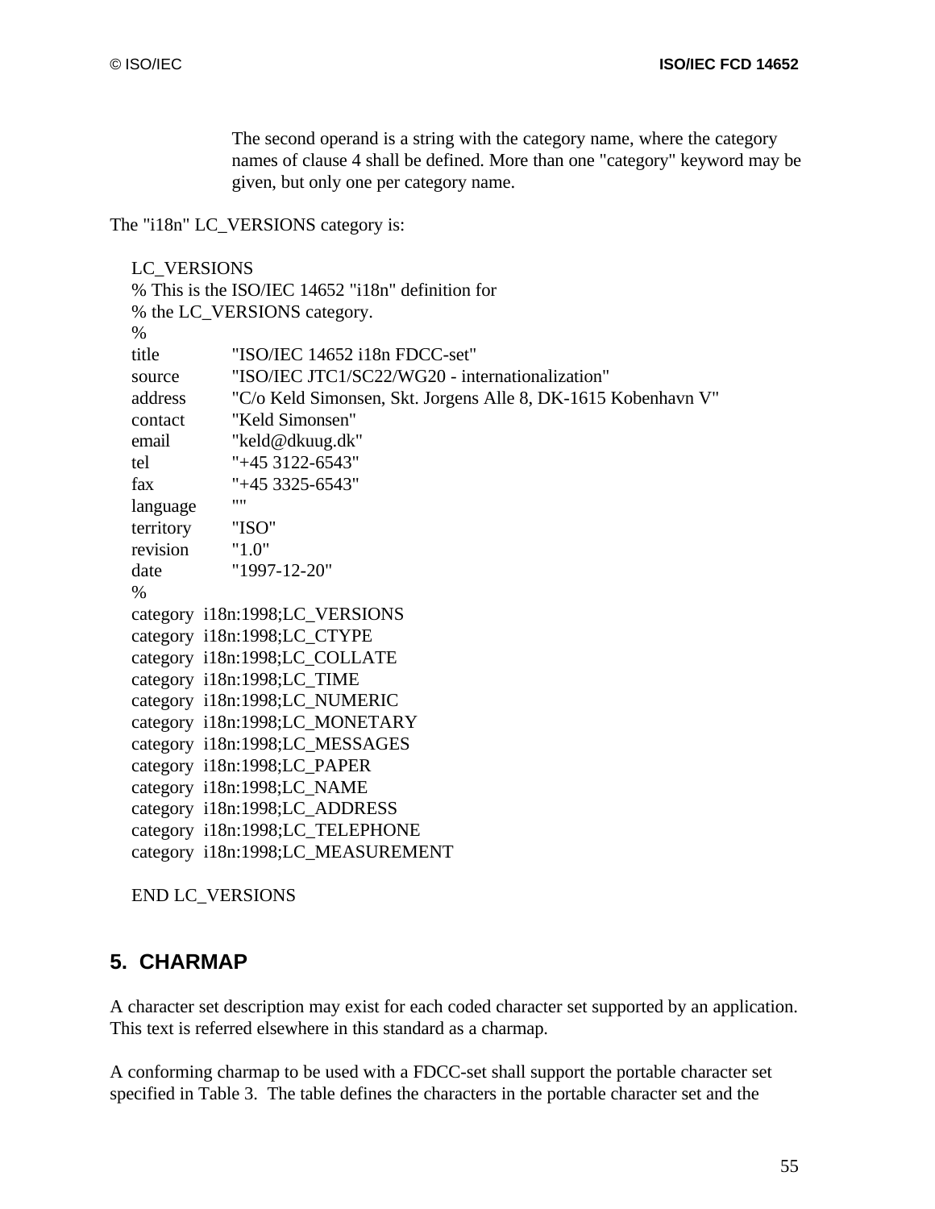The second operand is a string with the category name, where the category names of clause 4 shall be defined. More than one "category" keyword may be given, but only one per category name.

The "i18n" LC_VERSIONS category is:

```
LC_VERSIONS
% This is the ISO/IEC 14652 "i18n" definition for
% the LC_VERSIONS category.
%
title       "ISO/IEC 14652 i18n FDCC-set"
source      "ISO/IEC JTC1/SC22/WG20 - internationalization"
address     "C/o Keld Simonsen, Skt. Jorgens Alle 8, DK-1615 Kobenhavn V"
contact     "Keld Simonsen"
email       "keld@dkuug.dk"
tel         "+45 3122-6543"
fax         "+45 3325-6543"
language    ""
territory   "ISO"
revision    "1.0"
date        "1997-12-20"
%
category  i18n:1998;LC_VERSIONS
category  i18n:1998;LC_CTYPE
category  i18n:1998;LC_COLLATE
category  i18n:1998;LC_TIME
category  i18n:1998;LC_NUMERIC
category  i18n:1998;LC_MONETARY
category  i18n:1998;LC_MESSAGES
category  i18n:1998;LC_PAPER
category  i18n:1998;LC_NAME
category  i18n:1998;LC_ADDRESS
category  i18n:1998;LC_TELEPHONE
category  i18n:1998;LC_MEASUREMENT

END LC_VERSIONS
```

## 5. CHARMAP

A character set description may exist for each coded character set supported by an application. This text is referred elsewhere in this standard as a charmap.

A conforming charmap to be used with a FDCC-set shall support the portable character set specified in Table 3. The table defines the characters in the portable character set and the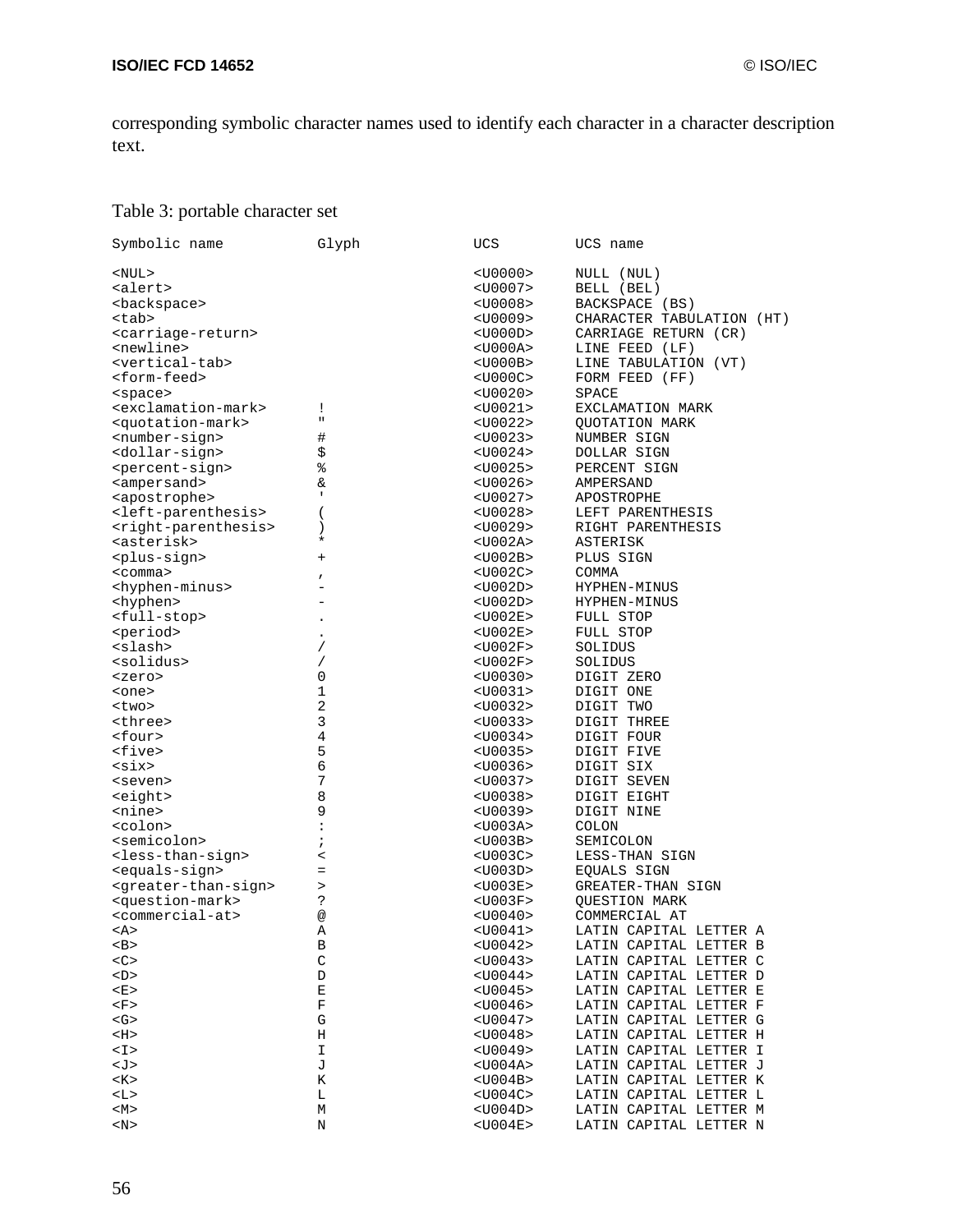corresponding symbolic character names used to identify each character in a character description text.

Table 3: portable character set

| Symbolic name | Glyph | UCS | UCS name |
|---|---|---|---|
| <NUL> | | <U0000> | NULL (NUL) |
| <alert> | | <U0007> | BELL (BEL) |
| <backspace> | | <U0008> | BACKSPACE (BS) |
| <tab> | | <U0009> | CHARACTER TABULATION (HT) |
| <carriage-return> | | <U000D> | CARRIAGE RETURN (CR) |
| <newline> | | <U000A> | LINE FEED (LF) |
| <vertical-tab> | | <U000B> | LINE TABULATION (VT) |
| <form-feed> | | <U000C> | FORM FEED (FF) |
| <space> | | <U0020> | SPACE |
| <exclamation-mark> | ! | <U0021> | EXCLAMATION MARK |
| <quotation-mark> | " | <U0022> | QUOTATION MARK |
| <number-sign> | # | <U0023> | NUMBER SIGN |
| <dollar-sign> | $ | <U0024> | DOLLAR SIGN |
| <percent-sign> | % | <U0025> | PERCENT SIGN |
| <ampersand> | & | <U0026> | AMPERSAND |
| <apostrophe> | ' | <U0027> | APOSTROPHE |
| <left-parenthesis> | ( | <U0028> | LEFT PARENTHESIS |
| <right-parenthesis> | ) | <U0029> | RIGHT PARENTHESIS |
| <asterisk> | * | <U002A> | ASTERISK |
| <plus-sign> | + | <U002B> | PLUS SIGN |
| <comma> | , | <U002C> | COMMA |
| <hyphen-minus> | - | <U002D> | HYPHEN-MINUS |
| <hyphen> | - | <U002D> | HYPHEN-MINUS |
| <full-stop> | . | <U002E> | FULL STOP |
| <period> | . | <U002E> | FULL STOP |
| <slash> | / | <U002F> | SOLIDUS |
| <solidus> | / | <U002F> | SOLIDUS |
| <zero> | 0 | <U0030> | DIGIT ZERO |
| <one> | 1 | <U0031> | DIGIT ONE |
| <two> | 2 | <U0032> | DIGIT TWO |
| <three> | 3 | <U0033> | DIGIT THREE |
| <four> | 4 | <U0034> | DIGIT FOUR |
| <five> | 5 | <U0035> | DIGIT FIVE |
| <six> | 6 | <U0036> | DIGIT SIX |
| <seven> | 7 | <U0037> | DIGIT SEVEN |
| <eight> | 8 | <U0038> | DIGIT EIGHT |
| <nine> | 9 | <U0039> | DIGIT NINE |
| <colon> | : | <U003A> | COLON |
| <semicolon> | ; | <U003B> | SEMICOLON |
| <less-than-sign> | < | <U003C> | LESS-THAN SIGN |
| <equals-sign> | = | <U003D> | EQUALS SIGN |
| <greater-than-sign> | > | <U003E> | GREATER-THAN SIGN |
| <question-mark> | ? | <U003F> | QUESTION MARK |
| <commercial-at> | @ | <U0040> | COMMERCIAL AT |
| <A> | A | <U0041> | LATIN CAPITAL LETTER A |
| <B> | B | <U0042> | LATIN CAPITAL LETTER B |
| <C> | C | <U0043> | LATIN CAPITAL LETTER C |
| <D> | D | <U0044> | LATIN CAPITAL LETTER D |
| <E> | E | <U0045> | LATIN CAPITAL LETTER E |
| <F> | F | <U0046> | LATIN CAPITAL LETTER F |
| <G> | G | <U0047> | LATIN CAPITAL LETTER G |
| <H> | H | <U0048> | LATIN CAPITAL LETTER H |
| <I> | I | <U0049> | LATIN CAPITAL LETTER I |
| <J> | J | <U004A> | LATIN CAPITAL LETTER J |
| <K> | K | <U004B> | LATIN CAPITAL LETTER K |
| <L> | L | <U004C> | LATIN CAPITAL LETTER L |
| <M> | M | <U004D> | LATIN CAPITAL LETTER M |
| <N> | N | <U004E> | LATIN CAPITAL LETTER N |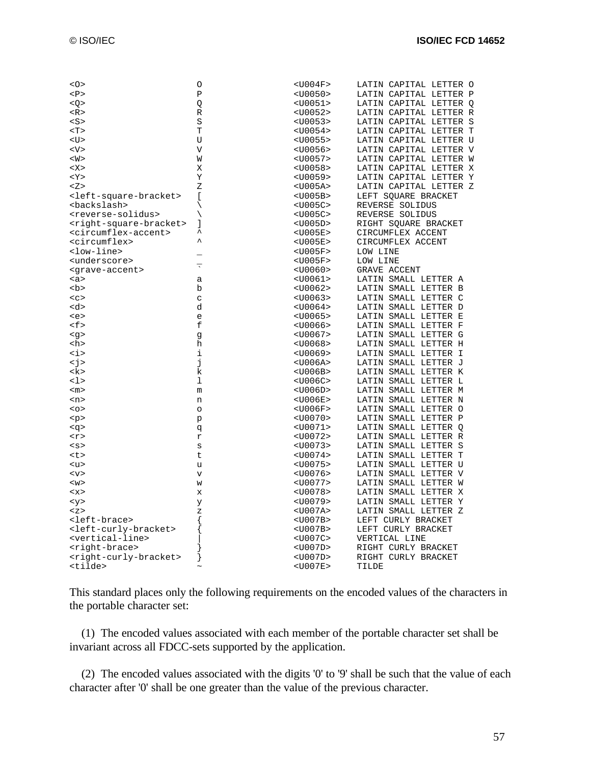```
<O>                     O               <U004F>     LATIN CAPITAL LETTER O
<P>                     P               <U0050>     LATIN CAPITAL LETTER P
<Q>                     Q               <U0051>     LATIN CAPITAL LETTER Q
<R>                     R               <U0052>     LATIN CAPITAL LETTER R
<S>                     S               <U0053>     LATIN CAPITAL LETTER S
<T>                     T               <U0054>     LATIN CAPITAL LETTER T
<U>                     U               <U0055>     LATIN CAPITAL LETTER U
<V>                     V               <U0056>     LATIN CAPITAL LETTER V
<W>                     W               <U0057>     LATIN CAPITAL LETTER W
<X>                     X               <U0058>     LATIN CAPITAL LETTER X
<Y>                     Y               <U0059>     LATIN CAPITAL LETTER Y
<Z>                     Z               <U005A>     LATIN CAPITAL LETTER Z
<left-square-bracket>   [               <U005B>     LEFT SQUARE BRACKET
<backslash>             \               <U005C>     REVERSE SOLIDUS
<reverse-solidus>       \               <U005C>     REVERSE SOLIDUS
<right-square-bracket>  ]               <U005D>     RIGHT SQUARE BRACKET
<circumflex-accent>     ^               <U005E>     CIRCUMFLEX ACCENT
<circumflex>            ^               <U005E>     CIRCUMFLEX ACCENT
<low-line>              _               <U005F>     LOW LINE
<underscore>            _               <U005F>     LOW LINE
<grave-accent>          `               <U0060>     GRAVE ACCENT
<a>                     a               <U0061>     LATIN SMALL LETTER A
<b>                     b               <U0062>     LATIN SMALL LETTER B
<c>                     c               <U0063>     LATIN SMALL LETTER C
<d>                     d               <U0064>     LATIN SMALL LETTER D
<e>                     e               <U0065>     LATIN SMALL LETTER E
<f>                     f               <U0066>     LATIN SMALL LETTER F
<g>                     g               <U0067>     LATIN SMALL LETTER G
<h>                     h               <U0068>     LATIN SMALL LETTER H
<i>                     i               <U0069>     LATIN SMALL LETTER I
<j>                     j               <U006A>     LATIN SMALL LETTER J
<k>                     k               <U006B>     LATIN SMALL LETTER K
<l>                     l               <U006C>     LATIN SMALL LETTER L
<m>                     m               <U006D>     LATIN SMALL LETTER M
<n>                     n               <U006E>     LATIN SMALL LETTER N
<o>                     o               <U006F>     LATIN SMALL LETTER O
<p>                     p               <U0070>     LATIN SMALL LETTER P
<q>                     q               <U0071>     LATIN SMALL LETTER Q
<r>                     r               <U0072>     LATIN SMALL LETTER R
<s>                     s               <U0073>     LATIN SMALL LETTER S
<t>                     t               <U0074>     LATIN SMALL LETTER T
<u>                     u               <U0075>     LATIN SMALL LETTER U
<v>                     v               <U0076>     LATIN SMALL LETTER V
<w>                     w               <U0077>     LATIN SMALL LETTER W
<x>                     x               <U0078>     LATIN SMALL LETTER X
<y>                     y               <U0079>     LATIN SMALL LETTER Y
<z>                     z               <U007A>     LATIN SMALL LETTER Z
<left-brace>            {               <U007B>     LEFT CURLY BRACKET
<left-curly-bracket>    {               <U007B>     LEFT CURLY BRACKET
<vertical-line>         |               <U007C>     VERTICAL LINE
<right-brace>           }               <U007D>     RIGHT CURLY BRACKET
<right-curly-bracket>   }               <U007D>     RIGHT CURLY BRACKET
<tilde>                 ~               <U007E>     TILDE
```

This standard places only the following requirements on the encoded values of the characters in the portable character set:

(1) The encoded values associated with each member of the portable character set shall be invariant across all FDCC-sets supported by the application.

(2) The encoded values associated with the digits '0' to '9' shall be such that the value of each character after '0' shall be one greater than the value of the previous character.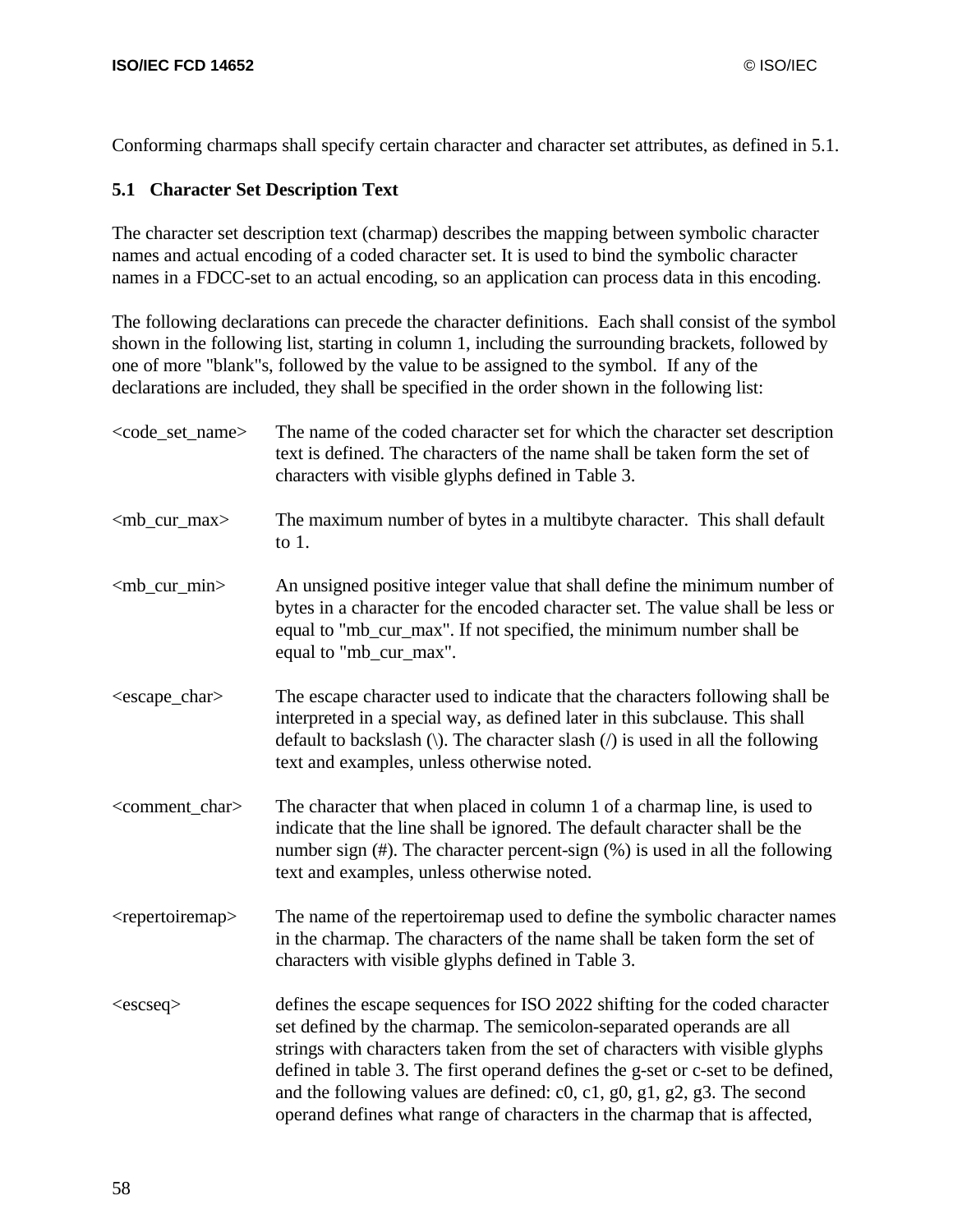Conforming charmaps shall specify certain character and character set attributes, as defined in 5.1.

## 5.1 Character Set Description Text

The character set description text (charmap) describes the mapping between symbolic character names and actual encoding of a coded character set. It is used to bind the symbolic character names in a FDCC-set to an actual encoding, so an application can process data in this encoding.

The following declarations can precede the character definitions. Each shall consist of the symbol shown in the following list, starting in column 1, including the surrounding brackets, followed by one of more "blank"s, followed by the value to be assigned to the symbol. If any of the declarations are included, they shall be specified in the order shown in the following list:

<code_set_name> The name of the coded character set for which the character set description text is defined. The characters of the name shall be taken form the set of characters with visible glyphs defined in Table 3.

<mb_cur_max> The maximum number of bytes in a multibyte character. This shall default to 1.

<mb_cur_min> An unsigned positive integer value that shall define the minimum number of bytes in a character for the encoded character set. The value shall be less or equal to "mb_cur_max". If not specified, the minimum number shall be equal to "mb_cur_max".

<escape_char> The escape character used to indicate that the characters following shall be interpreted in a special way, as defined later in this subclause. This shall default to backslash (\). The character slash (/) is used in all the following text and examples, unless otherwise noted.

<comment_char> The character that when placed in column 1 of a charmap line, is used to indicate that the line shall be ignored. The default character shall be the number sign (#). The character percent-sign (%) is used in all the following text and examples, unless otherwise noted.

<repertoiremap> The name of the repertoiremap used to define the symbolic character names in the charmap. The characters of the name shall be taken form the set of characters with visible glyphs defined in Table 3.

<escseq> defines the escape sequences for ISO 2022 shifting for the coded character set defined by the charmap. The semicolon-separated operands are all strings with characters taken from the set of characters with visible glyphs defined in table 3. The first operand defines the g-set or c-set to be defined, and the following values are defined: c0, c1, g0, g1, g2, g3. The second operand defines what range of characters in the charmap that is affected,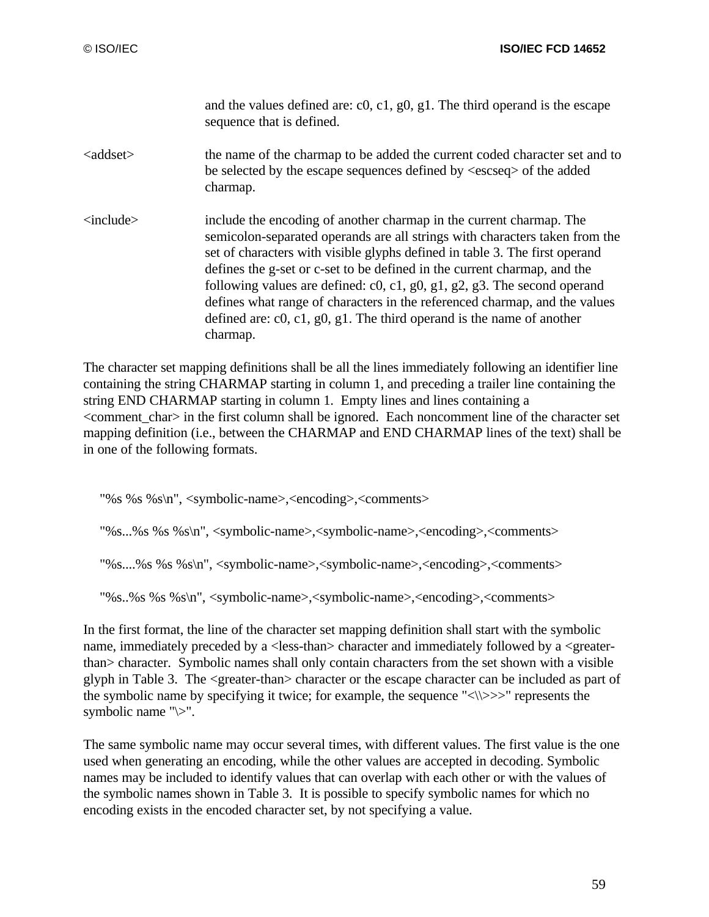and the values defined are: c0, c1, g0, g1. The third operand is the escape sequence that is defined.

<addset> the name of the charmap to be added the current coded character set and to be selected by the escape sequences defined by <escseq> of the added charmap.

<include> include the encoding of another charmap in the current charmap. The semicolon-separated operands are all strings with characters taken from the set of characters with visible glyphs defined in table 3. The first operand defines the g-set or c-set to be defined in the current charmap, and the following values are defined: c0, c1, g0, g1, g2, g3. The second operand defines what range of characters in the referenced charmap, and the values defined are: c0, c1, g0, g1. The third operand is the name of another charmap.

The character set mapping definitions shall be all the lines immediately following an identifier line containing the string CHARMAP starting in column 1, and preceding a trailer line containing the string END CHARMAP starting in column 1. Empty lines and lines containing a <comment_char> in the first column shall be ignored. Each noncomment line of the character set mapping definition (i.e., between the CHARMAP and END CHARMAP lines of the text) shall be in one of the following formats.

```
"%s %s %s\n", <symbolic-name>,<encoding>,<comments>

"%s...%s %s %s\n", <symbolic-name>,<symbolic-name>,<encoding>,<comments>

"%s....%s %s %s\n", <symbolic-name>,<symbolic-name>,<encoding>,<comments>

"%s..%s %s %s\n", <symbolic-name>,<symbolic-name>,<encoding>,<comments>
```

In the first format, the line of the character set mapping definition shall start with the symbolic name, immediately preceded by a <less-than> character and immediately followed by a <greater-than> character. Symbolic names shall only contain characters from the set shown with a visible glyph in Table 3. The <greater-than> character or the escape character can be included as part of the symbolic name by specifying it twice; for example, the sequence "<\\>>>" represents the symbolic name "\>".

The same symbolic name may occur several times, with different values. The first value is the one used when generating an encoding, while the other values are accepted in decoding. Symbolic names may be included to identify values that can overlap with each other or with the values of the symbolic names shown in Table 3. It is possible to specify symbolic names for which no encoding exists in the encoded character set, by not specifying a value.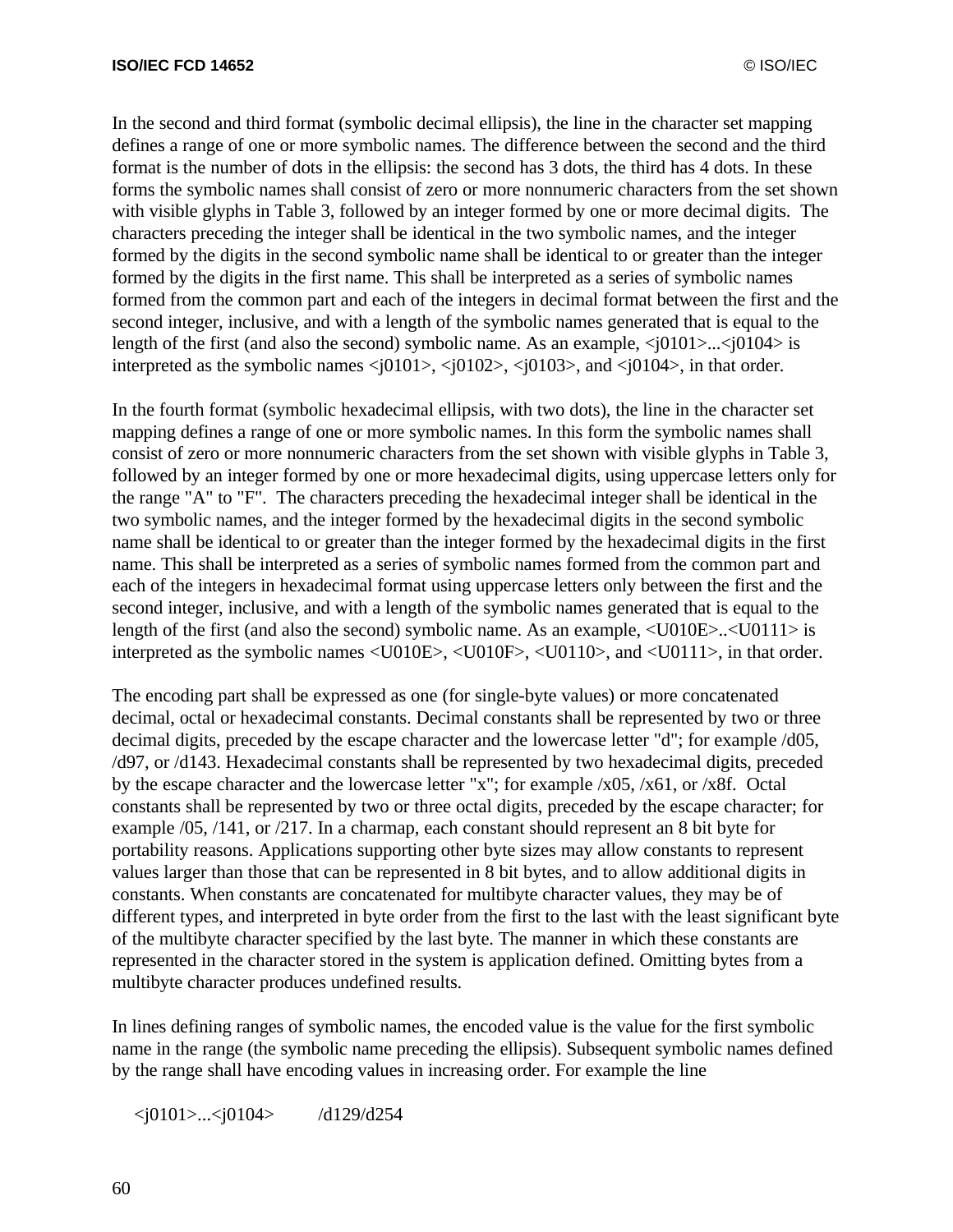In the second and third format (symbolic decimal ellipsis), the line in the character set mapping defines a range of one or more symbolic names. The difference between the second and the third format is the number of dots in the ellipsis: the second has 3 dots, the third has 4 dots. In these forms the symbolic names shall consist of zero or more nonnumeric characters from the set shown with visible glyphs in Table 3, followed by an integer formed by one or more decimal digits. The characters preceding the integer shall be identical in the two symbolic names, and the integer formed by the digits in the second symbolic name shall be identical to or greater than the integer formed by the digits in the first name. This shall be interpreted as a series of symbolic names formed from the common part and each of the integers in decimal format between the first and the second integer, inclusive, and with a length of the symbolic names generated that is equal to the length of the first (and also the second) symbolic name. As an example, <j0101>...<j0104> is interpreted as the symbolic names <j0101>, <j0102>, <j0103>, and <j0104>, in that order.

In the fourth format (symbolic hexadecimal ellipsis, with two dots), the line in the character set mapping defines a range of one or more symbolic names. In this form the symbolic names shall consist of zero or more nonnumeric characters from the set shown with visible glyphs in Table 3, followed by an integer formed by one or more hexadecimal digits, using uppercase letters only for the range "A" to "F". The characters preceding the hexadecimal integer shall be identical in the two symbolic names, and the integer formed by the hexadecimal digits in the second symbolic name shall be identical to or greater than the integer formed by the hexadecimal digits in the first name. This shall be interpreted as a series of symbolic names formed from the common part and each of the integers in hexadecimal format using uppercase letters only between the first and the second integer, inclusive, and with a length of the symbolic names generated that is equal to the length of the first (and also the second) symbolic name. As an example, <U010E>..<U0111> is interpreted as the symbolic names <U010E>, <U010F>, <U0110>, and <U0111>, in that order.

The encoding part shall be expressed as one (for single-byte values) or more concatenated decimal, octal or hexadecimal constants. Decimal constants shall be represented by two or three decimal digits, preceded by the escape character and the lowercase letter "d"; for example /d05, /d97, or /d143. Hexadecimal constants shall be represented by two hexadecimal digits, preceded by the escape character and the lowercase letter "x"; for example /x05, /x61, or /x8f. Octal constants shall be represented by two or three octal digits, preceded by the escape character; for example /05, /141, or /217. In a charmap, each constant should represent an 8 bit byte for portability reasons. Applications supporting other byte sizes may allow constants to represent values larger than those that can be represented in 8 bit bytes, and to allow additional digits in constants. When constants are concatenated for multibyte character values, they may be of different types, and interpreted in byte order from the first to the last with the least significant byte of the multibyte character specified by the last byte. The manner in which these constants are represented in the character stored in the system is application defined. Omitting bytes from a multibyte character produces undefined results.

In lines defining ranges of symbolic names, the encoded value is the value for the first symbolic name in the range (the symbolic name preceding the ellipsis). Subsequent symbolic names defined by the range shall have encoding values in increasing order. For example the line

```
<j0101>...<j0104>        /d129/d254
```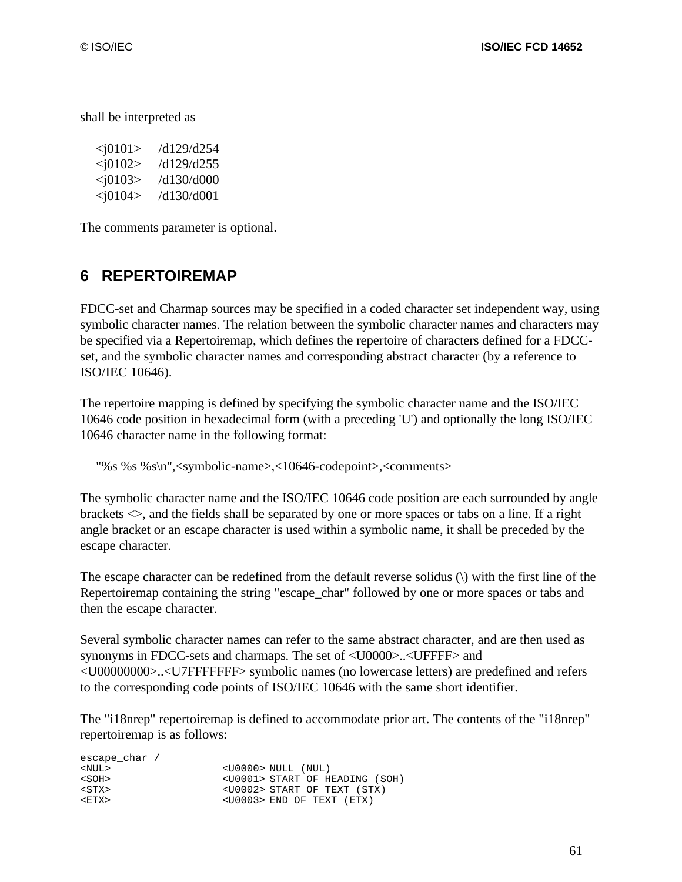shall be interpreted as

```
<j0101>     /d129/d254
<j0102>     /d129/d255
<j0103>     /d130/d000
<j0104>     /d130/d001
```

The comments parameter is optional.

## 6 REPERTOIREMAP

FDCC-set and Charmap sources may be specified in a coded character set independent way, using symbolic character names. The relation between the symbolic character names and characters may be specified via a Repertoiremap, which defines the repertoire of characters defined for a FDCC-set, and the symbolic character names and corresponding abstract character (by a reference to ISO/IEC 10646).

The repertoire mapping is defined by specifying the symbolic character name and the ISO/IEC 10646 code position in hexadecimal form (with a preceding 'U') and optionally the long ISO/IEC 10646 character name in the following format:

```
"%s %s %s\n",<symbolic-name>,<10646-codepoint>,<comments>
```

The symbolic character name and the ISO/IEC 10646 code position are each surrounded by angle brackets <>, and the fields shall be separated by one or more spaces or tabs on a line. If a right angle bracket or an escape character is used within a symbolic name, it shall be preceded by the escape character.

The escape character can be redefined from the default reverse solidus (\) with the first line of the Repertoiremap containing the string "escape_char" followed by one or more spaces or tabs and then the escape character.

Several symbolic character names can refer to the same abstract character, and are then used as synonyms in FDCC-sets and charmaps. The set of <U0000>..<UFFFF> and <U00000000>..<U7FFFFFFF> symbolic names (no lowercase letters) are predefined and refers to the corresponding code points of ISO/IEC 10646 with the same short identifier.

The "i18nrep" repertoiremap is defined to accommodate prior art. The contents of the "i18nrep" repertoiremap is as follows:

```
escape_char /
<NUL>                  <U0000> NULL (NUL)
<SOH>                  <U0001> START OF HEADING (SOH)
<STX>                  <U0002> START OF TEXT (STX)
<ETX>                  <U0003> END OF TEXT (ETX)
```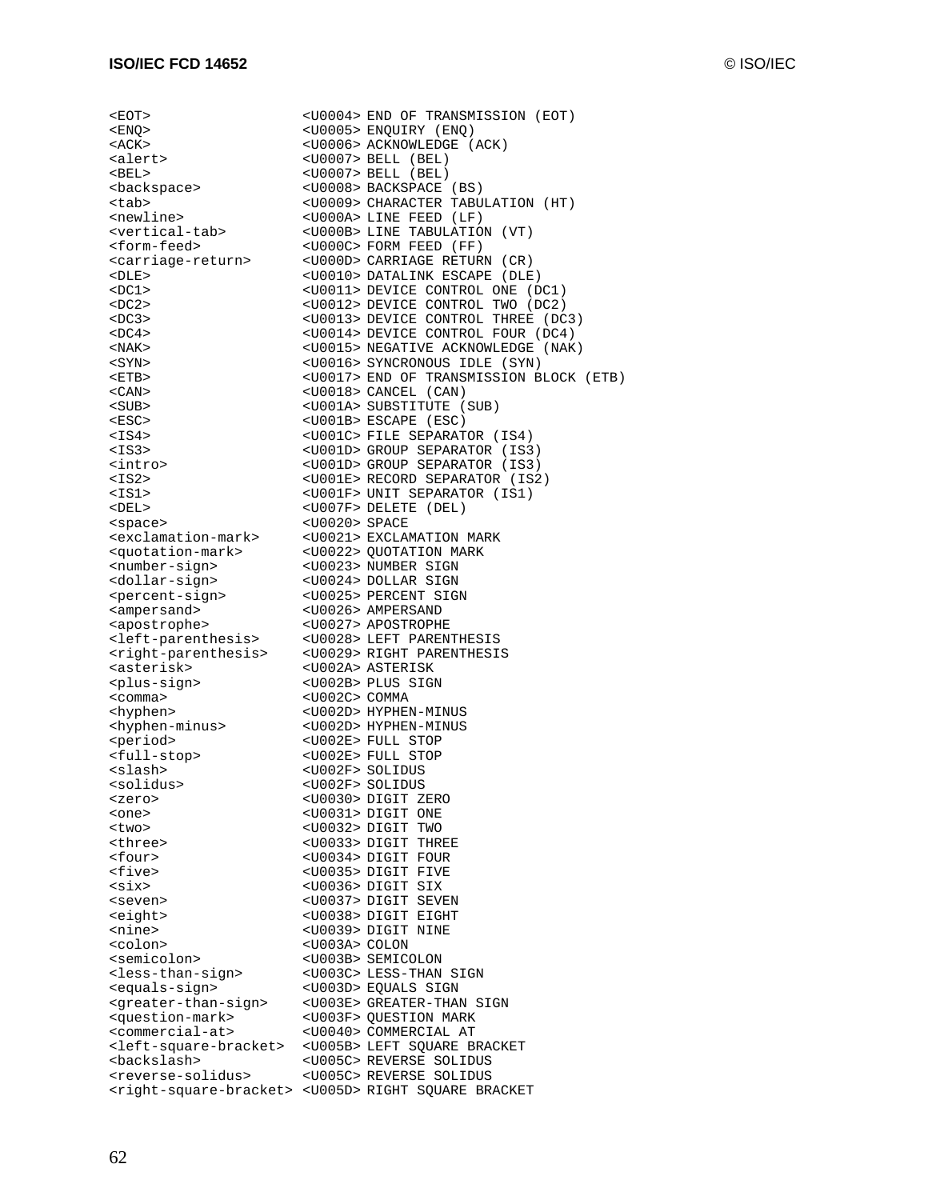```
<EOT>                   <U0004> END OF TRANSMISSION (EOT)
<ENQ>                   <U0005> ENQUIRY (ENQ)
<ACK>                   <U0006> ACKNOWLEDGE (ACK)
<alert>                 <U0007> BELL (BEL)
<BEL>                   <U0007> BELL (BEL)
<backspace>             <U0008> BACKSPACE (BS)
<tab>                   <U0009> CHARACTER TABULATION (HT)
<newline>               <U000A> LINE FEED (LF)
<vertical-tab>          <U000B> LINE TABULATION (VT)
<form-feed>             <U000C> FORM FEED (FF)
<carriage-return>       <U000D> CARRIAGE RETURN (CR)
<DLE>                   <U0010> DATALINK ESCAPE (DLE)
<DC1>                   <U0011> DEVICE CONTROL ONE (DC1)
<DC2>                   <U0012> DEVICE CONTROL TWO (DC2)
<DC3>                   <U0013> DEVICE CONTROL THREE (DC3)
<DC4>                   <U0014> DEVICE CONTROL FOUR (DC4)
<NAK>                   <U0015> NEGATIVE ACKNOWLEDGE (NAK)
<SYN>                   <U0016> SYNCRONOUS IDLE (SYN)
<ETB>                   <U0017> END OF TRANSMISSION BLOCK (ETB)
<CAN>                   <U0018> CANCEL (CAN)
<SUB>                   <U001A> SUBSTITUTE (SUB)
<ESC>                   <U001B> ESCAPE (ESC)
<IS4>                   <U001C> FILE SEPARATOR (IS4)
<IS3>                   <U001D> GROUP SEPARATOR (IS3)
<intro>                 <U001D> GROUP SEPARATOR (IS3)
<IS2>                   <U001E> RECORD SEPARATOR (IS2)
<IS1>                   <U001F> UNIT SEPARATOR (IS1)
<DEL>                   <U007F> DELETE (DEL)
<space>                 <U0020> SPACE
<exclamation-mark>      <U0021> EXCLAMATION MARK
<quotation-mark>        <U0022> QUOTATION MARK
<number-sign>           <U0023> NUMBER SIGN
<dollar-sign>           <U0024> DOLLAR SIGN
<percent-sign>          <U0025> PERCENT SIGN
<ampersand>             <U0026> AMPERSAND
<apostrophe>            <U0027> APOSTROPHE
<left-parenthesis>      <U0028> LEFT PARENTHESIS
<right-parenthesis>     <U0029> RIGHT PARENTHESIS
<asterisk>              <U002A> ASTERISK
<plus-sign>             <U002B> PLUS SIGN
<comma>                 <U002C> COMMA
<hyphen>                <U002D> HYPHEN-MINUS
<hyphen-minus>          <U002D> HYPHEN-MINUS
<period>                <U002E> FULL STOP
<full-stop>             <U002E> FULL STOP
<slash>                 <U002F> SOLIDUS
<solidus>               <U002F> SOLIDUS
<zero>                  <U0030> DIGIT ZERO
<one>                   <U0031> DIGIT ONE
<two>                   <U0032> DIGIT TWO
<three>                 <U0033> DIGIT THREE
<four>                  <U0034> DIGIT FOUR
<five>                  <U0035> DIGIT FIVE
<six>                   <U0036> DIGIT SIX
<seven>                 <U0037> DIGIT SEVEN
<eight>                 <U0038> DIGIT EIGHT
<nine>                  <U0039> DIGIT NINE
<colon>                 <U003A> COLON
<semicolon>             <U003B> SEMICOLON
<less-than-sign>        <U003C> LESS-THAN SIGN
<equals-sign>           <U003D> EQUALS SIGN
<greater-than-sign>     <U003E> GREATER-THAN SIGN
<question-mark>         <U003F> QUESTION MARK
<commercial-at>         <U0040> COMMERCIAL AT
<left-square-bracket>   <U005B> LEFT SQUARE BRACKET
<backslash>             <U005C> REVERSE SOLIDUS
<reverse-solidus>       <U005C> REVERSE SOLIDUS
<right-square-bracket>  <U005D> RIGHT SQUARE BRACKET
```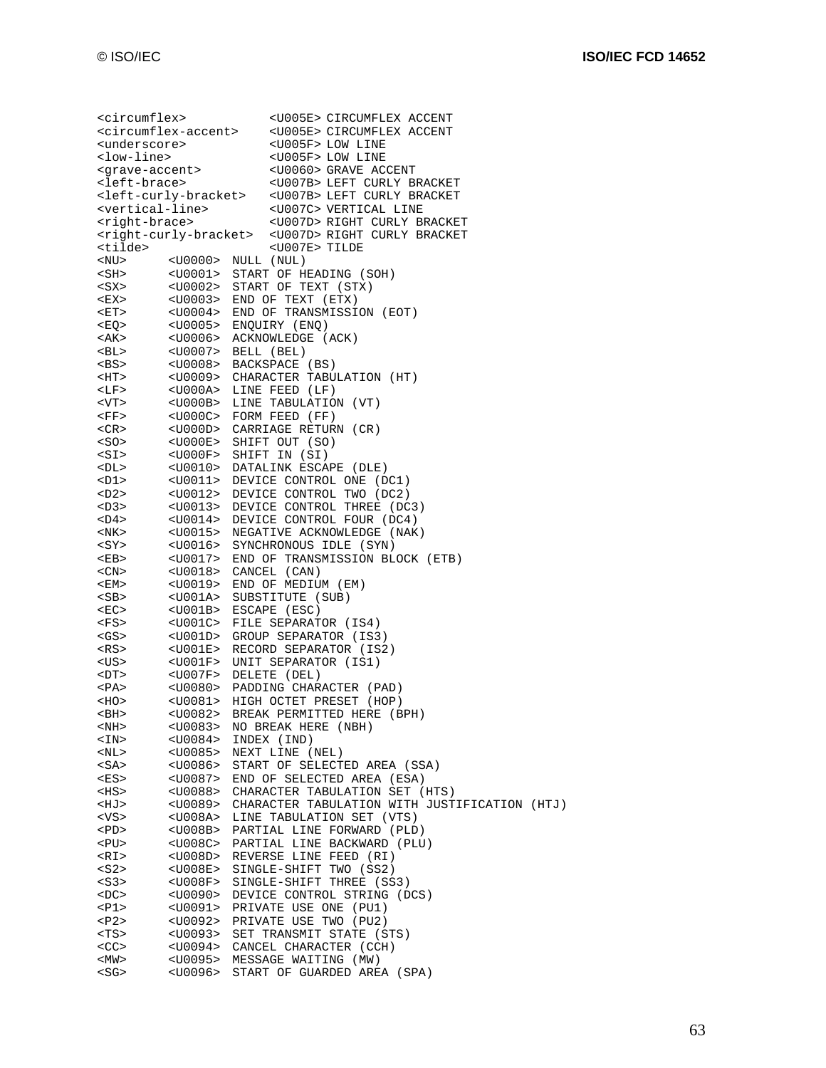```
<circumflex>            <U005E> CIRCUMFLEX ACCENT
<circumflex-accent>     <U005E> CIRCUMFLEX ACCENT
<underscore>            <U005F> LOW LINE
<low-line>              <U005F> LOW LINE
<grave-accent>          <U0060> GRAVE ACCENT
<left-brace>            <U007B> LEFT CURLY BRACKET
<left-curly-bracket>    <U007B> LEFT CURLY BRACKET
<vertical-line>         <U007C> VERTICAL LINE
<right-brace>           <U007D> RIGHT CURLY BRACKET
<right-curly-bracket>   <U007D> RIGHT CURLY BRACKET
<tilde>                 <U007E> TILDE
<NU>      <U0000>  NULL (NUL)
<SH>      <U0001>  START OF HEADING (SOH)
<SX>      <U0002>  START OF TEXT (STX)
<EX>      <U0003>  END OF TEXT (ETX)
<ET>      <U0004>  END OF TRANSMISSION (EOT)
<EQ>      <U0005>  ENQUIRY (ENQ)
<AK>      <U0006>  ACKNOWLEDGE (ACK)
<BL>      <U0007>  BELL (BEL)
<BS>      <U0008>  BACKSPACE (BS)
<HT>      <U0009>  CHARACTER TABULATION (HT)
<LF>      <U000A>  LINE FEED (LF)
<VT>      <U000B>  LINE TABULATION (VT)
<FF>      <U000C>  FORM FEED (FF)
<CR>      <U000D>  CARRIAGE RETURN (CR)
<SO>      <U000E>  SHIFT OUT (SO)
<SI>      <U000F>  SHIFT IN (SI)
<DL>      <U0010>  DATALINK ESCAPE (DLE)
<D1>      <U0011>  DEVICE CONTROL ONE (DC1)
<D2>      <U0012>  DEVICE CONTROL TWO (DC2)
<D3>      <U0013>  DEVICE CONTROL THREE (DC3)
<D4>      <U0014>  DEVICE CONTROL FOUR (DC4)
<NK>      <U0015>  NEGATIVE ACKNOWLEDGE (NAK)
<SY>      <U0016>  SYNCHRONOUS IDLE (SYN)
<EB>      <U0017>  END OF TRANSMISSION BLOCK (ETB)
<CN>      <U0018>  CANCEL (CAN)
<EM>      <U0019>  END OF MEDIUM (EM)
<SB>      <U001A>  SUBSTITUTE (SUB)
<EC>      <U001B>  ESCAPE (ESC)
<FS>      <U001C>  FILE SEPARATOR (IS4)
<GS>      <U001D>  GROUP SEPARATOR (IS3)
<RS>      <U001E>  RECORD SEPARATOR (IS2)
<US>      <U001F>  UNIT SEPARATOR (IS1)
<DT>      <U007F>  DELETE (DEL)
<PA>      <U0080>  PADDING CHARACTER (PAD)
<HO>      <U0081>  HIGH OCTET PRESET (HOP)
<BH>      <U0082>  BREAK PERMITTED HERE (BPH)
<NH>      <U0083>  NO BREAK HERE (NBH)
<IN>      <U0084>  INDEX (IND)
<NL>      <U0085>  NEXT LINE (NEL)
<SA>      <U0086>  START OF SELECTED AREA (SSA)
<ES>      <U0087>  END OF SELECTED AREA (ESA)
<HS>      <U0088>  CHARACTER TABULATION SET (HTS)
<HJ>      <U0089>  CHARACTER TABULATION WITH JUSTIFICATION (HTJ)
<VS>      <U008A>  LINE TABULATION SET (VTS)
<PD>      <U008B>  PARTIAL LINE FORWARD (PLD)
<PU>      <U008C>  PARTIAL LINE BACKWARD (PLU)
<RI>      <U008D>  REVERSE LINE FEED (RI)
<S2>      <U008E>  SINGLE-SHIFT TWO (SS2)
<S3>      <U008F>  SINGLE-SHIFT THREE (SS3)
<DC>      <U0090>  DEVICE CONTROL STRING (DCS)
<P1>      <U0091>  PRIVATE USE ONE (PU1)
<P2>      <U0092>  PRIVATE USE TWO (PU2)
<TS>      <U0093>  SET TRANSMIT STATE (STS)
<CC>      <U0094>  CANCEL CHARACTER (CCH)
<MW>      <U0095>  MESSAGE WAITING (MW)
<SG>      <U0096>  START OF GUARDED AREA (SPA)
```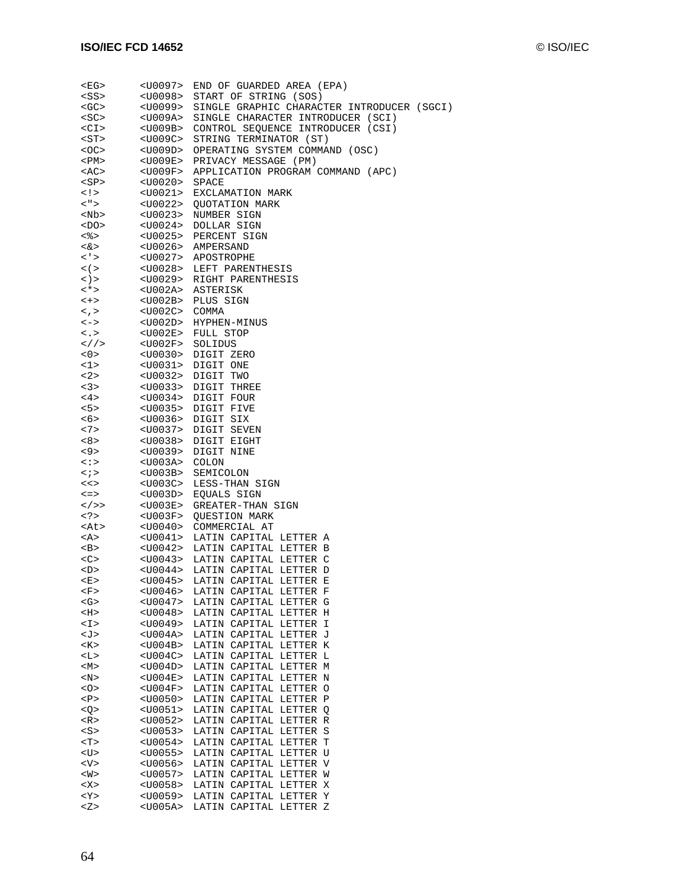```
<EG>      <U0097>  END OF GUARDED AREA (EPA)
<SS>      <U0098>  START OF STRING (SOS)
<GC>      <U0099>  SINGLE GRAPHIC CHARACTER INTRODUCER (SGCI)
<SC>      <U009A>  SINGLE CHARACTER INTRODUCER (SCI)
<CI>      <U009B>  CONTROL SEQUENCE INTRODUCER (CSI)
<ST>      <U009C>  STRING TERMINATOR (ST)
<OC>      <U009D>  OPERATING SYSTEM COMMAND (OSC)
<PM>      <U009E>  PRIVACY MESSAGE (PM)
<AC>      <U009F>  APPLICATION PROGRAM COMMAND (APC)
<SP>      <U0020>  SPACE
<!>       <U0021>  EXCLAMATION MARK
<">       <U0022>  QUOTATION MARK
<Nb>      <U0023>  NUMBER SIGN
<DO>      <U0024>  DOLLAR SIGN
<%>       <U0025>  PERCENT SIGN
<&>       <U0026>  AMPERSAND
<'>       <U0027>  APOSTROPHE
<(>       <U0028>  LEFT PARENTHESIS
<)>       <U0029>  RIGHT PARENTHESIS
<*>       <U002A>  ASTERISK
<+>       <U002B>  PLUS SIGN
<,>       <U002C>  COMMA
<->       <U002D>  HYPHEN-MINUS
<.>       <U002E>  FULL STOP
<//>      <U002F>  SOLIDUS
<0>       <U0030>  DIGIT ZERO
<1>       <U0031>  DIGIT ONE
<2>       <U0032>  DIGIT TWO
<3>       <U0033>  DIGIT THREE
<4>       <U0034>  DIGIT FOUR
<5>       <U0035>  DIGIT FIVE
<6>       <U0036>  DIGIT SIX
<7>       <U0037>  DIGIT SEVEN
<8>       <U0038>  DIGIT EIGHT
<9>       <U0039>  DIGIT NINE
<:>       <U003A>  COLON
<;>       <U003B>  SEMICOLON
<<>       <U003C>  LESS-THAN SIGN
<=>       <U003D>  EQUALS SIGN
</>>      <U003E>  GREATER-THAN SIGN
<?>       <U003F>  QUESTION MARK
<At>      <U0040>  COMMERCIAL AT
<A>       <U0041>  LATIN CAPITAL LETTER A
<B>       <U0042>  LATIN CAPITAL LETTER B
<C>       <U0043>  LATIN CAPITAL LETTER C
<D>       <U0044>  LATIN CAPITAL LETTER D
<E>       <U0045>  LATIN CAPITAL LETTER E
<F>       <U0046>  LATIN CAPITAL LETTER F
<G>       <U0047>  LATIN CAPITAL LETTER G
<H>       <U0048>  LATIN CAPITAL LETTER H
<I>       <U0049>  LATIN CAPITAL LETTER I
<J>       <U004A>  LATIN CAPITAL LETTER J
<K>       <U004B>  LATIN CAPITAL LETTER K
<L>       <U004C>  LATIN CAPITAL LETTER L
<M>       <U004D>  LATIN CAPITAL LETTER M
<N>       <U004E>  LATIN CAPITAL LETTER N
<O>       <U004F>  LATIN CAPITAL LETTER O
<P>       <U0050>  LATIN CAPITAL LETTER P
<Q>       <U0051>  LATIN CAPITAL LETTER Q
<R>       <U0052>  LATIN CAPITAL LETTER R
<S>       <U0053>  LATIN CAPITAL LETTER S
<T>       <U0054>  LATIN CAPITAL LETTER T
<U>       <U0055>  LATIN CAPITAL LETTER U
<V>       <U0056>  LATIN CAPITAL LETTER V
<W>       <U0057>  LATIN CAPITAL LETTER W
<X>       <U0058>  LATIN CAPITAL LETTER X
<Y>       <U0059>  LATIN CAPITAL LETTER Y
<Z>       <U005A>  LATIN CAPITAL LETTER Z
```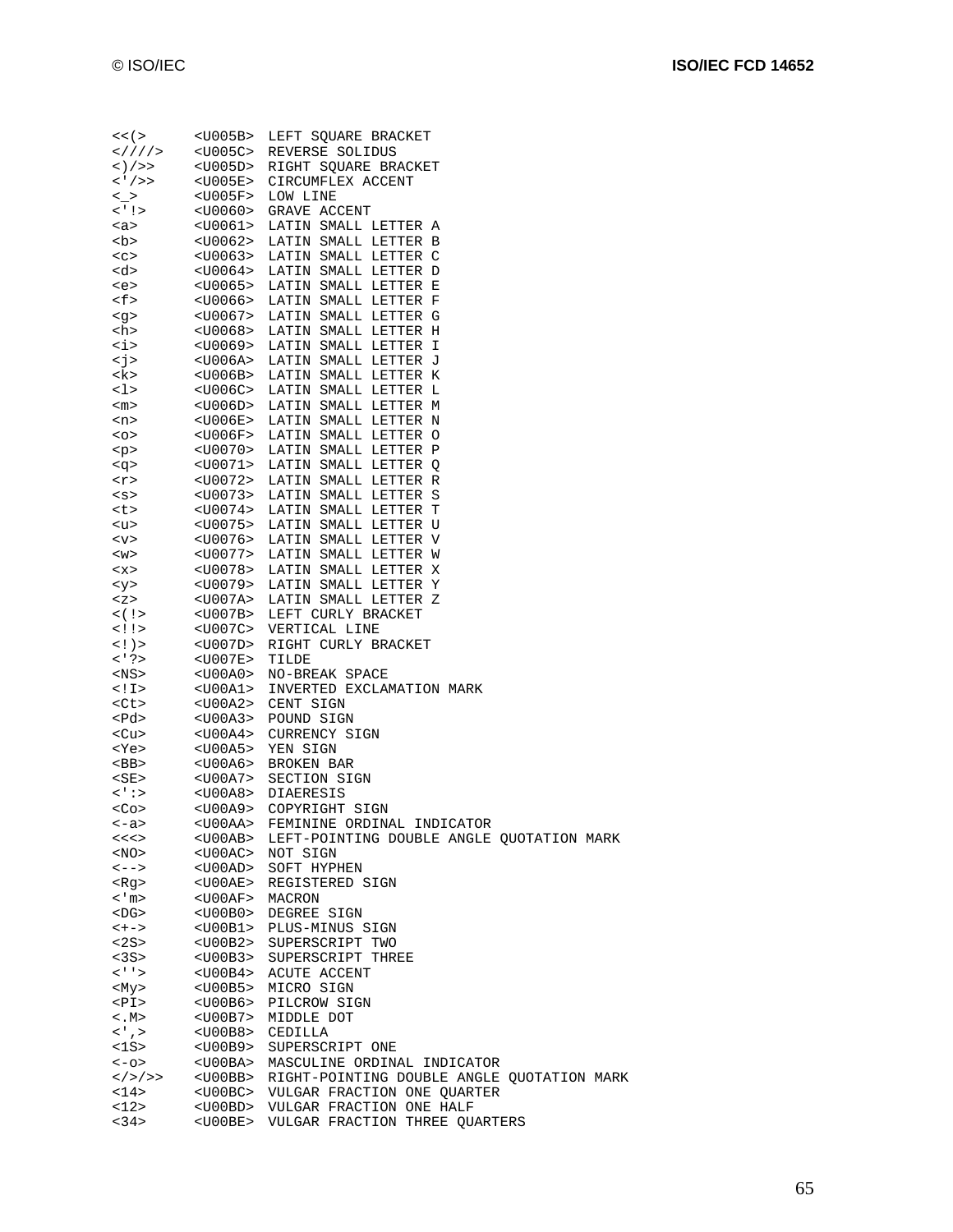```
<<(>      <U005B>  LEFT SQUARE BRACKET
<////>    <U005C>  REVERSE SOLIDUS
<)/>>     <U005D>  RIGHT SQUARE BRACKET
<'/>>     <U005E>  CIRCUMFLEX ACCENT
<_>       <U005F>  LOW LINE
<'!>      <U0060>  GRAVE ACCENT
<a>       <U0061>  LATIN SMALL LETTER A
<b>       <U0062>  LATIN SMALL LETTER B
<c>       <U0063>  LATIN SMALL LETTER C
<d>       <U0064>  LATIN SMALL LETTER D
<e>       <U0065>  LATIN SMALL LETTER E
<f>       <U0066>  LATIN SMALL LETTER F
<g>       <U0067>  LATIN SMALL LETTER G
<h>       <U0068>  LATIN SMALL LETTER H
<i>       <U0069>  LATIN SMALL LETTER I
<j>       <U006A>  LATIN SMALL LETTER J
<k>       <U006B>  LATIN SMALL LETTER K
<l>       <U006C>  LATIN SMALL LETTER L
<m>       <U006D>  LATIN SMALL LETTER M
<n>       <U006E>  LATIN SMALL LETTER N
<o>       <U006F>  LATIN SMALL LETTER O
<p>       <U0070>  LATIN SMALL LETTER P
<q>       <U0071>  LATIN SMALL LETTER Q
<r>       <U0072>  LATIN SMALL LETTER R
<s>       <U0073>  LATIN SMALL LETTER S
<t>       <U0074>  LATIN SMALL LETTER T
<u>       <U0075>  LATIN SMALL LETTER U
<v>       <U0076>  LATIN SMALL LETTER V
<w>       <U0077>  LATIN SMALL LETTER W
<x>       <U0078>  LATIN SMALL LETTER X
<y>       <U0079>  LATIN SMALL LETTER Y
<z>       <U007A>  LATIN SMALL LETTER Z
<(!>      <U007B>  LEFT CURLY BRACKET
<!!>      <U007C>  VERTICAL LINE
<!)>      <U007D>  RIGHT CURLY BRACKET
<'?>      <U007E>  TILDE
<NS>      <U00A0>  NO-BREAK SPACE
<!I>      <U00A1>  INVERTED EXCLAMATION MARK
<Ct>      <U00A2>  CENT SIGN
<Pd>      <U00A3>  POUND SIGN
<Cu>      <U00A4>  CURRENCY SIGN
<Ye>      <U00A5>  YEN SIGN
<BB>      <U00A6>  BROKEN BAR
<SE>      <U00A7>  SECTION SIGN
<':>      <U00A8>  DIAERESIS
<Co>      <U00A9>  COPYRIGHT SIGN
<-a>      <U00AA>  FEMININE ORDINAL INDICATOR
<<<>      <U00AB>  LEFT-POINTING DOUBLE ANGLE QUOTATION MARK
<NO>      <U00AC>  NOT SIGN
<-->      <U00AD>  SOFT HYPHEN
<Rg>      <U00AE>  REGISTERED SIGN
<'m>      <U00AF>  MACRON
<DG>      <U00B0>  DEGREE SIGN
<+->      <U00B1>  PLUS-MINUS SIGN
<2S>      <U00B2>  SUPERSCRIPT TWO
<3S>      <U00B3>  SUPERSCRIPT THREE
<''>      <U00B4>  ACUTE ACCENT
<My>      <U00B5>  MICRO SIGN
<PI>      <U00B6>  PILCROW SIGN
<.M>      <U00B7>  MIDDLE DOT
<',>      <U00B8>  CEDILLA
<1S>      <U00B9>  SUPERSCRIPT ONE
<-o>      <U00BA>  MASCULINE ORDINAL INDICATOR
<//>/>>   <U00BB>  RIGHT-POINTING DOUBLE ANGLE QUOTATION MARK
<14>      <U00BC>  VULGAR FRACTION ONE QUARTER
<12>      <U00BD>  VULGAR FRACTION ONE HALF
<34>      <U00BE>  VULGAR FRACTION THREE QUARTERS
```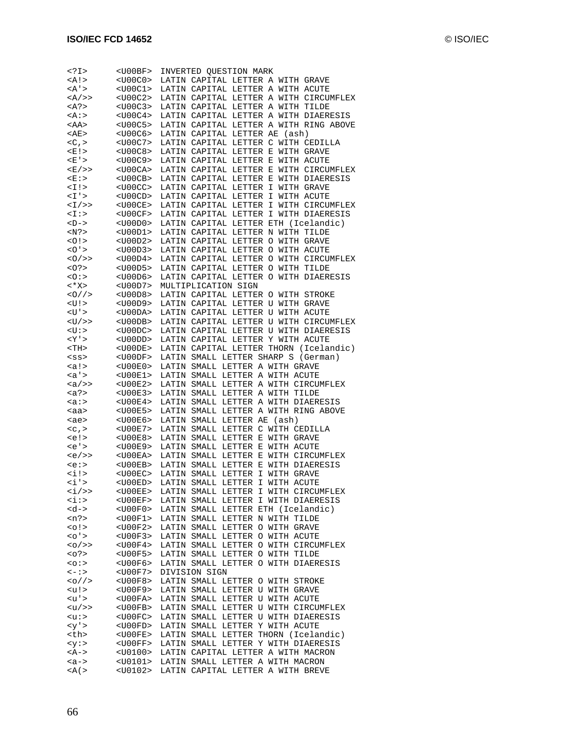```
<?I>      <U00BF>  INVERTED QUESTION MARK
<A!>      <U00C0>  LATIN CAPITAL LETTER A WITH GRAVE
<A'>      <U00C1>  LATIN CAPITAL LETTER A WITH ACUTE
<A/>>     <U00C2>  LATIN CAPITAL LETTER A WITH CIRCUMFLEX
<A?>      <U00C3>  LATIN CAPITAL LETTER A WITH TILDE
<A:>      <U00C4>  LATIN CAPITAL LETTER A WITH DIAERESIS
<AA>      <U00C5>  LATIN CAPITAL LETTER A WITH RING ABOVE
<AE>      <U00C6>  LATIN CAPITAL LETTER AE (ash)
<C,>      <U00C7>  LATIN CAPITAL LETTER C WITH CEDILLA
<E!>      <U00C8>  LATIN CAPITAL LETTER E WITH GRAVE
<E'>      <U00C9>  LATIN CAPITAL LETTER E WITH ACUTE
<E/>>     <U00CA>  LATIN CAPITAL LETTER E WITH CIRCUMFLEX
<E:>      <U00CB>  LATIN CAPITAL LETTER E WITH DIAERESIS
<I!>      <U00CC>  LATIN CAPITAL LETTER I WITH GRAVE
<I'>      <U00CD>  LATIN CAPITAL LETTER I WITH ACUTE
<I/>>     <U00CE>  LATIN CAPITAL LETTER I WITH CIRCUMFLEX
<I:>      <U00CF>  LATIN CAPITAL LETTER I WITH DIAERESIS
<D->      <U00D0>  LATIN CAPITAL LETTER ETH (Icelandic)
<N?>      <U00D1>  LATIN CAPITAL LETTER N WITH TILDE
<O!>      <U00D2>  LATIN CAPITAL LETTER O WITH GRAVE
<O'>      <U00D3>  LATIN CAPITAL LETTER O WITH ACUTE
<O/>>     <U00D4>  LATIN CAPITAL LETTER O WITH CIRCUMFLEX
<O?>      <U00D5>  LATIN CAPITAL LETTER O WITH TILDE
<O:>      <U00D6>  LATIN CAPITAL LETTER O WITH DIAERESIS
<*X>      <U00D7>  MULTIPLICATION SIGN
<O//>     <U00D8>  LATIN CAPITAL LETTER O WITH STROKE
<U!>      <U00D9>  LATIN CAPITAL LETTER U WITH GRAVE
<U'>      <U00DA>  LATIN CAPITAL LETTER U WITH ACUTE
<U/>>     <U00DB>  LATIN CAPITAL LETTER U WITH CIRCUMFLEX
<U:>      <U00DC>  LATIN CAPITAL LETTER U WITH DIAERESIS
<Y'>      <U00DD>  LATIN CAPITAL LETTER Y WITH ACUTE
<TH>      <U00DE>  LATIN CAPITAL LETTER THORN (Icelandic)
<ss>      <U00DF>  LATIN SMALL LETTER SHARP S (German)
<a!>      <U00E0>  LATIN SMALL LETTER A WITH GRAVE
<a'>      <U00E1>  LATIN SMALL LETTER A WITH ACUTE
<a/>>     <U00E2>  LATIN SMALL LETTER A WITH CIRCUMFLEX
<a?>      <U00E3>  LATIN SMALL LETTER A WITH TILDE
<a:>      <U00E4>  LATIN SMALL LETTER A WITH DIAERESIS
<aa>      <U00E5>  LATIN SMALL LETTER A WITH RING ABOVE
<ae>      <U00E6>  LATIN SMALL LETTER AE (ash)
<c,>      <U00E7>  LATIN SMALL LETTER C WITH CEDILLA
<e!>      <U00E8>  LATIN SMALL LETTER E WITH GRAVE
<e'>      <U00E9>  LATIN SMALL LETTER E WITH ACUTE
<e/>>     <U00EA>  LATIN SMALL LETTER E WITH CIRCUMFLEX
<e:>      <U00EB>  LATIN SMALL LETTER E WITH DIAERESIS
<i!>      <U00EC>  LATIN SMALL LETTER I WITH GRAVE
<i'>      <U00ED>  LATIN SMALL LETTER I WITH ACUTE
<i/>>     <U00EE>  LATIN SMALL LETTER I WITH CIRCUMFLEX
<i:>      <U00EF>  LATIN SMALL LETTER I WITH DIAERESIS
<d->      <U00F0>  LATIN SMALL LETTER ETH (Icelandic)
<n?>      <U00F1>  LATIN SMALL LETTER N WITH TILDE
<o!>      <U00F2>  LATIN SMALL LETTER O WITH GRAVE
<o'>      <U00F3>  LATIN SMALL LETTER O WITH ACUTE
<o/>>     <U00F4>  LATIN SMALL LETTER O WITH CIRCUMFLEX
<o?>      <U00F5>  LATIN SMALL LETTER O WITH TILDE
<o:>      <U00F6>  LATIN SMALL LETTER O WITH DIAERESIS
<-:>      <U00F7>  DIVISION SIGN
<o//>     <U00F8>  LATIN SMALL LETTER O WITH STROKE
<u!>      <U00F9>  LATIN SMALL LETTER U WITH GRAVE
<u'>      <U00FA>  LATIN SMALL LETTER U WITH ACUTE
<u/>>     <U00FB>  LATIN SMALL LETTER U WITH CIRCUMFLEX
<u:>      <U00FC>  LATIN SMALL LETTER U WITH DIAERESIS
<y'>      <U00FD>  LATIN SMALL LETTER Y WITH ACUTE
<th>      <U00FE>  LATIN SMALL LETTER THORN (Icelandic)
<y:>      <U00FF>  LATIN SMALL LETTER Y WITH DIAERESIS
<A->      <U0100>  LATIN CAPITAL LETTER A WITH MACRON
<a->      <U0101>  LATIN SMALL LETTER A WITH MACRON
<A(>      <U0102>  LATIN CAPITAL LETTER A WITH BREVE
```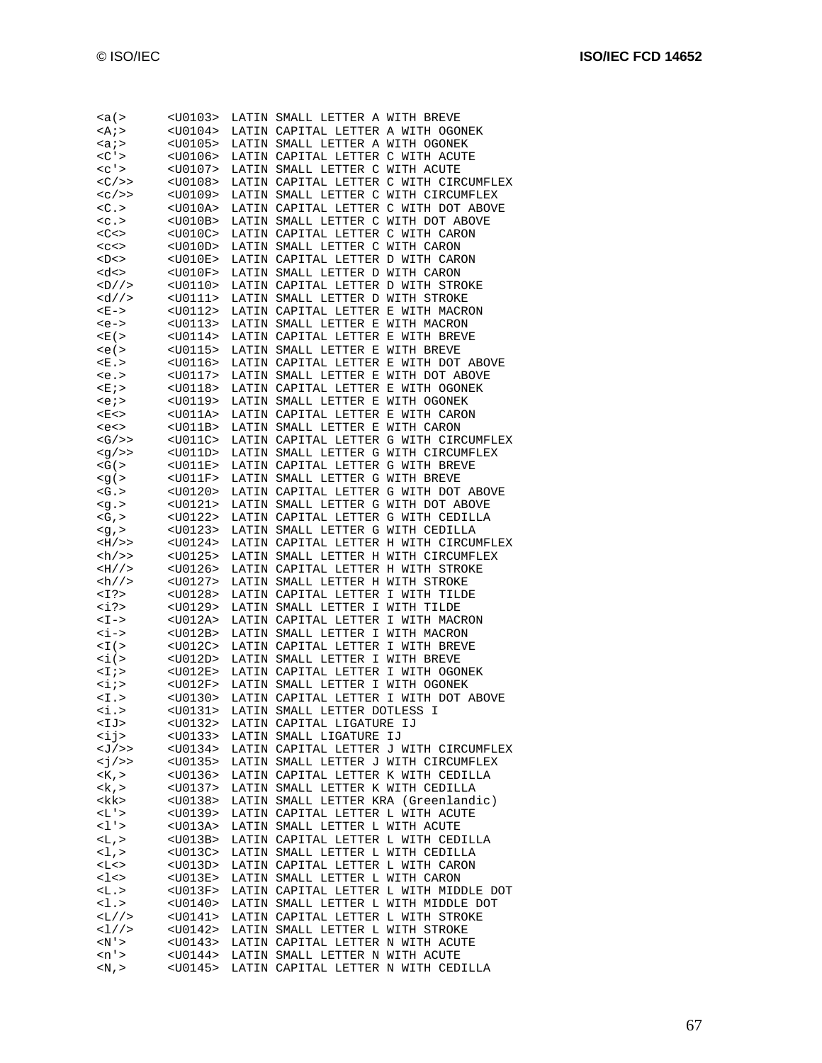```
<a(>      <U0103>  LATIN SMALL LETTER A WITH BREVE
<A;>      <U0104>  LATIN CAPITAL LETTER A WITH OGONEK
<a;>      <U0105>  LATIN SMALL LETTER A WITH OGONEK
<C'>      <U0106>  LATIN CAPITAL LETTER C WITH ACUTE
<c'>      <U0107>  LATIN SMALL LETTER C WITH ACUTE
<C/>>     <U0108>  LATIN CAPITAL LETTER C WITH CIRCUMFLEX
<c/>>     <U0109>  LATIN SMALL LETTER C WITH CIRCUMFLEX
<C.>      <U010A>  LATIN CAPITAL LETTER C WITH DOT ABOVE
<c.>      <U010B>  LATIN SMALL LETTER C WITH DOT ABOVE
<C<>      <U010C>  LATIN CAPITAL LETTER C WITH CARON
<c<>      <U010D>  LATIN SMALL LETTER C WITH CARON
<D<>      <U010E>  LATIN CAPITAL LETTER D WITH CARON
<d<>      <U010F>  LATIN SMALL LETTER D WITH CARON
<D//>     <U0110>  LATIN CAPITAL LETTER D WITH STROKE
<d//>     <U0111>  LATIN SMALL LETTER D WITH STROKE
<E->      <U0112>  LATIN CAPITAL LETTER E WITH MACRON
<e->      <U0113>  LATIN SMALL LETTER E WITH MACRON
<E(>      <U0114>  LATIN CAPITAL LETTER E WITH BREVE
<e(>      <U0115>  LATIN SMALL LETTER E WITH BREVE
<E.>      <U0116>  LATIN CAPITAL LETTER E WITH DOT ABOVE
<e.>      <U0117>  LATIN SMALL LETTER E WITH DOT ABOVE
<E;>      <U0118>  LATIN CAPITAL LETTER E WITH OGONEK
<e;>      <U0119>  LATIN SMALL LETTER E WITH OGONEK
<E<>      <U011A>  LATIN CAPITAL LETTER E WITH CARON
<e<>      <U011B>  LATIN SMALL LETTER E WITH CARON
<G/>>     <U011C>  LATIN CAPITAL LETTER G WITH CIRCUMFLEX
<g/>>     <U011D>  LATIN SMALL LETTER G WITH CIRCUMFLEX
<G(>      <U011E>  LATIN CAPITAL LETTER G WITH BREVE
<g(>      <U011F>  LATIN SMALL LETTER G WITH BREVE
<G.>      <U0120>  LATIN CAPITAL LETTER G WITH DOT ABOVE
<g.>      <U0121>  LATIN SMALL LETTER G WITH DOT ABOVE
<G,>      <U0122>  LATIN CAPITAL LETTER G WITH CEDILLA
<g,>      <U0123>  LATIN SMALL LETTER G WITH CEDILLA
<H/>>     <U0124>  LATIN CAPITAL LETTER H WITH CIRCUMFLEX
<h/>>     <U0125>  LATIN SMALL LETTER H WITH CIRCUMFLEX
<H//>     <U0126>  LATIN CAPITAL LETTER H WITH STROKE
<h//>     <U0127>  LATIN SMALL LETTER H WITH STROKE
<I?>      <U0128>  LATIN CAPITAL LETTER I WITH TILDE
<i?>      <U0129>  LATIN SMALL LETTER I WITH TILDE
<I->      <U012A>  LATIN CAPITAL LETTER I WITH MACRON
<i->      <U012B>  LATIN SMALL LETTER I WITH MACRON
<I(>      <U012C>  LATIN CAPITAL LETTER I WITH BREVE
<i(>      <U012D>  LATIN SMALL LETTER I WITH BREVE
<I;>      <U012E>  LATIN CAPITAL LETTER I WITH OGONEK
<i;>      <U012F>  LATIN SMALL LETTER I WITH OGONEK
<I.>      <U0130>  LATIN CAPITAL LETTER I WITH DOT ABOVE
<i.>      <U0131>  LATIN SMALL LETTER DOTLESS I
<IJ>      <U0132>  LATIN CAPITAL LIGATURE IJ
<ij>      <U0133>  LATIN SMALL LIGATURE IJ
<J/>>     <U0134>  LATIN CAPITAL LETTER J WITH CIRCUMFLEX
<j/>>     <U0135>  LATIN SMALL LETTER J WITH CIRCUMFLEX
<K,>      <U0136>  LATIN CAPITAL LETTER K WITH CEDILLA
<k,>      <U0137>  LATIN SMALL LETTER K WITH CEDILLA
<kk>      <U0138>  LATIN SMALL LETTER KRA (Greenlandic)
<L'>      <U0139>  LATIN CAPITAL LETTER L WITH ACUTE
<l'>      <U013A>  LATIN SMALL LETTER L WITH ACUTE
<L,>      <U013B>  LATIN CAPITAL LETTER L WITH CEDILLA
<l,>      <U013C>  LATIN SMALL LETTER L WITH CEDILLA
<L<>      <U013D>  LATIN CAPITAL LETTER L WITH CARON
<l<>      <U013E>  LATIN SMALL LETTER L WITH CARON
<L.>      <U013F>  LATIN CAPITAL LETTER L WITH MIDDLE DOT
<l.>      <U0140>  LATIN SMALL LETTER L WITH MIDDLE DOT
<L//>     <U0141>  LATIN CAPITAL LETTER L WITH STROKE
<l//>     <U0142>  LATIN SMALL LETTER L WITH STROKE
<N'>      <U0143>  LATIN CAPITAL LETTER N WITH ACUTE
<n'>      <U0144>  LATIN SMALL LETTER N WITH ACUTE
<N,>      <U0145>  LATIN CAPITAL LETTER N WITH CEDILLA
```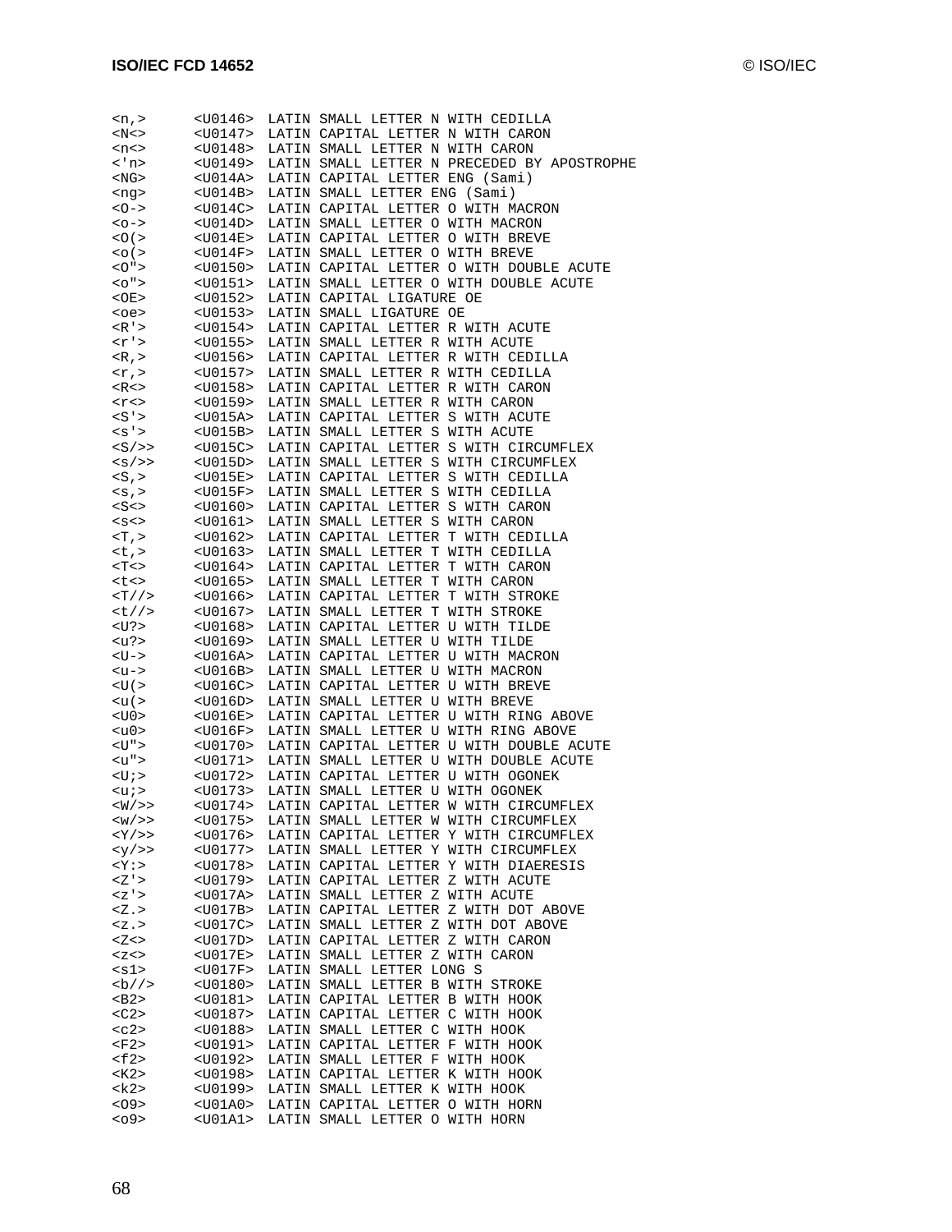```
<n,>      <U0146>  LATIN SMALL LETTER N WITH CEDILLA
<N<>      <U0147>  LATIN CAPITAL LETTER N WITH CARON
<n<>      <U0148>  LATIN SMALL LETTER N WITH CARON
<'n>      <U0149>  LATIN SMALL LETTER N PRECEDED BY APOSTROPHE
<NG>      <U014A>  LATIN CAPITAL LETTER ENG (Sami)
<ng>      <U014B>  LATIN SMALL LETTER ENG (Sami)
<O->      <U014C>  LATIN CAPITAL LETTER O WITH MACRON
<o->      <U014D>  LATIN SMALL LETTER O WITH MACRON
<O(>      <U014E>  LATIN CAPITAL LETTER O WITH BREVE
<o(>      <U014F>  LATIN SMALL LETTER O WITH BREVE
<O">      <U0150>  LATIN CAPITAL LETTER O WITH DOUBLE ACUTE
<o">      <U0151>  LATIN SMALL LETTER O WITH DOUBLE ACUTE
<OE>      <U0152>  LATIN CAPITAL LIGATURE OE
<oe>      <U0153>  LATIN SMALL LIGATURE OE
<R'>      <U0154>  LATIN CAPITAL LETTER R WITH ACUTE
<r'>      <U0155>  LATIN SMALL LETTER R WITH ACUTE
<R,>      <U0156>  LATIN CAPITAL LETTER R WITH CEDILLA
<r,>      <U0157>  LATIN SMALL LETTER R WITH CEDILLA
<R<>      <U0158>  LATIN CAPITAL LETTER R WITH CARON
<r<>      <U0159>  LATIN SMALL LETTER R WITH CARON
<S'>      <U015A>  LATIN CAPITAL LETTER S WITH ACUTE
<s'>      <U015B>  LATIN SMALL LETTER S WITH ACUTE
<S/>>     <U015C>  LATIN CAPITAL LETTER S WITH CIRCUMFLEX
<s/>>     <U015D>  LATIN SMALL LETTER S WITH CIRCUMFLEX
<S,>      <U015E>  LATIN CAPITAL LETTER S WITH CEDILLA
<s,>      <U015F>  LATIN SMALL LETTER S WITH CEDILLA
<S<>      <U0160>  LATIN CAPITAL LETTER S WITH CARON
<s<>      <U0161>  LATIN SMALL LETTER S WITH CARON
<T,>      <U0162>  LATIN CAPITAL LETTER T WITH CEDILLA
<t,>      <U0163>  LATIN SMALL LETTER T WITH CEDILLA
<T<>      <U0164>  LATIN CAPITAL LETTER T WITH CARON
<t<>      <U0165>  LATIN SMALL LETTER T WITH CARON
<T//>     <U0166>  LATIN CAPITAL LETTER T WITH STROKE
<t//>     <U0167>  LATIN SMALL LETTER T WITH STROKE
<U?>      <U0168>  LATIN CAPITAL LETTER U WITH TILDE
<u?>      <U0169>  LATIN SMALL LETTER U WITH TILDE
<U->      <U016A>  LATIN CAPITAL LETTER U WITH MACRON
<u->      <U016B>  LATIN SMALL LETTER U WITH MACRON
<U(>      <U016C>  LATIN CAPITAL LETTER U WITH BREVE
<u(>      <U016D>  LATIN SMALL LETTER U WITH BREVE
<U0>      <U016E>  LATIN CAPITAL LETTER U WITH RING ABOVE
<u0>      <U016F>  LATIN SMALL LETTER U WITH RING ABOVE
<U">      <U0170>  LATIN CAPITAL LETTER U WITH DOUBLE ACUTE
<u">      <U0171>  LATIN SMALL LETTER U WITH DOUBLE ACUTE
<U;>      <U0172>  LATIN CAPITAL LETTER U WITH OGONEK
<u;>      <U0173>  LATIN SMALL LETTER U WITH OGONEK
<W/>>     <U0174>  LATIN CAPITAL LETTER W WITH CIRCUMFLEX
<w/>>     <U0175>  LATIN SMALL LETTER W WITH CIRCUMFLEX
<Y/>>     <U0176>  LATIN CAPITAL LETTER Y WITH CIRCUMFLEX
<y/>>     <U0177>  LATIN SMALL LETTER Y WITH CIRCUMFLEX
<Y:>      <U0178>  LATIN CAPITAL LETTER Y WITH DIAERESIS
<Z'>      <U0179>  LATIN CAPITAL LETTER Z WITH ACUTE
<z'>      <U017A>  LATIN SMALL LETTER Z WITH ACUTE
<Z.>      <U017B>  LATIN CAPITAL LETTER Z WITH DOT ABOVE
<z.>      <U017C>  LATIN SMALL LETTER Z WITH DOT ABOVE
<Z<>      <U017D>  LATIN CAPITAL LETTER Z WITH CARON
<z<>      <U017E>  LATIN SMALL LETTER Z WITH CARON
<s1>      <U017F>  LATIN SMALL LETTER LONG S
<b//>     <U0180>  LATIN SMALL LETTER B WITH STROKE
<B2>      <U0181>  LATIN CAPITAL LETTER B WITH HOOK
<C2>      <U0187>  LATIN CAPITAL LETTER C WITH HOOK
<c2>      <U0188>  LATIN SMALL LETTER C WITH HOOK
<F2>      <U0191>  LATIN CAPITAL LETTER F WITH HOOK
<f2>      <U0192>  LATIN SMALL LETTER F WITH HOOK
<K2>      <U0198>  LATIN CAPITAL LETTER K WITH HOOK
<k2>      <U0199>  LATIN SMALL LETTER K WITH HOOK
<O9>      <U01A0>  LATIN CAPITAL LETTER O WITH HORN
<o9>      <U01A1>  LATIN SMALL LETTER O WITH HORN
```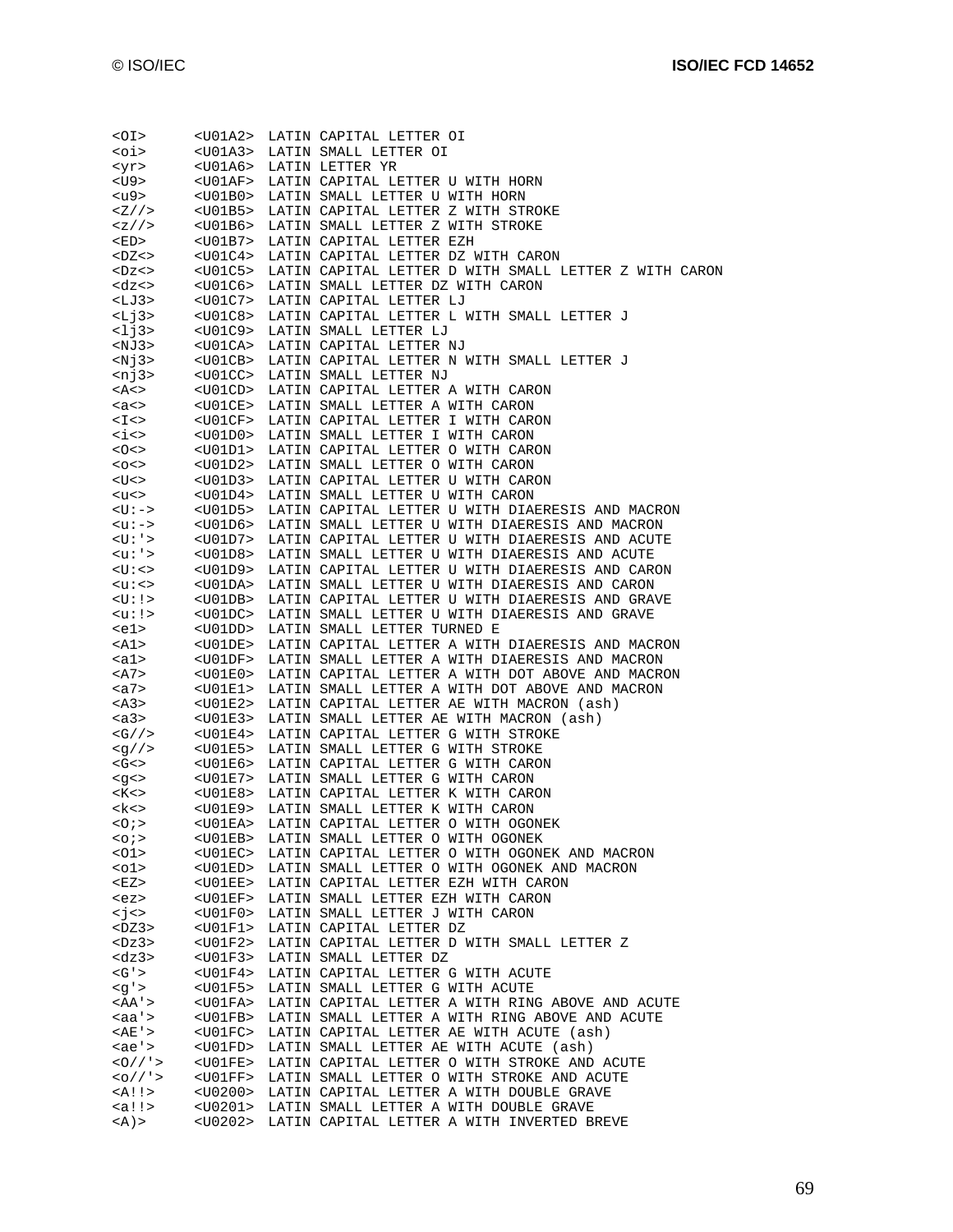```
<OI>      <U01A2>  LATIN CAPITAL LETTER OI
<oi>      <U01A3>  LATIN SMALL LETTER OI
<yr>      <U01A6>  LATIN LETTER YR
<U9>      <U01AF>  LATIN CAPITAL LETTER U WITH HORN
<u9>      <U01B0>  LATIN SMALL LETTER U WITH HORN
<Z//>     <U01B5>  LATIN CAPITAL LETTER Z WITH STROKE
<z//>     <U01B6>  LATIN SMALL LETTER Z WITH STROKE
<ED>      <U01B7>  LATIN CAPITAL LETTER EZH
<DZ<>     <U01C4>  LATIN CAPITAL LETTER DZ WITH CARON
<Dz<>     <U01C5>  LATIN CAPITAL LETTER D WITH SMALL LETTER Z WITH CARON
<dz<>     <U01C6>  LATIN SMALL LETTER DZ WITH CARON
<LJ3>     <U01C7>  LATIN CAPITAL LETTER LJ
<Lj3>     <U01C8>  LATIN CAPITAL LETTER L WITH SMALL LETTER J
<lj3>     <U01C9>  LATIN SMALL LETTER LJ
<NJ3>     <U01CA>  LATIN CAPITAL LETTER NJ
<Nj3>     <U01CB>  LATIN CAPITAL LETTER N WITH SMALL LETTER J
<nj3>     <U01CC>  LATIN SMALL LETTER NJ
<A<>      <U01CD>  LATIN CAPITAL LETTER A WITH CARON
<a<>      <U01CE>  LATIN SMALL LETTER A WITH CARON
<I<>      <U01CF>  LATIN CAPITAL LETTER I WITH CARON
<i<>      <U01D0>  LATIN SMALL LETTER I WITH CARON
<O<>      <U01D1>  LATIN CAPITAL LETTER O WITH CARON
<o<>      <U01D2>  LATIN SMALL LETTER O WITH CARON
<U<>      <U01D3>  LATIN CAPITAL LETTER U WITH CARON
<u<>      <U01D4>  LATIN SMALL LETTER U WITH CARON
<U:->     <U01D5>  LATIN CAPITAL LETTER U WITH DIAERESIS AND MACRON
<u:->     <U01D6>  LATIN SMALL LETTER U WITH DIAERESIS AND MACRON
<U:'>     <U01D7>  LATIN CAPITAL LETTER U WITH DIAERESIS AND ACUTE
<u:'>     <U01D8>  LATIN SMALL LETTER U WITH DIAERESIS AND ACUTE
<U:<>     <U01D9>  LATIN CAPITAL LETTER U WITH DIAERESIS AND CARON
<u:<>     <U01DA>  LATIN SMALL LETTER U WITH DIAERESIS AND CARON
<U:!>     <U01DB>  LATIN CAPITAL LETTER U WITH DIAERESIS AND GRAVE
<u:!>     <U01DC>  LATIN SMALL LETTER U WITH DIAERESIS AND GRAVE
<e1>      <U01DD>  LATIN SMALL LETTER TURNED E
<A1>      <U01DE>  LATIN CAPITAL LETTER A WITH DIAERESIS AND MACRON
<a1>      <U01DF>  LATIN SMALL LETTER A WITH DIAERESIS AND MACRON
<A7>      <U01E0>  LATIN CAPITAL LETTER A WITH DOT ABOVE AND MACRON
<a7>      <U01E1>  LATIN SMALL LETTER A WITH DOT ABOVE AND MACRON
<A3>      <U01E2>  LATIN CAPITAL LETTER AE WITH MACRON (ash)
<a3>      <U01E3>  LATIN SMALL LETTER AE WITH MACRON (ash)
<G//>     <U01E4>  LATIN CAPITAL LETTER G WITH STROKE
<g//>     <U01E5>  LATIN SMALL LETTER G WITH STROKE
<G<>      <U01E6>  LATIN CAPITAL LETTER G WITH CARON
<g<>      <U01E7>  LATIN SMALL LETTER G WITH CARON
<K<>      <U01E8>  LATIN CAPITAL LETTER K WITH CARON
<k<>      <U01E9>  LATIN SMALL LETTER K WITH CARON
<O;>      <U01EA>  LATIN CAPITAL LETTER O WITH OGONEK
<o;>      <U01EB>  LATIN SMALL LETTER O WITH OGONEK
<O1>      <U01EC>  LATIN CAPITAL LETTER O WITH OGONEK AND MACRON
<o1>      <U01ED>  LATIN SMALL LETTER O WITH OGONEK AND MACRON
<EZ>      <U01EE>  LATIN CAPITAL LETTER EZH WITH CARON
<ez>      <U01EF>  LATIN SMALL LETTER EZH WITH CARON
<j<>      <U01F0>  LATIN SMALL LETTER J WITH CARON
<DZ3>     <U01F1>  LATIN CAPITAL LETTER DZ
<Dz3>     <U01F2>  LATIN CAPITAL LETTER D WITH SMALL LETTER Z
<dz3>     <U01F3>  LATIN SMALL LETTER DZ
<G'>      <U01F4>  LATIN CAPITAL LETTER G WITH ACUTE
<g'>      <U01F5>  LATIN SMALL LETTER G WITH ACUTE
<AA'>     <U01FA>  LATIN CAPITAL LETTER A WITH RING ABOVE AND ACUTE
<aa'>     <U01FB>  LATIN SMALL LETTER A WITH RING ABOVE AND ACUTE
<AE'>     <U01FC>  LATIN CAPITAL LETTER AE WITH ACUTE (ash)
<ae'>     <U01FD>  LATIN SMALL LETTER AE WITH ACUTE (ash)
<O//'>    <U01FE>  LATIN CAPITAL LETTER O WITH STROKE AND ACUTE
<o//'>    <U01FF>  LATIN SMALL LETTER O WITH STROKE AND ACUTE
<A!!>     <U0200>  LATIN CAPITAL LETTER A WITH DOUBLE GRAVE
<a!!>     <U0201>  LATIN SMALL LETTER A WITH DOUBLE GRAVE
<A)>      <U0202>  LATIN CAPITAL LETTER A WITH INVERTED BREVE
```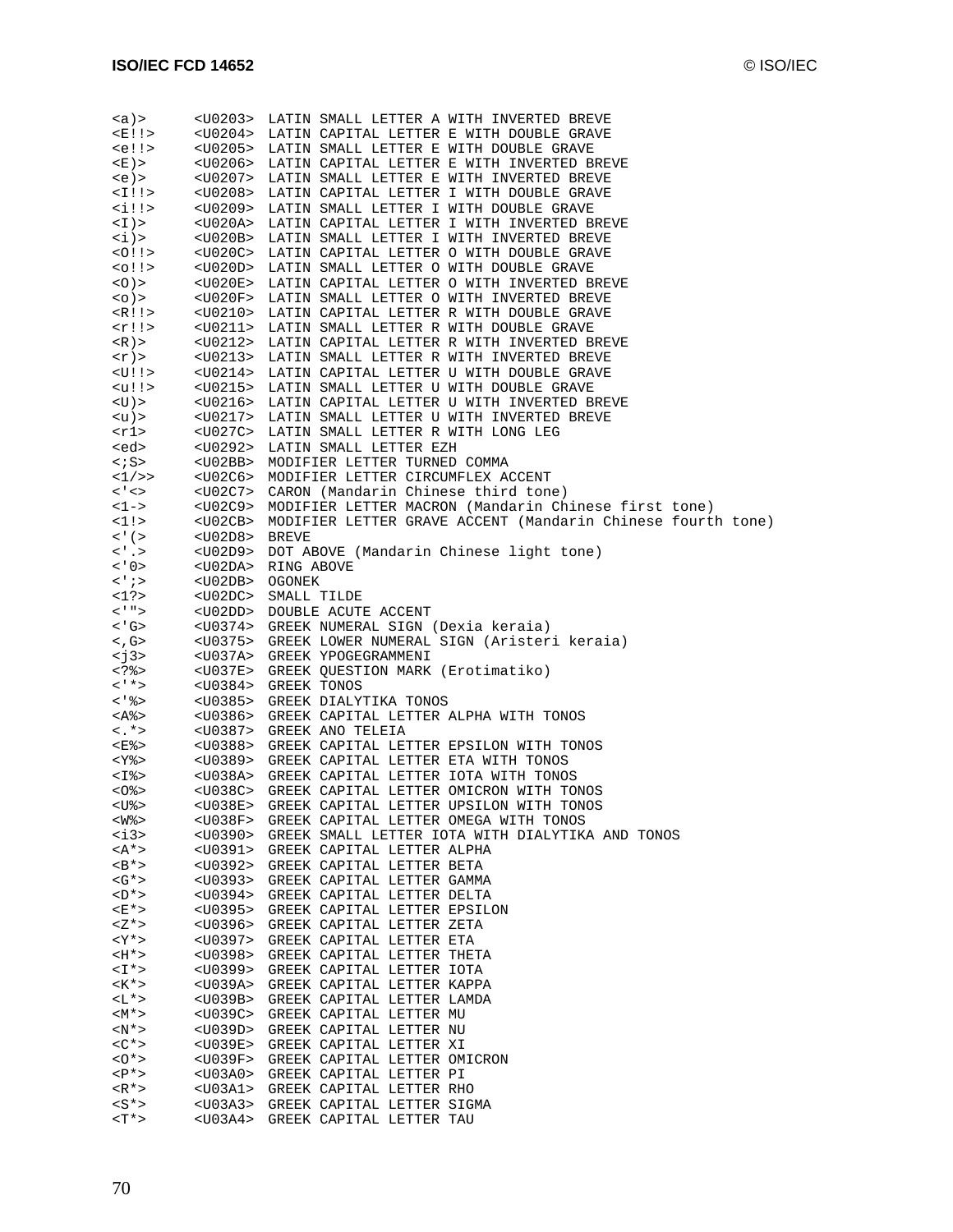```
<a)>      <U0203>  LATIN SMALL LETTER A WITH INVERTED BREVE
<E!!>     <U0204>  LATIN CAPITAL LETTER E WITH DOUBLE GRAVE
<e!!>     <U0205>  LATIN SMALL LETTER E WITH DOUBLE GRAVE
<E)>      <U0206>  LATIN CAPITAL LETTER E WITH INVERTED BREVE
<e)>      <U0207>  LATIN SMALL LETTER E WITH INVERTED BREVE
<I!!>     <U0208>  LATIN CAPITAL LETTER I WITH DOUBLE GRAVE
<i!!>     <U0209>  LATIN SMALL LETTER I WITH DOUBLE GRAVE
<I)>      <U020A>  LATIN CAPITAL LETTER I WITH INVERTED BREVE
<i)>      <U020B>  LATIN SMALL LETTER I WITH INVERTED BREVE
<O!!>     <U020C>  LATIN CAPITAL LETTER O WITH DOUBLE GRAVE
<o!!>     <U020D>  LATIN SMALL LETTER O WITH DOUBLE GRAVE
<O)>      <U020E>  LATIN CAPITAL LETTER O WITH INVERTED BREVE
<o)>      <U020F>  LATIN SMALL LETTER O WITH INVERTED BREVE
<R!!>     <U0210>  LATIN CAPITAL LETTER R WITH DOUBLE GRAVE
<r!!>     <U0211>  LATIN SMALL LETTER R WITH DOUBLE GRAVE
<R)>      <U0212>  LATIN CAPITAL LETTER R WITH INVERTED BREVE
<r)>      <U0213>  LATIN SMALL LETTER R WITH INVERTED BREVE
<U!!>     <U0214>  LATIN CAPITAL LETTER U WITH DOUBLE GRAVE
<u!!>     <U0215>  LATIN SMALL LETTER U WITH DOUBLE GRAVE
<U)>      <U0216>  LATIN CAPITAL LETTER U WITH INVERTED BREVE
<u)>      <U0217>  LATIN SMALL LETTER U WITH INVERTED BREVE
<r1>      <U027C>  LATIN SMALL LETTER R WITH LONG LEG
<ed>      <U0292>  LATIN SMALL LETTER EZH
<;S>      <U02BB>  MODIFIER LETTER TURNED COMMA
<1/>>     <U02C6>  MODIFIER LETTER CIRCUMFLEX ACCENT
<'<>      <U02C7>  CARON (Mandarin Chinese third tone)
<1->      <U02C9>  MODIFIER LETTER MACRON (Mandarin Chinese first tone)
<1!>      <U02CB>  MODIFIER LETTER GRAVE ACCENT (Mandarin Chinese fourth tone)
<'(>      <U02D8>  BREVE
<'.>      <U02D9>  DOT ABOVE (Mandarin Chinese light tone)
<'0>      <U02DA>  RING ABOVE
<';>      <U02DB>  OGONEK
<1?>      <U02DC>  SMALL TILDE
<'">      <U02DD>  DOUBLE ACUTE ACCENT
<'G>      <U0374>  GREEK NUMERAL SIGN (Dexia keraia)
<,G>      <U0375>  GREEK LOWER NUMERAL SIGN (Aristeri keraia)
<j3>      <U037A>  GREEK YPOGEGRAMMENI
<?%>      <U037E>  GREEK QUESTION MARK (Erotimatiko)
<'*>      <U0384>  GREEK TONOS
<'%>      <U0385>  GREEK DIALYTIKA TONOS
<A%>      <U0386>  GREEK CAPITAL LETTER ALPHA WITH TONOS
<.*>      <U0387>  GREEK ANO TELEIA
<E%>      <U0388>  GREEK CAPITAL LETTER EPSILON WITH TONOS
<Y%>      <U0389>  GREEK CAPITAL LETTER ETA WITH TONOS
<I%>      <U038A>  GREEK CAPITAL LETTER IOTA WITH TONOS
<O%>      <U038C>  GREEK CAPITAL LETTER OMICRON WITH TONOS
<U%>      <U038E>  GREEK CAPITAL LETTER UPSILON WITH TONOS
<W%>      <U038F>  GREEK CAPITAL LETTER OMEGA WITH TONOS
<i3>      <U0390>  GREEK SMALL LETTER IOTA WITH DIALYTIKA AND TONOS
<A*>      <U0391>  GREEK CAPITAL LETTER ALPHA
<B*>      <U0392>  GREEK CAPITAL LETTER BETA
<G*>      <U0393>  GREEK CAPITAL LETTER GAMMA
<D*>      <U0394>  GREEK CAPITAL LETTER DELTA
<E*>      <U0395>  GREEK CAPITAL LETTER EPSILON
<Z*>      <U0396>  GREEK CAPITAL LETTER ZETA
<Y*>      <U0397>  GREEK CAPITAL LETTER ETA
<H*>      <U0398>  GREEK CAPITAL LETTER THETA
<I*>      <U0399>  GREEK CAPITAL LETTER IOTA
<K*>      <U039A>  GREEK CAPITAL LETTER KAPPA
<L*>      <U039B>  GREEK CAPITAL LETTER LAMDA
<M*>      <U039C>  GREEK CAPITAL LETTER MU
<N*>      <U039D>  GREEK CAPITAL LETTER NU
<C*>      <U039E>  GREEK CAPITAL LETTER XI
<O*>      <U039F>  GREEK CAPITAL LETTER OMICRON
<P*>      <U03A0>  GREEK CAPITAL LETTER PI
<R*>      <U03A1>  GREEK CAPITAL LETTER RHO
<S*>      <U03A3>  GREEK CAPITAL LETTER SIGMA
<T*>      <U03A4>  GREEK CAPITAL LETTER TAU
```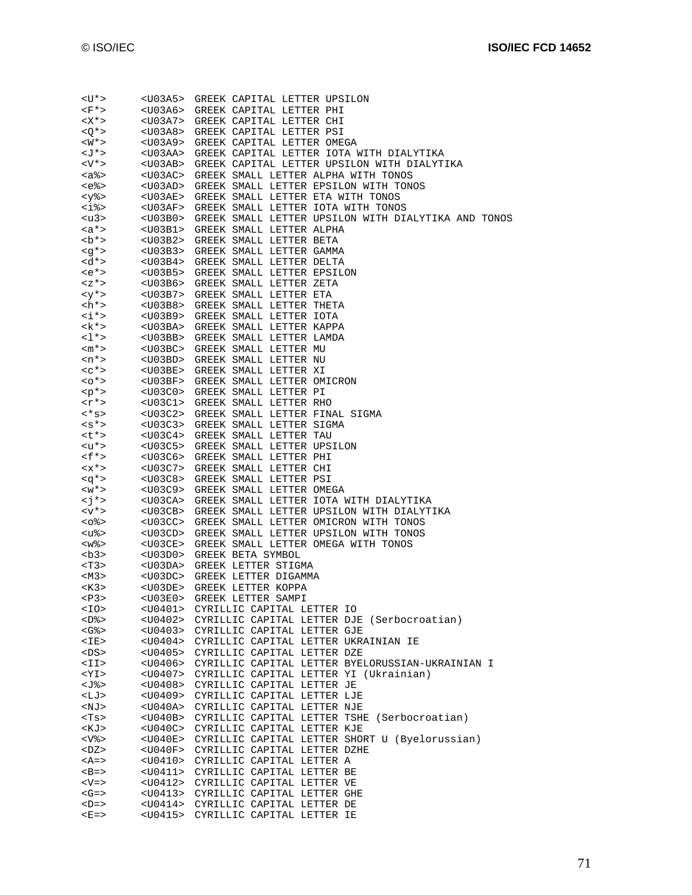```
<U*>      <U03A5>  GREEK CAPITAL LETTER UPSILON
<F*>      <U03A6>  GREEK CAPITAL LETTER PHI
<X*>      <U03A7>  GREEK CAPITAL LETTER CHI
<Q*>      <U03A8>  GREEK CAPITAL LETTER PSI
<W*>      <U03A9>  GREEK CAPITAL LETTER OMEGA
<J*>      <U03AA>  GREEK CAPITAL LETTER IOTA WITH DIALYTIKA
<V*>      <U03AB>  GREEK CAPITAL LETTER UPSILON WITH DIALYTIKA
<a%>      <U03AC>  GREEK SMALL LETTER ALPHA WITH TONOS
<e%>      <U03AD>  GREEK SMALL LETTER EPSILON WITH TONOS
<y%>      <U03AE>  GREEK SMALL LETTER ETA WITH TONOS
<i%>      <U03AF>  GREEK SMALL LETTER IOTA WITH TONOS
<u3>      <U03B0>  GREEK SMALL LETTER UPSILON WITH DIALYTIKA AND TONOS
<a*>      <U03B1>  GREEK SMALL LETTER ALPHA
<b*>      <U03B2>  GREEK SMALL LETTER BETA
<g*>      <U03B3>  GREEK SMALL LETTER GAMMA
<d*>      <U03B4>  GREEK SMALL LETTER DELTA
<e*>      <U03B5>  GREEK SMALL LETTER EPSILON
<z*>      <U03B6>  GREEK SMALL LETTER ZETA
<y*>      <U03B7>  GREEK SMALL LETTER ETA
<h*>      <U03B8>  GREEK SMALL LETTER THETA
<i*>      <U03B9>  GREEK SMALL LETTER IOTA
<k*>      <U03BA>  GREEK SMALL LETTER KAPPA
<l*>      <U03BB>  GREEK SMALL LETTER LAMDA
<m*>      <U03BC>  GREEK SMALL LETTER MU
<n*>      <U03BD>  GREEK SMALL LETTER NU
<c*>      <U03BE>  GREEK SMALL LETTER XI
<o*>      <U03BF>  GREEK SMALL LETTER OMICRON
<p*>      <U03C0>  GREEK SMALL LETTER PI
<r*>      <U03C1>  GREEK SMALL LETTER RHO
<*s>      <U03C2>  GREEK SMALL LETTER FINAL SIGMA
<s*>      <U03C3>  GREEK SMALL LETTER SIGMA
<t*>      <U03C4>  GREEK SMALL LETTER TAU
<u*>      <U03C5>  GREEK SMALL LETTER UPSILON
<f*>      <U03C6>  GREEK SMALL LETTER PHI
<x*>      <U03C7>  GREEK SMALL LETTER CHI
<q*>      <U03C8>  GREEK SMALL LETTER PSI
<w*>      <U03C9>  GREEK SMALL LETTER OMEGA
<j*>      <U03CA>  GREEK SMALL LETTER IOTA WITH DIALYTIKA
<v*>      <U03CB>  GREEK SMALL LETTER UPSILON WITH DIALYTIKA
<o%>      <U03CC>  GREEK SMALL LETTER OMICRON WITH TONOS
<u%>      <U03CD>  GREEK SMALL LETTER UPSILON WITH TONOS
<w%>      <U03CE>  GREEK SMALL LETTER OMEGA WITH TONOS
<b3>      <U03D0>  GREEK BETA SYMBOL
<T3>      <U03DA>  GREEK LETTER STIGMA
<M3>      <U03DC>  GREEK LETTER DIGAMMA
<K3>      <U03DE>  GREEK LETTER KOPPA
<P3>      <U03E0>  GREEK LETTER SAMPI
<IO>      <U0401>  CYRILLIC CAPITAL LETTER IO
<D%>      <U0402>  CYRILLIC CAPITAL LETTER DJE (Serbocroatian)
<G%>      <U0403>  CYRILLIC CAPITAL LETTER GJE
<IE>      <U0404>  CYRILLIC CAPITAL LETTER UKRAINIAN IE
<DS>      <U0405>  CYRILLIC CAPITAL LETTER DZE
<II>      <U0406>  CYRILLIC CAPITAL LETTER BYELORUSSIAN-UKRAINIAN I
<YI>      <U0407>  CYRILLIC CAPITAL LETTER YI (Ukrainian)
<J%>      <U0408>  CYRILLIC CAPITAL LETTER JE
<LJ>      <U0409>  CYRILLIC CAPITAL LETTER LJE
<NJ>      <U040A>  CYRILLIC CAPITAL LETTER NJE
<Ts>      <U040B>  CYRILLIC CAPITAL LETTER TSHE (Serbocroatian)
<KJ>      <U040C>  CYRILLIC CAPITAL LETTER KJE
<V%>      <U040E>  CYRILLIC CAPITAL LETTER SHORT U (Byelorussian)
<DZ>      <U040F>  CYRILLIC CAPITAL LETTER DZHE
<A=>      <U0410>  CYRILLIC CAPITAL LETTER A
<B=>      <U0411>  CYRILLIC CAPITAL LETTER BE
<V=>      <U0412>  CYRILLIC CAPITAL LETTER VE
<G=>      <U0413>  CYRILLIC CAPITAL LETTER GHE
<D=>      <U0414>  CYRILLIC CAPITAL LETTER DE
<E=>      <U0415>  CYRILLIC CAPITAL LETTER IE
```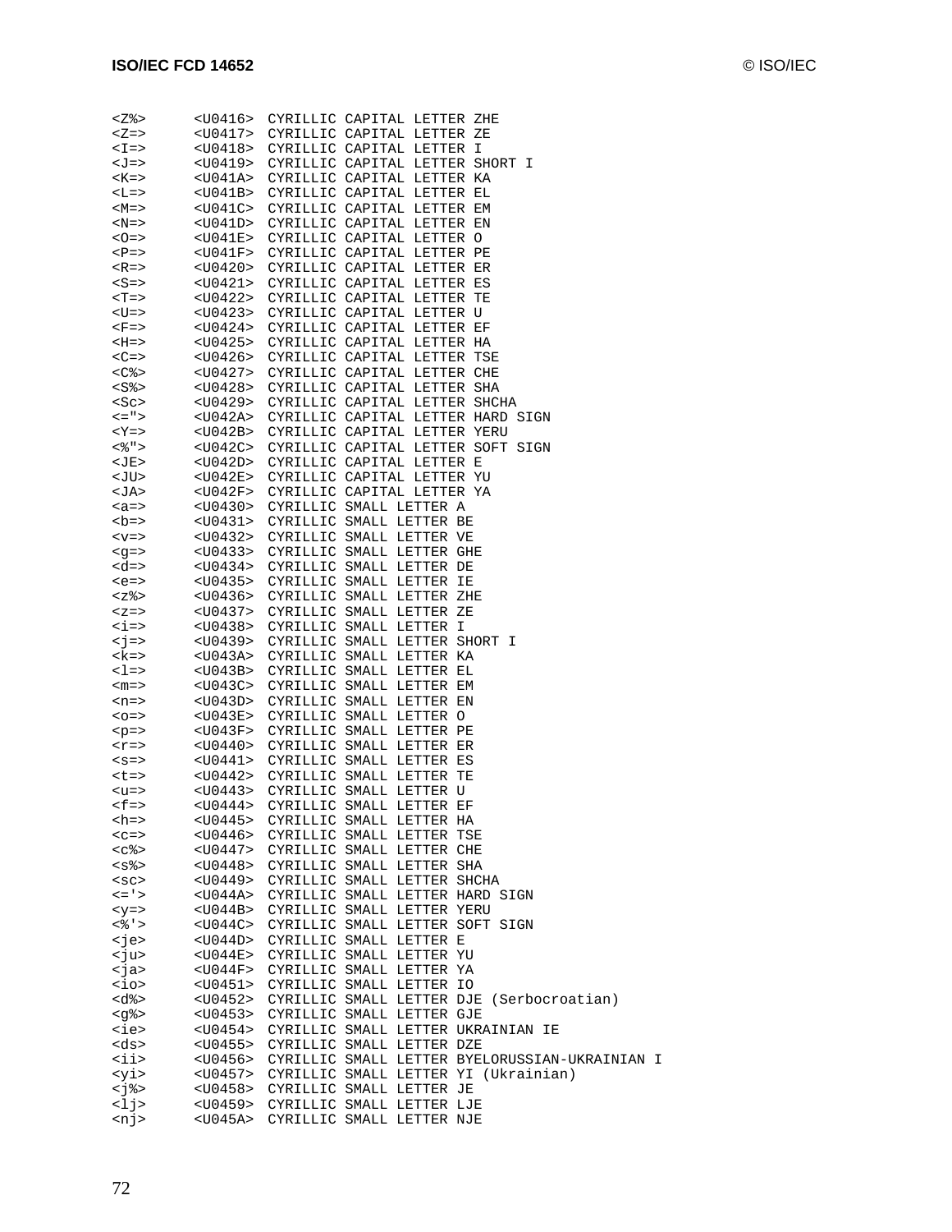```
<Z%>      <U0416>  CYRILLIC CAPITAL LETTER ZHE
<Z=>      <U0417>  CYRILLIC CAPITAL LETTER ZE
<I=>      <U0418>  CYRILLIC CAPITAL LETTER I
<J=>      <U0419>  CYRILLIC CAPITAL LETTER SHORT I
<K=>      <U041A>  CYRILLIC CAPITAL LETTER KA
<L=>      <U041B>  CYRILLIC CAPITAL LETTER EL
<M=>      <U041C>  CYRILLIC CAPITAL LETTER EM
<N=>      <U041D>  CYRILLIC CAPITAL LETTER EN
<O=>      <U041E>  CYRILLIC CAPITAL LETTER O
<P=>      <U041F>  CYRILLIC CAPITAL LETTER PE
<R=>      <U0420>  CYRILLIC CAPITAL LETTER ER
<S=>      <U0421>  CYRILLIC CAPITAL LETTER ES
<T=>      <U0422>  CYRILLIC CAPITAL LETTER TE
<U=>      <U0423>  CYRILLIC CAPITAL LETTER U
<F=>      <U0424>  CYRILLIC CAPITAL LETTER EF
<H=>      <U0425>  CYRILLIC CAPITAL LETTER HA
<C=>      <U0426>  CYRILLIC CAPITAL LETTER TSE
<C%>      <U0427>  CYRILLIC CAPITAL LETTER CHE
<S%>      <U0428>  CYRILLIC CAPITAL LETTER SHA
<Sc>      <U0429>  CYRILLIC CAPITAL LETTER SHCHA
<=">      <U042A>  CYRILLIC CAPITAL LETTER HARD SIGN
<Y=>      <U042B>  CYRILLIC CAPITAL LETTER YERU
<%">      <U042C>  CYRILLIC CAPITAL LETTER SOFT SIGN
<JE>      <U042D>  CYRILLIC CAPITAL LETTER E
<JU>      <U042E>  CYRILLIC CAPITAL LETTER YU
<JA>      <U042F>  CYRILLIC CAPITAL LETTER YA
<a=>      <U0430>  CYRILLIC SMALL LETTER A
<b=>      <U0431>  CYRILLIC SMALL LETTER BE
<v=>      <U0432>  CYRILLIC SMALL LETTER VE
<g=>      <U0433>  CYRILLIC SMALL LETTER GHE
<d=>      <U0434>  CYRILLIC SMALL LETTER DE
<e=>      <U0435>  CYRILLIC SMALL LETTER IE
<z%>      <U0436>  CYRILLIC SMALL LETTER ZHE
<z=>      <U0437>  CYRILLIC SMALL LETTER ZE
<i=>      <U0438>  CYRILLIC SMALL LETTER I
<j=>      <U0439>  CYRILLIC SMALL LETTER SHORT I
<k=>      <U043A>  CYRILLIC SMALL LETTER KA
<l=>      <U043B>  CYRILLIC SMALL LETTER EL
<m=>      <U043C>  CYRILLIC SMALL LETTER EM
<n=>      <U043D>  CYRILLIC SMALL LETTER EN
<o=>      <U043E>  CYRILLIC SMALL LETTER O
<p=>      <U043F>  CYRILLIC SMALL LETTER PE
<r=>      <U0440>  CYRILLIC SMALL LETTER ER
<s=>      <U0441>  CYRILLIC SMALL LETTER ES
<t=>      <U0442>  CYRILLIC SMALL LETTER TE
<u=>      <U0443>  CYRILLIC SMALL LETTER U
<f=>      <U0444>  CYRILLIC SMALL LETTER EF
<h=>      <U0445>  CYRILLIC SMALL LETTER HA
<c=>      <U0446>  CYRILLIC SMALL LETTER TSE
<c%>      <U0447>  CYRILLIC SMALL LETTER CHE
<s%>      <U0448>  CYRILLIC SMALL LETTER SHA
<sc>      <U0449>  CYRILLIC SMALL LETTER SHCHA
<='>      <U044A>  CYRILLIC SMALL LETTER HARD SIGN
<y=>      <U044B>  CYRILLIC SMALL LETTER YERU
<%'>      <U044C>  CYRILLIC SMALL LETTER SOFT SIGN
<je>      <U044D>  CYRILLIC SMALL LETTER E
<ju>      <U044E>  CYRILLIC SMALL LETTER YU
<ja>      <U044F>  CYRILLIC SMALL LETTER YA
<io>      <U0451>  CYRILLIC SMALL LETTER IO
<d%>      <U0452>  CYRILLIC SMALL LETTER DJE (Serbocroatian)
<g%>      <U0453>  CYRILLIC SMALL LETTER GJE
<ie>      <U0454>  CYRILLIC SMALL LETTER UKRAINIAN IE
<ds>      <U0455>  CYRILLIC SMALL LETTER DZE
<ii>      <U0456>  CYRILLIC SMALL LETTER BYELORUSSIAN-UKRAINIAN I
<yi>      <U0457>  CYRILLIC SMALL LETTER YI (Ukrainian)
<j%>      <U0458>  CYRILLIC SMALL LETTER JE
<lj>      <U0459>  CYRILLIC SMALL LETTER LJE
<nj>      <U045A>  CYRILLIC SMALL LETTER NJE
```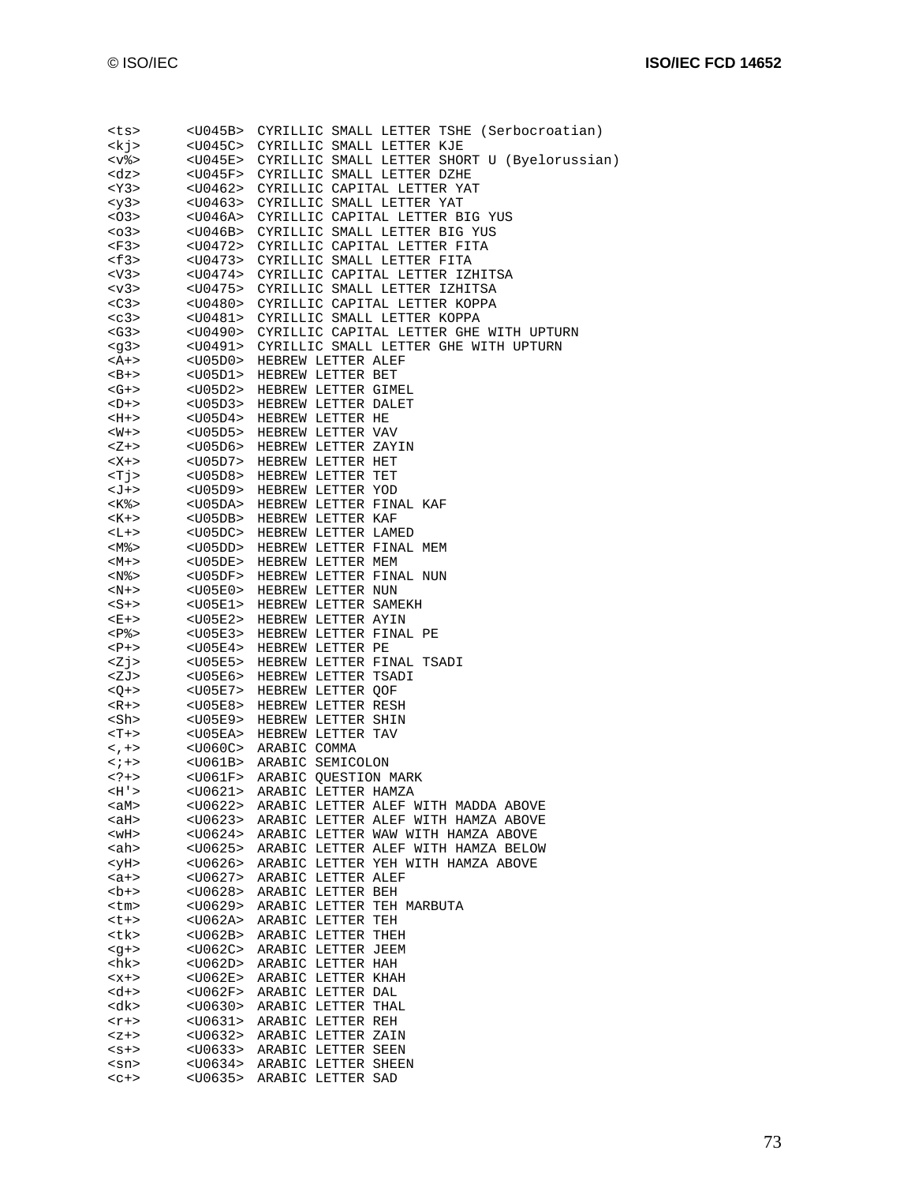```
<ts>      <U045B>  CYRILLIC SMALL LETTER TSHE (Serbocroatian)
<kj>      <U045C>  CYRILLIC SMALL LETTER KJE
<v%>      <U045E>  CYRILLIC SMALL LETTER SHORT U (Byelorussian)
<dz>      <U045F>  CYRILLIC SMALL LETTER DZHE
<Y3>      <U0462>  CYRILLIC CAPITAL LETTER YAT
<y3>      <U0463>  CYRILLIC SMALL LETTER YAT
<O3>      <U046A>  CYRILLIC CAPITAL LETTER BIG YUS
<o3>      <U046B>  CYRILLIC SMALL LETTER BIG YUS
<F3>      <U0472>  CYRILLIC CAPITAL LETTER FITA
<f3>      <U0473>  CYRILLIC SMALL LETTER FITA
<V3>      <U0474>  CYRILLIC CAPITAL LETTER IZHITSA
<v3>      <U0475>  CYRILLIC SMALL LETTER IZHITSA
<C3>      <U0480>  CYRILLIC CAPITAL LETTER KOPPA
<c3>      <U0481>  CYRILLIC SMALL LETTER KOPPA
<G3>      <U0490>  CYRILLIC CAPITAL LETTER GHE WITH UPTURN
<g3>      <U0491>  CYRILLIC SMALL LETTER GHE WITH UPTURN
<A+>      <U05D0>  HEBREW LETTER ALEF
<B+>      <U05D1>  HEBREW LETTER BET
<G+>      <U05D2>  HEBREW LETTER GIMEL
<D+>      <U05D3>  HEBREW LETTER DALET
<H+>      <U05D4>  HEBREW LETTER HE
<W+>      <U05D5>  HEBREW LETTER VAV
<Z+>      <U05D6>  HEBREW LETTER ZAYIN
<X+>      <U05D7>  HEBREW LETTER HET
<Tj>      <U05D8>  HEBREW LETTER TET
<J+>      <U05D9>  HEBREW LETTER YOD
<K%>      <U05DA>  HEBREW LETTER FINAL KAF
<K+>      <U05DB>  HEBREW LETTER KAF
<L+>      <U05DC>  HEBREW LETTER LAMED
<M%>      <U05DD>  HEBREW LETTER FINAL MEM
<M+>      <U05DE>  HEBREW LETTER MEM
<N%>      <U05DF>  HEBREW LETTER FINAL NUN
<N+>      <U05E0>  HEBREW LETTER NUN
<S+>      <U05E1>  HEBREW LETTER SAMEKH
<E+>      <U05E2>  HEBREW LETTER AYIN
<P%>      <U05E3>  HEBREW LETTER FINAL PE
<P+>      <U05E4>  HEBREW LETTER PE
<Zj>      <U05E5>  HEBREW LETTER FINAL TSADI
<ZJ>      <U05E6>  HEBREW LETTER TSADI
<Q+>      <U05E7>  HEBREW LETTER QOF
<R+>      <U05E8>  HEBREW LETTER RESH
<Sh>      <U05E9>  HEBREW LETTER SHIN
<T+>      <U05EA>  HEBREW LETTER TAV
<,+>      <U060C>  ARABIC COMMA
<;+>      <U061B>  ARABIC SEMICOLON
<?+>      <U061F>  ARABIC QUESTION MARK
<H'>      <U0621>  ARABIC LETTER HAMZA
<aM>      <U0622>  ARABIC LETTER ALEF WITH MADDA ABOVE
<aH>      <U0623>  ARABIC LETTER ALEF WITH HAMZA ABOVE
<wH>      <U0624>  ARABIC LETTER WAW WITH HAMZA ABOVE
<ah>      <U0625>  ARABIC LETTER ALEF WITH HAMZA BELOW
<yH>      <U0626>  ARABIC LETTER YEH WITH HAMZA ABOVE
<a+>      <U0627>  ARABIC LETTER ALEF
<b+>      <U0628>  ARABIC LETTER BEH
<tm>      <U0629>  ARABIC LETTER TEH MARBUTA
<t+>      <U062A>  ARABIC LETTER TEH
<tk>      <U062B>  ARABIC LETTER THEH
<g+>      <U062C>  ARABIC LETTER JEEM
<hk>      <U062D>  ARABIC LETTER HAH
<x+>      <U062E>  ARABIC LETTER KHAH
<d+>      <U062F>  ARABIC LETTER DAL
<dk>      <U0630>  ARABIC LETTER THAL
<r+>      <U0631>  ARABIC LETTER REH
<z+>      <U0632>  ARABIC LETTER ZAIN
<s+>      <U0633>  ARABIC LETTER SEEN
<sn>      <U0634>  ARABIC LETTER SHEEN
<c+>      <U0635>  ARABIC LETTER SAD
```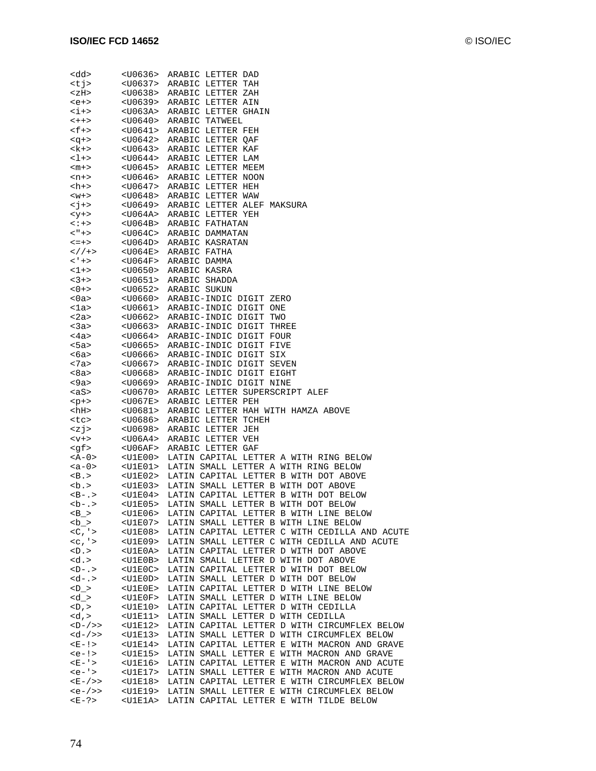```
<dd>      <U0636>  ARABIC LETTER DAD
<tj>      <U0637>  ARABIC LETTER TAH
<zH>      <U0638>  ARABIC LETTER ZAH
<e+>      <U0639>  ARABIC LETTER AIN
<i+>      <U063A>  ARABIC LETTER GHAIN
<++>      <U0640>  ARABIC TATWEEL
<f+>      <U0641>  ARABIC LETTER FEH
<q+>      <U0642>  ARABIC LETTER QAF
<k+>      <U0643>  ARABIC LETTER KAF
<l+>      <U0644>  ARABIC LETTER LAM
<m+>      <U0645>  ARABIC LETTER MEEM
<n+>      <U0646>  ARABIC LETTER NOON
<h+>      <U0647>  ARABIC LETTER HEH
<w+>      <U0648>  ARABIC LETTER WAW
<j+>      <U0649>  ARABIC LETTER ALEF MAKSURA
<y+>      <U064A>  ARABIC LETTER YEH
<:+>      <U064B>  ARABIC FATHATAN
<"+>      <U064C>  ARABIC DAMMATAN
<=+>      <U064D>  ARABIC KASRATAN
<//+>     <U064E>  ARABIC FATHA
<'+>      <U064F>  ARABIC DAMMA
<1+>      <U0650>  ARABIC KASRA
<3+>      <U0651>  ARABIC SHADDA
<0+>      <U0652>  ARABIC SUKUN
<0a>      <U0660>  ARABIC-INDIC DIGIT ZERO
<1a>      <U0661>  ARABIC-INDIC DIGIT ONE
<2a>      <U0662>  ARABIC-INDIC DIGIT TWO
<3a>      <U0663>  ARABIC-INDIC DIGIT THREE
<4a>      <U0664>  ARABIC-INDIC DIGIT FOUR
<5a>      <U0665>  ARABIC-INDIC DIGIT FIVE
<6a>      <U0666>  ARABIC-INDIC DIGIT SIX
<7a>      <U0667>  ARABIC-INDIC DIGIT SEVEN
<8a>      <U0668>  ARABIC-INDIC DIGIT EIGHT
<9a>      <U0669>  ARABIC-INDIC DIGIT NINE
<aS>      <U0670>  ARABIC LETTER SUPERSCRIPT ALEF
<p+>      <U067E>  ARABIC LETTER PEH
<hH>      <U0681>  ARABIC LETTER HAH WITH HAMZA ABOVE
<tc>      <U0686>  ARABIC LETTER TCHEH
<zj>      <U0698>  ARABIC LETTER JEH
<v+>      <U06A4>  ARABIC LETTER VEH
<gf>      <U06AF>  ARABIC LETTER GAF
<A-0>     <U1E00>  LATIN CAPITAL LETTER A WITH RING BELOW
<a-0>     <U1E01>  LATIN SMALL LETTER A WITH RING BELOW
<B.>      <U1E02>  LATIN CAPITAL LETTER B WITH DOT ABOVE
<b.>      <U1E03>  LATIN SMALL LETTER B WITH DOT ABOVE
<B-.>     <U1E04>  LATIN CAPITAL LETTER B WITH DOT BELOW
<b-.>     <U1E05>  LATIN SMALL LETTER B WITH DOT BELOW
<B_>      <U1E06>  LATIN CAPITAL LETTER B WITH LINE BELOW
<b_>      <U1E07>  LATIN SMALL LETTER B WITH LINE BELOW
<C,'>     <U1E08>  LATIN CAPITAL LETTER C WITH CEDILLA AND ACUTE
<c,'>     <U1E09>  LATIN SMALL LETTER C WITH CEDILLA AND ACUTE
<D.>      <U1E0A>  LATIN CAPITAL LETTER D WITH DOT ABOVE
<d.>      <U1E0B>  LATIN SMALL LETTER D WITH DOT ABOVE
<D-.>     <U1E0C>  LATIN CAPITAL LETTER D WITH DOT BELOW
<d-.>     <U1E0D>  LATIN SMALL LETTER D WITH DOT BELOW
<D_>      <U1E0E>  LATIN CAPITAL LETTER D WITH LINE BELOW
<d_>      <U1E0F>  LATIN SMALL LETTER D WITH LINE BELOW
<D,>      <U1E10>  LATIN CAPITAL LETTER D WITH CEDILLA
<d,>      <U1E11>  LATIN SMALL LETTER D WITH CEDILLA
<D-/>>    <U1E12>  LATIN CAPITAL LETTER D WITH CIRCUMFLEX BELOW
<d-/>>    <U1E13>  LATIN SMALL LETTER D WITH CIRCUMFLEX BELOW
<E-!>     <U1E14>  LATIN CAPITAL LETTER E WITH MACRON AND GRAVE
<e-!>     <U1E15>  LATIN SMALL LETTER E WITH MACRON AND GRAVE
<E-'>     <U1E16>  LATIN CAPITAL LETTER E WITH MACRON AND ACUTE
<e-'>     <U1E17>  LATIN SMALL LETTER E WITH MACRON AND ACUTE
<E-/>>    <U1E18>  LATIN CAPITAL LETTER E WITH CIRCUMFLEX BELOW
<e-/>>    <U1E19>  LATIN SMALL LETTER E WITH CIRCUMFLEX BELOW
<E-?>     <U1E1A>  LATIN CAPITAL LETTER E WITH TILDE BELOW
```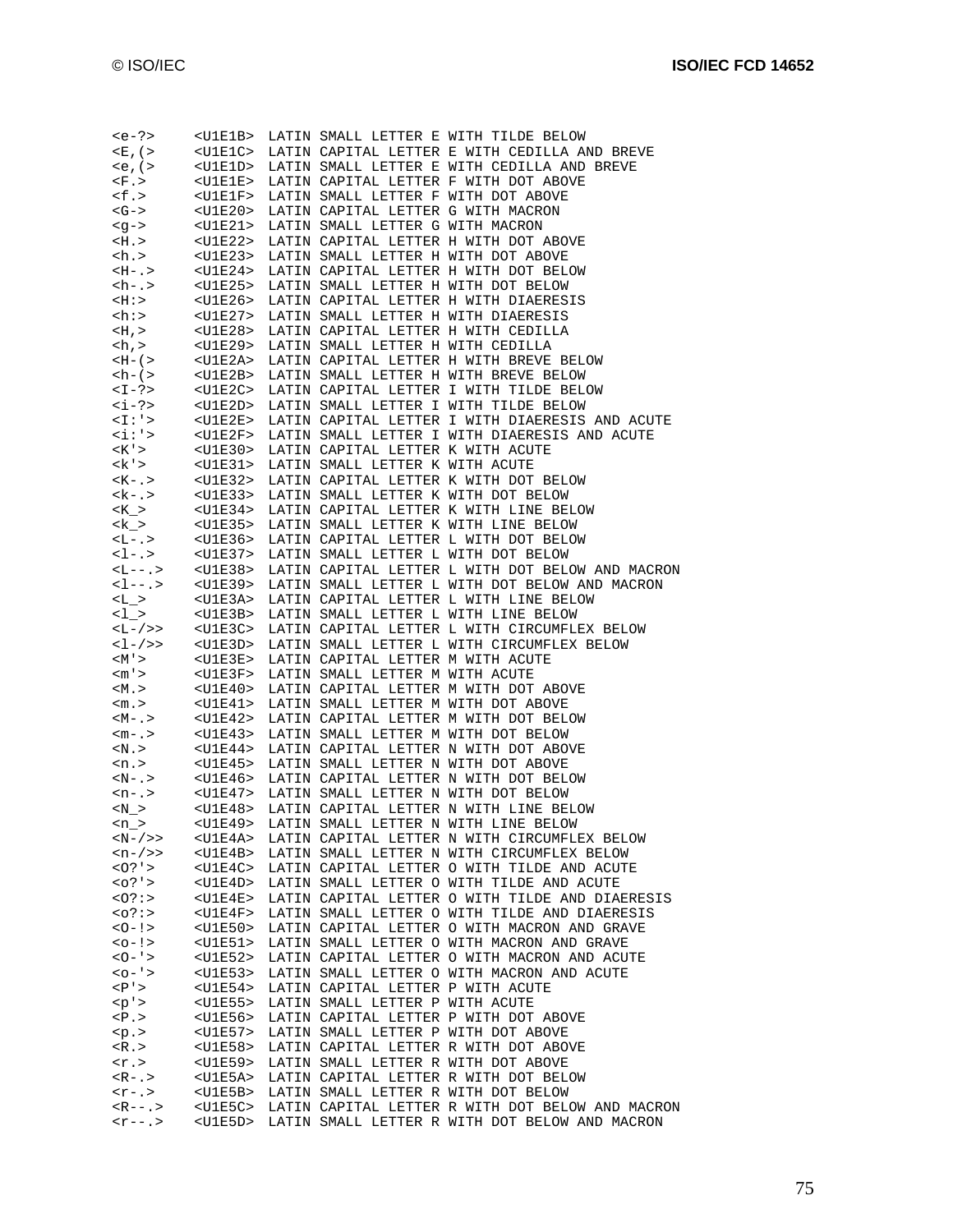```
<e-?>     <U1E1B>  LATIN SMALL LETTER E WITH TILDE BELOW
<E,(>     <U1E1C>  LATIN CAPITAL LETTER E WITH CEDILLA AND BREVE
<e,(>     <U1E1D>  LATIN SMALL LETTER E WITH CEDILLA AND BREVE
<F.>      <U1E1E>  LATIN CAPITAL LETTER F WITH DOT ABOVE
<f.>      <U1E1F>  LATIN SMALL LETTER F WITH DOT ABOVE
<G->      <U1E20>  LATIN CAPITAL LETTER G WITH MACRON
<g->      <U1E21>  LATIN SMALL LETTER G WITH MACRON
<H.>      <U1E22>  LATIN CAPITAL LETTER H WITH DOT ABOVE
<h.>      <U1E23>  LATIN SMALL LETTER H WITH DOT ABOVE
<H-.>     <U1E24>  LATIN CAPITAL LETTER H WITH DOT BELOW
<h-.>     <U1E25>  LATIN SMALL LETTER H WITH DOT BELOW
<H:>      <U1E26>  LATIN CAPITAL LETTER H WITH DIAERESIS
<h:>      <U1E27>  LATIN SMALL LETTER H WITH DIAERESIS
<H,>      <U1E28>  LATIN CAPITAL LETTER H WITH CEDILLA
<h,>      <U1E29>  LATIN SMALL LETTER H WITH CEDILLA
<H-(>     <U1E2A>  LATIN CAPITAL LETTER H WITH BREVE BELOW
<h-(>     <U1E2B>  LATIN SMALL LETTER H WITH BREVE BELOW
<I-?>     <U1E2C>  LATIN CAPITAL LETTER I WITH TILDE BELOW
<i-?>     <U1E2D>  LATIN SMALL LETTER I WITH TILDE BELOW
<I:'>     <U1E2E>  LATIN CAPITAL LETTER I WITH DIAERESIS AND ACUTE
<i:'>     <U1E2F>  LATIN SMALL LETTER I WITH DIAERESIS AND ACUTE
<K'>      <U1E30>  LATIN CAPITAL LETTER K WITH ACUTE
<k'>      <U1E31>  LATIN SMALL LETTER K WITH ACUTE
<K-.>     <U1E32>  LATIN CAPITAL LETTER K WITH DOT BELOW
<k-.>     <U1E33>  LATIN SMALL LETTER K WITH DOT BELOW
<K_>      <U1E34>  LATIN CAPITAL LETTER K WITH LINE BELOW
<k_>      <U1E35>  LATIN SMALL LETTER K WITH LINE BELOW
<L-.>     <U1E36>  LATIN CAPITAL LETTER L WITH DOT BELOW
<l-.>     <U1E37>  LATIN SMALL LETTER L WITH DOT BELOW
<L--.>    <U1E38>  LATIN CAPITAL LETTER L WITH DOT BELOW AND MACRON
<l--.>    <U1E39>  LATIN SMALL LETTER L WITH DOT BELOW AND MACRON
<L_>      <U1E3A>  LATIN CAPITAL LETTER L WITH LINE BELOW
<l_>      <U1E3B>  LATIN SMALL LETTER L WITH LINE BELOW
<L-/>>    <U1E3C>  LATIN CAPITAL LETTER L WITH CIRCUMFLEX BELOW
<l-/>>    <U1E3D>  LATIN SMALL LETTER L WITH CIRCUMFLEX BELOW
<M'>      <U1E3E>  LATIN CAPITAL LETTER M WITH ACUTE
<m'>      <U1E3F>  LATIN SMALL LETTER M WITH ACUTE
<M.>      <U1E40>  LATIN CAPITAL LETTER M WITH DOT ABOVE
<m.>      <U1E41>  LATIN SMALL LETTER M WITH DOT ABOVE
<M-.>     <U1E42>  LATIN CAPITAL LETTER M WITH DOT BELOW
<m-.>     <U1E43>  LATIN SMALL LETTER M WITH DOT BELOW
<N.>      <U1E44>  LATIN CAPITAL LETTER N WITH DOT ABOVE
<n.>      <U1E45>  LATIN SMALL LETTER N WITH DOT ABOVE
<N-.>     <U1E46>  LATIN CAPITAL LETTER N WITH DOT BELOW
<n-.>     <U1E47>  LATIN SMALL LETTER N WITH DOT BELOW
<N_>      <U1E48>  LATIN CAPITAL LETTER N WITH LINE BELOW
<n_>      <U1E49>  LATIN SMALL LETTER N WITH LINE BELOW
<N-/>>    <U1E4A>  LATIN CAPITAL LETTER N WITH CIRCUMFLEX BELOW
<n-/>>    <U1E4B>  LATIN SMALL LETTER N WITH CIRCUMFLEX BELOW
<O?'>     <U1E4C>  LATIN CAPITAL LETTER O WITH TILDE AND ACUTE
<o?'>     <U1E4D>  LATIN SMALL LETTER O WITH TILDE AND ACUTE
<O?:>     <U1E4E>  LATIN CAPITAL LETTER O WITH TILDE AND DIAERESIS
<o?:>     <U1E4F>  LATIN SMALL LETTER O WITH TILDE AND DIAERESIS
<O-!>     <U1E50>  LATIN CAPITAL LETTER O WITH MACRON AND GRAVE
<o-!>     <U1E51>  LATIN SMALL LETTER O WITH MACRON AND GRAVE
<O-'>     <U1E52>  LATIN CAPITAL LETTER O WITH MACRON AND ACUTE
<o-'>     <U1E53>  LATIN SMALL LETTER O WITH MACRON AND ACUTE
<P'>      <U1E54>  LATIN CAPITAL LETTER P WITH ACUTE
<p'>      <U1E55>  LATIN SMALL LETTER P WITH ACUTE
<P.>      <U1E56>  LATIN CAPITAL LETTER P WITH DOT ABOVE
<p.>      <U1E57>  LATIN SMALL LETTER P WITH DOT ABOVE
<R.>      <U1E58>  LATIN CAPITAL LETTER R WITH DOT ABOVE
<r.>      <U1E59>  LATIN SMALL LETTER R WITH DOT ABOVE
<R-.>     <U1E5A>  LATIN CAPITAL LETTER R WITH DOT BELOW
<r-.>     <U1E5B>  LATIN SMALL LETTER R WITH DOT BELOW
<R--.>    <U1E5C>  LATIN CAPITAL LETTER R WITH DOT BELOW AND MACRON
<r--.>    <U1E5D>  LATIN SMALL LETTER R WITH DOT BELOW AND MACRON
```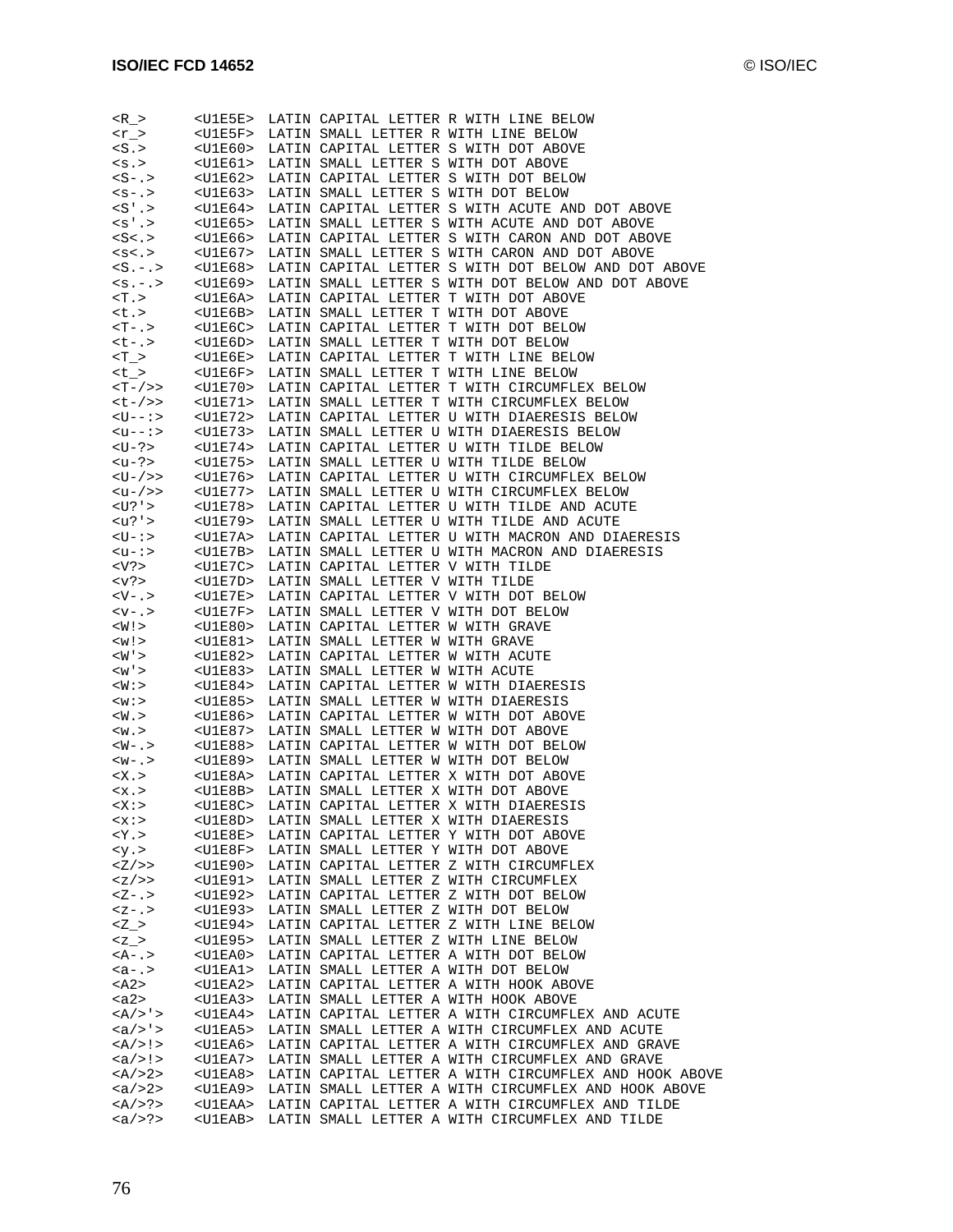```
<R_>      <U1E5E>  LATIN CAPITAL LETTER R WITH LINE BELOW
<r_>      <U1E5F>  LATIN SMALL LETTER R WITH LINE BELOW
<S.>      <U1E60>  LATIN CAPITAL LETTER S WITH DOT ABOVE
<s.>      <U1E61>  LATIN SMALL LETTER S WITH DOT ABOVE
<S-.>     <U1E62>  LATIN CAPITAL LETTER S WITH DOT BELOW
<s-.>     <U1E63>  LATIN SMALL LETTER S WITH DOT BELOW
<S'.>     <U1E64>  LATIN CAPITAL LETTER S WITH ACUTE AND DOT ABOVE
<s'.>     <U1E65>  LATIN SMALL LETTER S WITH ACUTE AND DOT ABOVE
<S<.>     <U1E66>  LATIN CAPITAL LETTER S WITH CARON AND DOT ABOVE
<s<.>     <U1E67>  LATIN SMALL LETTER S WITH CARON AND DOT ABOVE
<S.-.>    <U1E68>  LATIN CAPITAL LETTER S WITH DOT BELOW AND DOT ABOVE
<s.-.>    <U1E69>  LATIN SMALL LETTER S WITH DOT BELOW AND DOT ABOVE
<T.>      <U1E6A>  LATIN CAPITAL LETTER T WITH DOT ABOVE
<t.>      <U1E6B>  LATIN SMALL LETTER T WITH DOT ABOVE
<T-.>     <U1E6C>  LATIN CAPITAL LETTER T WITH DOT BELOW
<t-.>     <U1E6D>  LATIN SMALL LETTER T WITH DOT BELOW
<T_>      <U1E6E>  LATIN CAPITAL LETTER T WITH LINE BELOW
<t_>      <U1E6F>  LATIN SMALL LETTER T WITH LINE BELOW
<T-/>>    <U1E70>  LATIN CAPITAL LETTER T WITH CIRCUMFLEX BELOW
<t-/>>    <U1E71>  LATIN SMALL LETTER T WITH CIRCUMFLEX BELOW
<U--:>    <U1E72>  LATIN CAPITAL LETTER U WITH DIAERESIS BELOW
<u--:>    <U1E73>  LATIN SMALL LETTER U WITH DIAERESIS BELOW
<U-?>     <U1E74>  LATIN CAPITAL LETTER U WITH TILDE BELOW
<u-?>     <U1E75>  LATIN SMALL LETTER U WITH TILDE BELOW
<U-/>>    <U1E76>  LATIN CAPITAL LETTER U WITH CIRCUMFLEX BELOW
<u-/>>    <U1E77>  LATIN SMALL LETTER U WITH CIRCUMFLEX BELOW
<U?'>     <U1E78>  LATIN CAPITAL LETTER U WITH TILDE AND ACUTE
<u?'>     <U1E79>  LATIN SMALL LETTER U WITH TILDE AND ACUTE
<U-:>     <U1E7A>  LATIN CAPITAL LETTER U WITH MACRON AND DIAERESIS
<u-:>     <U1E7B>  LATIN SMALL LETTER U WITH MACRON AND DIAERESIS
<V?>      <U1E7C>  LATIN CAPITAL LETTER V WITH TILDE
<v?>      <U1E7D>  LATIN SMALL LETTER V WITH TILDE
<V-.>     <U1E7E>  LATIN CAPITAL LETTER V WITH DOT BELOW
<v-.>     <U1E7F>  LATIN SMALL LETTER V WITH DOT BELOW
<W!>      <U1E80>  LATIN CAPITAL LETTER W WITH GRAVE
<w!>      <U1E81>  LATIN SMALL LETTER W WITH GRAVE
<W'>      <U1E82>  LATIN CAPITAL LETTER W WITH ACUTE
<w'>      <U1E83>  LATIN SMALL LETTER W WITH ACUTE
<W:>      <U1E84>  LATIN CAPITAL LETTER W WITH DIAERESIS
<w:>      <U1E85>  LATIN SMALL LETTER W WITH DIAERESIS
<W.>      <U1E86>  LATIN CAPITAL LETTER W WITH DOT ABOVE
<w.>      <U1E87>  LATIN SMALL LETTER W WITH DOT ABOVE
<W-.>     <U1E88>  LATIN CAPITAL LETTER W WITH DOT BELOW
<w-.>     <U1E89>  LATIN SMALL LETTER W WITH DOT BELOW
<X.>      <U1E8A>  LATIN CAPITAL LETTER X WITH DOT ABOVE
<x.>      <U1E8B>  LATIN SMALL LETTER X WITH DOT ABOVE
<X:>      <U1E8C>  LATIN CAPITAL LETTER X WITH DIAERESIS
<x:>      <U1E8D>  LATIN SMALL LETTER X WITH DIAERESIS
<Y.>      <U1E8E>  LATIN CAPITAL LETTER Y WITH DOT ABOVE
<y.>      <U1E8F>  LATIN SMALL LETTER Y WITH DOT ABOVE
<Z/>>     <U1E90>  LATIN CAPITAL LETTER Z WITH CIRCUMFLEX
<z/>>     <U1E91>  LATIN SMALL LETTER Z WITH CIRCUMFLEX
<Z-.>     <U1E92>  LATIN CAPITAL LETTER Z WITH DOT BELOW
<z-.>     <U1E93>  LATIN SMALL LETTER Z WITH DOT BELOW
<Z_>      <U1E94>  LATIN CAPITAL LETTER Z WITH LINE BELOW
<z_>      <U1E95>  LATIN SMALL LETTER Z WITH LINE BELOW
<A-.>     <U1EA0>  LATIN CAPITAL LETTER A WITH DOT BELOW
<a-.>     <U1EA1>  LATIN SMALL LETTER A WITH DOT BELOW
<A2>      <U1EA2>  LATIN CAPITAL LETTER A WITH HOOK ABOVE
<a2>      <U1EA3>  LATIN SMALL LETTER A WITH HOOK ABOVE
<A/>'>    <U1EA4>  LATIN CAPITAL LETTER A WITH CIRCUMFLEX AND ACUTE
<a/>'>    <U1EA5>  LATIN SMALL LETTER A WITH CIRCUMFLEX AND ACUTE
<A/>!>    <U1EA6>  LATIN CAPITAL LETTER A WITH CIRCUMFLEX AND GRAVE
<a/>!>    <U1EA7>  LATIN SMALL LETTER A WITH CIRCUMFLEX AND GRAVE
<A/>2>    <U1EA8>  LATIN CAPITAL LETTER A WITH CIRCUMFLEX AND HOOK ABOVE
<a/>2>    <U1EA9>  LATIN SMALL LETTER A WITH CIRCUMFLEX AND HOOK ABOVE
<A/>?>    <U1EAA>  LATIN CAPITAL LETTER A WITH CIRCUMFLEX AND TILDE
<a/>?>    <U1EAB>  LATIN SMALL LETTER A WITH CIRCUMFLEX AND TILDE
```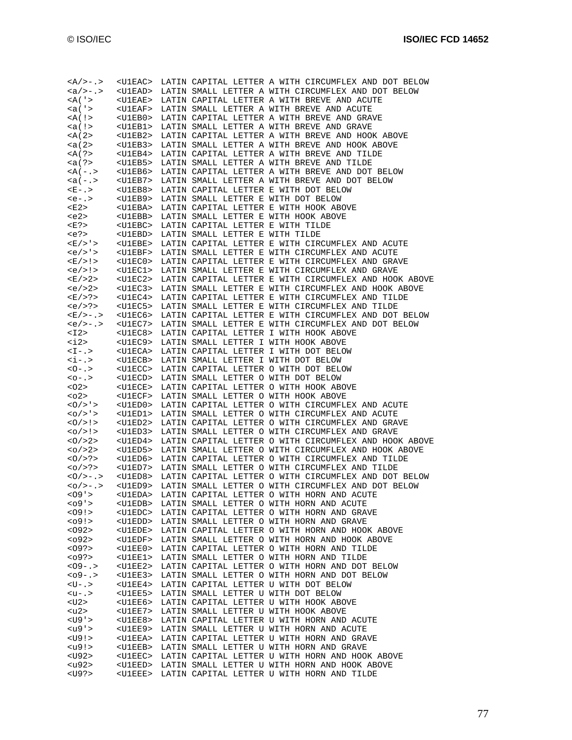```
<A/>-.>   <U1EAC>  LATIN CAPITAL LETTER A WITH CIRCUMFLEX AND DOT BELOW
<a/>-.>   <U1EAD>  LATIN SMALL LETTER A WITH CIRCUMFLEX AND DOT BELOW
<A('>     <U1EAE>  LATIN CAPITAL LETTER A WITH BREVE AND ACUTE
<a('>     <U1EAF>  LATIN SMALL LETTER A WITH BREVE AND ACUTE
<A(!>     <U1EB0>  LATIN CAPITAL LETTER A WITH BREVE AND GRAVE
<a(!>     <U1EB1>  LATIN SMALL LETTER A WITH BREVE AND GRAVE
<A(2>     <U1EB2>  LATIN CAPITAL LETTER A WITH BREVE AND HOOK ABOVE
<a(2>     <U1EB3>  LATIN SMALL LETTER A WITH BREVE AND HOOK ABOVE
<A(?>     <U1EB4>  LATIN CAPITAL LETTER A WITH BREVE AND TILDE
<a(?>     <U1EB5>  LATIN SMALL LETTER A WITH BREVE AND TILDE
<A(-.>    <U1EB6>  LATIN CAPITAL LETTER A WITH BREVE AND DOT BELOW
<a(-.>    <U1EB7>  LATIN SMALL LETTER A WITH BREVE AND DOT BELOW
<E-.>     <U1EB8>  LATIN CAPITAL LETTER E WITH DOT BELOW
<e-.>     <U1EB9>  LATIN SMALL LETTER E WITH DOT BELOW
<E2>      <U1EBA>  LATIN CAPITAL LETTER E WITH HOOK ABOVE
<e2>      <U1EBB>  LATIN SMALL LETTER E WITH HOOK ABOVE
<E?>      <U1EBC>  LATIN CAPITAL LETTER E WITH TILDE
<e?>      <U1EBD>  LATIN SMALL LETTER E WITH TILDE
<E/>'>    <U1EBE>  LATIN CAPITAL LETTER E WITH CIRCUMFLEX AND ACUTE
<e/>'>    <U1EBF>  LATIN SMALL LETTER E WITH CIRCUMFLEX AND ACUTE
<E/>!>    <U1EC0>  LATIN CAPITAL LETTER E WITH CIRCUMFLEX AND GRAVE
<e/>!>    <U1EC1>  LATIN SMALL LETTER E WITH CIRCUMFLEX AND GRAVE
<E/>2>    <U1EC2>  LATIN CAPITAL LETTER E WITH CIRCUMFLEX AND HOOK ABOVE
<e/>2>    <U1EC3>  LATIN SMALL LETTER E WITH CIRCUMFLEX AND HOOK ABOVE
<E/>?>    <U1EC4>  LATIN CAPITAL LETTER E WITH CIRCUMFLEX AND TILDE
<e/>?>    <U1EC5>  LATIN SMALL LETTER E WITH CIRCUMFLEX AND TILDE
<E/>-.>   <U1EC6>  LATIN CAPITAL LETTER E WITH CIRCUMFLEX AND DOT BELOW
<e/>-.>   <U1EC7>  LATIN SMALL LETTER E WITH CIRCUMFLEX AND DOT BELOW
<I2>      <U1EC8>  LATIN CAPITAL LETTER I WITH HOOK ABOVE
<i2>      <U1EC9>  LATIN SMALL LETTER I WITH HOOK ABOVE
<I-.>     <U1ECA>  LATIN CAPITAL LETTER I WITH DOT BELOW
<i-.>     <U1ECB>  LATIN SMALL LETTER I WITH DOT BELOW
<O-.>     <U1ECC>  LATIN CAPITAL LETTER O WITH DOT BELOW
<o-.>     <U1ECD>  LATIN SMALL LETTER O WITH DOT BELOW
<O2>      <U1ECE>  LATIN CAPITAL LETTER O WITH HOOK ABOVE
<o2>      <U1ECF>  LATIN SMALL LETTER O WITH HOOK ABOVE
<O/>'>    <U1ED0>  LATIN CAPITAL LETTER O WITH CIRCUMFLEX AND ACUTE
<o/>'>    <U1ED1>  LATIN SMALL LETTER O WITH CIRCUMFLEX AND ACUTE
<O/>!>    <U1ED2>  LATIN CAPITAL LETTER O WITH CIRCUMFLEX AND GRAVE
<o/>!>    <U1ED3>  LATIN SMALL LETTER O WITH CIRCUMFLEX AND GRAVE
<O/>2>    <U1ED4>  LATIN CAPITAL LETTER O WITH CIRCUMFLEX AND HOOK ABOVE
<o/>2>    <U1ED5>  LATIN SMALL LETTER O WITH CIRCUMFLEX AND HOOK ABOVE
<O/>?>    <U1ED6>  LATIN CAPITAL LETTER O WITH CIRCUMFLEX AND TILDE
<o/>?>    <U1ED7>  LATIN SMALL LETTER O WITH CIRCUMFLEX AND TILDE
<O/>-.>   <U1ED8>  LATIN CAPITAL LETTER O WITH CIRCUMFLEX AND DOT BELOW
<o/>-.>   <U1ED9>  LATIN SMALL LETTER O WITH CIRCUMFLEX AND DOT BELOW
<O9'>     <U1EDA>  LATIN CAPITAL LETTER O WITH HORN AND ACUTE
<o9'>     <U1EDB>  LATIN SMALL LETTER O WITH HORN AND ACUTE
<O9!>     <U1EDC>  LATIN CAPITAL LETTER O WITH HORN AND GRAVE
<o9!>     <U1EDD>  LATIN SMALL LETTER O WITH HORN AND GRAVE
<O92>     <U1EDE>  LATIN CAPITAL LETTER O WITH HORN AND HOOK ABOVE
<o92>     <U1EDF>  LATIN SMALL LETTER O WITH HORN AND HOOK ABOVE
<O9?>     <U1EE0>  LATIN CAPITAL LETTER O WITH HORN AND TILDE
<o9?>     <U1EE1>  LATIN SMALL LETTER O WITH HORN AND TILDE
<O9-.>    <U1EE2>  LATIN CAPITAL LETTER O WITH HORN AND DOT BELOW
<o9-.>    <U1EE3>  LATIN SMALL LETTER O WITH HORN AND DOT BELOW
<U-.>     <U1EE4>  LATIN CAPITAL LETTER U WITH DOT BELOW
<u-.>     <U1EE5>  LATIN SMALL LETTER U WITH DOT BELOW
<U2>      <U1EE6>  LATIN CAPITAL LETTER U WITH HOOK ABOVE
<u2>      <U1EE7>  LATIN SMALL LETTER U WITH HOOK ABOVE
<U9'>     <U1EE8>  LATIN CAPITAL LETTER U WITH HORN AND ACUTE
<u9'>     <U1EE9>  LATIN SMALL LETTER U WITH HORN AND ACUTE
<U9!>     <U1EEA>  LATIN CAPITAL LETTER U WITH HORN AND GRAVE
<u9!>     <U1EEB>  LATIN SMALL LETTER U WITH HORN AND GRAVE
<U92>     <U1EEC>  LATIN CAPITAL LETTER U WITH HORN AND HOOK ABOVE
<u92>     <U1EED>  LATIN SMALL LETTER U WITH HORN AND HOOK ABOVE
<U9?>     <U1EEE>  LATIN CAPITAL LETTER U WITH HORN AND TILDE
```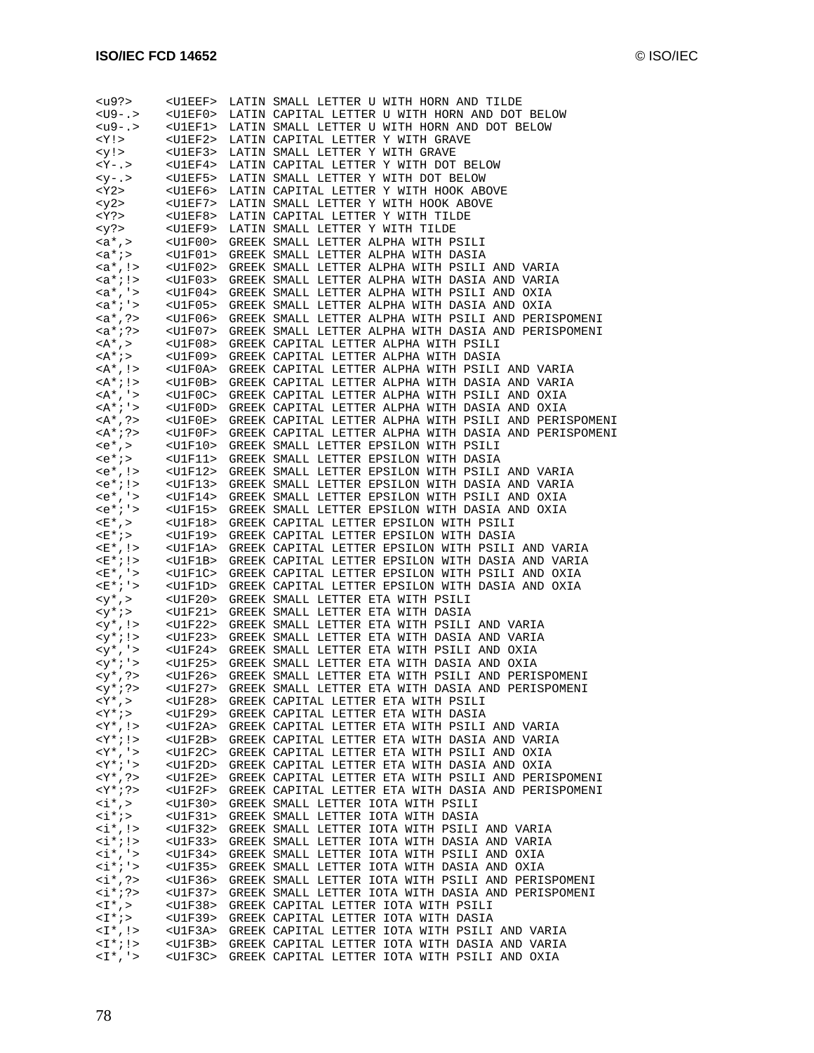```
<u9?>    <U1EEF>  LATIN SMALL LETTER U WITH HORN AND TILDE
<U9-.>   <U1EF0>  LATIN CAPITAL LETTER U WITH HORN AND DOT BELOW
<u9-.>   <U1EF1>  LATIN SMALL LETTER U WITH HORN AND DOT BELOW
<Y!>     <U1EF2>  LATIN CAPITAL LETTER Y WITH GRAVE
<y!>     <U1EF3>  LATIN SMALL LETTER Y WITH GRAVE
<Y-.>    <U1EF4>  LATIN CAPITAL LETTER Y WITH DOT BELOW
<y-.>    <U1EF5>  LATIN SMALL LETTER Y WITH DOT BELOW
<Y2>     <U1EF6>  LATIN CAPITAL LETTER Y WITH HOOK ABOVE
<y2>     <U1EF7>  LATIN SMALL LETTER Y WITH HOOK ABOVE
<Y?>     <U1EF8>  LATIN CAPITAL LETTER Y WITH TILDE
<y?>     <U1EF9>  LATIN SMALL LETTER Y WITH TILDE
<a*,>    <U1F00>  GREEK SMALL LETTER ALPHA WITH PSILI
<a*;>    <U1F01>  GREEK SMALL LETTER ALPHA WITH DASIA
<a*,!>   <U1F02>  GREEK SMALL LETTER ALPHA WITH PSILI AND VARIA
<a*;!>   <U1F03>  GREEK SMALL LETTER ALPHA WITH DASIA AND VARIA
<a*,'>   <U1F04>  GREEK SMALL LETTER ALPHA WITH PSILI AND OXIA
<a*;'>   <U1F05>  GREEK SMALL LETTER ALPHA WITH DASIA AND OXIA
<a*,?>   <U1F06>  GREEK SMALL LETTER ALPHA WITH PSILI AND PERISPOMENI
<a*;?>   <U1F07>  GREEK SMALL LETTER ALPHA WITH DASIA AND PERISPOMENI
<A*,>    <U1F08>  GREEK CAPITAL LETTER ALPHA WITH PSILI
<A*;>    <U1F09>  GREEK CAPITAL LETTER ALPHA WITH DASIA
<A*,!>   <U1F0A>  GREEK CAPITAL LETTER ALPHA WITH PSILI AND VARIA
<A*;!>   <U1F0B>  GREEK CAPITAL LETTER ALPHA WITH DASIA AND VARIA
<A*,'>   <U1F0C>  GREEK CAPITAL LETTER ALPHA WITH PSILI AND OXIA
<A*;'>   <U1F0D>  GREEK CAPITAL LETTER ALPHA WITH DASIA AND OXIA
<A*,?>   <U1F0E>  GREEK CAPITAL LETTER ALPHA WITH PSILI AND PERISPOMENI
<A*;?>   <U1F0F>  GREEK CAPITAL LETTER ALPHA WITH DASIA AND PERISPOMENI
<e*,>    <U1F10>  GREEK SMALL LETTER EPSILON WITH PSILI
<e*;>    <U1F11>  GREEK SMALL LETTER EPSILON WITH DASIA
<e*,!>   <U1F12>  GREEK SMALL LETTER EPSILON WITH PSILI AND VARIA
<e*;!>   <U1F13>  GREEK SMALL LETTER EPSILON WITH DASIA AND VARIA
<e*,'>   <U1F14>  GREEK SMALL LETTER EPSILON WITH PSILI AND OXIA
<e*;'>   <U1F15>  GREEK SMALL LETTER EPSILON WITH DASIA AND OXIA
<E*,>    <U1F18>  GREEK CAPITAL LETTER EPSILON WITH PSILI
<E*;>    <U1F19>  GREEK CAPITAL LETTER EPSILON WITH DASIA
<E*,!>   <U1F1A>  GREEK CAPITAL LETTER EPSILON WITH PSILI AND VARIA
<E*;!>   <U1F1B>  GREEK CAPITAL LETTER EPSILON WITH DASIA AND VARIA
<E*,'>   <U1F1C>  GREEK CAPITAL LETTER EPSILON WITH PSILI AND OXIA
<E*;'>   <U1F1D>  GREEK CAPITAL LETTER EPSILON WITH DASIA AND OXIA
<y*,>    <U1F20>  GREEK SMALL LETTER ETA WITH PSILI
<y*;>    <U1F21>  GREEK SMALL LETTER ETA WITH DASIA
<y*,!>   <U1F22>  GREEK SMALL LETTER ETA WITH PSILI AND VARIA
<y*;!>   <U1F23>  GREEK SMALL LETTER ETA WITH DASIA AND VARIA
<y*,'>   <U1F24>  GREEK SMALL LETTER ETA WITH PSILI AND OXIA
<y*;'>   <U1F25>  GREEK SMALL LETTER ETA WITH DASIA AND OXIA
<y*,?>   <U1F26>  GREEK SMALL LETTER ETA WITH PSILI AND PERISPOMENI
<y*;?>   <U1F27>  GREEK SMALL LETTER ETA WITH DASIA AND PERISPOMENI
<Y*,>    <U1F28>  GREEK CAPITAL LETTER ETA WITH PSILI
<Y*;>    <U1F29>  GREEK CAPITAL LETTER ETA WITH DASIA
<Y*,!>   <U1F2A>  GREEK CAPITAL LETTER ETA WITH PSILI AND VARIA
<Y*;!>   <U1F2B>  GREEK CAPITAL LETTER ETA WITH DASIA AND VARIA
<Y*,'>   <U1F2C>  GREEK CAPITAL LETTER ETA WITH PSILI AND OXIA
<Y*;'>   <U1F2D>  GREEK CAPITAL LETTER ETA WITH DASIA AND OXIA
<Y*,?>   <U1F2E>  GREEK CAPITAL LETTER ETA WITH PSILI AND PERISPOMENI
<Y*;?>   <U1F2F>  GREEK CAPITAL LETTER ETA WITH DASIA AND PERISPOMENI
<i*,>    <U1F30>  GREEK SMALL LETTER IOTA WITH PSILI
<i*;>    <U1F31>  GREEK SMALL LETTER IOTA WITH DASIA
<i*,!>   <U1F32>  GREEK SMALL LETTER IOTA WITH PSILI AND VARIA
<i*;!>   <U1F33>  GREEK SMALL LETTER IOTA WITH DASIA AND VARIA
<i*,'>   <U1F34>  GREEK SMALL LETTER IOTA WITH PSILI AND OXIA
<i*;'>   <U1F35>  GREEK SMALL LETTER IOTA WITH DASIA AND OXIA
<i*,?>   <U1F36>  GREEK SMALL LETTER IOTA WITH PSILI AND PERISPOMENI
<i*;?>   <U1F37>  GREEK SMALL LETTER IOTA WITH DASIA AND PERISPOMENI
<I*,>    <U1F38>  GREEK CAPITAL LETTER IOTA WITH PSILI
<I*;>    <U1F39>  GREEK CAPITAL LETTER IOTA WITH DASIA
<I*,!>   <U1F3A>  GREEK CAPITAL LETTER IOTA WITH PSILI AND VARIA
<I*;!>   <U1F3B>  GREEK CAPITAL LETTER IOTA WITH DASIA AND VARIA
<I*,'>   <U1F3C>  GREEK CAPITAL LETTER IOTA WITH PSILI AND OXIA
```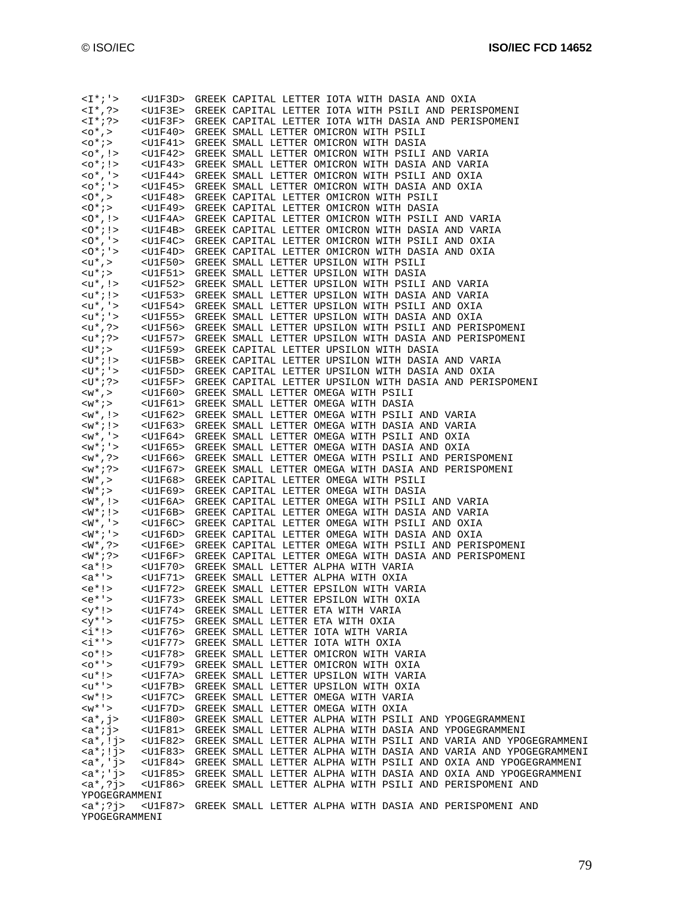```
<I*;'>   <U1F3D> GREEK CAPITAL LETTER IOTA WITH DASIA AND OXIA
<I*,?>   <U1F3E> GREEK CAPITAL LETTER IOTA WITH PSILI AND PERISPOMENI
<I*;?>   <U1F3F> GREEK CAPITAL LETTER IOTA WITH DASIA AND PERISPOMENI
<o*,>    <U1F40> GREEK SMALL LETTER OMICRON WITH PSILI
<o*;>    <U1F41> GREEK SMALL LETTER OMICRON WITH DASIA
<o*,!>   <U1F42> GREEK SMALL LETTER OMICRON WITH PSILI AND VARIA
<o*;!>   <U1F43> GREEK SMALL LETTER OMICRON WITH DASIA AND VARIA
<o*,'>   <U1F44> GREEK SMALL LETTER OMICRON WITH PSILI AND OXIA
<o*;'>   <U1F45> GREEK SMALL LETTER OMICRON WITH DASIA AND OXIA
<O*,>    <U1F48> GREEK CAPITAL LETTER OMICRON WITH PSILI
<O*;>    <U1F49> GREEK CAPITAL LETTER OMICRON WITH DASIA
<O*,!>   <U1F4A> GREEK CAPITAL LETTER OMICRON WITH PSILI AND VARIA
<O*;!>   <U1F4B> GREEK CAPITAL LETTER OMICRON WITH DASIA AND VARIA
<O*,'>   <U1F4C> GREEK CAPITAL LETTER OMICRON WITH PSILI AND OXIA
<O*;'>   <U1F4D> GREEK CAPITAL LETTER OMICRON WITH DASIA AND OXIA
<u*,>    <U1F50> GREEK SMALL LETTER UPSILON WITH PSILI
<u*;>    <U1F51> GREEK SMALL LETTER UPSILON WITH DASIA
<u*,!>   <U1F52> GREEK SMALL LETTER UPSILON WITH PSILI AND VARIA
<u*;!>   <U1F53> GREEK SMALL LETTER UPSILON WITH DASIA AND VARIA
<u*,'>   <U1F54> GREEK SMALL LETTER UPSILON WITH PSILI AND OXIA
<u*;'>   <U1F55> GREEK SMALL LETTER UPSILON WITH DASIA AND OXIA
<u*,?>   <U1F56> GREEK SMALL LETTER UPSILON WITH PSILI AND PERISPOMENI
<u*;?>   <U1F57> GREEK SMALL LETTER UPSILON WITH DASIA AND PERISPOMENI
<U*;>    <U1F59> GREEK CAPITAL LETTER UPSILON WITH DASIA
<U*;!>   <U1F5B> GREEK CAPITAL LETTER UPSILON WITH DASIA AND VARIA
<U*;'>   <U1F5D> GREEK CAPITAL LETTER UPSILON WITH DASIA AND OXIA
<U*;?>   <U1F5F> GREEK CAPITAL LETTER UPSILON WITH DASIA AND PERISPOMENI
<w*,>    <U1F60> GREEK SMALL LETTER OMEGA WITH PSILI
<w*;>    <U1F61> GREEK SMALL LETTER OMEGA WITH DASIA
<w*,!>   <U1F62> GREEK SMALL LETTER OMEGA WITH PSILI AND VARIA
<w*;!>   <U1F63> GREEK SMALL LETTER OMEGA WITH DASIA AND VARIA
<w*,'>   <U1F64> GREEK SMALL LETTER OMEGA WITH PSILI AND OXIA
<w*;'>   <U1F65> GREEK SMALL LETTER OMEGA WITH DASIA AND OXIA
<w*,?>   <U1F66> GREEK SMALL LETTER OMEGA WITH PSILI AND PERISPOMENI
<w*;?>   <U1F67> GREEK SMALL LETTER OMEGA WITH DASIA AND PERISPOMENI
<W*,>    <U1F68> GREEK CAPITAL LETTER OMEGA WITH PSILI
<W*;>    <U1F69> GREEK CAPITAL LETTER OMEGA WITH DASIA
<W*,!>   <U1F6A> GREEK CAPITAL LETTER OMEGA WITH PSILI AND VARIA
<W*;!>   <U1F6B> GREEK CAPITAL LETTER OMEGA WITH DASIA AND VARIA
<W*,'>   <U1F6C> GREEK CAPITAL LETTER OMEGA WITH PSILI AND OXIA
<W*;'>   <U1F6D> GREEK CAPITAL LETTER OMEGA WITH DASIA AND OXIA
<W*,?>   <U1F6E> GREEK CAPITAL LETTER OMEGA WITH PSILI AND PERISPOMENI
<W*;?>   <U1F6F> GREEK CAPITAL LETTER OMEGA WITH DASIA AND PERISPOMENI
<a*!>    <U1F70> GREEK SMALL LETTER ALPHA WITH VARIA
<a*'>    <U1F71> GREEK SMALL LETTER ALPHA WITH OXIA
<e*!>    <U1F72> GREEK SMALL LETTER EPSILON WITH VARIA
<e*'>    <U1F73> GREEK SMALL LETTER EPSILON WITH OXIA
<y*!>    <U1F74> GREEK SMALL LETTER ETA WITH VARIA
<y*'>    <U1F75> GREEK SMALL LETTER ETA WITH OXIA
<i*!>    <U1F76> GREEK SMALL LETTER IOTA WITH VARIA
<i*'>    <U1F77> GREEK SMALL LETTER IOTA WITH OXIA
<o*!>    <U1F78> GREEK SMALL LETTER OMICRON WITH VARIA
<o*'>    <U1F79> GREEK SMALL LETTER OMICRON WITH OXIA
<u*!>    <U1F7A> GREEK SMALL LETTER UPSILON WITH VARIA
<u*'>    <U1F7B> GREEK SMALL LETTER UPSILON WITH OXIA
<w*!>    <U1F7C> GREEK SMALL LETTER OMEGA WITH VARIA
<w*'>    <U1F7D> GREEK SMALL LETTER OMEGA WITH OXIA
<a*,j>   <U1F80> GREEK SMALL LETTER ALPHA WITH PSILI AND YPOGEGRAMMENI
<a*;j>   <U1F81> GREEK SMALL LETTER ALPHA WITH DASIA AND YPOGEGRAMMENI
<a*,!j>  <U1F82> GREEK SMALL LETTER ALPHA WITH PSILI AND VARIA AND YPOGEGRAMMENI
<a*;!j>  <U1F83> GREEK SMALL LETTER ALPHA WITH DASIA AND VARIA AND YPOGEGRAMMENI
<a*,'j>  <U1F84> GREEK SMALL LETTER ALPHA WITH PSILI AND OXIA AND YPOGEGRAMMENI
<a*;'j>  <U1F85> GREEK SMALL LETTER ALPHA WITH DASIA AND OXIA AND YPOGEGRAMMENI
<a*,?j>  <U1F86> GREEK SMALL LETTER ALPHA WITH PSILI AND PERISPOMENI AND
YPOGEGRAMMENI
<a*;?j>  <U1F87> GREEK SMALL LETTER ALPHA WITH DASIA AND PERISPOMENI AND
YPOGEGRAMMENI
```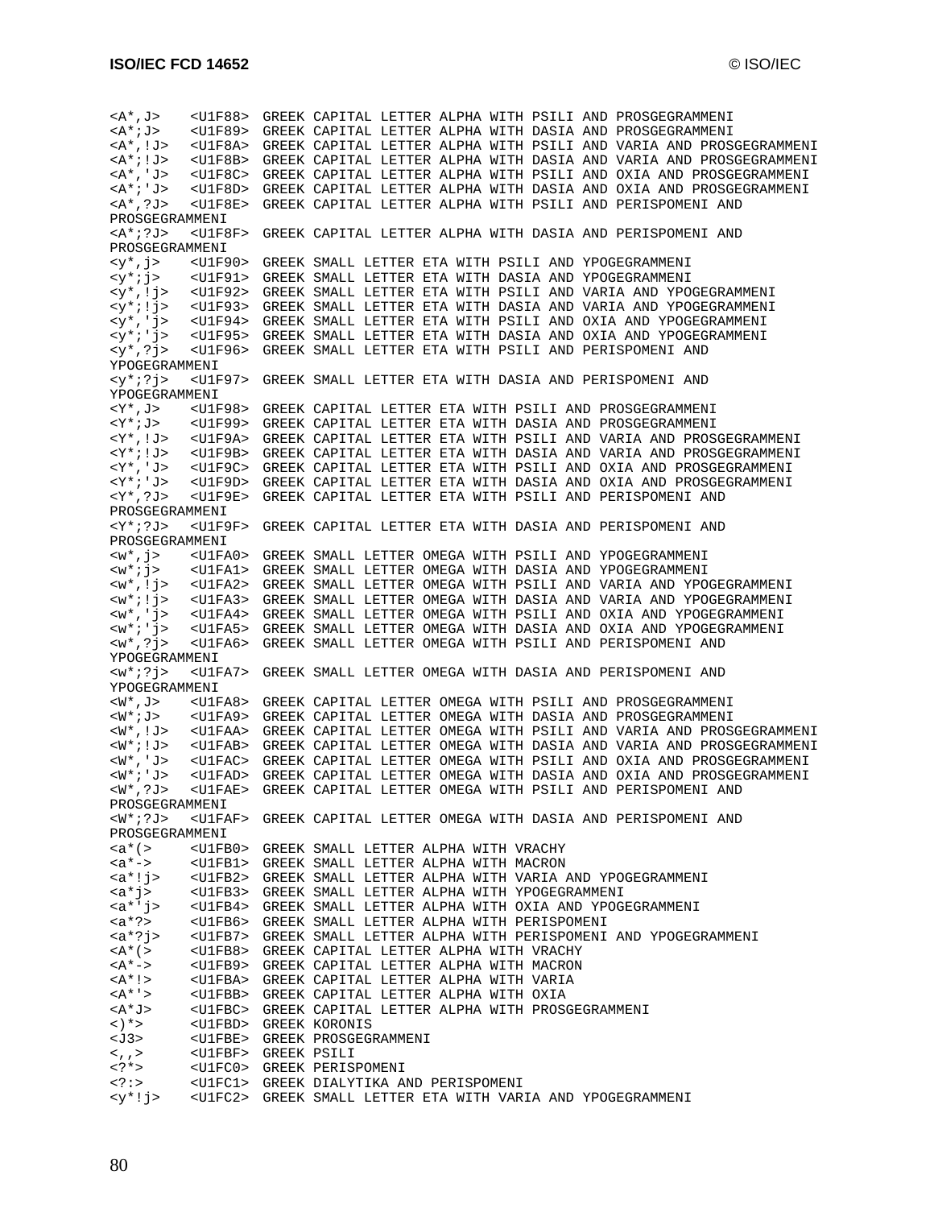```
<A*,J>    <U1F88> GREEK CAPITAL LETTER ALPHA WITH PSILI AND PROSGEGRAMMENI
<A*;J>    <U1F89> GREEK CAPITAL LETTER ALPHA WITH DASIA AND PROSGEGRAMMENI
<A*,!J>   <U1F8A> GREEK CAPITAL LETTER ALPHA WITH PSILI AND VARIA AND PROSGEGRAMMENI
<A*;!J>   <U1F8B> GREEK CAPITAL LETTER ALPHA WITH DASIA AND VARIA AND PROSGEGRAMMENI
<A*,'J>   <U1F8C> GREEK CAPITAL LETTER ALPHA WITH PSILI AND OXIA AND PROSGEGRAMMENI
<A*;'J>   <U1F8D> GREEK CAPITAL LETTER ALPHA WITH DASIA AND OXIA AND PROSGEGRAMMENI
<A*,?J>   <U1F8E> GREEK CAPITAL LETTER ALPHA WITH PSILI AND PERISPOMENI AND
PROSGEGRAMMENI
<A*;?J>   <U1F8F> GREEK CAPITAL LETTER ALPHA WITH DASIA AND PERISPOMENI AND
PROSGEGRAMMENI
<y*,j>    <U1F90> GREEK SMALL LETTER ETA WITH PSILI AND YPOGEGRAMMENI
<y*;j>    <U1F91> GREEK SMALL LETTER ETA WITH DASIA AND YPOGEGRAMMENI
<y*,!j>   <U1F92> GREEK SMALL LETTER ETA WITH PSILI AND VARIA AND YPOGEGRAMMENI
<y*;!j>   <U1F93> GREEK SMALL LETTER ETA WITH DASIA AND VARIA AND YPOGEGRAMMENI
<y*,'j>   <U1F94> GREEK SMALL LETTER ETA WITH PSILI AND OXIA AND YPOGEGRAMMENI
<y*;'j>   <U1F95> GREEK SMALL LETTER ETA WITH DASIA AND OXIA AND YPOGEGRAMMENI
<y*,?j>   <U1F96> GREEK SMALL LETTER ETA WITH PSILI AND PERISPOMENI AND
YPOGEGRAMMENI
<y*;?j>   <U1F97> GREEK SMALL LETTER ETA WITH DASIA AND PERISPOMENI AND
YPOGEGRAMMENI
<Y*,J>    <U1F98> GREEK CAPITAL LETTER ETA WITH PSILI AND PROSGEGRAMMENI
<Y*;J>    <U1F99> GREEK CAPITAL LETTER ETA WITH DASIA AND PROSGEGRAMMENI
<Y*,!J>   <U1F9A> GREEK CAPITAL LETTER ETA WITH PSILI AND VARIA AND PROSGEGRAMMENI
<Y*;!J>   <U1F9B> GREEK CAPITAL LETTER ETA WITH DASIA AND VARIA AND PROSGEGRAMMENI
<Y*,'J>   <U1F9C> GREEK CAPITAL LETTER ETA WITH PSILI AND OXIA AND PROSGEGRAMMENI
<Y*;'J>   <U1F9D> GREEK CAPITAL LETTER ETA WITH DASIA AND OXIA AND PROSGEGRAMMENI
<Y*,?J>   <U1F9E> GREEK CAPITAL LETTER ETA WITH PSILI AND PERISPOMENI AND
PROSGEGRAMMENI
<Y*;?J>   <U1F9F> GREEK CAPITAL LETTER ETA WITH DASIA AND PERISPOMENI AND
PROSGEGRAMMENI
<w*,j>    <U1FA0> GREEK SMALL LETTER OMEGA WITH PSILI AND YPOGEGRAMMENI
<w*;j>    <U1FA1> GREEK SMALL LETTER OMEGA WITH DASIA AND YPOGEGRAMMENI
<w*,!j>   <U1FA2> GREEK SMALL LETTER OMEGA WITH PSILI AND VARIA AND YPOGEGRAMMENI
<w*;!j>   <U1FA3> GREEK SMALL LETTER OMEGA WITH DASIA AND VARIA AND YPOGEGRAMMENI
<w*,'j>   <U1FA4> GREEK SMALL LETTER OMEGA WITH PSILI AND OXIA AND YPOGEGRAMMENI
<w*;'j>   <U1FA5> GREEK SMALL LETTER OMEGA WITH DASIA AND OXIA AND YPOGEGRAMMENI
<w*,?j>   <U1FA6> GREEK SMALL LETTER OMEGA WITH PSILI AND PERISPOMENI AND
YPOGEGRAMMENI
<w*;?j>   <U1FA7> GREEK SMALL LETTER OMEGA WITH DASIA AND PERISPOMENI AND
YPOGEGRAMMENI
<W*,J>    <U1FA8> GREEK CAPITAL LETTER OMEGA WITH PSILI AND PROSGEGRAMMENI
<W*;J>    <U1FA9> GREEK CAPITAL LETTER OMEGA WITH DASIA AND PROSGEGRAMMENI
<W*,!J>   <U1FAA> GREEK CAPITAL LETTER OMEGA WITH PSILI AND VARIA AND PROSGEGRAMMENI
<W*;!J>   <U1FAB> GREEK CAPITAL LETTER OMEGA WITH DASIA AND VARIA AND PROSGEGRAMMENI
<W*,'J>   <U1FAC> GREEK CAPITAL LETTER OMEGA WITH PSILI AND OXIA AND PROSGEGRAMMENI
<W*;'J>   <U1FAD> GREEK CAPITAL LETTER OMEGA WITH DASIA AND OXIA AND PROSGEGRAMMENI
<W*,?J>   <U1FAE> GREEK CAPITAL LETTER OMEGA WITH PSILI AND PERISPOMENI AND
PROSGEGRAMMENI
<W*;?J>   <U1FAF> GREEK CAPITAL LETTER OMEGA WITH DASIA AND PERISPOMENI AND
PROSGEGRAMMENI
<a*(>     <U1FB0> GREEK SMALL LETTER ALPHA WITH VRACHY
<a*->     <U1FB1> GREEK SMALL LETTER ALPHA WITH MACRON
<a*!j>    <U1FB2> GREEK SMALL LETTER ALPHA WITH VARIA AND YPOGEGRAMMENI
<a*j>     <U1FB3> GREEK SMALL LETTER ALPHA WITH YPOGEGRAMMENI
<a*'j>    <U1FB4> GREEK SMALL LETTER ALPHA WITH OXIA AND YPOGEGRAMMENI
<a*?>     <U1FB6> GREEK SMALL LETTER ALPHA WITH PERISPOMENI
<a*?j>    <U1FB7> GREEK SMALL LETTER ALPHA WITH PERISPOMENI AND YPOGEGRAMMENI
<A*(>     <U1FB8> GREEK CAPITAL LETTER ALPHA WITH VRACHY
<A*->     <U1FB9> GREEK CAPITAL LETTER ALPHA WITH MACRON
<A*!>     <U1FBA> GREEK CAPITAL LETTER ALPHA WITH VARIA
<A*'>     <U1FBB> GREEK CAPITAL LETTER ALPHA WITH OXIA
<A*J>     <U1FBC> GREEK CAPITAL LETTER ALPHA WITH PROSGEGRAMMENI
<)*>      <U1FBD> GREEK KORONIS
<J3>      <U1FBE> GREEK PROSGEGRAMMENI
<,,>      <U1FBF> GREEK PSILI
<?*>      <U1FC0> GREEK PERISPOMENI
<?:>      <U1FC1> GREEK DIALYTIKA AND PERISPOMENI
<y*!j>    <U1FC2> GREEK SMALL LETTER ETA WITH VARIA AND YPOGEGRAMMENI
```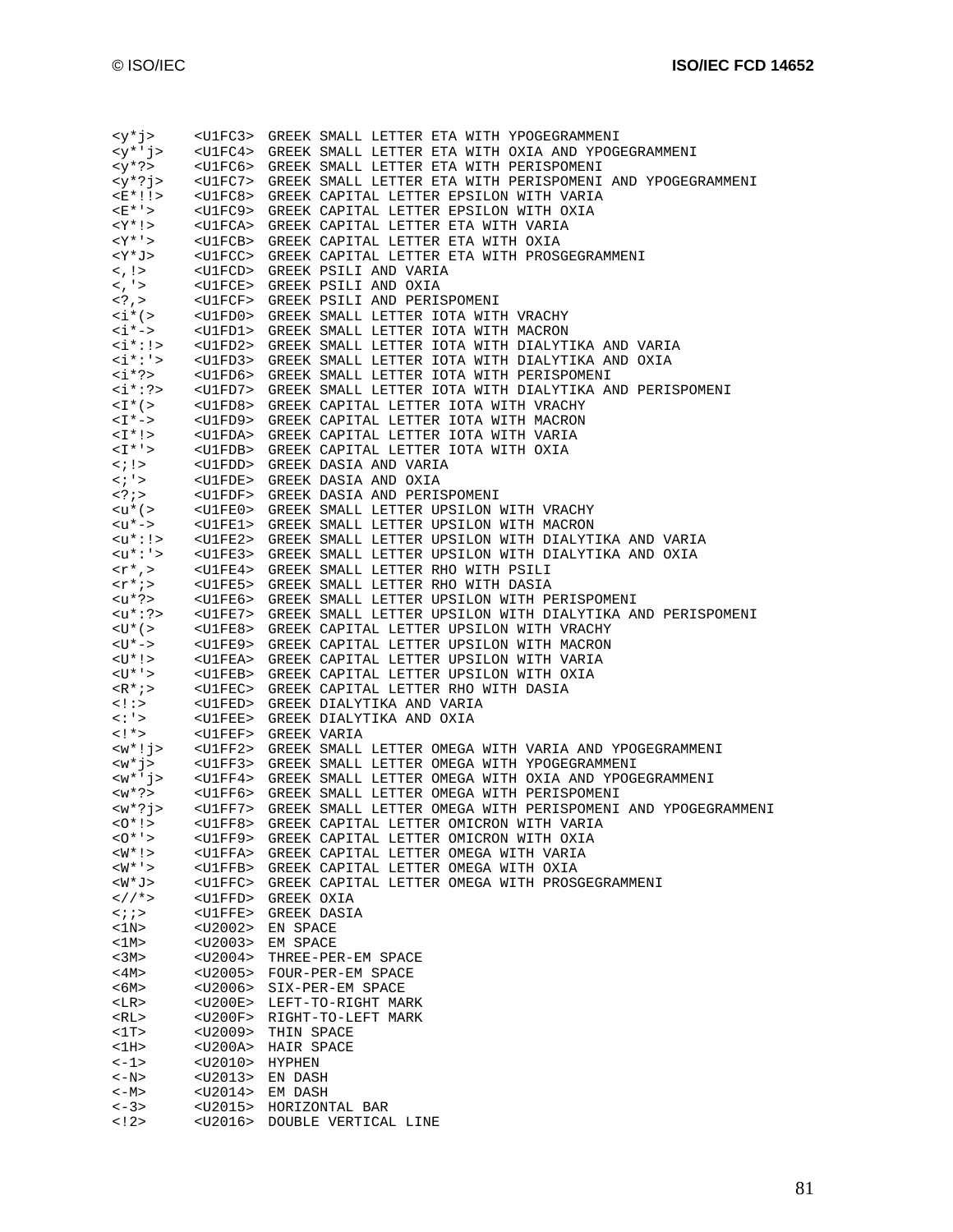```
<y*j>     <U1FC3>  GREEK SMALL LETTER ETA WITH YPOGEGRAMMENI
<y*'j>    <U1FC4>  GREEK SMALL LETTER ETA WITH OXIA AND YPOGEGRAMMENI
<y*?>     <U1FC6>  GREEK SMALL LETTER ETA WITH PERISPOMENI
<y*?j>    <U1FC7>  GREEK SMALL LETTER ETA WITH PERISPOMENI AND YPOGEGRAMMENI
<E*!!>    <U1FC8>  GREEK CAPITAL LETTER EPSILON WITH VARIA
<E*'>     <U1FC9>  GREEK CAPITAL LETTER EPSILON WITH OXIA
<Y*!>     <U1FCA>  GREEK CAPITAL LETTER ETA WITH VARIA
<Y*'>     <U1FCB>  GREEK CAPITAL LETTER ETA WITH OXIA
<Y*J>     <U1FCC>  GREEK CAPITAL LETTER ETA WITH PROSGEGRAMMENI
<,!>      <U1FCD>  GREEK PSILI AND VARIA
<,'>      <U1FCE>  GREEK PSILI AND OXIA
<?,>      <U1FCF>  GREEK PSILI AND PERISPOMENI
<i*(>     <U1FD0>  GREEK SMALL LETTER IOTA WITH VRACHY
<i*->     <U1FD1>  GREEK SMALL LETTER IOTA WITH MACRON
<i*:!>    <U1FD2>  GREEK SMALL LETTER IOTA WITH DIALYTIKA AND VARIA
<i*:'>    <U1FD3>  GREEK SMALL LETTER IOTA WITH DIALYTIKA AND OXIA
<i*?>     <U1FD6>  GREEK SMALL LETTER IOTA WITH PERISPOMENI
<i*:?>    <U1FD7>  GREEK SMALL LETTER IOTA WITH DIALYTIKA AND PERISPOMENI
<I*(>     <U1FD8>  GREEK CAPITAL LETTER IOTA WITH VRACHY
<I*->     <U1FD9>  GREEK CAPITAL LETTER IOTA WITH MACRON
<I*!>     <U1FDA>  GREEK CAPITAL LETTER IOTA WITH VARIA
<I*'>     <U1FDB>  GREEK CAPITAL LETTER IOTA WITH OXIA
<;!>      <U1FDD>  GREEK DASIA AND VARIA
<;'>      <U1FDE>  GREEK DASIA AND OXIA
<?;>      <U1FDF>  GREEK DASIA AND PERISPOMENI
<u*(>     <U1FE0>  GREEK SMALL LETTER UPSILON WITH VRACHY
<u*->     <U1FE1>  GREEK SMALL LETTER UPSILON WITH MACRON
<u*:!>    <U1FE2>  GREEK SMALL LETTER UPSILON WITH DIALYTIKA AND VARIA
<u*:'>    <U1FE3>  GREEK SMALL LETTER UPSILON WITH DIALYTIKA AND OXIA
<r*,>     <U1FE4>  GREEK SMALL LETTER RHO WITH PSILI
<r*;>     <U1FE5>  GREEK SMALL LETTER RHO WITH DASIA
<u*?>     <U1FE6>  GREEK SMALL LETTER UPSILON WITH PERISPOMENI
<u*:?>    <U1FE7>  GREEK SMALL LETTER UPSILON WITH DIALYTIKA AND PERISPOMENI
<U*(>     <U1FE8>  GREEK CAPITAL LETTER UPSILON WITH VRACHY
<U*->     <U1FE9>  GREEK CAPITAL LETTER UPSILON WITH MACRON
<U*!>     <U1FEA>  GREEK CAPITAL LETTER UPSILON WITH VARIA
<U*'>     <U1FEB>  GREEK CAPITAL LETTER UPSILON WITH OXIA
<R*;>     <U1FEC>  GREEK CAPITAL LETTER RHO WITH DASIA
<!:>      <U1FED>  GREEK DIALYTIKA AND VARIA
<:'>      <U1FEE>  GREEK DIALYTIKA AND OXIA
<!*>      <U1FEF>  GREEK VARIA
<w*!j>    <U1FF2>  GREEK SMALL LETTER OMEGA WITH VARIA AND YPOGEGRAMMENI
<w*j>     <U1FF3>  GREEK SMALL LETTER OMEGA WITH YPOGEGRAMMENI
<w*'j>    <U1FF4>  GREEK SMALL LETTER OMEGA WITH OXIA AND YPOGEGRAMMENI
<w*?>     <U1FF6>  GREEK SMALL LETTER OMEGA WITH PERISPOMENI
<w*?j>    <U1FF7>  GREEK SMALL LETTER OMEGA WITH PERISPOMENI AND YPOGEGRAMMENI
<O*!>     <U1FF8>  GREEK CAPITAL LETTER OMICRON WITH VARIA
<O*'>     <U1FF9>  GREEK CAPITAL LETTER OMICRON WITH OXIA
<W*!>     <U1FFA>  GREEK CAPITAL LETTER OMEGA WITH VARIA
<W*'>     <U1FFB>  GREEK CAPITAL LETTER OMEGA WITH OXIA
<W*J>     <U1FFC>  GREEK CAPITAL LETTER OMEGA WITH PROSGEGRAMMENI
<//*>     <U1FFD>  GREEK OXIA
<;;>      <U1FFE>  GREEK DASIA
<1N>      <U2002>  EN SPACE
<1M>      <U2003>  EM SPACE
<3M>      <U2004>  THREE-PER-EM SPACE
<4M>      <U2005>  FOUR-PER-EM SPACE
<6M>      <U2006>  SIX-PER-EM SPACE
<LR>      <U200E>  LEFT-TO-RIGHT MARK
<RL>      <U200F>  RIGHT-TO-LEFT MARK
<1T>      <U2009>  THIN SPACE
<1H>      <U200A>  HAIR SPACE
<-1>      <U2010>  HYPHEN
<-N>      <U2013>  EN DASH
<-M>      <U2014>  EM DASH
<-3>      <U2015>  HORIZONTAL BAR
<!2>      <U2016>  DOUBLE VERTICAL LINE
```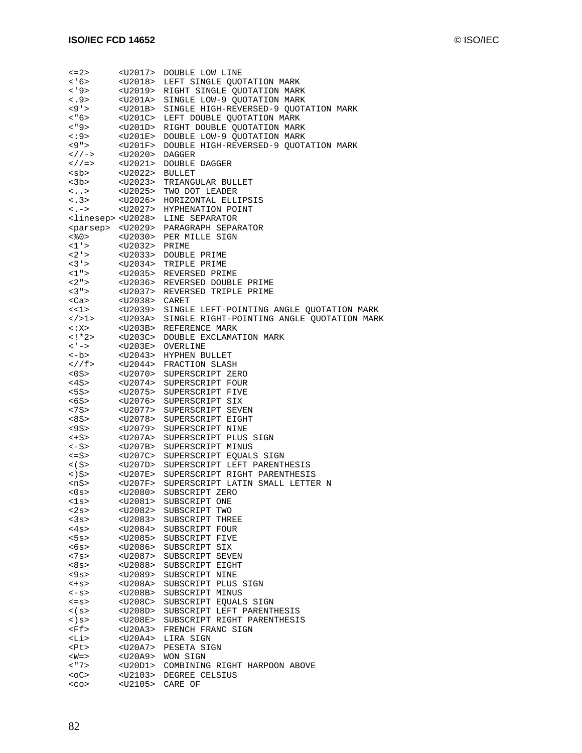```
<=2>      <U2017> DOUBLE LOW LINE
<'6>      <U2018> LEFT SINGLE QUOTATION MARK
<'9>      <U2019> RIGHT SINGLE QUOTATION MARK
<.9>      <U201A> SINGLE LOW-9 QUOTATION MARK
<9'>      <U201B> SINGLE HIGH-REVERSED-9 QUOTATION MARK
<"6>      <U201C> LEFT DOUBLE QUOTATION MARK
<"9>      <U201D> RIGHT DOUBLE QUOTATION MARK
<:9>      <U201E> DOUBLE LOW-9 QUOTATION MARK
<9">      <U201F> DOUBLE HIGH-REVERSED-9 QUOTATION MARK
<//->     <U2020> DAGGER
<//=>     <U2021> DOUBLE DAGGER
<sb>      <U2022> BULLET
<3b>      <U2023> TRIANGULAR BULLET
<..>      <U2025> TWO DOT LEADER
<.3>      <U2026> HORIZONTAL ELLIPSIS
<.->      <U2027> HYPHENATION POINT
<linesep> <U2028> LINE SEPARATOR
<parsep>  <U2029> PARAGRAPH SEPARATOR
<%0>      <U2030> PER MILLE SIGN
<1'>      <U2032> PRIME
<2'>      <U2033> DOUBLE PRIME
<3'>      <U2034> TRIPLE PRIME
<1">      <U2035> REVERSED PRIME
<2">      <U2036> REVERSED DOUBLE PRIME
<3">      <U2037> REVERSED TRIPLE PRIME
<Ca>      <U2038> CARET
<<1>      <U2039> SINGLE LEFT-POINTING ANGLE QUOTATION MARK
</>1>     <U203A> SINGLE RIGHT-POINTING ANGLE QUOTATION MARK
<:X>      <U203B> REFERENCE MARK
<!*2>     <U203C> DOUBLE EXCLAMATION MARK
<'->      <U203E> OVERLINE
<-b>      <U2043> HYPHEN BULLET
<//f>     <U2044> FRACTION SLASH
<0S>      <U2070> SUPERSCRIPT ZERO
<4S>      <U2074> SUPERSCRIPT FOUR
<5S>      <U2075> SUPERSCRIPT FIVE
<6S>      <U2076> SUPERSCRIPT SIX
<7S>      <U2077> SUPERSCRIPT SEVEN
<8S>      <U2078> SUPERSCRIPT EIGHT
<9S>      <U2079> SUPERSCRIPT NINE
<+S>      <U207A> SUPERSCRIPT PLUS SIGN
<-S>      <U207B> SUPERSCRIPT MINUS
<=S>      <U207C> SUPERSCRIPT EQUALS SIGN
<(S>      <U207D> SUPERSCRIPT LEFT PARENTHESIS
<)S>      <U207E> SUPERSCRIPT RIGHT PARENTHESIS
<nS>      <U207F> SUPERSCRIPT LATIN SMALL LETTER N
<0s>      <U2080> SUBSCRIPT ZERO
<1s>      <U2081> SUBSCRIPT ONE
<2s>      <U2082> SUBSCRIPT TWO
<3s>      <U2083> SUBSCRIPT THREE
<4s>      <U2084> SUBSCRIPT FOUR
<5s>      <U2085> SUBSCRIPT FIVE
<6s>      <U2086> SUBSCRIPT SIX
<7s>      <U2087> SUBSCRIPT SEVEN
<8s>      <U2088> SUBSCRIPT EIGHT
<9s>      <U2089> SUBSCRIPT NINE
<+s>      <U208A> SUBSCRIPT PLUS SIGN
<-s>      <U208B> SUBSCRIPT MINUS
<=s>      <U208C> SUBSCRIPT EQUALS SIGN
<(s>      <U208D> SUBSCRIPT LEFT PARENTHESIS
<)s>      <U208E> SUBSCRIPT RIGHT PARENTHESIS
<Ff>      <U20A3> FRENCH FRANC SIGN
<Li>      <U20A4> LIRA SIGN
<Pt>      <U20A7> PESETA SIGN
<W=>      <U20A9> WON SIGN
<"7>      <U20D1> COMBINING RIGHT HARPOON ABOVE
<oC>      <U2103> DEGREE CELSIUS
<co>      <U2105> CARE OF
```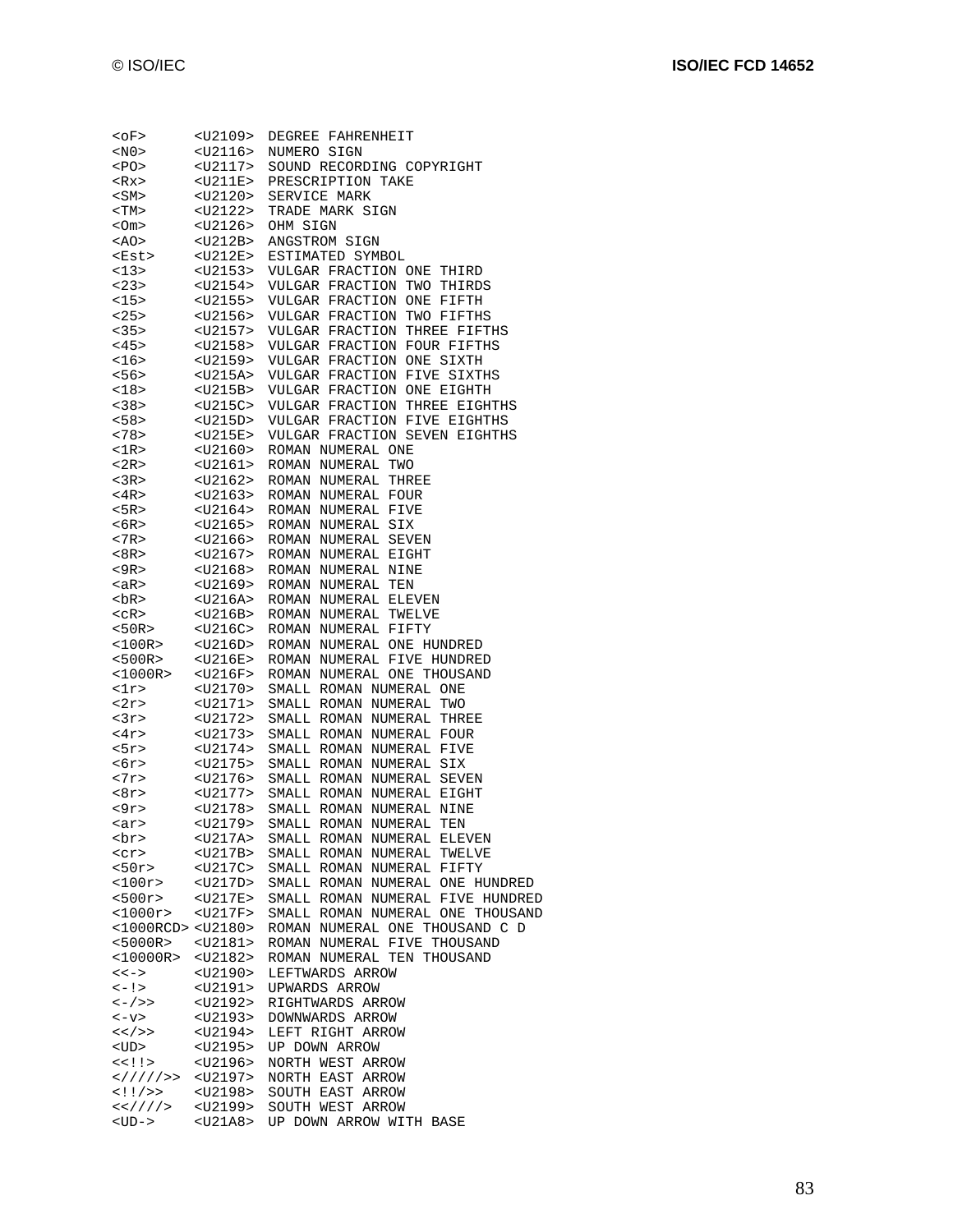```
<oF>      <U2109>  DEGREE FAHRENHEIT
<N0>      <U2116>  NUMERO SIGN
<PO>      <U2117>  SOUND RECORDING COPYRIGHT
<Rx>      <U211E>  PRESCRIPTION TAKE
<SM>      <U2120>  SERVICE MARK
<TM>      <U2122>  TRADE MARK SIGN
<Om>      <U2126>  OHM SIGN
<AO>      <U212B>  ANGSTROM SIGN
<Est>     <U212E>  ESTIMATED SYMBOL
<13>      <U2153>  VULGAR FRACTION ONE THIRD
<23>      <U2154>  VULGAR FRACTION TWO THIRDS
<15>      <U2155>  VULGAR FRACTION ONE FIFTH
<25>      <U2156>  VULGAR FRACTION TWO FIFTHS
<35>      <U2157>  VULGAR FRACTION THREE FIFTHS
<45>      <U2158>  VULGAR FRACTION FOUR FIFTHS
<16>      <U2159>  VULGAR FRACTION ONE SIXTH
<56>      <U215A>  VULGAR FRACTION FIVE SIXTHS
<18>      <U215B>  VULGAR FRACTION ONE EIGHTH
<38>      <U215C>  VULGAR FRACTION THREE EIGHTHS
<58>      <U215D>  VULGAR FRACTION FIVE EIGHTHS
<78>      <U215E>  VULGAR FRACTION SEVEN EIGHTHS
<1R>      <U2160>  ROMAN NUMERAL ONE
<2R>      <U2161>  ROMAN NUMERAL TWO
<3R>      <U2162>  ROMAN NUMERAL THREE
<4R>      <U2163>  ROMAN NUMERAL FOUR
<5R>      <U2164>  ROMAN NUMERAL FIVE
<6R>      <U2165>  ROMAN NUMERAL SIX
<7R>      <U2166>  ROMAN NUMERAL SEVEN
<8R>      <U2167>  ROMAN NUMERAL EIGHT
<9R>      <U2168>  ROMAN NUMERAL NINE
<aR>      <U2169>  ROMAN NUMERAL TEN
<bR>      <U216A>  ROMAN NUMERAL ELEVEN
<cR>      <U216B>  ROMAN NUMERAL TWELVE
<50R>     <U216C>  ROMAN NUMERAL FIFTY
<100R>    <U216D>  ROMAN NUMERAL ONE HUNDRED
<500R>    <U216E>  ROMAN NUMERAL FIVE HUNDRED
<1000R>   <U216F>  ROMAN NUMERAL ONE THOUSAND
<1r>      <U2170>  SMALL ROMAN NUMERAL ONE
<2r>      <U2171>  SMALL ROMAN NUMERAL TWO
<3r>      <U2172>  SMALL ROMAN NUMERAL THREE
<4r>      <U2173>  SMALL ROMAN NUMERAL FOUR
<5r>      <U2174>  SMALL ROMAN NUMERAL FIVE
<6r>      <U2175>  SMALL ROMAN NUMERAL SIX
<7r>      <U2176>  SMALL ROMAN NUMERAL SEVEN
<8r>      <U2177>  SMALL ROMAN NUMERAL EIGHT
<9r>      <U2178>  SMALL ROMAN NUMERAL NINE
<ar>      <U2179>  SMALL ROMAN NUMERAL TEN
<br>      <U217A>  SMALL ROMAN NUMERAL ELEVEN
<cr>      <U217B>  SMALL ROMAN NUMERAL TWELVE
<50r>     <U217C>  SMALL ROMAN NUMERAL FIFTY
<100r>    <U217D>  SMALL ROMAN NUMERAL ONE HUNDRED
<500r>    <U217E>  SMALL ROMAN NUMERAL FIVE HUNDRED
<1000r>   <U217F>  SMALL ROMAN NUMERAL ONE THOUSAND
<1000RCD> <U2180>  ROMAN NUMERAL ONE THOUSAND C D
<5000R>   <U2181>  ROMAN NUMERAL FIVE THOUSAND
<10000R>  <U2182>  ROMAN NUMERAL TEN THOUSAND
<<->      <U2190>  LEFTWARDS ARROW
<-!>      <U2191>  UPWARDS ARROW
<-/>>     <U2192>  RIGHTWARDS ARROW
<-v>      <U2193>  DOWNWARDS ARROW
<</>>     <U2194>  LEFT RIGHT ARROW
<UD>      <U2195>  UP DOWN ARROW
<<!!>     <U2196>  NORTH WEST ARROW
<//////>> <U2197>  NORTH EAST ARROW
<!!/>>    <U2198>  SOUTH EAST ARROW
<<////>   <U2199>  SOUTH WEST ARROW
<UD->     <U21A8>  UP DOWN ARROW WITH BASE
```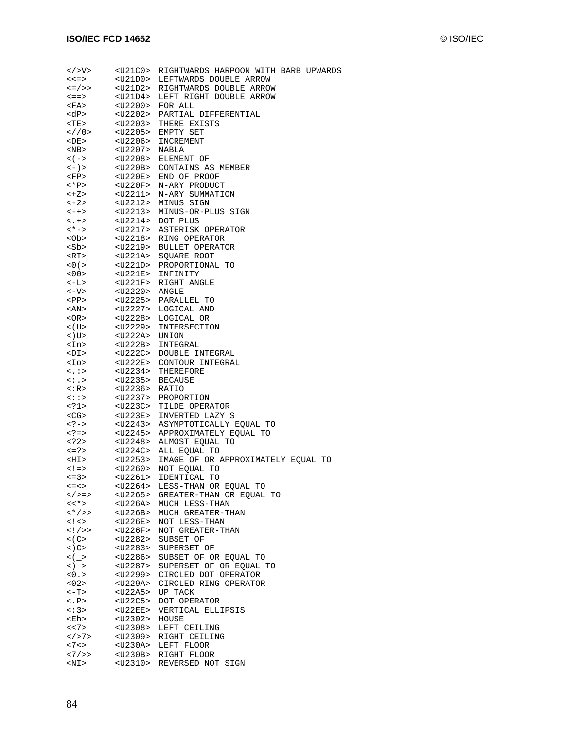```
</>V>    <U21C0>  RIGHTWARDS HARPOON WITH BARB UPWARDS
<<=>     <U21D0>  LEFTWARDS DOUBLE ARROW
<=/>>    <U21D2>  RIGHTWARDS DOUBLE ARROW
<==>     <U21D4>  LEFT RIGHT DOUBLE ARROW
<FA>     <U2200>  FOR ALL
<dP>     <U2202>  PARTIAL DIFFERENTIAL
<TE>     <U2203>  THERE EXISTS
<//0>    <U2205>  EMPTY SET
<DE>     <U2206>  INCREMENT
<NB>     <U2207>  NABLA
<(->     <U2208>  ELEMENT OF
<-)>     <U220B>  CONTAINS AS MEMBER
<FP>     <U220E>  END OF PROOF
<*P>     <U220F>  N-ARY PRODUCT
<+Z>     <U2211>  N-ARY SUMMATION
<-2>     <U2212>  MINUS SIGN
<-+>     <U2213>  MINUS-OR-PLUS SIGN
<.+>     <U2214>  DOT PLUS
<*->     <U2217>  ASTERISK OPERATOR
<Ob>     <U2218>  RING OPERATOR
<Sb>     <U2219>  BULLET OPERATOR
<RT>     <U221A>  SQUARE ROOT
<0(>     <U221D>  PROPORTIONAL TO
<00>     <U221E>  INFINITY
<-L>     <U221F>  RIGHT ANGLE
<-V>     <U2220>  ANGLE
<PP>     <U2225>  PARALLEL TO
<AN>     <U2227>  LOGICAL AND
<OR>     <U2228>  LOGICAL OR
<(U>     <U2229>  INTERSECTION
<)U>     <U222A>  UNION
<In>     <U222B>  INTEGRAL
<DI>     <U222C>  DOUBLE INTEGRAL
<Io>     <U222E>  CONTOUR INTEGRAL
<.:>     <U2234>  THEREFORE
<:.>     <U2235>  BECAUSE
<:R>     <U2236>  RATIO
<::>     <U2237>  PROPORTION
<?1>     <U223C>  TILDE OPERATOR
<CG>     <U223E>  INVERTED LAZY S
<?->     <U2243>  ASYMPTOTICALLY EQUAL TO
<?=>     <U2245>  APPROXIMATELY EQUAL TO
<?2>     <U2248>  ALMOST EQUAL TO
<=?>     <U224C>  ALL EQUAL TO
<HI>     <U2253>  IMAGE OF OR APPROXIMATELY EQUAL TO
<!=>     <U2260>  NOT EQUAL TO
<=3>     <U2261>  IDENTICAL TO
<=<>     <U2264>  LESS-THAN OR EQUAL TO
</>=>    <U2265>  GREATER-THAN OR EQUAL TO
<<*>     <U226A>  MUCH LESS-THAN
<*/>>    <U226B>  MUCH GREATER-THAN
<!<>     <U226E>  NOT LESS-THAN
<!/>>    <U226F>  NOT GREATER-THAN
<(C>     <U2282>  SUBSET OF
<)C>     <U2283>  SUPERSET OF
<(_>     <U2286>  SUBSET OF OR EQUAL TO
<)_>     <U2287>  SUPERSET OF OR EQUAL TO
<0.>     <U2299>  CIRCLED DOT OPERATOR
<02>     <U229A>  CIRCLED RING OPERATOR
<-T>     <U22A5>  UP TACK
<.P>     <U22C5>  DOT OPERATOR
<:3>     <U22EE>  VERTICAL ELLIPSIS
<Eh>     <U2302>  HOUSE
<<7>     <U2308>  LEFT CEILING
</>7>    <U2309>  RIGHT CEILING
<7<>     <U230A>  LEFT FLOOR
<7/>>    <U230B>  RIGHT FLOOR
<NI>     <U2310>  REVERSED NOT SIGN
```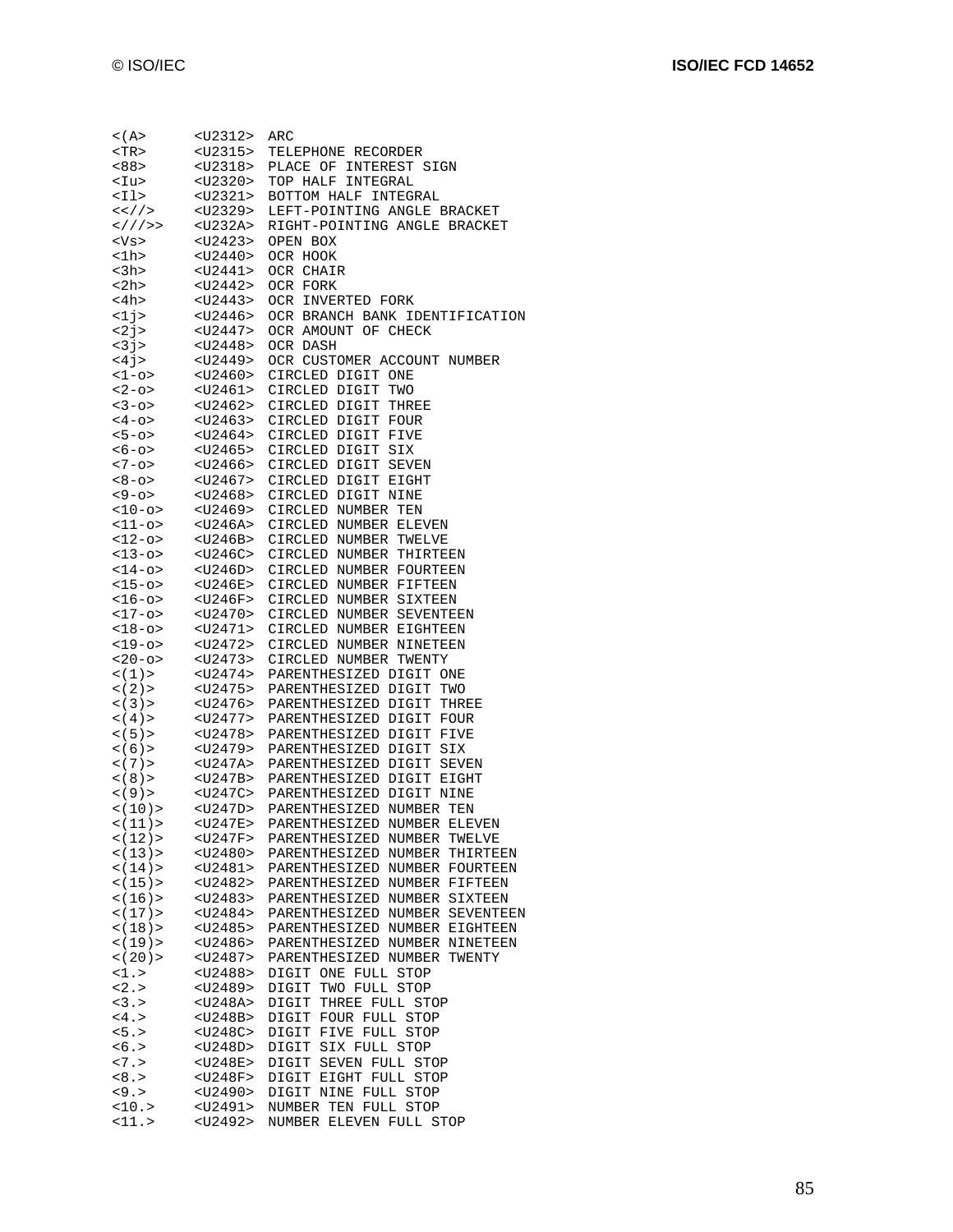```
<(A>      <U2312>  ARC
<TR>      <U2315>  TELEPHONE RECORDER
<88>      <U2318>  PLACE OF INTEREST SIGN
<Iu>      <U2320>  TOP HALF INTEGRAL
<Il>      <U2321>  BOTTOM HALF INTEGRAL
<<//>     <U2329>  LEFT-POINTING ANGLE BRACKET
<///>>    <U232A>  RIGHT-POINTING ANGLE BRACKET
<Vs>      <U2423>  OPEN BOX
<1h>      <U2440>  OCR HOOK
<3h>      <U2441>  OCR CHAIR
<2h>      <U2442>  OCR FORK
<4h>      <U2443>  OCR INVERTED FORK
<1j>      <U2446>  OCR BRANCH BANK IDENTIFICATION
<2j>      <U2447>  OCR AMOUNT OF CHECK
<3j>      <U2448>  OCR DASH
<4j>      <U2449>  OCR CUSTOMER ACCOUNT NUMBER
<1-o>     <U2460>  CIRCLED DIGIT ONE
<2-o>     <U2461>  CIRCLED DIGIT TWO
<3-o>     <U2462>  CIRCLED DIGIT THREE
<4-o>     <U2463>  CIRCLED DIGIT FOUR
<5-o>     <U2464>  CIRCLED DIGIT FIVE
<6-o>     <U2465>  CIRCLED DIGIT SIX
<7-o>     <U2466>  CIRCLED DIGIT SEVEN
<8-o>     <U2467>  CIRCLED DIGIT EIGHT
<9-o>     <U2468>  CIRCLED DIGIT NINE
<10-o>    <U2469>  CIRCLED NUMBER TEN
<11-o>    <U246A>  CIRCLED NUMBER ELEVEN
<12-o>    <U246B>  CIRCLED NUMBER TWELVE
<13-o>    <U246C>  CIRCLED NUMBER THIRTEEN
<14-o>    <U246D>  CIRCLED NUMBER FOURTEEN
<15-o>    <U246E>  CIRCLED NUMBER FIFTEEN
<16-o>    <U246F>  CIRCLED NUMBER SIXTEEN
<17-o>    <U2470>  CIRCLED NUMBER SEVENTEEN
<18-o>    <U2471>  CIRCLED NUMBER EIGHTEEN
<19-o>    <U2472>  CIRCLED NUMBER NINETEEN
<20-o>    <U2473>  CIRCLED NUMBER TWENTY
<(1)>     <U2474>  PARENTHESIZED DIGIT ONE
<(2)>     <U2475>  PARENTHESIZED DIGIT TWO
<(3)>     <U2476>  PARENTHESIZED DIGIT THREE
<(4)>     <U2477>  PARENTHESIZED DIGIT FOUR
<(5)>     <U2478>  PARENTHESIZED DIGIT FIVE
<(6)>     <U2479>  PARENTHESIZED DIGIT SIX
<(7)>     <U247A>  PARENTHESIZED DIGIT SEVEN
<(8)>     <U247B>  PARENTHESIZED DIGIT EIGHT
<(9)>     <U247C>  PARENTHESIZED DIGIT NINE
<(10)>    <U247D>  PARENTHESIZED NUMBER TEN
<(11)>    <U247E>  PARENTHESIZED NUMBER ELEVEN
<(12)>    <U247F>  PARENTHESIZED NUMBER TWELVE
<(13)>    <U2480>  PARENTHESIZED NUMBER THIRTEEN
<(14)>    <U2481>  PARENTHESIZED NUMBER FOURTEEN
<(15)>    <U2482>  PARENTHESIZED NUMBER FIFTEEN
<(16)>    <U2483>  PARENTHESIZED NUMBER SIXTEEN
<(17)>    <U2484>  PARENTHESIZED NUMBER SEVENTEEN
<(18)>    <U2485>  PARENTHESIZED NUMBER EIGHTEEN
<(19)>    <U2486>  PARENTHESIZED NUMBER NINETEEN
<(20)>    <U2487>  PARENTHESIZED NUMBER TWENTY
<1.>      <U2488>  DIGIT ONE FULL STOP
<2.>      <U2489>  DIGIT TWO FULL STOP
<3.>      <U248A>  DIGIT THREE FULL STOP
<4.>      <U248B>  DIGIT FOUR FULL STOP
<5.>      <U248C>  DIGIT FIVE FULL STOP
<6.>      <U248D>  DIGIT SIX FULL STOP
<7.>      <U248E>  DIGIT SEVEN FULL STOP
<8.>      <U248F>  DIGIT EIGHT FULL STOP
<9.>      <U2490>  DIGIT NINE FULL STOP
<10.>     <U2491>  NUMBER TEN FULL STOP
<11.>     <U2492>  NUMBER ELEVEN FULL STOP
```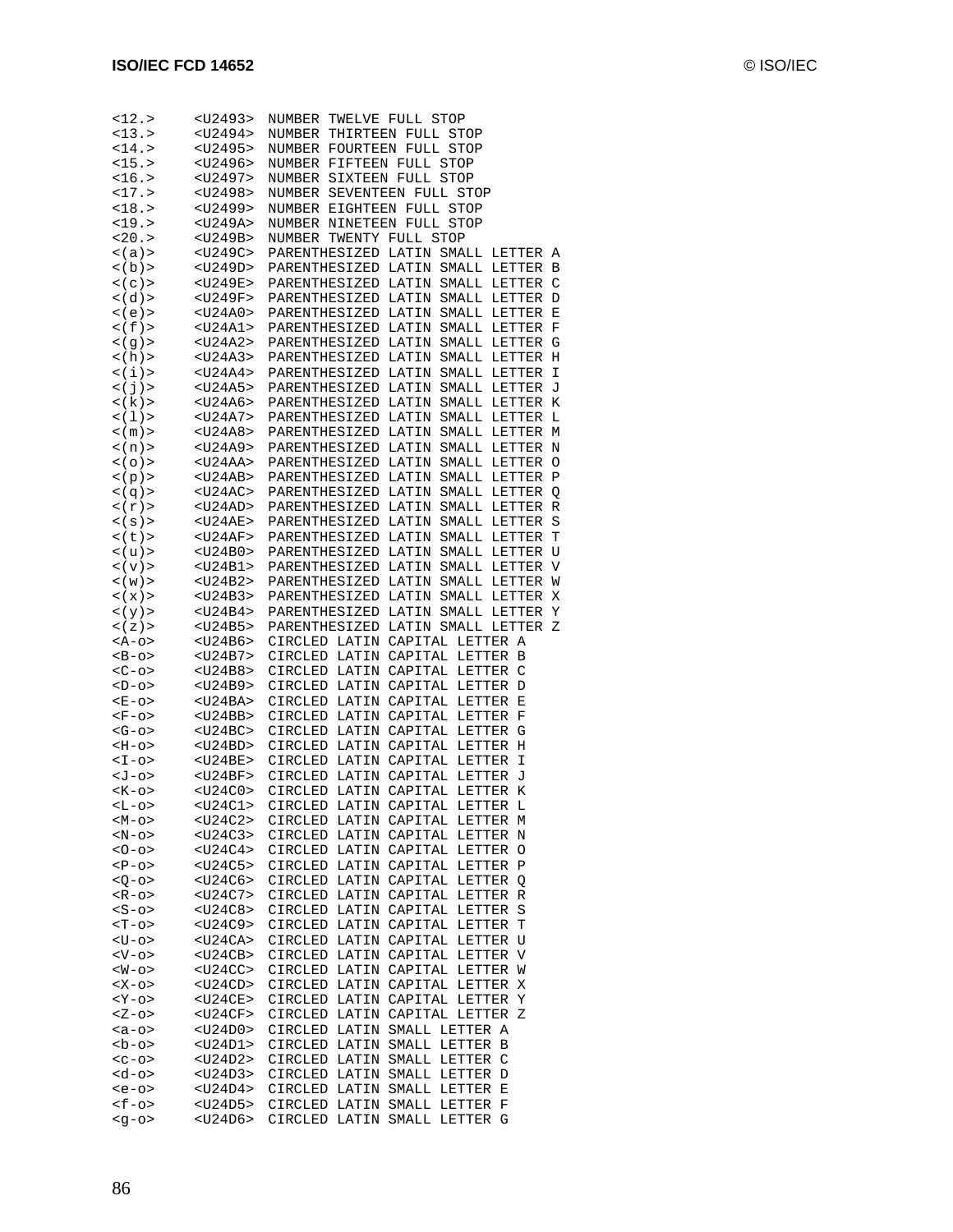```
<12.>     <U2493>  NUMBER TWELVE FULL STOP
<13.>     <U2494>  NUMBER THIRTEEN FULL STOP
<14.>     <U2495>  NUMBER FOURTEEN FULL STOP
<15.>     <U2496>  NUMBER FIFTEEN FULL STOP
<16.>     <U2497>  NUMBER SIXTEEN FULL STOP
<17.>     <U2498>  NUMBER SEVENTEEN FULL STOP
<18.>     <U2499>  NUMBER EIGHTEEN FULL STOP
<19.>     <U249A>  NUMBER NINETEEN FULL STOP
<20.>     <U249B>  NUMBER TWENTY FULL STOP
<(a)>     <U249C>  PARENTHESIZED LATIN SMALL LETTER A
<(b)>     <U249D>  PARENTHESIZED LATIN SMALL LETTER B
<(c)>     <U249E>  PARENTHESIZED LATIN SMALL LETTER C
<(d)>     <U249F>  PARENTHESIZED LATIN SMALL LETTER D
<(e)>     <U24A0>  PARENTHESIZED LATIN SMALL LETTER E
<(f)>     <U24A1>  PARENTHESIZED LATIN SMALL LETTER F
<(g)>     <U24A2>  PARENTHESIZED LATIN SMALL LETTER G
<(h)>     <U24A3>  PARENTHESIZED LATIN SMALL LETTER H
<(i)>     <U24A4>  PARENTHESIZED LATIN SMALL LETTER I
<(j)>     <U24A5>  PARENTHESIZED LATIN SMALL LETTER J
<(k)>     <U24A6>  PARENTHESIZED LATIN SMALL LETTER K
<(l)>     <U24A7>  PARENTHESIZED LATIN SMALL LETTER L
<(m)>     <U24A8>  PARENTHESIZED LATIN SMALL LETTER M
<(n)>     <U24A9>  PARENTHESIZED LATIN SMALL LETTER N
<(o)>     <U24AA>  PARENTHESIZED LATIN SMALL LETTER O
<(p)>     <U24AB>  PARENTHESIZED LATIN SMALL LETTER P
<(q)>     <U24AC>  PARENTHESIZED LATIN SMALL LETTER Q
<(r)>     <U24AD>  PARENTHESIZED LATIN SMALL LETTER R
<(s)>     <U24AE>  PARENTHESIZED LATIN SMALL LETTER S
<(t)>     <U24AF>  PARENTHESIZED LATIN SMALL LETTER T
<(u)>     <U24B0>  PARENTHESIZED LATIN SMALL LETTER U
<(v)>     <U24B1>  PARENTHESIZED LATIN SMALL LETTER V
<(w)>     <U24B2>  PARENTHESIZED LATIN SMALL LETTER W
<(x)>     <U24B3>  PARENTHESIZED LATIN SMALL LETTER X
<(y)>     <U24B4>  PARENTHESIZED LATIN SMALL LETTER Y
<(z)>     <U24B5>  PARENTHESIZED LATIN SMALL LETTER Z
<A-o>     <U24B6>  CIRCLED LATIN CAPITAL LETTER A
<B-o>     <U24B7>  CIRCLED LATIN CAPITAL LETTER B
<C-o>     <U24B8>  CIRCLED LATIN CAPITAL LETTER C
<D-o>     <U24B9>  CIRCLED LATIN CAPITAL LETTER D
<E-o>     <U24BA>  CIRCLED LATIN CAPITAL LETTER E
<F-o>     <U24BB>  CIRCLED LATIN CAPITAL LETTER F
<G-o>     <U24BC>  CIRCLED LATIN CAPITAL LETTER G
<H-o>     <U24BD>  CIRCLED LATIN CAPITAL LETTER H
<I-o>     <U24BE>  CIRCLED LATIN CAPITAL LETTER I
<J-o>     <U24BF>  CIRCLED LATIN CAPITAL LETTER J
<K-o>     <U24C0>  CIRCLED LATIN CAPITAL LETTER K
<L-o>     <U24C1>  CIRCLED LATIN CAPITAL LETTER L
<M-o>     <U24C2>  CIRCLED LATIN CAPITAL LETTER M
<N-o>     <U24C3>  CIRCLED LATIN CAPITAL LETTER N
<O-o>     <U24C4>  CIRCLED LATIN CAPITAL LETTER O
<P-o>     <U24C5>  CIRCLED LATIN CAPITAL LETTER P
<Q-o>     <U24C6>  CIRCLED LATIN CAPITAL LETTER Q
<R-o>     <U24C7>  CIRCLED LATIN CAPITAL LETTER R
<S-o>     <U24C8>  CIRCLED LATIN CAPITAL LETTER S
<T-o>     <U24C9>  CIRCLED LATIN CAPITAL LETTER T
<U-o>     <U24CA>  CIRCLED LATIN CAPITAL LETTER U
<V-o>     <U24CB>  CIRCLED LATIN CAPITAL LETTER V
<W-o>     <U24CC>  CIRCLED LATIN CAPITAL LETTER W
<X-o>     <U24CD>  CIRCLED LATIN CAPITAL LETTER X
<Y-o>     <U24CE>  CIRCLED LATIN CAPITAL LETTER Y
<Z-o>     <U24CF>  CIRCLED LATIN CAPITAL LETTER Z
<a-o>     <U24D0>  CIRCLED LATIN SMALL LETTER A
<b-o>     <U24D1>  CIRCLED LATIN SMALL LETTER B
<c-o>     <U24D2>  CIRCLED LATIN SMALL LETTER C
<d-o>     <U24D3>  CIRCLED LATIN SMALL LETTER D
<e-o>     <U24D4>  CIRCLED LATIN SMALL LETTER E
<f-o>     <U24D5>  CIRCLED LATIN SMALL LETTER F
<g-o>     <U24D6>  CIRCLED LATIN SMALL LETTER G
```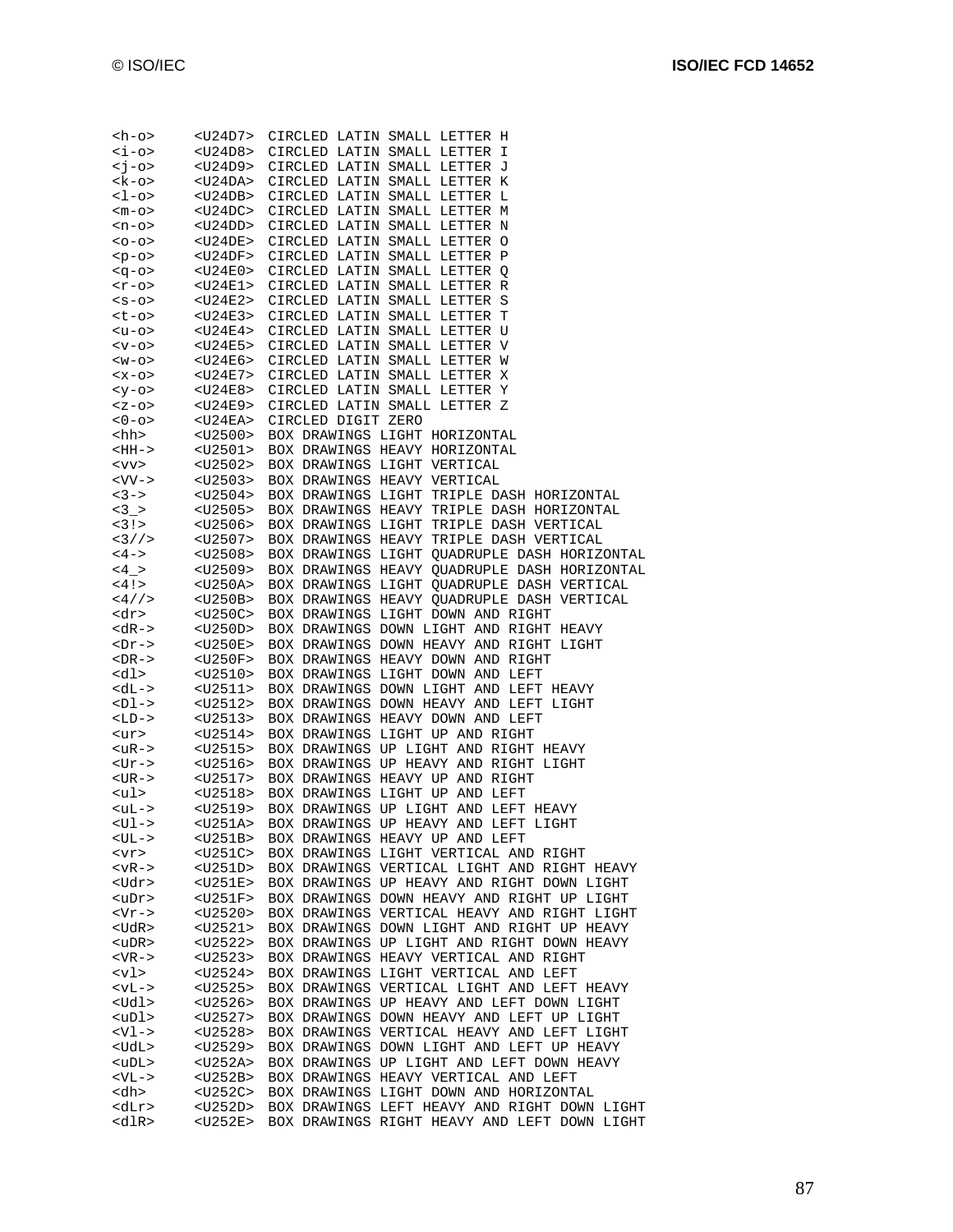```
<h-o>     <U24D7>  CIRCLED LATIN SMALL LETTER H
<i-o>     <U24D8>  CIRCLED LATIN SMALL LETTER I
<j-o>     <U24D9>  CIRCLED LATIN SMALL LETTER J
<k-o>     <U24DA>  CIRCLED LATIN SMALL LETTER K
<l-o>     <U24DB>  CIRCLED LATIN SMALL LETTER L
<m-o>     <U24DC>  CIRCLED LATIN SMALL LETTER M
<n-o>     <U24DD>  CIRCLED LATIN SMALL LETTER N
<o-o>     <U24DE>  CIRCLED LATIN SMALL LETTER O
<p-o>     <U24DF>  CIRCLED LATIN SMALL LETTER P
<q-o>     <U24E0>  CIRCLED LATIN SMALL LETTER Q
<r-o>     <U24E1>  CIRCLED LATIN SMALL LETTER R
<s-o>     <U24E2>  CIRCLED LATIN SMALL LETTER S
<t-o>     <U24E3>  CIRCLED LATIN SMALL LETTER T
<u-o>     <U24E4>  CIRCLED LATIN SMALL LETTER U
<v-o>     <U24E5>  CIRCLED LATIN SMALL LETTER V
<w-o>     <U24E6>  CIRCLED LATIN SMALL LETTER W
<x-o>     <U24E7>  CIRCLED LATIN SMALL LETTER X
<y-o>     <U24E8>  CIRCLED LATIN SMALL LETTER Y
<z-o>     <U24E9>  CIRCLED LATIN SMALL LETTER Z
<0-o>     <U24EA>  CIRCLED DIGIT ZERO
<hh>      <U2500>  BOX DRAWINGS LIGHT HORIZONTAL
<HH->     <U2501>  BOX DRAWINGS HEAVY HORIZONTAL
<vv>      <U2502>  BOX DRAWINGS LIGHT VERTICAL
<VV->     <U2503>  BOX DRAWINGS HEAVY VERTICAL
<3->      <U2504>  BOX DRAWINGS LIGHT TRIPLE DASH HORIZONTAL
<3_>      <U2505>  BOX DRAWINGS HEAVY TRIPLE DASH HORIZONTAL
<3!>      <U2506>  BOX DRAWINGS LIGHT TRIPLE DASH VERTICAL
<3//>     <U2507>  BOX DRAWINGS HEAVY TRIPLE DASH VERTICAL
<4->      <U2508>  BOX DRAWINGS LIGHT QUADRUPLE DASH HORIZONTAL
<4_>      <U2509>  BOX DRAWINGS HEAVY QUADRUPLE DASH HORIZONTAL
<4!>      <U250A>  BOX DRAWINGS LIGHT QUADRUPLE DASH VERTICAL
<4//>     <U250B>  BOX DRAWINGS HEAVY QUADRUPLE DASH VERTICAL
<dr>      <U250C>  BOX DRAWINGS LIGHT DOWN AND RIGHT
<dR->     <U250D>  BOX DRAWINGS DOWN LIGHT AND RIGHT HEAVY
<Dr->     <U250E>  BOX DRAWINGS DOWN HEAVY AND RIGHT LIGHT
<DR->     <U250F>  BOX DRAWINGS HEAVY DOWN AND RIGHT
<dl>      <U2510>  BOX DRAWINGS LIGHT DOWN AND LEFT
<dL->     <U2511>  BOX DRAWINGS DOWN LIGHT AND LEFT HEAVY
<Dl->     <U2512>  BOX DRAWINGS DOWN HEAVY AND LEFT LIGHT
<LD->     <U2513>  BOX DRAWINGS HEAVY DOWN AND LEFT
<ur>      <U2514>  BOX DRAWINGS LIGHT UP AND RIGHT
<uR->     <U2515>  BOX DRAWINGS UP LIGHT AND RIGHT HEAVY
<Ur->     <U2516>  BOX DRAWINGS UP HEAVY AND RIGHT LIGHT
<UR->     <U2517>  BOX DRAWINGS HEAVY UP AND RIGHT
<ul>      <U2518>  BOX DRAWINGS LIGHT UP AND LEFT
<uL->     <U2519>  BOX DRAWINGS UP LIGHT AND LEFT HEAVY
<Ul->     <U251A>  BOX DRAWINGS UP HEAVY AND LEFT LIGHT
<UL->     <U251B>  BOX DRAWINGS HEAVY UP AND LEFT
<vr>      <U251C>  BOX DRAWINGS LIGHT VERTICAL AND RIGHT
<vR->     <U251D>  BOX DRAWINGS VERTICAL LIGHT AND RIGHT HEAVY
<Udr>     <U251E>  BOX DRAWINGS UP HEAVY AND RIGHT DOWN LIGHT
<uDr>     <U251F>  BOX DRAWINGS DOWN HEAVY AND RIGHT UP LIGHT
<Vr->     <U2520>  BOX DRAWINGS VERTICAL HEAVY AND RIGHT LIGHT
<UdR>     <U2521>  BOX DRAWINGS DOWN LIGHT AND RIGHT UP HEAVY
<uDR>     <U2522>  BOX DRAWINGS UP LIGHT AND RIGHT DOWN HEAVY
<VR->     <U2523>  BOX DRAWINGS HEAVY VERTICAL AND RIGHT
<vl>      <U2524>  BOX DRAWINGS LIGHT VERTICAL AND LEFT
<vL->     <U2525>  BOX DRAWINGS VERTICAL LIGHT AND LEFT HEAVY
<Udl>     <U2526>  BOX DRAWINGS UP HEAVY AND LEFT DOWN LIGHT
<uDl>     <U2527>  BOX DRAWINGS DOWN HEAVY AND LEFT UP LIGHT
<Vl->     <U2528>  BOX DRAWINGS VERTICAL HEAVY AND LEFT LIGHT
<UdL>     <U2529>  BOX DRAWINGS DOWN LIGHT AND LEFT UP HEAVY
<uDL>     <U252A>  BOX DRAWINGS UP LIGHT AND LEFT DOWN HEAVY
<VL->     <U252B>  BOX DRAWINGS HEAVY VERTICAL AND LEFT
<dh>      <U252C>  BOX DRAWINGS LIGHT DOWN AND HORIZONTAL
<dLr>     <U252D>  BOX DRAWINGS LEFT HEAVY AND RIGHT DOWN LIGHT
<dlR>     <U252E>  BOX DRAWINGS RIGHT HEAVY AND LEFT DOWN LIGHT
```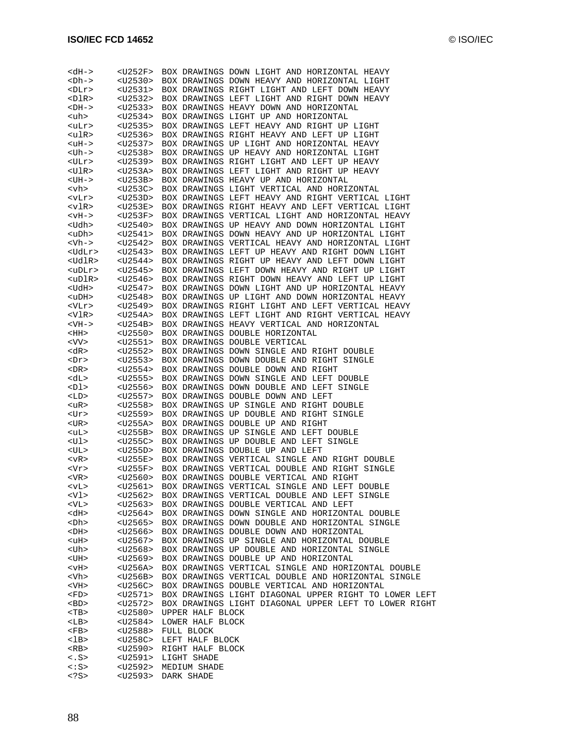```
<dH->    <U252F>  BOX DRAWINGS DOWN LIGHT AND HORIZONTAL HEAVY
<Dh->    <U2530>  BOX DRAWINGS DOWN HEAVY AND HORIZONTAL LIGHT
<DLr>    <U2531>  BOX DRAWINGS RIGHT LIGHT AND LEFT DOWN HEAVY
<DlR>    <U2532>  BOX DRAWINGS LEFT LIGHT AND RIGHT DOWN HEAVY
<DH->    <U2533>  BOX DRAWINGS HEAVY DOWN AND HORIZONTAL
<uh>     <U2534>  BOX DRAWINGS LIGHT UP AND HORIZONTAL
<uLr>    <U2535>  BOX DRAWINGS LEFT HEAVY AND RIGHT UP LIGHT
<ulR>    <U2536>  BOX DRAWINGS RIGHT HEAVY AND LEFT UP LIGHT
<uH->    <U2537>  BOX DRAWINGS UP LIGHT AND HORIZONTAL HEAVY
<Uh->    <U2538>  BOX DRAWINGS UP HEAVY AND HORIZONTAL LIGHT
<ULr>    <U2539>  BOX DRAWINGS RIGHT LIGHT AND LEFT UP HEAVY
<UlR>    <U253A>  BOX DRAWINGS LEFT LIGHT AND RIGHT UP HEAVY
<UH->    <U253B>  BOX DRAWINGS HEAVY UP AND HORIZONTAL
<vh>     <U253C>  BOX DRAWINGS LIGHT VERTICAL AND HORIZONTAL
<vLr>    <U253D>  BOX DRAWINGS LEFT HEAVY AND RIGHT VERTICAL LIGHT
<vlR>    <U253E>  BOX DRAWINGS RIGHT HEAVY AND LEFT VERTICAL LIGHT
<vH->    <U253F>  BOX DRAWINGS VERTICAL LIGHT AND HORIZONTAL HEAVY
<Udh>    <U2540>  BOX DRAWINGS UP HEAVY AND DOWN HORIZONTAL LIGHT
<uDh>    <U2541>  BOX DRAWINGS DOWN HEAVY AND UP HORIZONTAL LIGHT
<Vh->    <U2542>  BOX DRAWINGS VERTICAL HEAVY AND HORIZONTAL LIGHT
<UdLr>   <U2543>  BOX DRAWINGS LEFT UP HEAVY AND RIGHT DOWN LIGHT
<UdlR>   <U2544>  BOX DRAWINGS RIGHT UP HEAVY AND LEFT DOWN LIGHT
<uDLr>   <U2545>  BOX DRAWINGS LEFT DOWN HEAVY AND RIGHT UP LIGHT
<uDlR>   <U2546>  BOX DRAWINGS RIGHT DOWN HEAVY AND LEFT UP LIGHT
<UdH>    <U2547>  BOX DRAWINGS DOWN LIGHT AND UP HORIZONTAL HEAVY
<uDH>    <U2548>  BOX DRAWINGS UP LIGHT AND DOWN HORIZONTAL HEAVY
<VLr>    <U2549>  BOX DRAWINGS RIGHT LIGHT AND LEFT VERTICAL HEAVY
<VlR>    <U254A>  BOX DRAWINGS LEFT LIGHT AND RIGHT VERTICAL HEAVY
<VH->    <U254B>  BOX DRAWINGS HEAVY VERTICAL AND HORIZONTAL
<HH>     <U2550>  BOX DRAWINGS DOUBLE HORIZONTAL
<VV>     <U2551>  BOX DRAWINGS DOUBLE VERTICAL
<dR>     <U2552>  BOX DRAWINGS DOWN SINGLE AND RIGHT DOUBLE
<Dr>     <U2553>  BOX DRAWINGS DOWN DOUBLE AND RIGHT SINGLE
<DR>     <U2554>  BOX DRAWINGS DOUBLE DOWN AND RIGHT
<dL>     <U2555>  BOX DRAWINGS DOWN SINGLE AND LEFT DOUBLE
<Dl>     <U2556>  BOX DRAWINGS DOWN DOUBLE AND LEFT SINGLE
<LD>     <U2557>  BOX DRAWINGS DOUBLE DOWN AND LEFT
<uR>     <U2558>  BOX DRAWINGS UP SINGLE AND RIGHT DOUBLE
<Ur>     <U2559>  BOX DRAWINGS UP DOUBLE AND RIGHT SINGLE
<UR>     <U255A>  BOX DRAWINGS DOUBLE UP AND RIGHT
<uL>     <U255B>  BOX DRAWINGS UP SINGLE AND LEFT DOUBLE
<Ul>     <U255C>  BOX DRAWINGS UP DOUBLE AND LEFT SINGLE
<UL>     <U255D>  BOX DRAWINGS DOUBLE UP AND LEFT
<vR>     <U255E>  BOX DRAWINGS VERTICAL SINGLE AND RIGHT DOUBLE
<Vr>     <U255F>  BOX DRAWINGS VERTICAL DOUBLE AND RIGHT SINGLE
<VR>     <U2560>  BOX DRAWINGS DOUBLE VERTICAL AND RIGHT
<vL>     <U2561>  BOX DRAWINGS VERTICAL SINGLE AND LEFT DOUBLE
<Vl>     <U2562>  BOX DRAWINGS VERTICAL DOUBLE AND LEFT SINGLE
<VL>     <U2563>  BOX DRAWINGS DOUBLE VERTICAL AND LEFT
<dH>     <U2564>  BOX DRAWINGS DOWN SINGLE AND HORIZONTAL DOUBLE
<Dh>     <U2565>  BOX DRAWINGS DOWN DOUBLE AND HORIZONTAL SINGLE
<DH>     <U2566>  BOX DRAWINGS DOUBLE DOWN AND HORIZONTAL
<uH>     <U2567>  BOX DRAWINGS UP SINGLE AND HORIZONTAL DOUBLE
<Uh>     <U2568>  BOX DRAWINGS UP DOUBLE AND HORIZONTAL SINGLE
<UH>     <U2569>  BOX DRAWINGS DOUBLE UP AND HORIZONTAL
<vH>     <U256A>  BOX DRAWINGS VERTICAL SINGLE AND HORIZONTAL DOUBLE
<Vh>     <U256B>  BOX DRAWINGS VERTICAL DOUBLE AND HORIZONTAL SINGLE
<VH>     <U256C>  BOX DRAWINGS DOUBLE VERTICAL AND HORIZONTAL
<FD>     <U2571>  BOX DRAWINGS LIGHT DIAGONAL UPPER RIGHT TO LOWER LEFT
<BD>     <U2572>  BOX DRAWINGS LIGHT DIAGONAL UPPER LEFT TO LOWER RIGHT
<TB>     <U2580>  UPPER HALF BLOCK
<LB>     <U2584>  LOWER HALF BLOCK
<FB>     <U2588>  FULL BLOCK
<lB>     <U258C>  LEFT HALF BLOCK
<RB>     <U2590>  RIGHT HALF BLOCK
<.S>     <U2591>  LIGHT SHADE
<:S>     <U2592>  MEDIUM SHADE
<?S>     <U2593>  DARK SHADE
```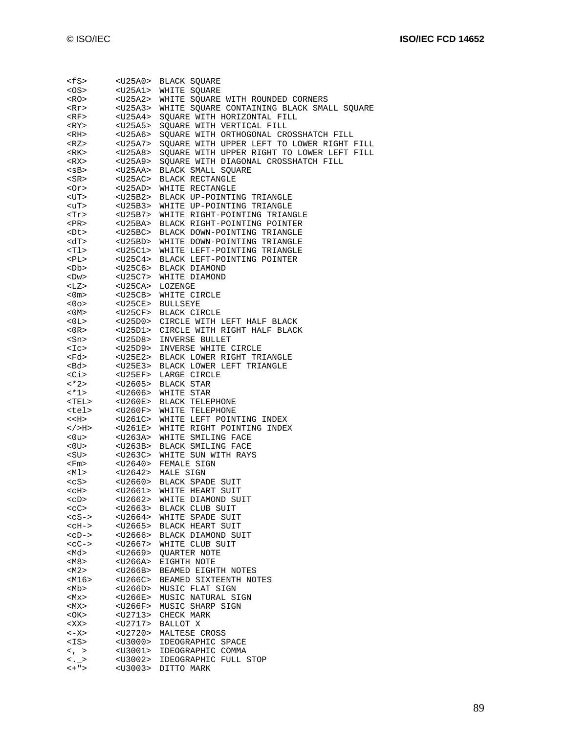```
<fS>     <U25A0>  BLACK SQUARE
<OS>     <U25A1>  WHITE SQUARE
<RO>     <U25A2>  WHITE SQUARE WITH ROUNDED CORNERS
<Rr>     <U25A3>  WHITE SQUARE CONTAINING BLACK SMALL SQUARE
<RF>     <U25A4>  SQUARE WITH HORIZONTAL FILL
<RY>     <U25A5>  SQUARE WITH VERTICAL FILL
<RH>     <U25A6>  SQUARE WITH ORTHOGONAL CROSSHATCH FILL
<RZ>     <U25A7>  SQUARE WITH UPPER LEFT TO LOWER RIGHT FILL
<RK>     <U25A8>  SQUARE WITH UPPER RIGHT TO LOWER LEFT FILL
<RX>     <U25A9>  SQUARE WITH DIAGONAL CROSSHATCH FILL
<sB>     <U25AA>  BLACK SMALL SQUARE
<SR>     <U25AC>  BLACK RECTANGLE
<Or>     <U25AD>  WHITE RECTANGLE
<UT>     <U25B2>  BLACK UP-POINTING TRIANGLE
<uT>     <U25B3>  WHITE UP-POINTING TRIANGLE
<Tr>     <U25B7>  WHITE RIGHT-POINTING TRIANGLE
<PR>     <U25BA>  BLACK RIGHT-POINTING POINTER
<Dt>     <U25BC>  BLACK DOWN-POINTING TRIANGLE
<dT>     <U25BD>  WHITE DOWN-POINTING TRIANGLE
<Tl>     <U25C1>  WHITE LEFT-POINTING TRIANGLE
<PL>     <U25C4>  BLACK LEFT-POINTING POINTER
<Db>     <U25C6>  BLACK DIAMOND
<Dw>     <U25C7>  WHITE DIAMOND
<LZ>     <U25CA>  LOZENGE
<0m>     <U25CB>  WHITE CIRCLE
<0o>     <U25CE>  BULLSEYE
<0M>     <U25CF>  BLACK CIRCLE
<0L>     <U25D0>  CIRCLE WITH LEFT HALF BLACK
<0R>     <U25D1>  CIRCLE WITH RIGHT HALF BLACK
<Sn>     <U25D8>  INVERSE BULLET
<Ic>     <U25D9>  INVERSE WHITE CIRCLE
<Fd>     <U25E2>  BLACK LOWER RIGHT TRIANGLE
<Bd>     <U25E3>  BLACK LOWER LEFT TRIANGLE
<Ci>     <U25EF>  LARGE CIRCLE
<*2>     <U2605>  BLACK STAR
<*1>     <U2606>  WHITE STAR
<TEL>    <U260E>  BLACK TELEPHONE
<tel>    <U260F>  WHITE TELEPHONE
<<H>     <U261C>  WHITE LEFT POINTING INDEX
</>H>    <U261E>  WHITE RIGHT POINTING INDEX
<0u>     <U263A>  WHITE SMILING FACE
<0U>     <U263B>  BLACK SMILING FACE
<SU>     <U263C>  WHITE SUN WITH RAYS
<Fm>     <U2640>  FEMALE SIGN
<Ml>     <U2642>  MALE SIGN
<cS>     <U2660>  BLACK SPADE SUIT
<cH>     <U2661>  WHITE HEART SUIT
<cD>     <U2662>  WHITE DIAMOND SUIT
<cC>     <U2663>  BLACK CLUB SUIT
<cS->    <U2664>  WHITE SPADE SUIT
<cH->    <U2665>  BLACK HEART SUIT
<cD->    <U2666>  BLACK DIAMOND SUIT
<cC->    <U2667>  WHITE CLUB SUIT
<Md>     <U2669>  QUARTER NOTE
<M8>     <U266A>  EIGHTH NOTE
<M2>     <U266B>  BEAMED EIGHTH NOTES
<M16>    <U266C>  BEAMED SIXTEENTH NOTES
<Mb>     <U266D>  MUSIC FLAT SIGN
<Mx>     <U266E>  MUSIC NATURAL SIGN
<MX>     <U266F>  MUSIC SHARP SIGN
<OK>     <U2713>  CHECK MARK
<XX>     <U2717>  BALLOT X
<-X>     <U2720>  MALTESE CROSS
<IS>     <U3000>  IDEOGRAPHIC SPACE
<,_>     <U3001>  IDEOGRAPHIC COMMA
<._>     <U3002>  IDEOGRAPHIC FULL STOP
<+">     <U3003>  DITTO MARK
```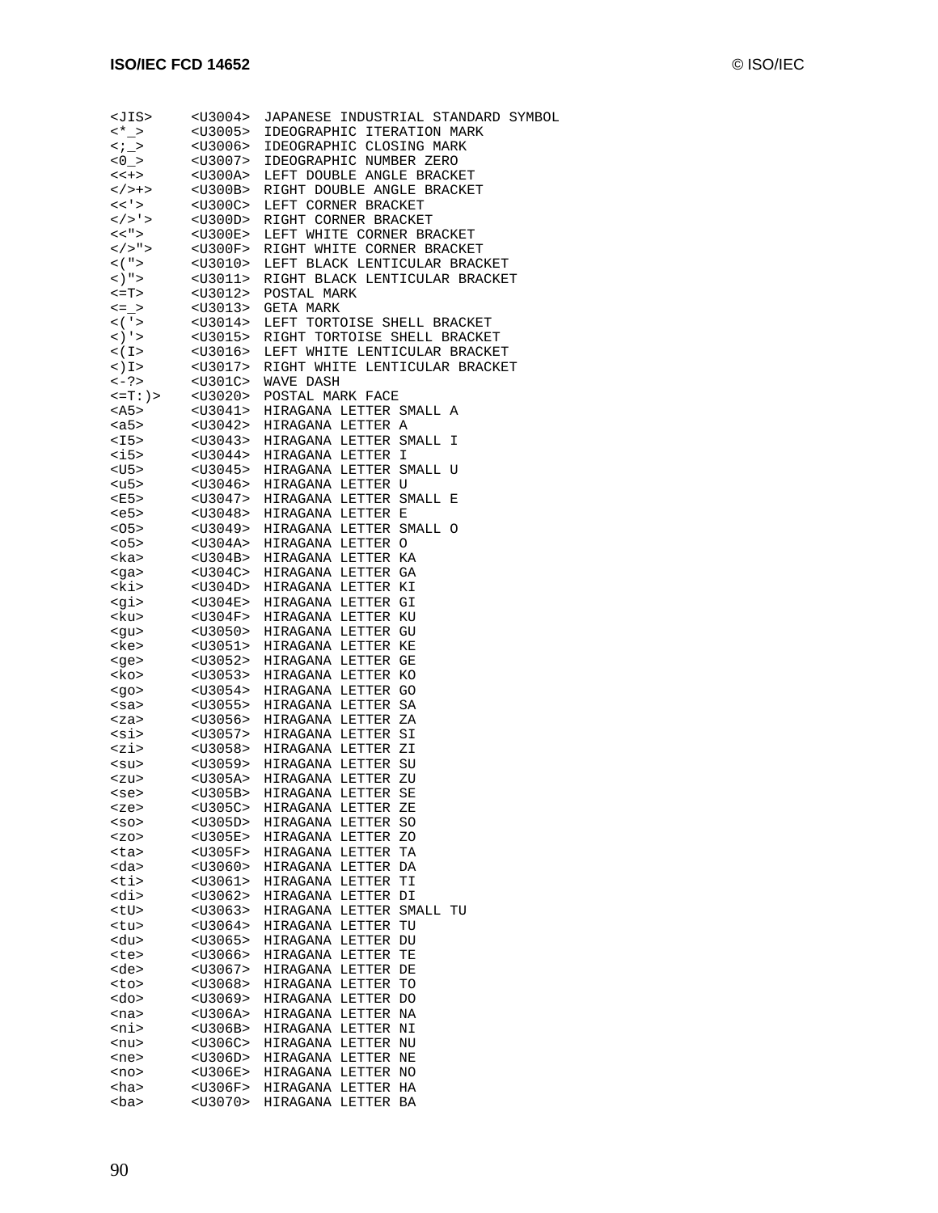```
<JIS>     <U3004>  JAPANESE INDUSTRIAL STANDARD SYMBOL
<*_>      <U3005>  IDEOGRAPHIC ITERATION MARK
<;_>      <U3006>  IDEOGRAPHIC CLOSING MARK
<0_>      <U3007>  IDEOGRAPHIC NUMBER ZERO
<<+>      <U300A>  LEFT DOUBLE ANGLE BRACKET
</>+>     <U300B>  RIGHT DOUBLE ANGLE BRACKET
<<'>      <U300C>  LEFT CORNER BRACKET
</>'>     <U300D>  RIGHT CORNER BRACKET
<<">      <U300E>  LEFT WHITE CORNER BRACKET
</>">     <U300F>  RIGHT WHITE CORNER BRACKET
<(">      <U3010>  LEFT BLACK LENTICULAR BRACKET
<)">      <U3011>  RIGHT BLACK LENTICULAR BRACKET
<=T>      <U3012>  POSTAL MARK
<=_>      <U3013>  GETA MARK
<('>      <U3014>  LEFT TORTOISE SHELL BRACKET
<)'>      <U3015>  RIGHT TORTOISE SHELL BRACKET
<(I>      <U3016>  LEFT WHITE LENTICULAR BRACKET
<)I>      <U3017>  RIGHT WHITE LENTICULAR BRACKET
<-?>      <U301C>  WAVE DASH
<=T:)>    <U3020>  POSTAL MARK FACE
<A5>      <U3041>  HIRAGANA LETTER SMALL A
<a5>      <U3042>  HIRAGANA LETTER A
<I5>      <U3043>  HIRAGANA LETTER SMALL I
<i5>      <U3044>  HIRAGANA LETTER I
<U5>      <U3045>  HIRAGANA LETTER SMALL U
<u5>      <U3046>  HIRAGANA LETTER U
<E5>      <U3047>  HIRAGANA LETTER SMALL E
<e5>      <U3048>  HIRAGANA LETTER E
<O5>      <U3049>  HIRAGANA LETTER SMALL O
<o5>      <U304A>  HIRAGANA LETTER O
<ka>      <U304B>  HIRAGANA LETTER KA
<ga>      <U304C>  HIRAGANA LETTER GA
<ki>      <U304D>  HIRAGANA LETTER KI
<gi>      <U304E>  HIRAGANA LETTER GI
<ku>      <U304F>  HIRAGANA LETTER KU
<gu>      <U3050>  HIRAGANA LETTER GU
<ke>      <U3051>  HIRAGANA LETTER KE
<ge>      <U3052>  HIRAGANA LETTER GE
<ko>      <U3053>  HIRAGANA LETTER KO
<go>      <U3054>  HIRAGANA LETTER GO
<sa>      <U3055>  HIRAGANA LETTER SA
<za>      <U3056>  HIRAGANA LETTER ZA
<si>      <U3057>  HIRAGANA LETTER SI
<zi>      <U3058>  HIRAGANA LETTER ZI
<su>      <U3059>  HIRAGANA LETTER SU
<zu>      <U305A>  HIRAGANA LETTER ZU
<se>      <U305B>  HIRAGANA LETTER SE
<ze>      <U305C>  HIRAGANA LETTER ZE
<so>      <U305D>  HIRAGANA LETTER SO
<zo>      <U305E>  HIRAGANA LETTER ZO
<ta>      <U305F>  HIRAGANA LETTER TA
<da>      <U3060>  HIRAGANA LETTER DA
<ti>      <U3061>  HIRAGANA LETTER TI
<di>      <U3062>  HIRAGANA LETTER DI
<tU>      <U3063>  HIRAGANA LETTER SMALL TU
<tu>      <U3064>  HIRAGANA LETTER TU
<du>      <U3065>  HIRAGANA LETTER DU
<te>      <U3066>  HIRAGANA LETTER TE
<de>      <U3067>  HIRAGANA LETTER DE
<to>      <U3068>  HIRAGANA LETTER TO
<do>      <U3069>  HIRAGANA LETTER DO
<na>      <U306A>  HIRAGANA LETTER NA
<ni>      <U306B>  HIRAGANA LETTER NI
<nu>      <U306C>  HIRAGANA LETTER NU
<ne>      <U306D>  HIRAGANA LETTER NE
<no>      <U306E>  HIRAGANA LETTER NO
<ha>      <U306F>  HIRAGANA LETTER HA
<ba>      <U3070>  HIRAGANA LETTER BA
```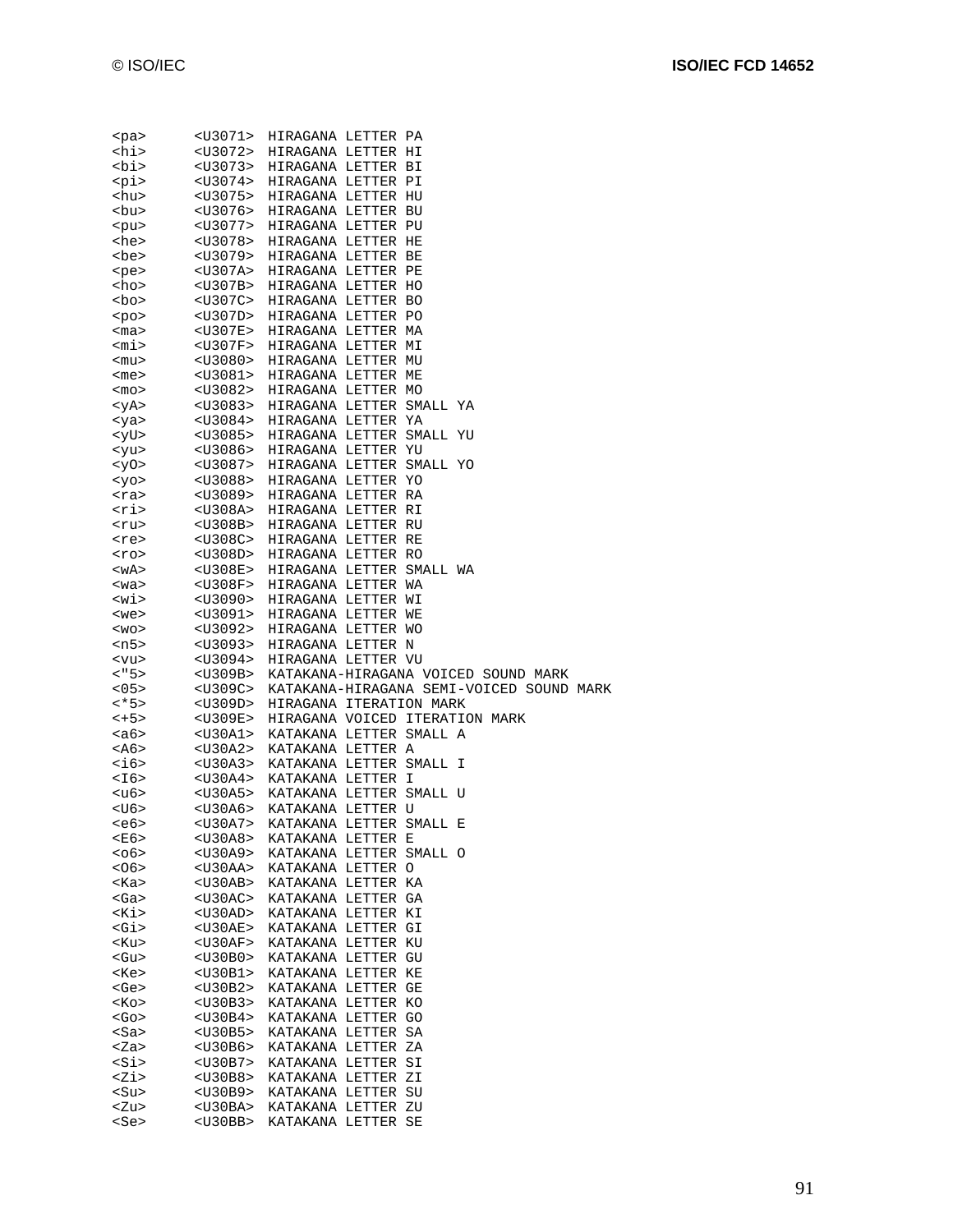```
<pa>      <U3071>  HIRAGANA LETTER PA
<hi>      <U3072>  HIRAGANA LETTER HI
<bi>      <U3073>  HIRAGANA LETTER BI
<pi>      <U3074>  HIRAGANA LETTER PI
<hu>      <U3075>  HIRAGANA LETTER HU
<bu>      <U3076>  HIRAGANA LETTER BU
<pu>      <U3077>  HIRAGANA LETTER PU
<he>      <U3078>  HIRAGANA LETTER HE
<be>      <U3079>  HIRAGANA LETTER BE
<pe>      <U307A>  HIRAGANA LETTER PE
<ho>      <U307B>  HIRAGANA LETTER HO
<bo>      <U307C>  HIRAGANA LETTER BO
<po>      <U307D>  HIRAGANA LETTER PO
<ma>      <U307E>  HIRAGANA LETTER MA
<mi>      <U307F>  HIRAGANA LETTER MI
<mu>      <U3080>  HIRAGANA LETTER MU
<me>      <U3081>  HIRAGANA LETTER ME
<mo>      <U3082>  HIRAGANA LETTER MO
<yA>      <U3083>  HIRAGANA LETTER SMALL YA
<ya>      <U3084>  HIRAGANA LETTER YA
<yU>      <U3085>  HIRAGANA LETTER SMALL YU
<yu>      <U3086>  HIRAGANA LETTER YU
<yO>      <U3087>  HIRAGANA LETTER SMALL YO
<yo>      <U3088>  HIRAGANA LETTER YO
<ra>      <U3089>  HIRAGANA LETTER RA
<ri>      <U308A>  HIRAGANA LETTER RI
<ru>      <U308B>  HIRAGANA LETTER RU
<re>      <U308C>  HIRAGANA LETTER RE
<ro>      <U308D>  HIRAGANA LETTER RO
<wA>      <U308E>  HIRAGANA LETTER SMALL WA
<wa>      <U308F>  HIRAGANA LETTER WA
<wi>      <U3090>  HIRAGANA LETTER WI
<we>      <U3091>  HIRAGANA LETTER WE
<wo>      <U3092>  HIRAGANA LETTER WO
<n5>      <U3093>  HIRAGANA LETTER N
<vu>      <U3094>  HIRAGANA LETTER VU
<"5>      <U309B>  KATAKANA-HIRAGANA VOICED SOUND MARK
<05>      <U309C>  KATAKANA-HIRAGANA SEMI-VOICED SOUND MARK
<*5>      <U309D>  HIRAGANA ITERATION MARK
<+5>      <U309E>  HIRAGANA VOICED ITERATION MARK
<a6>      <U30A1>  KATAKANA LETTER SMALL A
<A6>      <U30A2>  KATAKANA LETTER A
<i6>      <U30A3>  KATAKANA LETTER SMALL I
<I6>      <U30A4>  KATAKANA LETTER I
<u6>      <U30A5>  KATAKANA LETTER SMALL U
<U6>      <U30A6>  KATAKANA LETTER U
<e6>      <U30A7>  KATAKANA LETTER SMALL E
<E6>      <U30A8>  KATAKANA LETTER E
<o6>      <U30A9>  KATAKANA LETTER SMALL O
<O6>      <U30AA>  KATAKANA LETTER O
<Ka>      <U30AB>  KATAKANA LETTER KA
<Ga>      <U30AC>  KATAKANA LETTER GA
<Ki>      <U30AD>  KATAKANA LETTER KI
<Gi>      <U30AE>  KATAKANA LETTER GI
<Ku>      <U30AF>  KATAKANA LETTER KU
<Gu>      <U30B0>  KATAKANA LETTER GU
<Ke>      <U30B1>  KATAKANA LETTER KE
<Ge>      <U30B2>  KATAKANA LETTER GE
<Ko>      <U30B3>  KATAKANA LETTER KO
<Go>      <U30B4>  KATAKANA LETTER GO
<Sa>      <U30B5>  KATAKANA LETTER SA
<Za>      <U30B6>  KATAKANA LETTER ZA
<Si>      <U30B7>  KATAKANA LETTER SI
<Zi>      <U30B8>  KATAKANA LETTER ZI
<Su>      <U30B9>  KATAKANA LETTER SU
<Zu>      <U30BA>  KATAKANA LETTER ZU
<Se>      <U30BB>  KATAKANA LETTER SE
```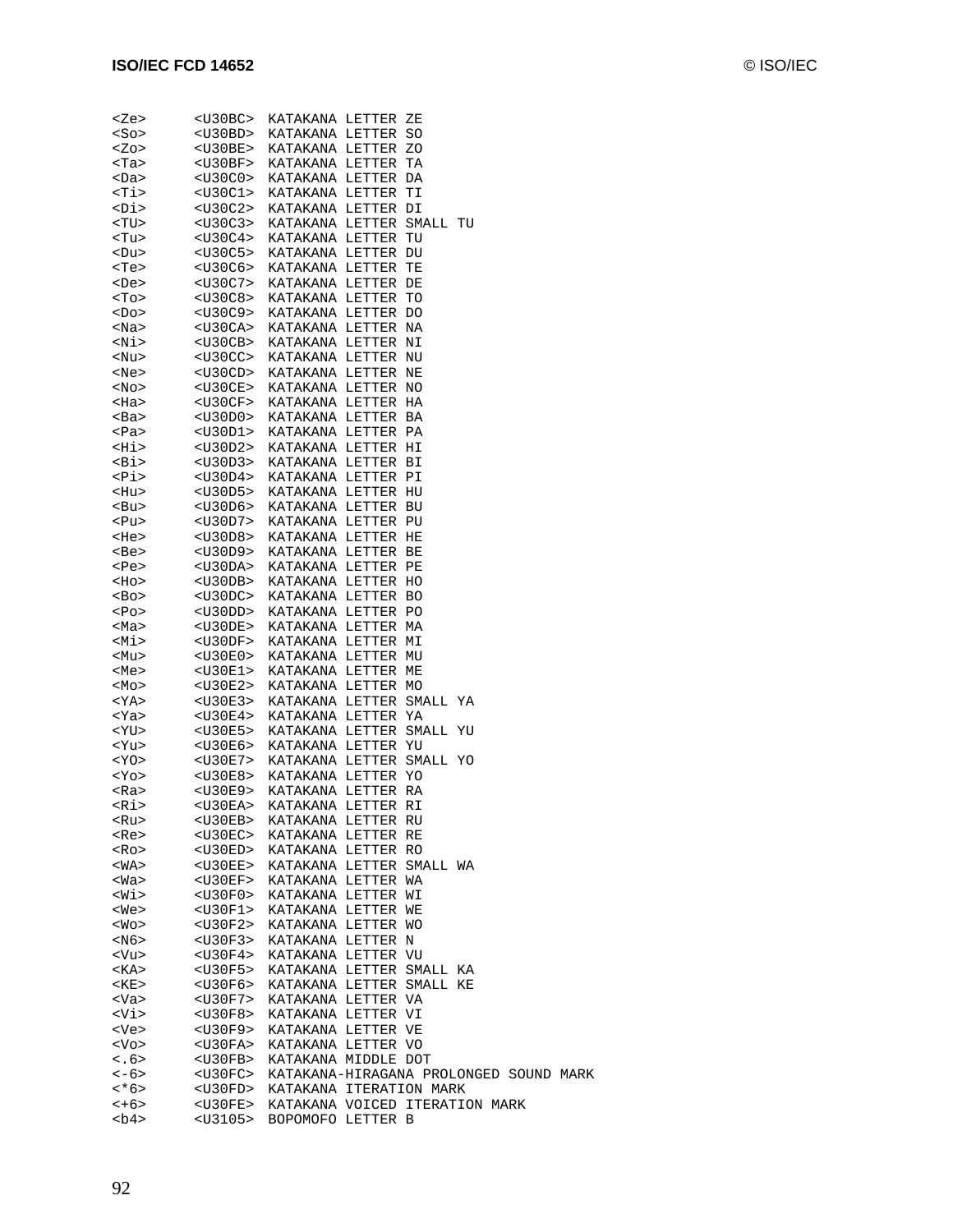```
<Ze>      <U30BC>  KATAKANA LETTER ZE
<So>      <U30BD>  KATAKANA LETTER SO
<Zo>      <U30BE>  KATAKANA LETTER ZO
<Ta>      <U30BF>  KATAKANA LETTER TA
<Da>      <U30C0>  KATAKANA LETTER DA
<Ti>      <U30C1>  KATAKANA LETTER TI
<Di>      <U30C2>  KATAKANA LETTER DI
<TU>      <U30C3>  KATAKANA LETTER SMALL TU
<Tu>      <U30C4>  KATAKANA LETTER TU
<Du>      <U30C5>  KATAKANA LETTER DU
<Te>      <U30C6>  KATAKANA LETTER TE
<De>      <U30C7>  KATAKANA LETTER DE
<To>      <U30C8>  KATAKANA LETTER TO
<Do>      <U30C9>  KATAKANA LETTER DO
<Na>      <U30CA>  KATAKANA LETTER NA
<Ni>      <U30CB>  KATAKANA LETTER NI
<Nu>      <U30CC>  KATAKANA LETTER NU
<Ne>      <U30CD>  KATAKANA LETTER NE
<No>      <U30CE>  KATAKANA LETTER NO
<Ha>      <U30CF>  KATAKANA LETTER HA
<Ba>      <U30D0>  KATAKANA LETTER BA
<Pa>      <U30D1>  KATAKANA LETTER PA
<Hi>      <U30D2>  KATAKANA LETTER HI
<Bi>      <U30D3>  KATAKANA LETTER BI
<Pi>      <U30D4>  KATAKANA LETTER PI
<Hu>      <U30D5>  KATAKANA LETTER HU
<Bu>      <U30D6>  KATAKANA LETTER BU
<Pu>      <U30D7>  KATAKANA LETTER PU
<He>      <U30D8>  KATAKANA LETTER HE
<Be>      <U30D9>  KATAKANA LETTER BE
<Pe>      <U30DA>  KATAKANA LETTER PE
<Ho>      <U30DB>  KATAKANA LETTER HO
<Bo>      <U30DC>  KATAKANA LETTER BO
<Po>      <U30DD>  KATAKANA LETTER PO
<Ma>      <U30DE>  KATAKANA LETTER MA
<Mi>      <U30DF>  KATAKANA LETTER MI
<Mu>      <U30E0>  KATAKANA LETTER MU
<Me>      <U30E1>  KATAKANA LETTER ME
<Mo>      <U30E2>  KATAKANA LETTER MO
<YA>      <U30E3>  KATAKANA LETTER SMALL YA
<Ya>      <U30E4>  KATAKANA LETTER YA
<YU>      <U30E5>  KATAKANA LETTER SMALL YU
<Yu>      <U30E6>  KATAKANA LETTER YU
<YO>      <U30E7>  KATAKANA LETTER SMALL YO
<Yo>      <U30E8>  KATAKANA LETTER YO
<Ra>      <U30E9>  KATAKANA LETTER RA
<Ri>      <U30EA>  KATAKANA LETTER RI
<Ru>      <U30EB>  KATAKANA LETTER RU
<Re>      <U30EC>  KATAKANA LETTER RE
<Ro>      <U30ED>  KATAKANA LETTER RO
<WA>      <U30EE>  KATAKANA LETTER SMALL WA
<Wa>      <U30EF>  KATAKANA LETTER WA
<Wi>      <U30F0>  KATAKANA LETTER WI
<We>      <U30F1>  KATAKANA LETTER WE
<Wo>      <U30F2>  KATAKANA LETTER WO
<N6>      <U30F3>  KATAKANA LETTER N
<Vu>      <U30F4>  KATAKANA LETTER VU
<KA>      <U30F5>  KATAKANA LETTER SMALL KA
<KE>      <U30F6>  KATAKANA LETTER SMALL KE
<Va>      <U30F7>  KATAKANA LETTER VA
<Vi>      <U30F8>  KATAKANA LETTER VI
<Ve>      <U30F9>  KATAKANA LETTER VE
<Vo>      <U30FA>  KATAKANA LETTER VO
<.6>      <U30FB>  KATAKANA MIDDLE DOT
<-6>      <U30FC>  KATAKANA-HIRAGANA PROLONGED SOUND MARK
<*6>      <U30FD>  KATAKANA ITERATION MARK
<+6>      <U30FE>  KATAKANA VOICED ITERATION MARK
<b4>      <U3105>  BOPOMOFO LETTER B
```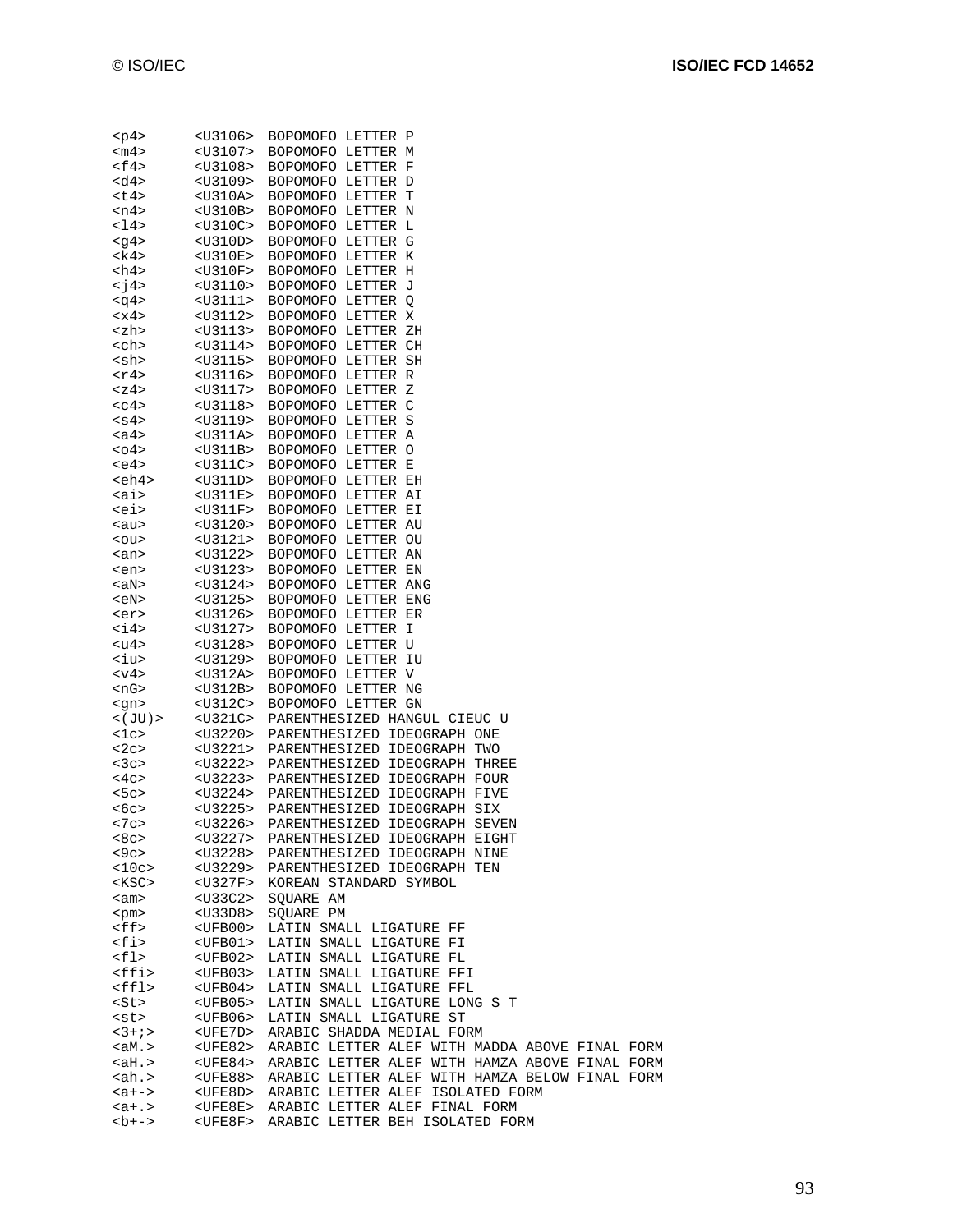```
<p4>     <U3106>  BOPOMOFO LETTER P
<m4>     <U3107>  BOPOMOFO LETTER M
<f4>     <U3108>  BOPOMOFO LETTER F
<d4>     <U3109>  BOPOMOFO LETTER D
<t4>     <U310A>  BOPOMOFO LETTER T
<n4>     <U310B>  BOPOMOFO LETTER N
<l4>     <U310C>  BOPOMOFO LETTER L
<g4>     <U310D>  BOPOMOFO LETTER G
<k4>     <U310E>  BOPOMOFO LETTER K
<h4>     <U310F>  BOPOMOFO LETTER H
<j4>     <U3110>  BOPOMOFO LETTER J
<q4>     <U3111>  BOPOMOFO LETTER Q
<x4>     <U3112>  BOPOMOFO LETTER X
<zh>     <U3113>  BOPOMOFO LETTER ZH
<ch>     <U3114>  BOPOMOFO LETTER CH
<sh>     <U3115>  BOPOMOFO LETTER SH
<r4>     <U3116>  BOPOMOFO LETTER R
<z4>     <U3117>  BOPOMOFO LETTER Z
<c4>     <U3118>  BOPOMOFO LETTER C
<s4>     <U3119>  BOPOMOFO LETTER S
<a4>     <U311A>  BOPOMOFO LETTER A
<o4>     <U311B>  BOPOMOFO LETTER O
<e4>     <U311C>  BOPOMOFO LETTER E
<eh4>    <U311D>  BOPOMOFO LETTER EH
<ai>     <U311E>  BOPOMOFO LETTER AI
<ei>     <U311F>  BOPOMOFO LETTER EI
<au>     <U3120>  BOPOMOFO LETTER AU
<ou>     <U3121>  BOPOMOFO LETTER OU
<an>     <U3122>  BOPOMOFO LETTER AN
<en>     <U3123>  BOPOMOFO LETTER EN
<aN>     <U3124>  BOPOMOFO LETTER ANG
<eN>     <U3125>  BOPOMOFO LETTER ENG
<er>     <U3126>  BOPOMOFO LETTER ER
<i4>     <U3127>  BOPOMOFO LETTER I
<u4>     <U3128>  BOPOMOFO LETTER U
<iu>     <U3129>  BOPOMOFO LETTER IU
<v4>     <U312A>  BOPOMOFO LETTER V
<nG>     <U312B>  BOPOMOFO LETTER NG
<gn>     <U312C>  BOPOMOFO LETTER GN
<(JU)>   <U321C>  PARENTHESIZED HANGUL CIEUC U
<1c>     <U3220>  PARENTHESIZED IDEOGRAPH ONE
<2c>     <U3221>  PARENTHESIZED IDEOGRAPH TWO
<3c>     <U3222>  PARENTHESIZED IDEOGRAPH THREE
<4c>     <U3223>  PARENTHESIZED IDEOGRAPH FOUR
<5c>     <U3224>  PARENTHESIZED IDEOGRAPH FIVE
<6c>     <U3225>  PARENTHESIZED IDEOGRAPH SIX
<7c>     <U3226>  PARENTHESIZED IDEOGRAPH SEVEN
<8c>     <U3227>  PARENTHESIZED IDEOGRAPH EIGHT
<9c>     <U3228>  PARENTHESIZED IDEOGRAPH NINE
<10c>    <U3229>  PARENTHESIZED IDEOGRAPH TEN
<KSC>    <U327F>  KOREAN STANDARD SYMBOL
<am>     <U33C2>  SQUARE AM
<pm>     <U33D8>  SQUARE PM
<ff>     <UFB00>  LATIN SMALL LIGATURE FF
<fi>     <UFB01>  LATIN SMALL LIGATURE FI
<fl>     <UFB02>  LATIN SMALL LIGATURE FL
<ffi>    <UFB03>  LATIN SMALL LIGATURE FFI
<ffl>    <UFB04>  LATIN SMALL LIGATURE FFL
<St>     <UFB05>  LATIN SMALL LIGATURE LONG S T
<st>     <UFB06>  LATIN SMALL LIGATURE ST
<3+;>    <UFE7D>  ARABIC SHADDA MEDIAL FORM
<aM.>    <UFE82>  ARABIC LETTER ALEF WITH MADDA ABOVE FINAL FORM
<aH.>    <UFE84>  ARABIC LETTER ALEF WITH HAMZA ABOVE FINAL FORM
<ah.>    <UFE88>  ARABIC LETTER ALEF WITH HAMZA BELOW FINAL FORM
<a+->    <UFE8D>  ARABIC LETTER ALEF ISOLATED FORM
<a+.>    <UFE8E>  ARABIC LETTER ALEF FINAL FORM
<b+->    <UFE8F>  ARABIC LETTER BEH ISOLATED FORM
```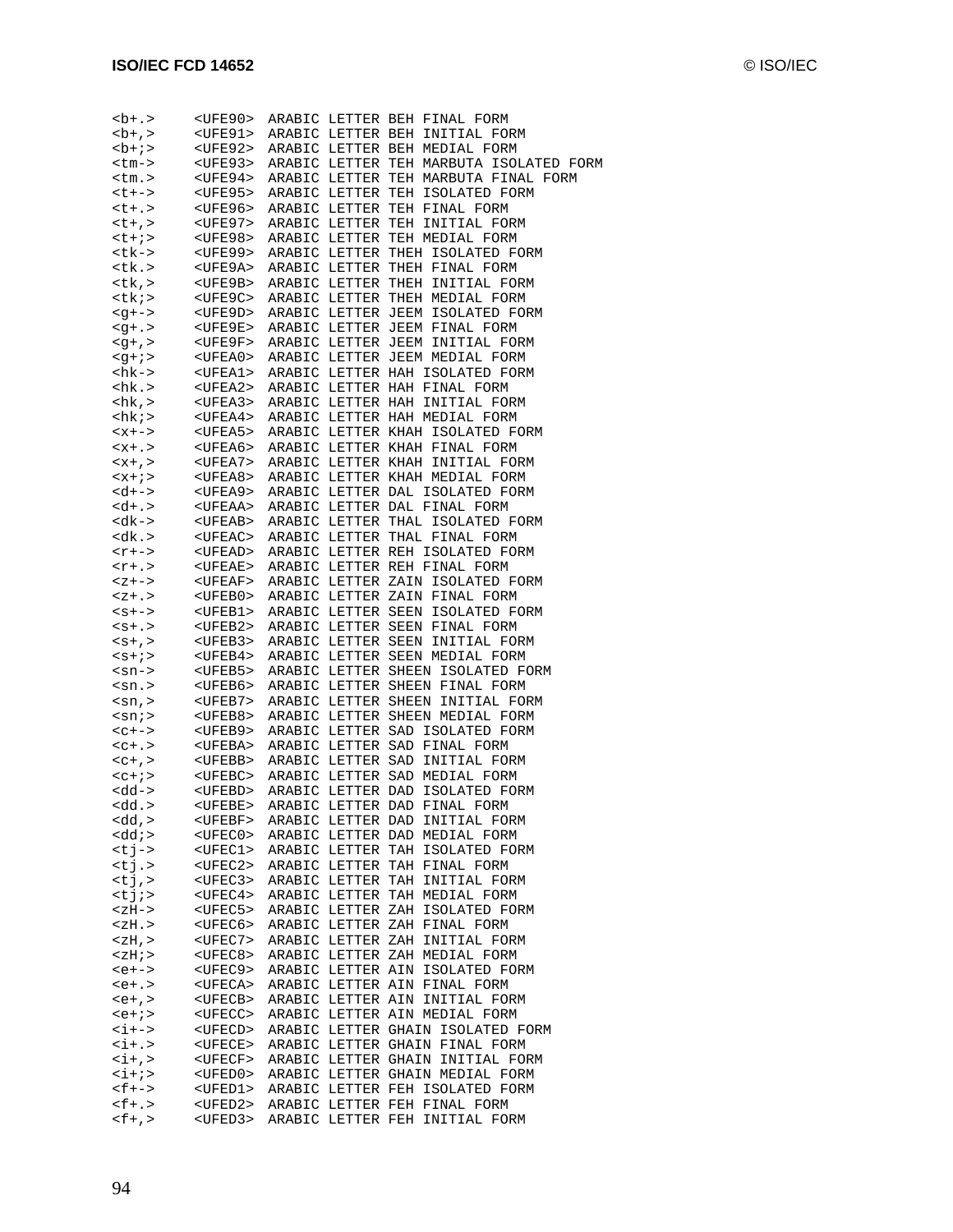```
<b+.>     <UFE90>  ARABIC LETTER BEH FINAL FORM
<b+,>     <UFE91>  ARABIC LETTER BEH INITIAL FORM
<b+;>     <UFE92>  ARABIC LETTER BEH MEDIAL FORM
<tm->     <UFE93>  ARABIC LETTER TEH MARBUTA ISOLATED FORM
<tm.>     <UFE94>  ARABIC LETTER TEH MARBUTA FINAL FORM
<t+->     <UFE95>  ARABIC LETTER TEH ISOLATED FORM
<t+.>     <UFE96>  ARABIC LETTER TEH FINAL FORM
<t+,>     <UFE97>  ARABIC LETTER TEH INITIAL FORM
<t+;>     <UFE98>  ARABIC LETTER TEH MEDIAL FORM
<tk->     <UFE99>  ARABIC LETTER THEH ISOLATED FORM
<tk.>     <UFE9A>  ARABIC LETTER THEH FINAL FORM
<tk,>     <UFE9B>  ARABIC LETTER THEH INITIAL FORM
<tk;>     <UFE9C>  ARABIC LETTER THEH MEDIAL FORM
<g+->     <UFE9D>  ARABIC LETTER JEEM ISOLATED FORM
<g+.>     <UFE9E>  ARABIC LETTER JEEM FINAL FORM
<g+,>     <UFE9F>  ARABIC LETTER JEEM INITIAL FORM
<g+;>     <UFEA0>  ARABIC LETTER JEEM MEDIAL FORM
<hk->     <UFEA1>  ARABIC LETTER HAH ISOLATED FORM
<hk.>     <UFEA2>  ARABIC LETTER HAH FINAL FORM
<hk,>     <UFEA3>  ARABIC LETTER HAH INITIAL FORM
<hk;>     <UFEA4>  ARABIC LETTER HAH MEDIAL FORM
<x+->     <UFEA5>  ARABIC LETTER KHAH ISOLATED FORM
<x+.>     <UFEA6>  ARABIC LETTER KHAH FINAL FORM
<x+,>     <UFEA7>  ARABIC LETTER KHAH INITIAL FORM
<x+;>     <UFEA8>  ARABIC LETTER KHAH MEDIAL FORM
<d+->     <UFEA9>  ARABIC LETTER DAL ISOLATED FORM
<d+.>     <UFEAA>  ARABIC LETTER DAL FINAL FORM
<dk->     <UFEAB>  ARABIC LETTER THAL ISOLATED FORM
<dk.>     <UFEAC>  ARABIC LETTER THAL FINAL FORM
<r+->     <UFEAD>  ARABIC LETTER REH ISOLATED FORM
<r+.>     <UFEAE>  ARABIC LETTER REH FINAL FORM
<z+->     <UFEAF>  ARABIC LETTER ZAIN ISOLATED FORM
<z+.>     <UFEB0>  ARABIC LETTER ZAIN FINAL FORM
<s+->     <UFEB1>  ARABIC LETTER SEEN ISOLATED FORM
<s+.>     <UFEB2>  ARABIC LETTER SEEN FINAL FORM
<s+,>     <UFEB3>  ARABIC LETTER SEEN INITIAL FORM
<s+;>     <UFEB4>  ARABIC LETTER SEEN MEDIAL FORM
<sn->     <UFEB5>  ARABIC LETTER SHEEN ISOLATED FORM
<sn.>     <UFEB6>  ARABIC LETTER SHEEN FINAL FORM
<sn,>     <UFEB7>  ARABIC LETTER SHEEN INITIAL FORM
<sn;>     <UFEB8>  ARABIC LETTER SHEEN MEDIAL FORM
<c+->     <UFEB9>  ARABIC LETTER SAD ISOLATED FORM
<c+.>     <UFEBA>  ARABIC LETTER SAD FINAL FORM
<c+,>     <UFEBB>  ARABIC LETTER SAD INITIAL FORM
<c+;>     <UFEBC>  ARABIC LETTER SAD MEDIAL FORM
<dd->     <UFEBD>  ARABIC LETTER DAD ISOLATED FORM
<dd.>     <UFEBE>  ARABIC LETTER DAD FINAL FORM
<dd,>     <UFEBF>  ARABIC LETTER DAD INITIAL FORM
<dd;>     <UFEC0>  ARABIC LETTER DAD MEDIAL FORM
<tj->     <UFEC1>  ARABIC LETTER TAH ISOLATED FORM
<tj.>     <UFEC2>  ARABIC LETTER TAH FINAL FORM
<tj,>     <UFEC3>  ARABIC LETTER TAH INITIAL FORM
<tj;>     <UFEC4>  ARABIC LETTER TAH MEDIAL FORM
<zH->     <UFEC5>  ARABIC LETTER ZAH ISOLATED FORM
<zH.>     <UFEC6>  ARABIC LETTER ZAH FINAL FORM
<zH,>     <UFEC7>  ARABIC LETTER ZAH INITIAL FORM
<zH;>     <UFEC8>  ARABIC LETTER ZAH MEDIAL FORM
<e+->     <UFEC9>  ARABIC LETTER AIN ISOLATED FORM
<e+.>     <UFECA>  ARABIC LETTER AIN FINAL FORM
<e+,>     <UFECB>  ARABIC LETTER AIN INITIAL FORM
<e+;>     <UFECC>  ARABIC LETTER AIN MEDIAL FORM
<i+->     <UFECD>  ARABIC LETTER GHAIN ISOLATED FORM
<i+.>     <UFECE>  ARABIC LETTER GHAIN FINAL FORM
<i+,>     <UFECF>  ARABIC LETTER GHAIN INITIAL FORM
<i+;>     <UFED0>  ARABIC LETTER GHAIN MEDIAL FORM
<f+->     <UFED1>  ARABIC LETTER FEH ISOLATED FORM
<f+.>     <UFED2>  ARABIC LETTER FEH FINAL FORM
<f+,>     <UFED3>  ARABIC LETTER FEH INITIAL FORM
```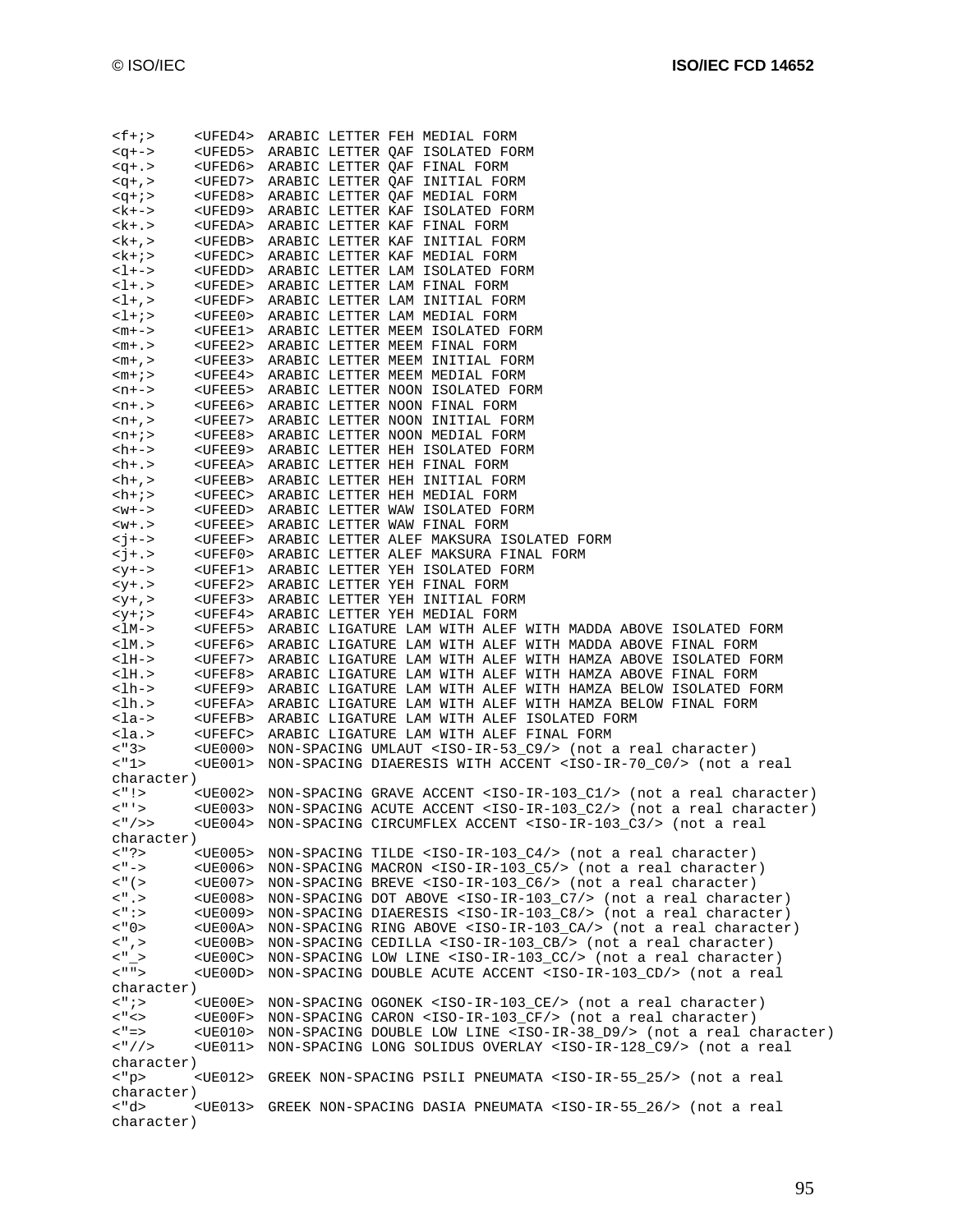```
<f+;>     <UFED4>  ARABIC LETTER FEH MEDIAL FORM
<q+->     <UFED5>  ARABIC LETTER QAF ISOLATED FORM
<q+.>     <UFED6>  ARABIC LETTER QAF FINAL FORM
<q+,>     <UFED7>  ARABIC LETTER QAF INITIAL FORM
<q+;>     <UFED8>  ARABIC LETTER QAF MEDIAL FORM
<k+->     <UFED9>  ARABIC LETTER KAF ISOLATED FORM
<k+.>     <UFEDA>  ARABIC LETTER KAF FINAL FORM
<k+,>     <UFEDB>  ARABIC LETTER KAF INITIAL FORM
<k+;>     <UFEDC>  ARABIC LETTER KAF MEDIAL FORM
<l+->     <UFEDD>  ARABIC LETTER LAM ISOLATED FORM
<l+.>     <UFEDE>  ARABIC LETTER LAM FINAL FORM
<l+,>     <UFEDF>  ARABIC LETTER LAM INITIAL FORM
<l+;>     <UFEE0>  ARABIC LETTER LAM MEDIAL FORM
<m+->     <UFEE1>  ARABIC LETTER MEEM ISOLATED FORM
<m+.>     <UFEE2>  ARABIC LETTER MEEM FINAL FORM
<m+,>     <UFEE3>  ARABIC LETTER MEEM INITIAL FORM
<m+;>     <UFEE4>  ARABIC LETTER MEEM MEDIAL FORM
<n+->     <UFEE5>  ARABIC LETTER NOON ISOLATED FORM
<n+.>     <UFEE6>  ARABIC LETTER NOON FINAL FORM
<n+,>     <UFEE7>  ARABIC LETTER NOON INITIAL FORM
<n+;>     <UFEE8>  ARABIC LETTER NOON MEDIAL FORM
<h+->     <UFEE9>  ARABIC LETTER HEH ISOLATED FORM
<h+.>     <UFEEA>  ARABIC LETTER HEH FINAL FORM
<h+,>     <UFEEB>  ARABIC LETTER HEH INITIAL FORM
<h+;>     <UFEEC>  ARABIC LETTER HEH MEDIAL FORM
<w+->     <UFEED>  ARABIC LETTER WAW ISOLATED FORM
<w+.>     <UFEEE>  ARABIC LETTER WAW FINAL FORM
<j+->     <UFEEF>  ARABIC LETTER ALEF MAKSURA ISOLATED FORM
<j+.>     <UFEF0>  ARABIC LETTER ALEF MAKSURA FINAL FORM
<y+->     <UFEF1>  ARABIC LETTER YEH ISOLATED FORM
<y+.>     <UFEF2>  ARABIC LETTER YEH FINAL FORM
<y+,>     <UFEF3>  ARABIC LETTER YEH INITIAL FORM
<y+;>     <UFEF4>  ARABIC LETTER YEH MEDIAL FORM
<lM->     <UFEF5>  ARABIC LIGATURE LAM WITH ALEF WITH MADDA ABOVE ISOLATED FORM
<lM.>     <UFEF6>  ARABIC LIGATURE LAM WITH ALEF WITH MADDA ABOVE FINAL FORM
<lH->     <UFEF7>  ARABIC LIGATURE LAM WITH ALEF WITH HAMZA ABOVE ISOLATED FORM
<lH.>     <UFEF8>  ARABIC LIGATURE LAM WITH ALEF WITH HAMZA ABOVE FINAL FORM
<lh->     <UFEF9>  ARABIC LIGATURE LAM WITH ALEF WITH HAMZA BELOW ISOLATED FORM
<lh.>     <UFEFA>  ARABIC LIGATURE LAM WITH ALEF WITH HAMZA BELOW FINAL FORM
<la->     <UFEFB>  ARABIC LIGATURE LAM WITH ALEF ISOLATED FORM
<la.>     <UFEFC>  ARABIC LIGATURE LAM WITH ALEF FINAL FORM
<"3>      <UE000>  NON-SPACING UMLAUT <ISO-IR-53_C9/> (not a real character)
<"1>      <UE001>  NON-SPACING DIAERESIS WITH ACCENT <ISO-IR-70_C0/> (not a real
character)
<"!>      <UE002>  NON-SPACING GRAVE ACCENT <ISO-IR-103_C1/> (not a real character)
<"'>      <UE003>  NON-SPACING ACUTE ACCENT <ISO-IR-103_C2/> (not a real character)
<"/>>     <UE004>  NON-SPACING CIRCUMFLEX ACCENT <ISO-IR-103_C3/> (not a real
character)
<"?>      <UE005>  NON-SPACING TILDE <ISO-IR-103_C4/> (not a real character)
<"->      <UE006>  NON-SPACING MACRON <ISO-IR-103_C5/> (not a real character)
<"(>      <UE007>  NON-SPACING BREVE <ISO-IR-103_C6/> (not a real character)
<".>      <UE008>  NON-SPACING DOT ABOVE <ISO-IR-103_C7/> (not a real character)
<":>      <UE009>  NON-SPACING DIAERESIS <ISO-IR-103_C8/> (not a real character)
<"0>      <UE00A>  NON-SPACING RING ABOVE <ISO-IR-103_CA/> (not a real character)
<",>      <UE00B>  NON-SPACING CEDILLA <ISO-IR-103_CB/> (not a real character)
<"_>      <UE00C>  NON-SPACING LOW LINE <ISO-IR-103_CC/> (not a real character)
<"">      <UE00D>  NON-SPACING DOUBLE ACUTE ACCENT <ISO-IR-103_CD/> (not a real
character)
<";>      <UE00E>  NON-SPACING OGONEK <ISO-IR-103_CE/> (not a real character)
<"<>      <UE00F>  NON-SPACING CARON <ISO-IR-103_CF/> (not a real character)
<"=>      <UE010>  NON-SPACING DOUBLE LOW LINE <ISO-IR-38_D9/> (not a real character)
<"//>     <UE011>  NON-SPACING LONG SOLIDUS OVERLAY <ISO-IR-128_C9/> (not a real
character)
<"p>      <UE012>  GREEK NON-SPACING PSILI PNEUMATA <ISO-IR-55_25/> (not a real
character)
<"d>      <UE013>  GREEK NON-SPACING DASIA PNEUMATA <ISO-IR-55_26/> (not a real
character)
```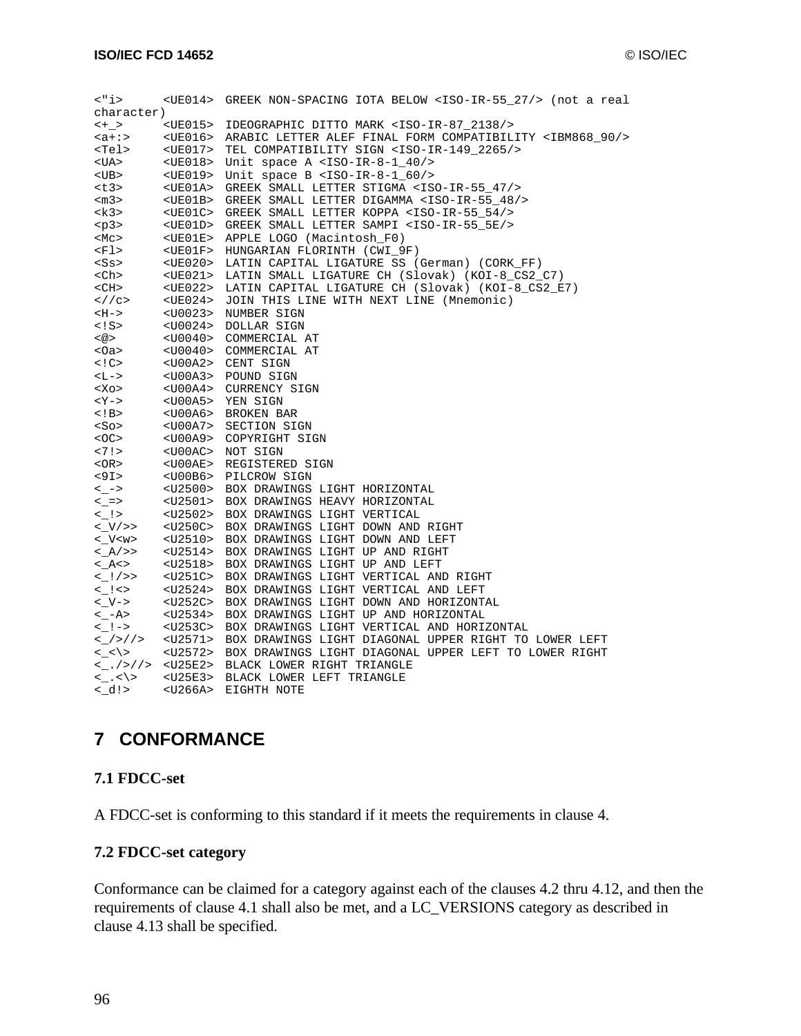```
<"i>      <UE014>  GREEK NON-SPACING IOTA BELOW <ISO-IR-55_27/> (not a real
character)
<+_>      <UE015>  IDEOGRAPHIC DITTO MARK <ISO-IR-87_2138/>
<a+:>     <UE016>  ARABIC LETTER ALEF FINAL FORM COMPATIBILITY <IBM868_90/>
<Tel>     <UE017>  TEL COMPATIBILITY SIGN <ISO-IR-149_2265/>
<UA>      <UE018>  Unit space A <ISO-IR-8-1_40/>
<UB>      <UE019>  Unit space B <ISO-IR-8-1_60/>
<t3>      <UE01A>  GREEK SMALL LETTER STIGMA <ISO-IR-55_47/>
<m3>      <UE01B>  GREEK SMALL LETTER DIGAMMA <ISO-IR-55_48/>
<k3>      <UE01C>  GREEK SMALL LETTER KOPPA <ISO-IR-55_54/>
<p3>      <UE01D>  GREEK SMALL LETTER SAMPI <ISO-IR-55_5E/>
<Mc>      <UE01E>  APPLE LOGO (Macintosh_F0)
<Fl>      <UE01F>  HUNGARIAN FLORINTH (CWI_9F)
<Ss>      <UE020>  LATIN CAPITAL LIGATURE SS (German) (CORK_FF)
<Ch>      <UE021>  LATIN SMALL LIGATURE CH (Slovak) (KOI-8_CS2_C7)
<CH>      <UE022>  LATIN CAPITAL LIGATURE CH (Slovak) (KOI-8_CS2_E7)
<//c>     <UE024>  JOIN THIS LINE WITH NEXT LINE (Mnemonic)
<H->      <U0023>  NUMBER SIGN
<!S>      <U0024>  DOLLAR SIGN
<@>       <U0040>  COMMERCIAL AT
<Oa>      <U0040>  COMMERCIAL AT
<!C>      <U00A2>  CENT SIGN
<L->      <U00A3>  POUND SIGN
<Xo>      <U00A4>  CURRENCY SIGN
<Y->      <U00A5>  YEN SIGN
<!B>      <U00A6>  BROKEN BAR
<So>      <U00A7>  SECTION SIGN
<OC>      <U00A9>  COPYRIGHT SIGN
<7!>      <U00AC>  NOT SIGN
<OR>      <U00AE>  REGISTERED SIGN
<9I>      <U00B6>  PILCROW SIGN
<_->      <U2500>  BOX DRAWINGS LIGHT HORIZONTAL
<_=>      <U2501>  BOX DRAWINGS HEAVY HORIZONTAL
<_!>      <U2502>  BOX DRAWINGS LIGHT VERTICAL
<_V/>>    <U250C>  BOX DRAWINGS LIGHT DOWN AND RIGHT
<_V<w>    <U2510>  BOX DRAWINGS LIGHT DOWN AND LEFT
<_A/>>    <U2514>  BOX DRAWINGS LIGHT UP AND RIGHT
<_A<>     <U2518>  BOX DRAWINGS LIGHT UP AND LEFT
<_!/>>    <U251C>  BOX DRAWINGS LIGHT VERTICAL AND RIGHT
<_!<>     <U2524>  BOX DRAWINGS LIGHT VERTICAL AND LEFT
<_V->     <U252C>  BOX DRAWINGS LIGHT DOWN AND HORIZONTAL
<_-A>     <U2534>  BOX DRAWINGS LIGHT UP AND HORIZONTAL
<_!->     <U253C>  BOX DRAWINGS LIGHT VERTICAL AND HORIZONTAL
<_/>//>   <U2571>  BOX DRAWINGS LIGHT DIAGONAL UPPER RIGHT TO LOWER LEFT
<_<\>     <U2572>  BOX DRAWINGS LIGHT DIAGONAL UPPER LEFT TO LOWER RIGHT
<_./>//>  <U25E2>  BLACK LOWER RIGHT TRIANGLE
<_.<\>    <U25E3>  BLACK LOWER LEFT TRIANGLE
<_d!>     <U266A>  EIGHTH NOTE
```

# 7 CONFORMANCE

### 7.1 FDCC-set

A FDCC-set is conforming to this standard if it meets the requirements in clause 4.

### 7.2 FDCC-set category

Conformance can be claimed for a category against each of the clauses 4.2 thru 4.12, and then the requirements of clause 4.1 shall also be met, and a LC_VERSIONS category as described in clause 4.13 shall be specified.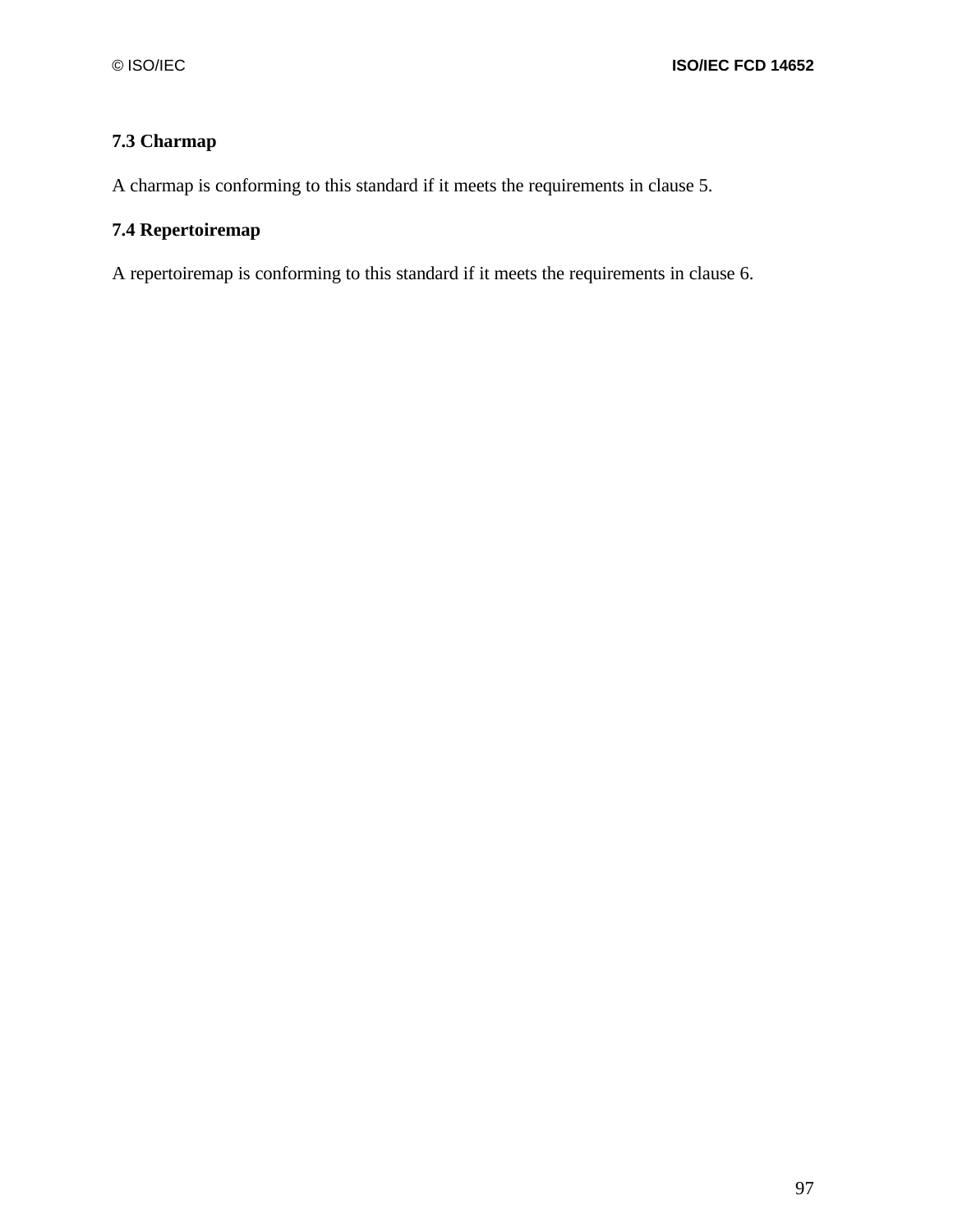### 7.3 Charmap

A charmap is conforming to this standard if it meets the requirements in clause 5.

### 7.4 Repertoiremap

A repertoiremap is conforming to this standard if it meets the requirements in clause 6.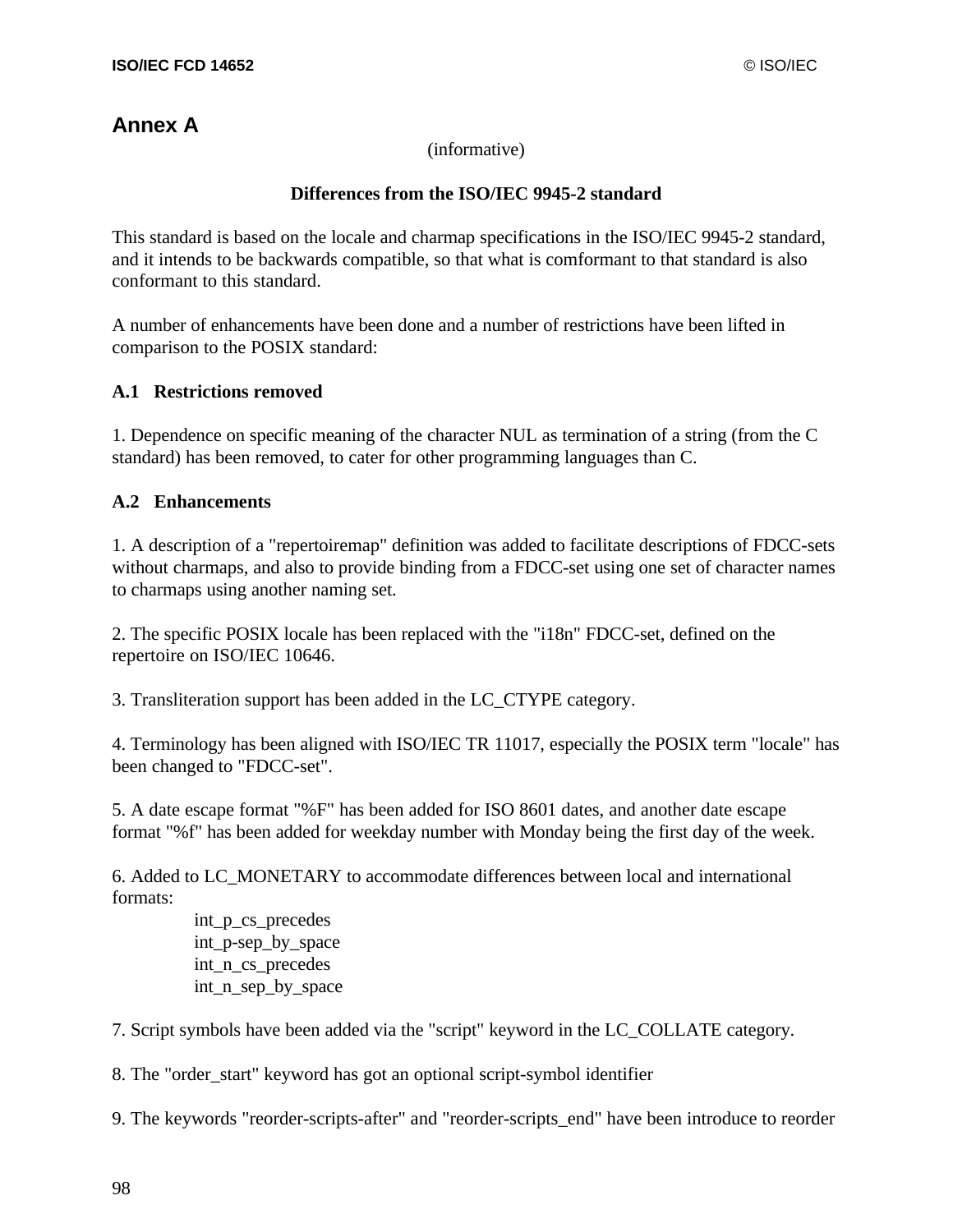# Annex A

(informative)

**Differences from the ISO/IEC 9945-2 standard**

This standard is based on the locale and charmap specifications in the ISO/IEC 9945-2 standard, and it intends to be backwards compatible, so that what is comformant to that standard is also conformant to this standard.

A number of enhancements have been done and a number of restrictions have been lifted in comparison to the POSIX standard:

## A.1 Restrictions removed

1. Dependence on specific meaning of the character NUL as termination of a string (from the C standard) has been removed, to cater for other programming languages than C.

## A.2 Enhancements

1. A description of a "repertoiremap" definition was added to facilitate descriptions of FDCC-sets without charmaps, and also to provide binding from a FDCC-set using one set of character names to charmaps using another naming set.

2. The specific POSIX locale has been replaced with the "i18n" FDCC-set, defined on the repertoire on ISO/IEC 10646.

3. Transliteration support has been added in the LC_CTYPE category.

4. Terminology has been aligned with ISO/IEC TR 11017, especially the POSIX term "locale" has been changed to "FDCC-set".

5. A date escape format "%F" has been added for ISO 8601 dates, and another date escape format "%f" has been added for weekday number with Monday being the first day of the week.

6. Added to LC_MONETARY to accommodate differences between local and international formats:

    int_p_cs_precedes
    int_p-sep_by_space
    int_n_cs_precedes
    int_n_sep_by_space

7. Script symbols have been added via the "script" keyword in the LC_COLLATE category.

8. The "order_start" keyword has got an optional script-symbol identifier

9. The keywords "reorder-scripts-after" and "reorder-scripts_end" have been introduce to reorder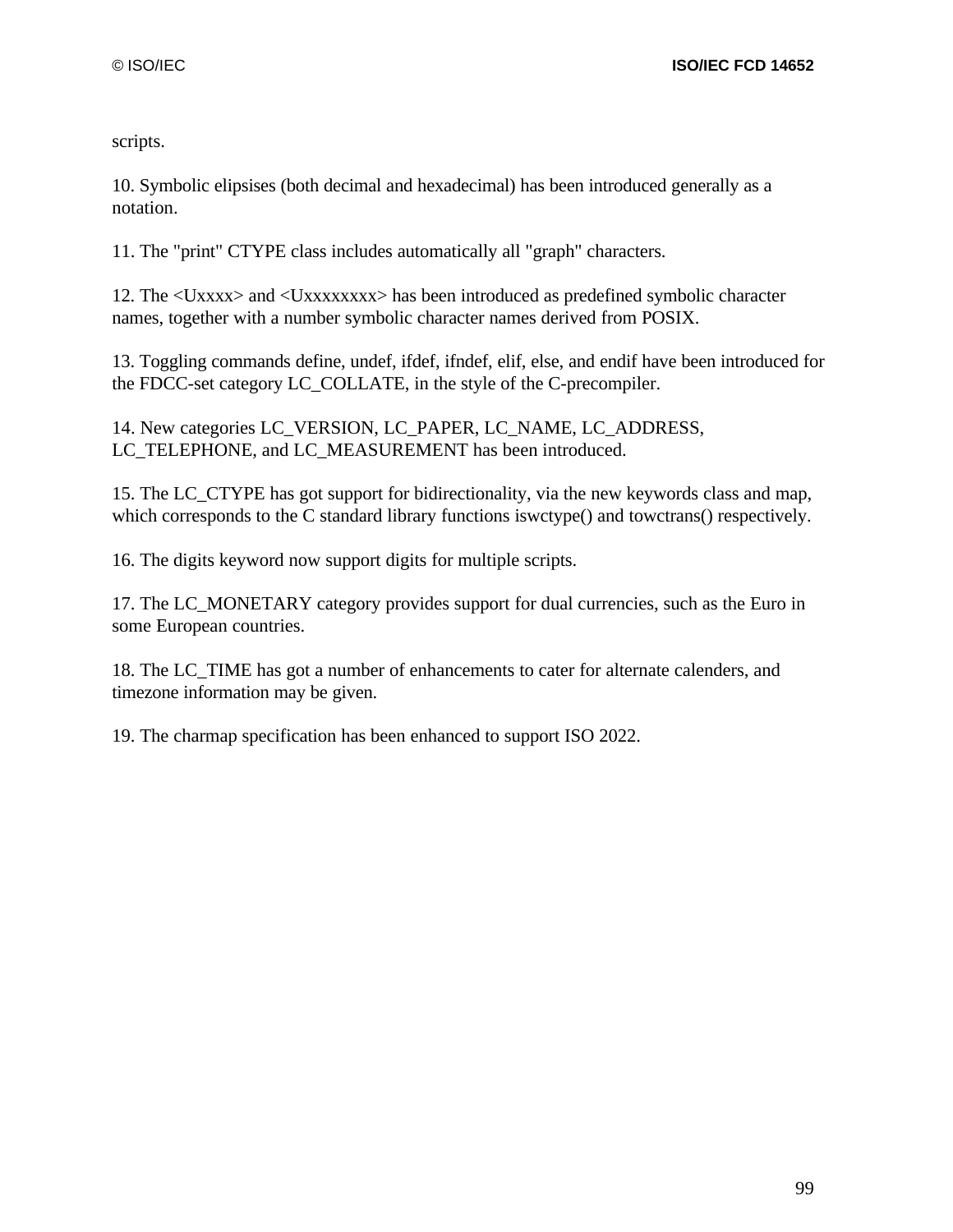scripts.

10. Symbolic elipsises (both decimal and hexadecimal) has been introduced generally as a notation.

11. The "print" CTYPE class includes automatically all "graph" characters.

12. The <Uxxxx> and <Uxxxxxxxx> has been introduced as predefined symbolic character names, together with a number symbolic character names derived from POSIX.

13. Toggling commands define, undef, ifdef, ifndef, elif, else, and endif have been introduced for the FDCC-set category LC_COLLATE, in the style of the C-precompiler.

14. New categories LC_VERSION, LC_PAPER, LC_NAME, LC_ADDRESS, LC_TELEPHONE, and LC_MEASUREMENT has been introduced.

15. The LC_CTYPE has got support for bidirectionality, via the new keywords class and map, which corresponds to the C standard library functions iswctype() and towctrans() respectively.

16. The digits keyword now support digits for multiple scripts.

17. The LC_MONETARY category provides support for dual currencies, such as the Euro in some European countries.

18. The LC_TIME has got a number of enhancements to cater for alternate calenders, and timezone information may be given.

19. The charmap specification has been enhanced to support ISO 2022.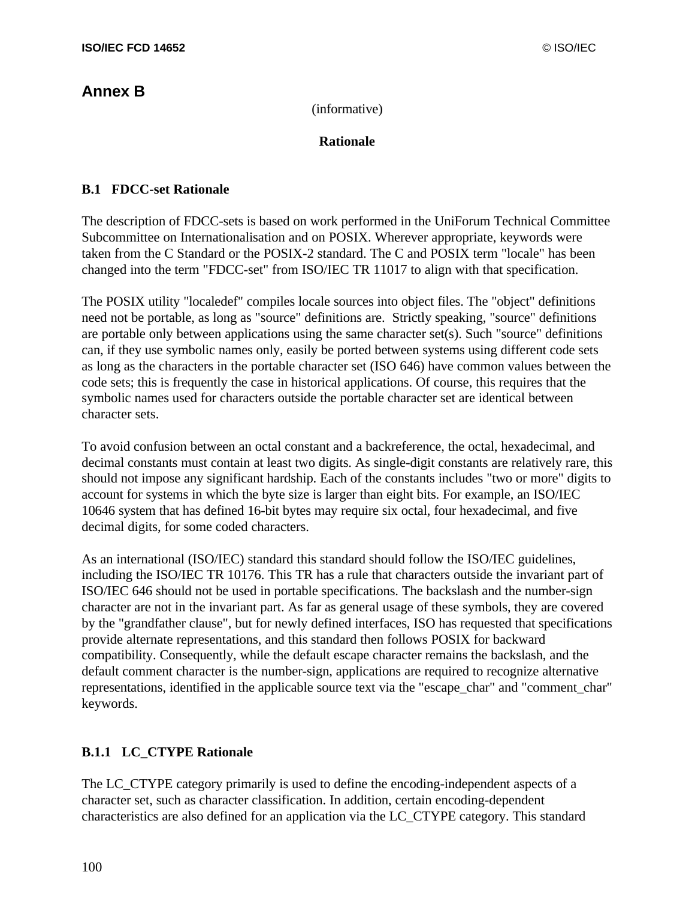# Annex B

(informative)

**Rationale**

## B.1 FDCC-set Rationale

The description of FDCC-sets is based on work performed in the UniForum Technical Committee Subcommittee on Internationalisation and on POSIX. Wherever appropriate, keywords were taken from the C Standard or the POSIX-2 standard. The C and POSIX term "locale" has been changed into the term "FDCC-set" from ISO/IEC TR 11017 to align with that specification.

The POSIX utility "localedef" compiles locale sources into object files. The "object" definitions need not be portable, as long as "source" definitions are. Strictly speaking, "source" definitions are portable only between applications using the same character set(s). Such "source" definitions can, if they use symbolic names only, easily be ported between systems using different code sets as long as the characters in the portable character set (ISO 646) have common values between the code sets; this is frequently the case in historical applications. Of course, this requires that the symbolic names used for characters outside the portable character set are identical between character sets.

To avoid confusion between an octal constant and a backreference, the octal, hexadecimal, and decimal constants must contain at least two digits. As single-digit constants are relatively rare, this should not impose any significant hardship. Each of the constants includes "two or more" digits to account for systems in which the byte size is larger than eight bits. For example, an ISO/IEC 10646 system that has defined 16-bit bytes may require six octal, four hexadecimal, and five decimal digits, for some coded characters.

As an international (ISO/IEC) standard this standard should follow the ISO/IEC guidelines, including the ISO/IEC TR 10176. This TR has a rule that characters outside the invariant part of ISO/IEC 646 should not be used in portable specifications. The backslash and the number-sign character are not in the invariant part. As far as general usage of these symbols, they are covered by the "grandfather clause", but for newly defined interfaces, ISO has requested that specifications provide alternate representations, and this standard then follows POSIX for backward compatibility. Consequently, while the default escape character remains the backslash, and the default comment character is the number-sign, applications are required to recognize alternative representations, identified in the applicable source text via the "escape_char" and "comment_char" keywords.

### B.1.1 LC_CTYPE Rationale

The LC_CTYPE category primarily is used to define the encoding-independent aspects of a character set, such as character classification. In addition, certain encoding-dependent characteristics are also defined for an application via the LC_CTYPE category. This standard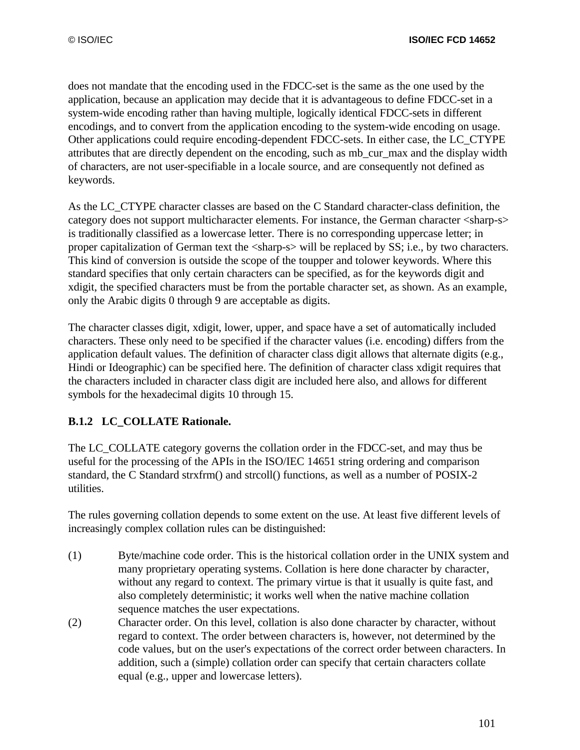does not mandate that the encoding used in the FDCC-set is the same as the one used by the application, because an application may decide that it is advantageous to define FDCC-set in a system-wide encoding rather than having multiple, logically identical FDCC-sets in different encodings, and to convert from the application encoding to the system-wide encoding on usage. Other applications could require encoding-dependent FDCC-sets. In either case, the LC_CTYPE attributes that are directly dependent on the encoding, such as mb_cur_max and the display width of characters, are not user-specifiable in a locale source, and are consequently not defined as keywords.

As the LC_CTYPE character classes are based on the C Standard character-class definition, the category does not support multicharacter elements. For instance, the German character <sharp-s> is traditionally classified as a lowercase letter. There is no corresponding uppercase letter; in proper capitalization of German text the <sharp-s> will be replaced by SS; i.e., by two characters. This kind of conversion is outside the scope of the toupper and tolower keywords. Where this standard specifies that only certain characters can be specified, as for the keywords digit and xdigit, the specified characters must be from the portable character set, as shown. As an example, only the Arabic digits 0 through 9 are acceptable as digits.

The character classes digit, xdigit, lower, upper, and space have a set of automatically included characters. These only need to be specified if the character values (i.e. encoding) differs from the application default values. The definition of character class digit allows that alternate digits (e.g., Hindi or Ideographic) can be specified here. The definition of character class xdigit requires that the characters included in character class digit are included here also, and allows for different symbols for the hexadecimal digits 10 through 15.

### B.1.2 LC_COLLATE Rationale.

The LC_COLLATE category governs the collation order in the FDCC-set, and may thus be useful for the processing of the APIs in the ISO/IEC 14651 string ordering and comparison standard, the C Standard strxfrm() and strcoll() functions, as well as a number of POSIX-2 utilities.

The rules governing collation depends to some extent on the use. At least five different levels of increasingly complex collation rules can be distinguished:

(1) Byte/machine code order. This is the historical collation order in the UNIX system and many proprietary operating systems. Collation is here done character by character, without any regard to context. The primary virtue is that it usually is quite fast, and also completely deterministic; it works well when the native machine collation sequence matches the user expectations.

(2) Character order. On this level, collation is also done character by character, without regard to context. The order between characters is, however, not determined by the code values, but on the user's expectations of the correct order between characters. In addition, such a (simple) collation order can specify that certain characters collate equal (e.g., upper and lowercase letters).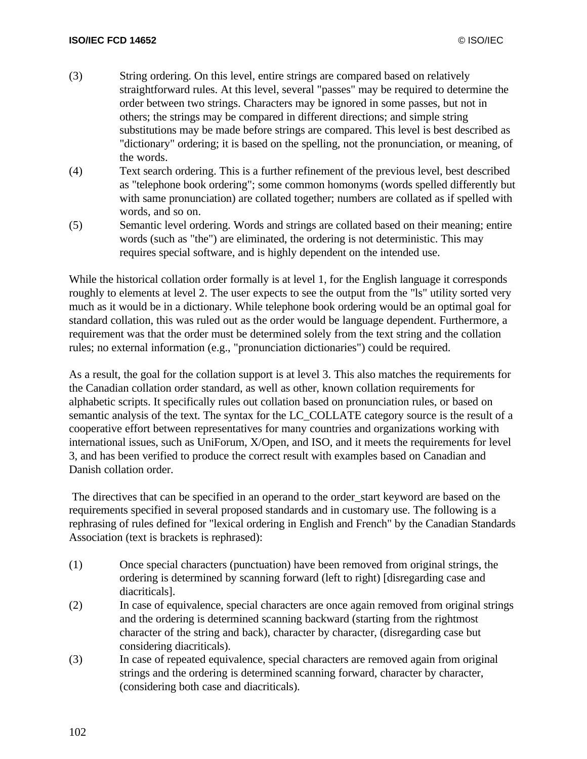(3) String ordering. On this level, entire strings are compared based on relatively straightforward rules. At this level, several "passes" may be required to determine the order between two strings. Characters may be ignored in some passes, but not in others; the strings may be compared in different directions; and simple string substitutions may be made before strings are compared. This level is best described as "dictionary" ordering; it is based on the spelling, not the pronunciation, or meaning, of the words.

(4) Text search ordering. This is a further refinement of the previous level, best described as "telephone book ordering"; some common homonyms (words spelled differently but with same pronunciation) are collated together; numbers are collated as if spelled with words, and so on.

(5) Semantic level ordering. Words and strings are collated based on their meaning; entire words (such as "the") are eliminated, the ordering is not deterministic. This may requires special software, and is highly dependent on the intended use.

While the historical collation order formally is at level 1, for the English language it corresponds roughly to elements at level 2. The user expects to see the output from the "ls" utility sorted very much as it would be in a dictionary. While telephone book ordering would be an optimal goal for standard collation, this was ruled out as the order would be language dependent. Furthermore, a requirement was that the order must be determined solely from the text string and the collation rules; no external information (e.g., "pronunciation dictionaries") could be required.

As a result, the goal for the collation support is at level 3. This also matches the requirements for the Canadian collation order standard, as well as other, known collation requirements for alphabetic scripts. It specifically rules out collation based on pronunciation rules, or based on semantic analysis of the text. The syntax for the LC_COLLATE category source is the result of a cooperative effort between representatives for many countries and organizations working with international issues, such as UniForum, X/Open, and ISO, and it meets the requirements for level 3, and has been verified to produce the correct result with examples based on Canadian and Danish collation order.

The directives that can be specified in an operand to the order_start keyword are based on the requirements specified in several proposed standards and in customary use. The following is a rephrasing of rules defined for "lexical ordering in English and French" by the Canadian Standards Association (text is brackets is rephrased):

(1) Once special characters (punctuation) have been removed from original strings, the ordering is determined by scanning forward (left to right) [disregarding case and diacriticals].

(2) In case of equivalence, special characters are once again removed from original strings and the ordering is determined scanning backward (starting from the rightmost character of the string and back), character by character, (disregarding case but considering diacriticals).

(3) In case of repeated equivalence, special characters are removed again from original strings and the ordering is determined scanning forward, character by character, (considering both case and diacriticals).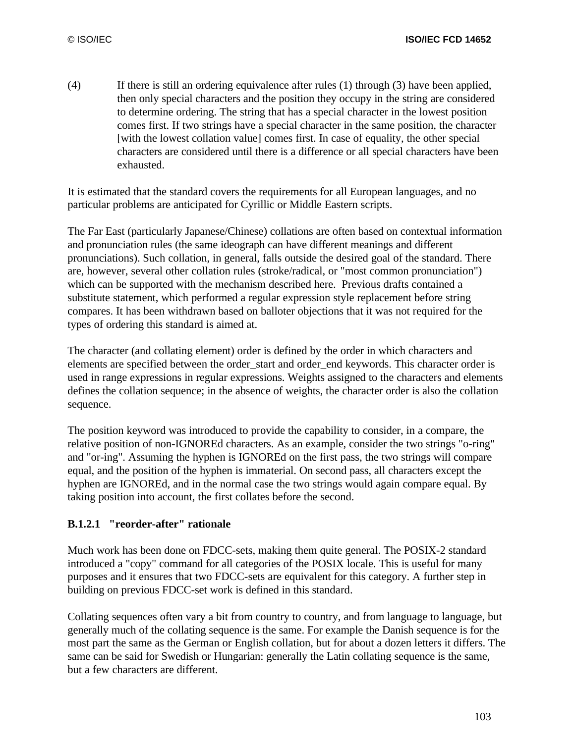(4) If there is still an ordering equivalence after rules (1) through (3) have been applied, then only special characters and the position they occupy in the string are considered to determine ordering. The string that has a special character in the lowest position comes first. If two strings have a special character in the same position, the character [with the lowest collation value] comes first. In case of equality, the other special characters are considered until there is a difference or all special characters have been exhausted.

It is estimated that the standard covers the requirements for all European languages, and no particular problems are anticipated for Cyrillic or Middle Eastern scripts.

The Far East (particularly Japanese/Chinese) collations are often based on contextual information and pronunciation rules (the same ideograph can have different meanings and different pronunciations). Such collation, in general, falls outside the desired goal of the standard. There are, however, several other collation rules (stroke/radical, or "most common pronunciation") which can be supported with the mechanism described here. Previous drafts contained a substitute statement, which performed a regular expression style replacement before string compares. It has been withdrawn based on balloter objections that it was not required for the types of ordering this standard is aimed at.

The character (and collating element) order is defined by the order in which characters and elements are specified between the order_start and order_end keywords. This character order is used in range expressions in regular expressions. Weights assigned to the characters and elements defines the collation sequence; in the absence of weights, the character order is also the collation sequence.

The position keyword was introduced to provide the capability to consider, in a compare, the relative position of non-IGNOREd characters. As an example, consider the two strings "o-ring" and "or-ing". Assuming the hyphen is IGNOREd on the first pass, the two strings will compare equal, and the position of the hyphen is immaterial. On second pass, all characters except the hyphen are IGNOREd, and in the normal case the two strings would again compare equal. By taking position into account, the first collates before the second.

### B.1.2.1 "reorder-after" rationale

Much work has been done on FDCC-sets, making them quite general. The POSIX-2 standard introduced a "copy" command for all categories of the POSIX locale. This is useful for many purposes and it ensures that two FDCC-sets are equivalent for this category. A further step in building on previous FDCC-set work is defined in this standard.

Collating sequences often vary a bit from country to country, and from language to language, but generally much of the collating sequence is the same. For example the Danish sequence is for the most part the same as the German or English collation, but for about a dozen letters it differs. The same can be said for Swedish or Hungarian: generally the Latin collating sequence is the same, but a few characters are different.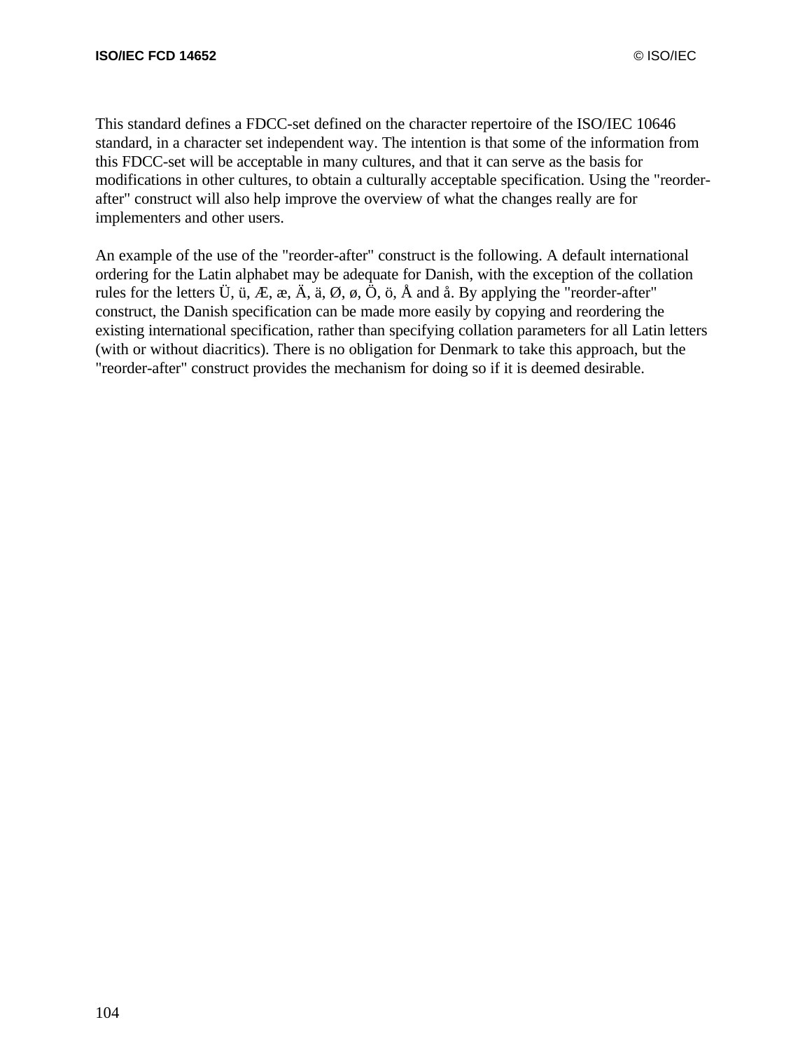This standard defines a FDCC-set defined on the character repertoire of the ISO/IEC 10646 standard, in a character set independent way. The intention is that some of the information from this FDCC-set will be acceptable in many cultures, and that it can serve as the basis for modifications in other cultures, to obtain a culturally acceptable specification. Using the "reorder-after" construct will also help improve the overview of what the changes really are for implementers and other users.

An example of the use of the "reorder-after" construct is the following. A default international ordering for the Latin alphabet may be adequate for Danish, with the exception of the collation rules for the letters Ü, ü, Æ, æ, Ä, ä, Ø, ø, Ö, ö, Å and å. By applying the "reorder-after" construct, the Danish specification can be made more easily by copying and reordering the existing international specification, rather than specifying collation parameters for all Latin letters (with or without diacritics). There is no obligation for Denmark to take this approach, but the "reorder-after" construct provides the mechanism for doing so if it is deemed desirable.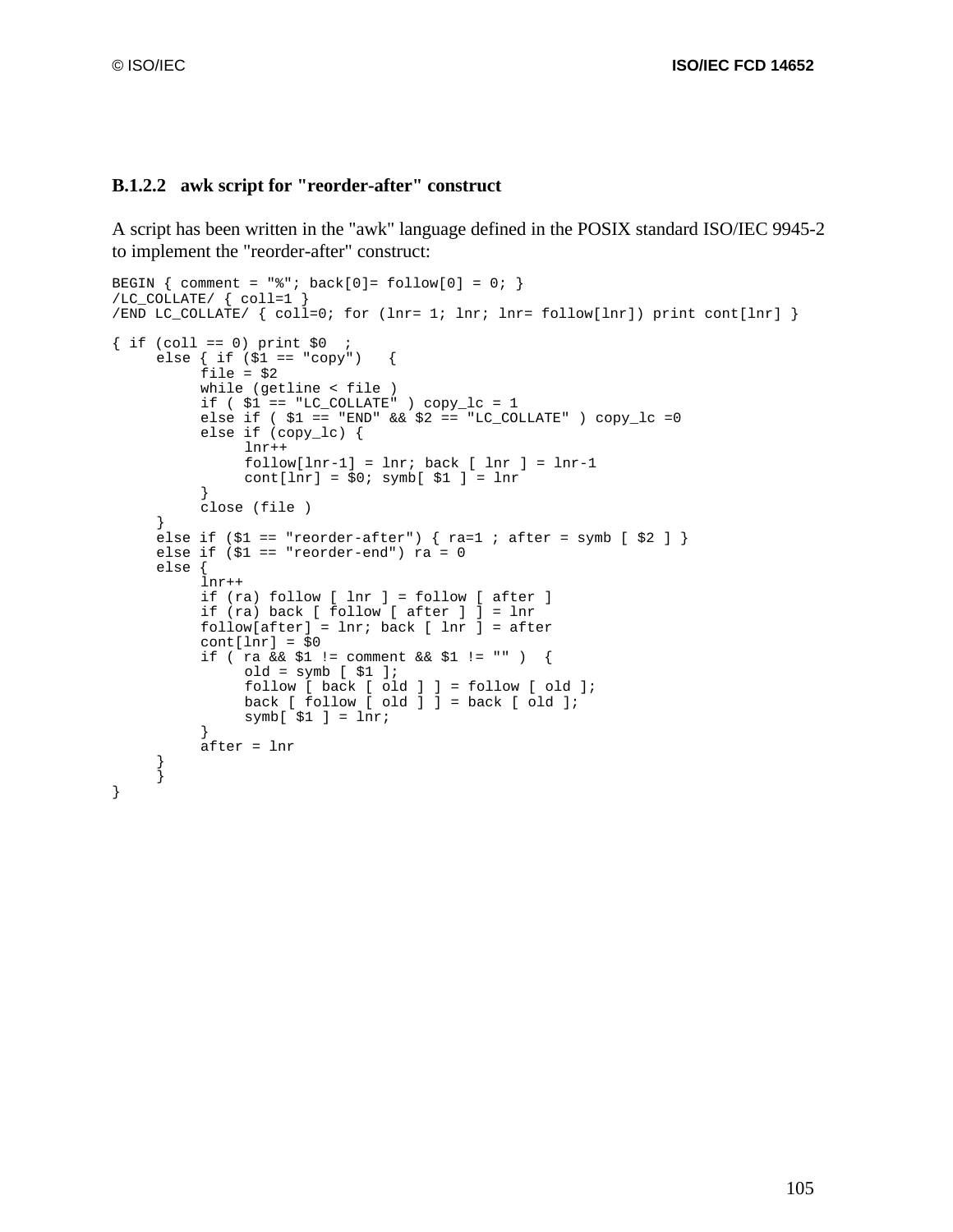### B.1.2.2 awk script for "reorder-after" construct

A script has been written in the "awk" language defined in the POSIX standard ISO/IEC 9945-2 to implement the "reorder-after" construct:

```
BEGIN { comment = "%"; back[0]= follow[0] = 0; }
/LC_COLLATE/ { coll=1 }
/END LC_COLLATE/ { coll=0; for (lnr= 1; lnr; lnr= follow[lnr]) print cont[lnr] }

{ if (coll == 0) print $0  ;
     else { if ($1 == "copy")   {
          file = $2
          while (getline < file )
          if ( $1 == "LC_COLLATE" ) copy_lc = 1
          else if ( $1 == "END" && $2 == "LC_COLLATE" ) copy_lc =0
          else if (copy_lc) {
               lnr++
               follow[lnr-1] = lnr; back [ lnr ] = lnr-1
               cont[lnr] = $0; symb[ $1 ] = lnr
          }
          close (file )
     }
     else if ($1 == "reorder-after") { ra=1 ; after = symb [ $2 ] }
     else if ($1 == "reorder-end") ra = 0
     else {
          lnr++
          if (ra) follow [ lnr ] = follow [ after ]
          if (ra) back [ follow [ after ] ] = lnr
          follow[after] = lnr; back [ lnr ] = after
          cont[lnr] = $0
          if ( ra && $1 != comment && $1 != "" )  {
               old = symb [ $1 ];
               follow [ back [ old ] ] = follow [ old ];
               back [ follow [ old ] ] = back [ old ];
               symb[ $1 ] = lnr;
          }
          after = lnr
     }
     }
}
```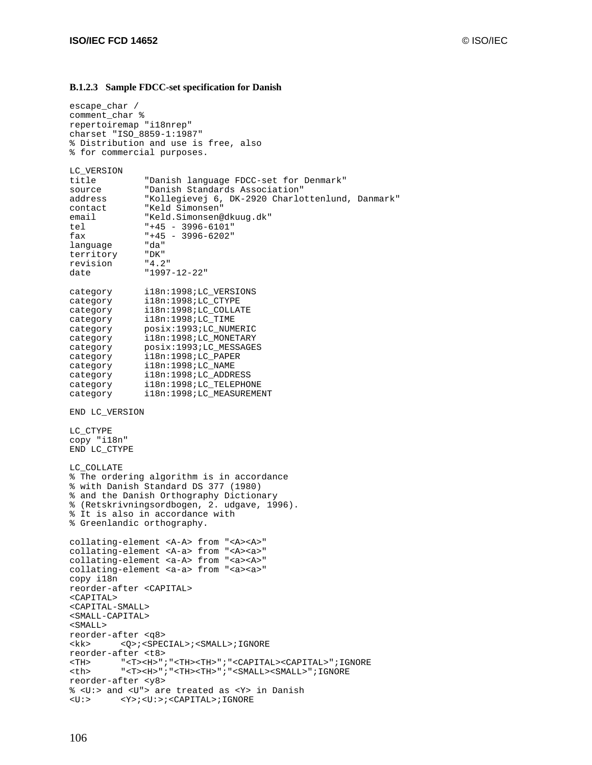### B.1.2.3 Sample FDCC-set specification for Danish

```
escape_char /
comment_char %
repertoiremap "i18nrep"
charset "ISO_8859-1:1987"
% Distribution and use is free, also
% for commercial purposes.

LC_VERSION
title         "Danish language FDCC-set for Denmark"
source        "Danish Standards Association"
address       "Kollegievej 6, DK-2920 Charlottenlund, Danmark"
contact       "Keld Simonsen"
email         "Keld.Simonsen@dkuug.dk"
tel           "+45 - 3996-6101"
fax           "+45 - 3996-6202"
language      "da"
territory     "DK"
revision      "4.2"
date          "1997-12-22"

category      i18n:1998;LC_VERSIONS
category      i18n:1998;LC_CTYPE
category      i18n:1998;LC_COLLATE
category      i18n:1998;LC_TIME
category      posix:1993;LC_NUMERIC
category      i18n:1998;LC_MONETARY
category      posix:1993;LC_MESSAGES
category      i18n:1998;LC_PAPER
category      i18n:1998;LC_NAME
category      i18n:1998;LC_ADDRESS
category      i18n:1998;LC_TELEPHONE
category      i18n:1998;LC_MEASUREMENT

END LC_VERSION

LC_CTYPE
copy "i18n"
END LC_CTYPE

LC_COLLATE
% The ordering algorithm is in accordance
% with Danish Standard DS 377 (1980)
% and the Danish Orthography Dictionary
% (Retskrivningsordbogen, 2. udgave, 1996).
% It is also in accordance with
% Greenlandic orthography.

collating-element <A-A> from "<A><A>"
collating-element <A-a> from "<A><a>"
collating-element <a-A> from "<a><A>"
collating-element <a-a> from "<a><a>"
copy i18n
reorder-after <CAPITAL>
<CAPITAL>
<CAPITAL-SMALL>
<SMALL-CAPITAL>
<SMALL>
reorder-after <q8>
<kk>      <Q>;<SPECIAL>;<SMALL>;IGNORE
reorder-after <t8>
<TH>      "<T><H>";"<TH><TH>";"<CAPITAL><CAPITAL>";IGNORE
<th>      "<T><H>";"<TH><TH>";"<SMALL><SMALL>";IGNORE
reorder-after <y8>
% <U:> and <U"> are treated as <Y> in Danish
<U:>      <Y>;<U:>;<CAPITAL>;IGNORE
```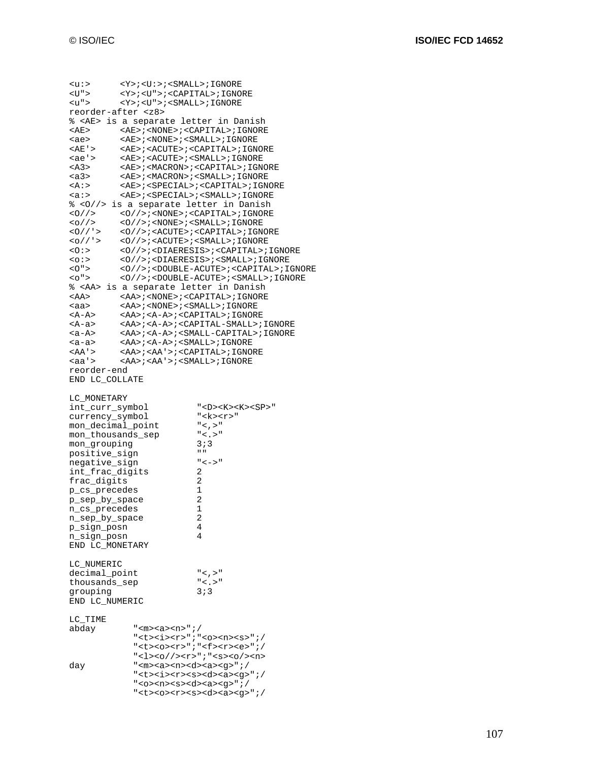```
<u:>      <Y>;<U:>;<SMALL>;IGNORE
<U">      <Y>;<U">;<CAPITAL>;IGNORE
<u">      <Y>;<U">;<SMALL>;IGNORE
reorder-after <z8>
% <AE> is a separate letter in Danish
<AE>      <AE>;<NONE>;<CAPITAL>;IGNORE
<ae>      <AE>;<NONE>;<SMALL>;IGNORE
<AE'>     <AE>;<ACUTE>;<CAPITAL>;IGNORE
<ae'>     <AE>;<ACUTE>;<SMALL>;IGNORE
<A3>      <AE>;<MACRON>;<CAPITAL>;IGNORE
<a3>      <AE>;<MACRON>;<SMALL>;IGNORE
<A:>      <AE>;<SPECIAL>;<CAPITAL>;IGNORE
<a:>      <AE>;<SPECIAL>;<SMALL>;IGNORE
% <O//> is a separate letter in Danish
<O//>     <O//>;<NONE>;<CAPITAL>;IGNORE
<o//>     <O//>;<NONE>;<SMALL>;IGNORE
<O//'>    <O//>;<ACUTE>;<CAPITAL>;IGNORE
<o//'>    <O//>;<ACUTE>;<SMALL>;IGNORE
<O:>      <O//>;<DIAERESIS>;<CAPITAL>;IGNORE
<o:>      <O//>;<DIAERESIS>;<SMALL>;IGNORE
<O">      <O//>;<DOUBLE-ACUTE>;<CAPITAL>;IGNORE
<o">      <O//>;<DOUBLE-ACUTE>;<SMALL>;IGNORE
% <AA> is a separate letter in Danish
<AA>      <AA>;<NONE>;<CAPITAL>;IGNORE
<aa>      <AA>;<NONE>;<SMALL>;IGNORE
<A-A>     <AA>;<A-A>;<CAPITAL>;IGNORE
<A-a>     <AA>;<A-A>;<CAPITAL-SMALL>;IGNORE
<a-A>     <AA>;<A-A>;<SMALL-CAPITAL>;IGNORE
<a-a>     <AA>;<A-A>;<SMALL>;IGNORE
<AA'>     <AA>;<AA'>;<CAPITAL>;IGNORE
<aa'>     <AA>;<AA'>;<SMALL>;IGNORE
reorder-end
END LC_COLLATE

LC_MONETARY
int_curr_symbol         "<D><K><K><SP>"
currency_symbol         "<k><r>"
mon_decimal_point       "<,>"
mon_thousands_sep       "<.>"
mon_grouping            3;3
positive_sign           ""
negative_sign           "<->"
int_frac_digits         2
frac_digits             2
p_cs_precedes           1
p_sep_by_space          2
n_cs_precedes           1
n_sep_by_space          2
p_sign_posn             4
n_sign_posn             4
END LC_MONETARY

LC_NUMERIC
decimal_point           "<,>"
thousands_sep           "<.>"
grouping                3;3
END LC_NUMERIC

LC_TIME
abday        "<m><a><n>";/
             "<t><i><r>";"<o><n><s>";/
             "<t><o><r>";"<f><r><e>";/
             "<l><o//><r>";"<s><o/><n>
day          "<m><a><n><d><a><g>";/
             "<t><i><r><s><d><a><g>";/
             "<o><n><s><d><a><g>";/
             "<t><o><r><s><d><a><g>";/
```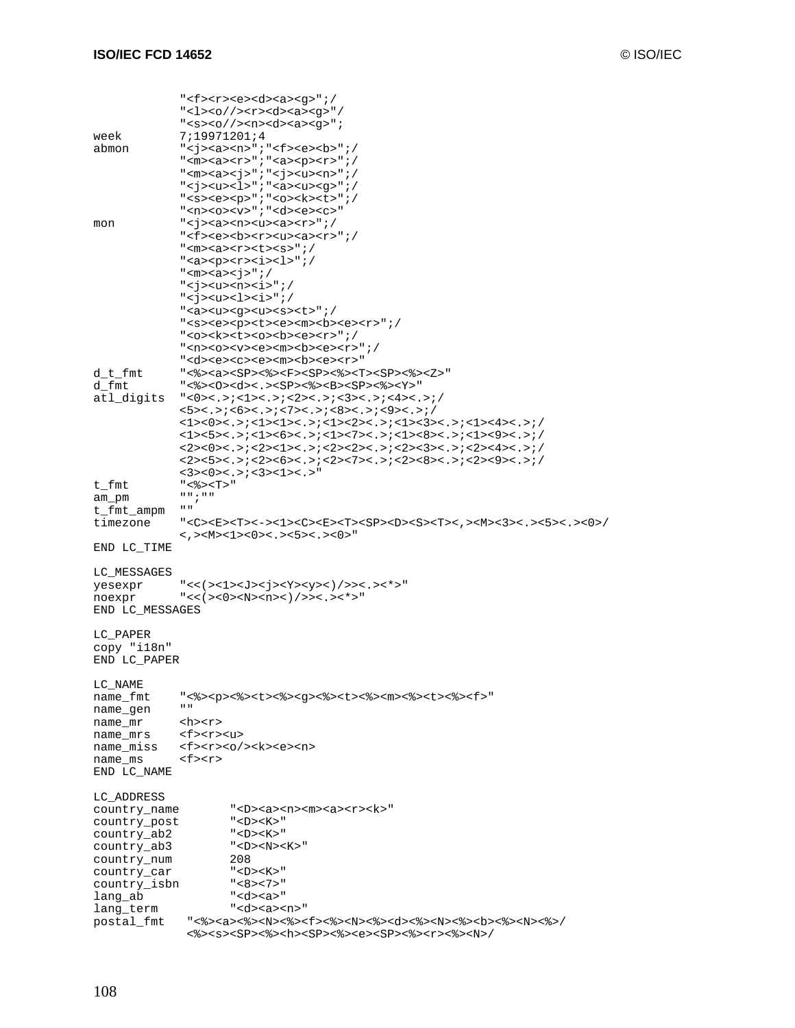```
            "<f><r><e><d><a><g>";/
            "<l><o//><r><d><a><g>"/
            "<s><o//><n><d><a><g>";
week        7;19971201;4
abmon       "<j><a><n>";"<f><e><b>";/
            "<m><a><r>";"<a><p><r>";/
            "<m><a><j>";"<j><u><n>";/
            "<j><u><l>";"<a><u><g>";/
            "<s><e><p>";"<o><k><t>";/
            "<n><o><v>";"<d><e><c>"
mon         "<j><a><n><u><a><r>";/
            "<f><e><b><r><u><a><r>";/
            "<m><a><r><t><s>";/
            "<a><p><r><i><l>";/
            "<m><a><j>";/
            "<j><u><n><i>";/
            "<j><u><l><i>";/
            "<a><u><g><u><s><t>";/
            "<s><e><p><t><e><m><b><e><r>";/
            "<o><k><t><o><b><e><r>";/
            "<n><o><v><e><m><b><e><r>";/
            "<d><e><c><e><m><b><e><r>"
d_t_fmt     "<%><a><SP><%><F><SP><%><T><SP><%><Z>"
d_fmt       "<%><O><d><.><SP><%><B><SP><%><Y>"
atl_digits  "<0><.>;<1><.>;<2><.>;<3><.>;<4><.>;/
            <5><.>;<6><.>;<7><.>;<8><.>;<9><.>;/
            <1><0><.>;<1><1><.>;<1><2><.>;<1><3><.>;<1><4><.>;/
            <1><5><.>;<1><6><.>;<1><7><.>;<1><8><.>;<1><9><.>;/
            <2><0><.>;<2><1><.>;<2><2><.>;<2><3><.>;<2><4><.>;/
            <2><5><.>;<2><6><.>;<2><7><.>;<2><8><.>;<2><9><.>;/
            <3><0><.>;<3><1><.>"
t_fmt       "<%><T>"
am_pm       "";""
t_fmt_ampm  ""
timezone    "<C><E><T><-><1><C><E><T><SP><D><S><T><,><M><3><.><5><.><0>/
            <,><M><1><0><.><5><.><0>"
END LC_TIME

LC_MESSAGES
yesexpr     "<<(><1><J><j><Y><y><)/>><.><*>"
noexpr      "<<(><0><N><n><)/>><.><*>"
END LC_MESSAGES

LC_PAPER
copy "i18n"
END LC_PAPER

LC_NAME
name_fmt    "<%><p><%><t><%><g><%><t><%><m><%><t><%><f>"
name_gen    ""
name_mr     <h><r>
name_mrs    <f><r><u>
name_miss   <f><r><o/><k><e><n>
name_ms     <f><r>
END LC_NAME

LC_ADDRESS
country_name        "<D><a><n><m><a><r><k>"
country_post        "<D><K>"
country_ab2         "<D><K>"
country_ab3         "<D><N><K>"
country_num         208
country_car         "<D><K>"
country_isbn        "<8><7>"
lang_ab             "<d><a>"
lang_term           "<d><a><n>"
postal_fmt    "<%><a><%><N><%><f><%><N><%><d><%><N><%><b><%><N><%>/
              <%><s><SP><%><h><SP><%><e><SP><%><r><%><N>/
```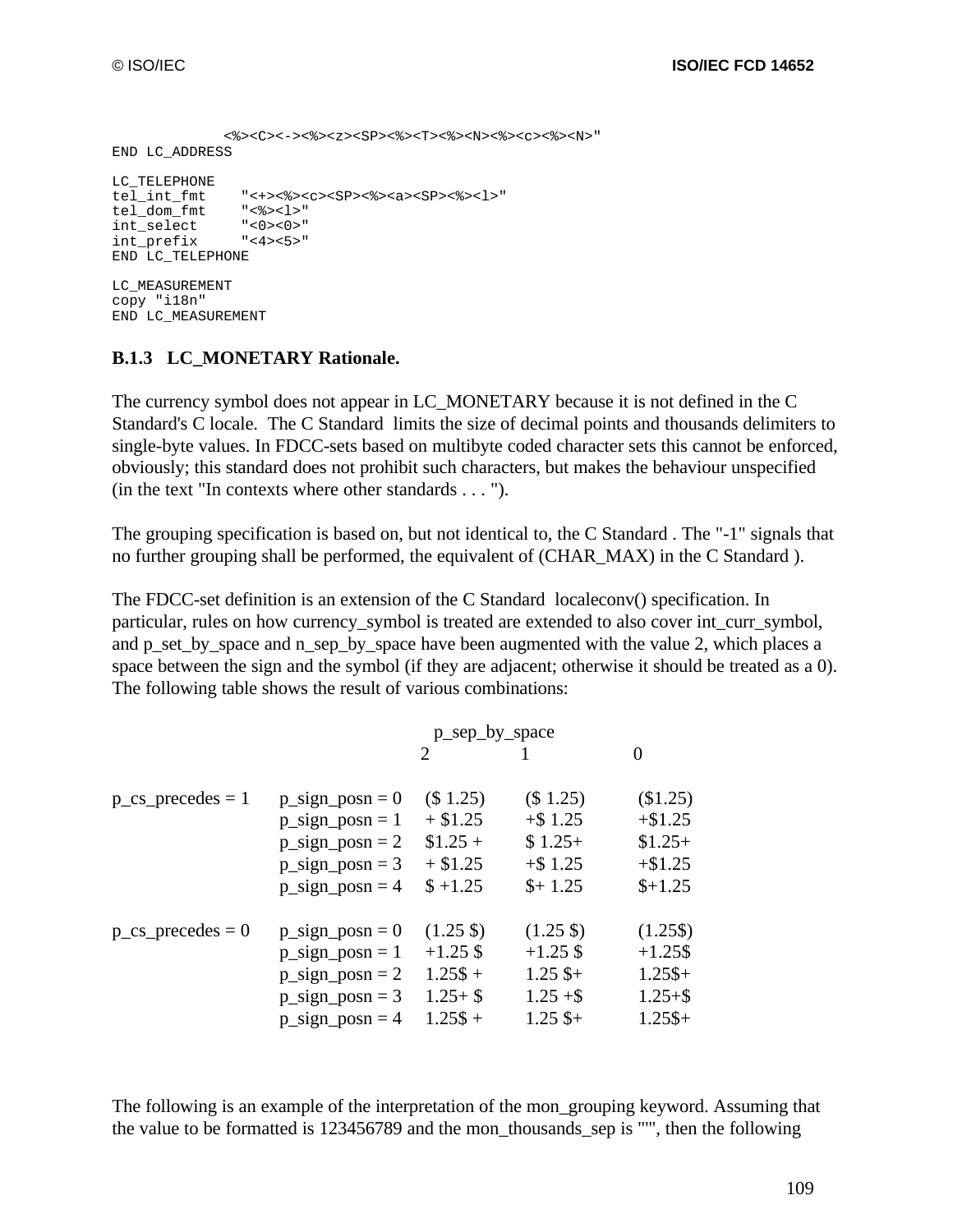```
             <%><C><-><%><z><SP><%><T><%><N><%><c><%><N>"
END LC_ADDRESS

LC_TELEPHONE
tel_int_fmt    "<+><%><c><SP><%><a><SP><%><l>"
tel_dom_fmt    "<%><l>"
int_select     "<0><0>"
int_prefix     "<4><5>"
END LC_TELEPHONE

LC_MEASUREMENT
copy "i18n"
END LC_MEASUREMENT
```

### B.1.3 LC_MONETARY Rationale.

The currency symbol does not appear in LC_MONETARY because it is not defined in the C Standard's C locale. The C Standard limits the size of decimal points and thousands delimiters to single-byte values. In FDCC-sets based on multibyte coded character sets this cannot be enforced, obviously; this standard does not prohibit such characters, but makes the behaviour unspecified (in the text "In contexts where other standards . . . ").

The grouping specification is based on, but not identical to, the C Standard . The "-1" signals that no further grouping shall be performed, the equivalent of (CHAR_MAX) in the C Standard ).

The FDCC-set definition is an extension of the C Standard localeconv() specification. In particular, rules on how currency_symbol is treated are extended to also cover int_curr_symbol, and p_set_by_space and n_sep_by_space have been augmented with the value 2, which places a space between the sign and the symbol (if they are adjacent; otherwise it should be treated as a 0). The following table shows the result of various combinations:

| | | p_sep_by_space | | |
|---|---|---|---|---|
| | | 2 | 1 | 0 |
| p_cs_precedes = 1 | p_sign_posn = 0 | ($ 1.25) | ($ 1.25) | ($1.25) |
| | p_sign_posn = 1 | + $1.25 | +$ 1.25 | +$1.25 |
| | p_sign_posn = 2 | $1.25 + | $ 1.25+ | $1.25+ |
| | p_sign_posn = 3 | + $1.25 | +$ 1.25 | +$1.25 |
| | p_sign_posn = 4 | $ +1.25 | $+ 1.25 | $+1.25 |
| p_cs_precedes = 0 | p_sign_posn = 0 | (1.25 $) | (1.25 $) | (1.25$) |
| | p_sign_posn = 1 | +1.25 $ | +1.25 $ | +1.25$ |
| | p_sign_posn = 2 | 1.25$ + | 1.25 $+ | 1.25$+ |
| | p_sign_posn = 3 | 1.25+ $ | 1.25 +$ | 1.25+$ |
| | p_sign_posn = 4 | 1.25$ + | 1.25 $+ | 1.25$+ |

The following is an example of the interpretation of the mon_grouping keyword. Assuming that the value to be formatted is 123456789 and the mon_thousands_sep is "'", then the following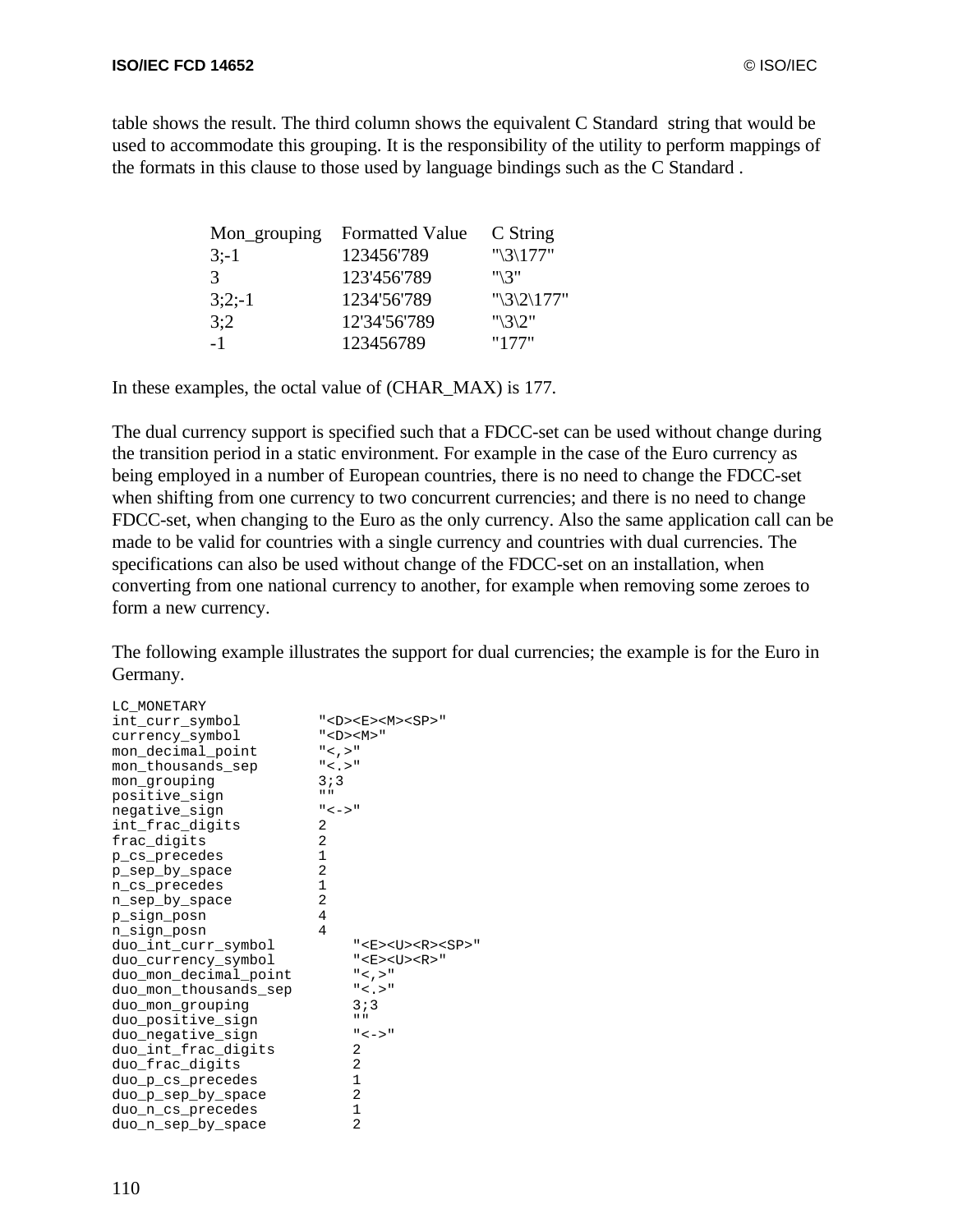table shows the result. The third column shows the equivalent C Standard string that would be used to accommodate this grouping. It is the responsibility of the utility to perform mappings of the formats in this clause to those used by language bindings such as the C Standard .

| Mon_grouping | Formatted Value | C String |
|---|---|---|
| 3;-1 | 123456'789 | "\3\177" |
| 3 | 123'456'789 | "\3" |
| 3;2;-1 | 1234'56'789 | "\3\2\177" |
| 3;2 | 12'34'56'789 | "\3\2" |
| -1 | 123456789 | "177" |

In these examples, the octal value of (CHAR_MAX) is 177.

The dual currency support is specified such that a FDCC-set can be used without change during the transition period in a static environment. For example in the case of the Euro currency as being employed in a number of European countries, there is no need to change the FDCC-set when shifting from one currency to two concurrent currencies; and there is no need to change FDCC-set, when changing to the Euro as the only currency. Also the same application call can be made to be valid for countries with a single currency and countries with dual currencies. The specifications can also be used without change of the FDCC-set on an installation, when converting from one national currency to another, for example when removing some zeroes to form a new currency.

The following example illustrates the support for dual currencies; the example is for the Euro in Germany.

```
LC_MONETARY
int_curr_symbol          "<D><E><M><SP>"
currency_symbol          "<D><M>"
mon_decimal_point        "<,>"
mon_thousands_sep        "<.>"
mon_grouping             3;3
positive_sign            ""
negative_sign            "<->"
int_frac_digits          2
frac_digits              2
p_cs_precedes            1
p_sep_by_space           2
n_cs_precedes            1
n_sep_by_space           2
p_sign_posn              4
n_sign_posn              4
duo_int_curr_symbol          "<E><U><R><SP>"
duo_currency_symbol          "<E><U><R>"
duo_mon_decimal_point        "<,>"
duo_mon_thousands_sep        "<.>"
duo_mon_grouping             3;3
duo_positive_sign            ""
duo_negative_sign            "<->"
duo_int_frac_digits          2
duo_frac_digits              2
duo_p_cs_precedes            1
duo_p_sep_by_space           2
duo_n_cs_precedes            1
duo_n_sep_by_space           2
```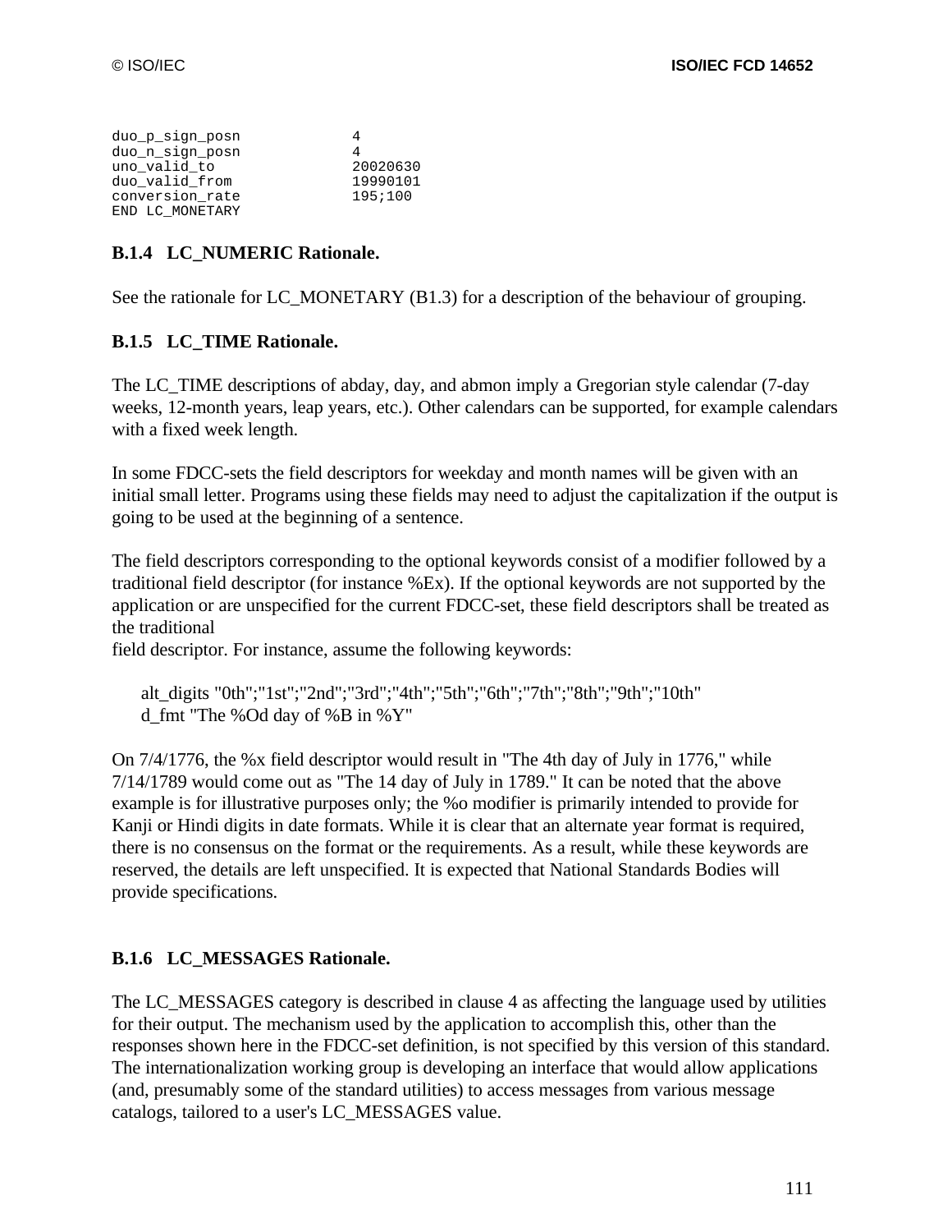```
duo_p_sign_posn             4
duo_n_sign_posn             4
uno_valid_to                20020630
duo_valid_from              19990101
conversion_rate             195;100
END LC_MONETARY
```

### B.1.4 LC_NUMERIC Rationale.

See the rationale for LC_MONETARY (B1.3) for a description of the behaviour of grouping.

### B.1.5 LC_TIME Rationale.

The LC_TIME descriptions of abday, day, and abmon imply a Gregorian style calendar (7-day weeks, 12-month years, leap years, etc.). Other calendars can be supported, for example calendars with a fixed week length.

In some FDCC-sets the field descriptors for weekday and month names will be given with an initial small letter. Programs using these fields may need to adjust the capitalization if the output is going to be used at the beginning of a sentence.

The field descriptors corresponding to the optional keywords consist of a modifier followed by a traditional field descriptor (for instance %Ex). If the optional keywords are not supported by the application or are unspecified for the current FDCC-set, these field descriptors shall be treated as the traditional
field descriptor. For instance, assume the following keywords:

alt_digits "0th";"1st";"2nd";"3rd";"4th";"5th";"6th";"7th";"8th";"9th";"10th"
d_fmt "The %Od day of %B in %Y"

On 7/4/1776, the %x field descriptor would result in "The 4th day of July in 1776," while 7/14/1789 would come out as "The 14 day of July in 1789." It can be noted that the above example is for illustrative purposes only; the %o modifier is primarily intended to provide for Kanji or Hindi digits in date formats. While it is clear that an alternate year format is required, there is no consensus on the format or the requirements. As a result, while these keywords are reserved, the details are left unspecified. It is expected that National Standards Bodies will provide specifications.

### B.1.6 LC_MESSAGES Rationale.

The LC_MESSAGES category is described in clause 4 as affecting the language used by utilities for their output. The mechanism used by the application to accomplish this, other than the responses shown here in the FDCC-set definition, is not specified by this version of this standard. The internationalization working group is developing an interface that would allow applications (and, presumably some of the standard utilities) to access messages from various message catalogs, tailored to a user's LC_MESSAGES value.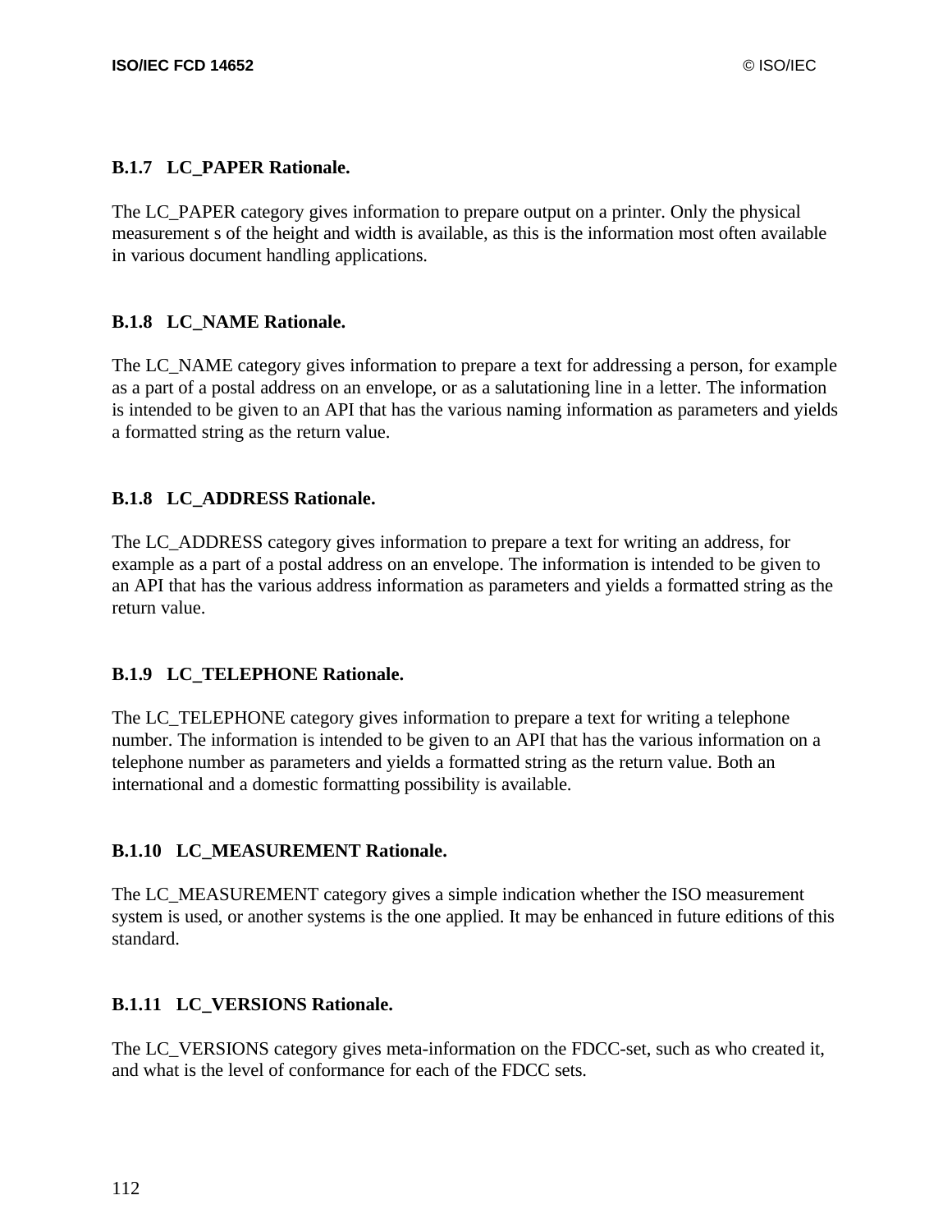### B.1.7 LC_PAPER Rationale.

The LC_PAPER category gives information to prepare output on a printer. Only the physical measurement s of the height and width is available, as this is the information most often available in various document handling applications.

### B.1.8 LC_NAME Rationale.

The LC_NAME category gives information to prepare a text for addressing a person, for example as a part of a postal address on an envelope, or as a salutationing line in a letter. The information is intended to be given to an API that has the various naming information as parameters and yields a formatted string as the return value.

### B.1.8 LC_ADDRESS Rationale.

The LC_ADDRESS category gives information to prepare a text for writing an address, for example as a part of a postal address on an envelope. The information is intended to be given to an API that has the various address information as parameters and yields a formatted string as the return value.

### B.1.9 LC_TELEPHONE Rationale.

The LC_TELEPHONE category gives information to prepare a text for writing a telephone number. The information is intended to be given to an API that has the various information on a telephone number as parameters and yields a formatted string as the return value. Both an international and a domestic formatting possibility is available.

### B.1.10 LC_MEASUREMENT Rationale.

The LC_MEASUREMENT category gives a simple indication whether the ISO measurement system is used, or another systems is the one applied. It may be enhanced in future editions of this standard.

### B.1.11 LC_VERSIONS Rationale.

The LC_VERSIONS category gives meta-information on the FDCC-set, such as who created it, and what is the level of conformance for each of the FDCC sets.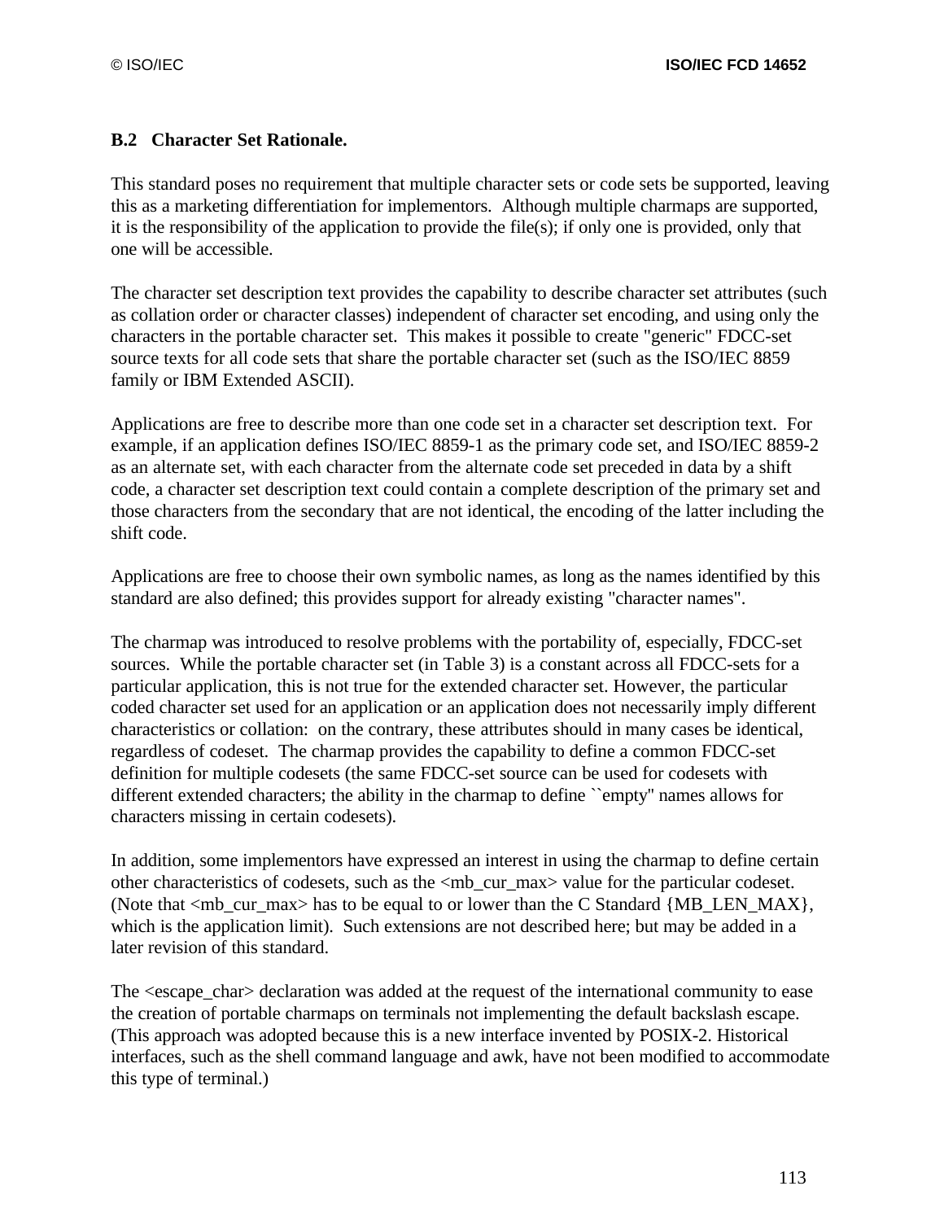## B.2 Character Set Rationale.

This standard poses no requirement that multiple character sets or code sets be supported, leaving this as a marketing differentiation for implementors. Although multiple charmaps are supported, it is the responsibility of the application to provide the file(s); if only one is provided, only that one will be accessible.

The character set description text provides the capability to describe character set attributes (such as collation order or character classes) independent of character set encoding, and using only the characters in the portable character set. This makes it possible to create "generic" FDCC-set source texts for all code sets that share the portable character set (such as the ISO/IEC 8859 family or IBM Extended ASCII).

Applications are free to describe more than one code set in a character set description text. For example, if an application defines ISO/IEC 8859-1 as the primary code set, and ISO/IEC 8859-2 as an alternate set, with each character from the alternate code set preceded in data by a shift code, a character set description text could contain a complete description of the primary set and those characters from the secondary that are not identical, the encoding of the latter including the shift code.

Applications are free to choose their own symbolic names, as long as the names identified by this standard are also defined; this provides support for already existing "character names".

The charmap was introduced to resolve problems with the portability of, especially, FDCC-set sources. While the portable character set (in Table 3) is a constant across all FDCC-sets for a particular application, this is not true for the extended character set. However, the particular coded character set used for an application or an application does not necessarily imply different characteristics or collation: on the contrary, these attributes should in many cases be identical, regardless of codeset. The charmap provides the capability to define a common FDCC-set definition for multiple codesets (the same FDCC-set source can be used for codesets with different extended characters; the ability in the charmap to define ``empty'' names allows for characters missing in certain codesets).

In addition, some implementors have expressed an interest in using the charmap to define certain other characteristics of codesets, such as the <mb_cur_max> value for the particular codeset. (Note that <mb_cur_max> has to be equal to or lower than the C Standard {MB_LEN_MAX}, which is the application limit). Such extensions are not described here; but may be added in a later revision of this standard.

The <escape_char> declaration was added at the request of the international community to ease the creation of portable charmaps on terminals not implementing the default backslash escape. (This approach was adopted because this is a new interface invented by POSIX-2. Historical interfaces, such as the shell command language and awk, have not been modified to accommodate this type of terminal.)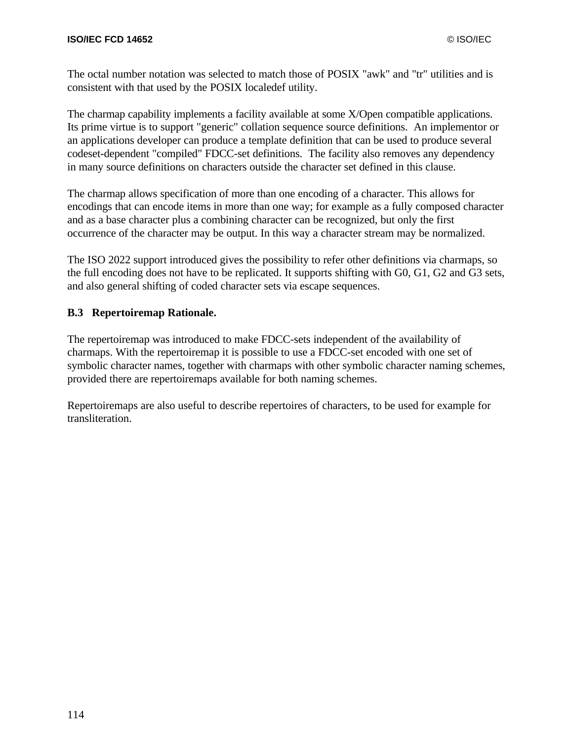The octal number notation was selected to match those of POSIX "awk" and "tr" utilities and is consistent with that used by the POSIX localedef utility.

The charmap capability implements a facility available at some X/Open compatible applications. Its prime virtue is to support "generic" collation sequence source definitions. An implementor or an applications developer can produce a template definition that can be used to produce several codeset-dependent "compiled" FDCC-set definitions. The facility also removes any dependency in many source definitions on characters outside the character set defined in this clause.

The charmap allows specification of more than one encoding of a character. This allows for encodings that can encode items in more than one way; for example as a fully composed character and as a base character plus a combining character can be recognized, but only the first occurrence of the character may be output. In this way a character stream may be normalized.

The ISO 2022 support introduced gives the possibility to refer other definitions via charmaps, so the full encoding does not have to be replicated. It supports shifting with G0, G1, G2 and G3 sets, and also general shifting of coded character sets via escape sequences.

## B.3 Repertoiremap Rationale.

The repertoiremap was introduced to make FDCC-sets independent of the availability of charmaps. With the repertoiremap it is possible to use a FDCC-set encoded with one set of symbolic character names, together with charmaps with other symbolic character naming schemes, provided there are repertoiremaps available for both naming schemes.

Repertoiremaps are also useful to describe repertoires of characters, to be used for example for transliteration.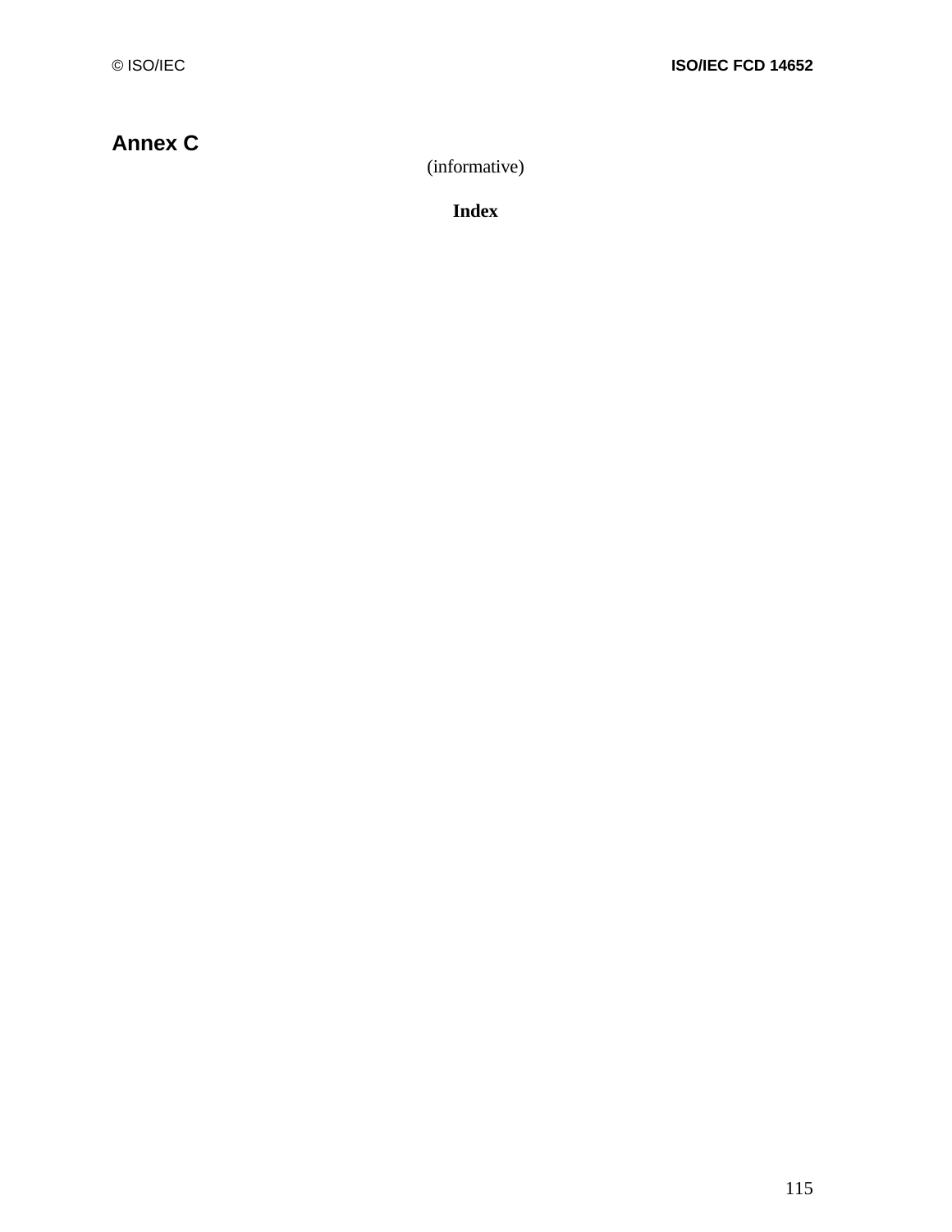# Annex C

(informative)

**Index**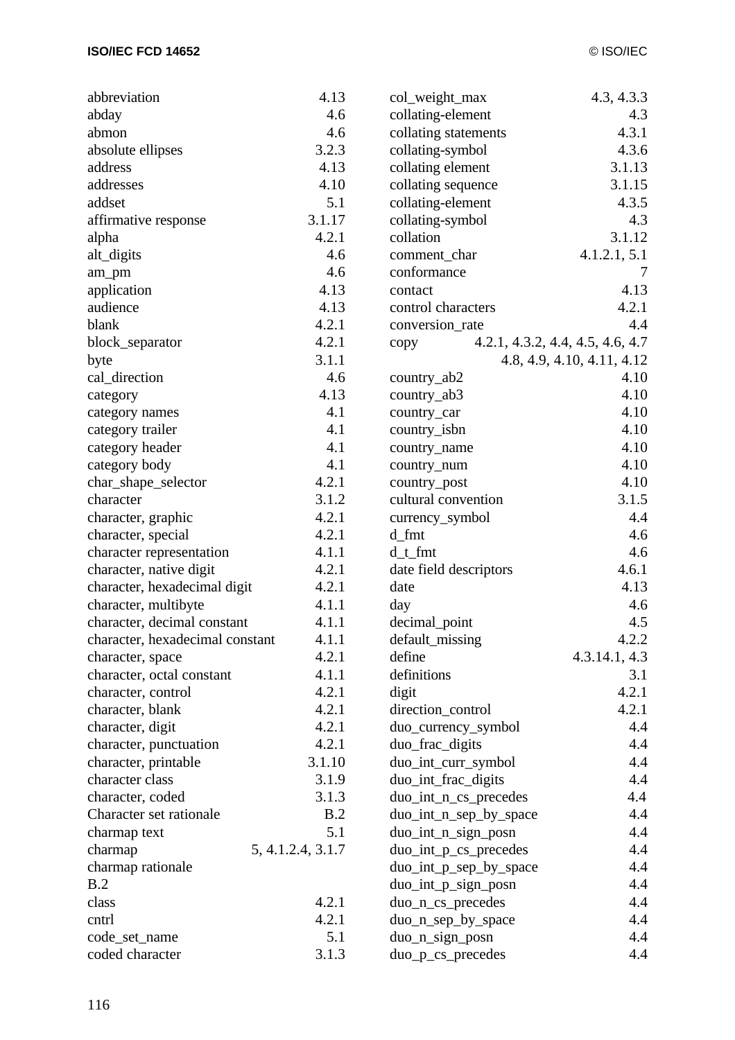| | |
|---|---|
| abbreviation | 4.13 |
| abday | 4.6 |
| abmon | 4.6 |
| absolute ellipses | 3.2.3 |
| address | 4.13 |
| addresses | 4.10 |
| addset | 5.1 |
| affirmative response | 3.1.17 |
| alpha | 4.2.1 |
| alt_digits | 4.6 |
| am_pm | 4.6 |
| application | 4.13 |
| audience | 4.13 |
| blank | 4.2.1 |
| block_separator | 4.2.1 |
| byte | 3.1.1 |
| cal_direction | 4.6 |
| category | 4.13 |
| category names | 4.1 |
| category trailer | 4.1 |
| category header | 4.1 |
| category body | 4.1 |
| char_shape_selector | 4.2.1 |
| character | 3.1.2 |
| character, graphic | 4.2.1 |
| character, special | 4.2.1 |
| character representation | 4.1.1 |
| character, native digit | 4.2.1 |
| character, hexadecimal digit | 4.2.1 |
| character, multibyte | 4.1.1 |
| character, decimal constant | 4.1.1 |
| character, hexadecimal constant | 4.1.1 |
| character, space | 4.2.1 |
| character, octal constant | 4.1.1 |
| character, control | 4.2.1 |
| character, blank | 4.2.1 |
| character, digit | 4.2.1 |
| character, punctuation | 4.2.1 |
| character, printable | 3.1.10 |
| character class | 3.1.9 |
| character, coded | 3.1.3 |
| Character set rationale | B.2 |
| charmap text | 5.1 |
| charmap | 5, 4.1.2.4, 3.1.7 |
| charmap rationale | B.2 |
| class | 4.2.1 |
| cntrl | 4.2.1 |
| code_set_name | 5.1 |
| coded character | 3.1.3 |
| col_weight_max | 4.3, 4.3.3 |
| collating-element | 4.3 |
| collating statements | 4.3.1 |
| collating-symbol | 4.3.6 |
| collating element | 3.1.13 |
| collating sequence | 3.1.15 |
| collating-element | 4.3.5 |
| collating-symbol | 4.3 |
| collation | 3.1.12 |
| comment_char | 4.1.2.1, 5.1 |
| conformance | 7 |
| contact | 4.13 |
| control characters | 4.2.1 |
| conversion_rate | 4.4 |
| copy | 4.2.1, 4.3.2, 4.4, 4.5, 4.6, 4.7, 4.8, 4.9, 4.10, 4.11, 4.12 |
| country_ab2 | 4.10 |
| country_ab3 | 4.10 |
| country_car | 4.10 |
| country_isbn | 4.10 |
| country_name | 4.10 |
| country_num | 4.10 |
| country_post | 4.10 |
| cultural convention | 3.1.5 |
| currency_symbol | 4.4 |
| d_fmt | 4.6 |
| d_t_fmt | 4.6 |
| date field descriptors | 4.6.1 |
| date | 4.13 |
| day | 4.6 |
| decimal_point | 4.5 |
| default_missing | 4.2.2 |
| define | 4.3.14.1, 4.3 |
| definitions | 3.1 |
| digit | 4.2.1 |
| direction_control | 4.2.1 |
| duo_currency_symbol | 4.4 |
| duo_frac_digits | 4.4 |
| duo_int_curr_symbol | 4.4 |
| duo_int_frac_digits | 4.4 |
| duo_int_n_cs_precedes | 4.4 |
| duo_int_n_sep_by_space | 4.4 |
| duo_int_n_sign_posn | 4.4 |
| duo_int_p_cs_precedes | 4.4 |
| duo_int_p_sep_by_space | 4.4 |
| duo_int_p_sign_posn | 4.4 |
| duo_n_cs_precedes | 4.4 |
| duo_n_sep_by_space | 4.4 |
| duo_n_sign_posn | 4.4 |
| duo_p_cs_precedes | 4.4 |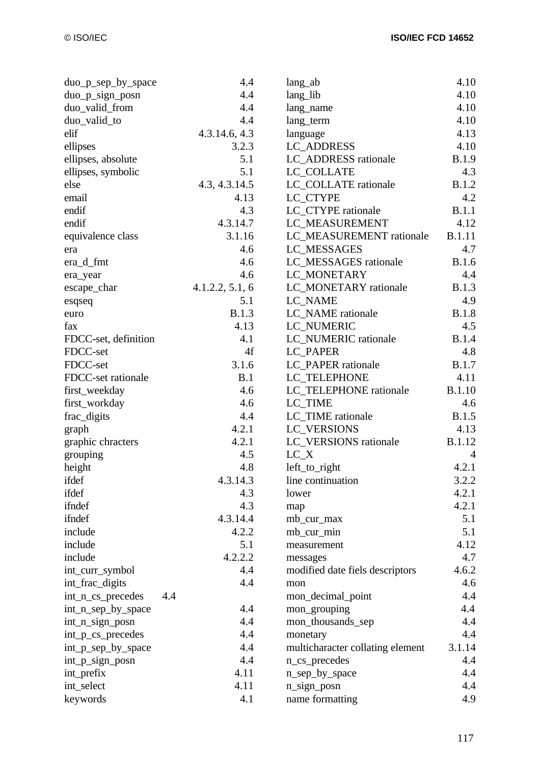| | |
|---|---|
| duo_p_sep_by_space | 4.4 |
| duo_p_sign_posn | 4.4 |
| duo_valid_from | 4.4 |
| duo_valid_to | 4.4 |
| elif | 4.3.14.6, 4.3 |
| ellipses | 3.2.3 |
| ellipses, absolute | 5.1 |
| ellipses, symbolic | 5.1 |
| else | 4.3, 4.3.14.5 |
| email | 4.13 |
| endif | 4.3 |
| endif | 4.3.14.7 |
| equivalence class | 3.1.16 |
| era | 4.6 |
| era_d_fmt | 4.6 |
| era_year | 4.6 |
| escape_char | 4.1.2.2, 5.1, 6 |
| esqseq | 5.1 |
| euro | B.1.3 |
| fax | 4.13 |
| FDCC-set, definition | 4.1 |
| FDCC-set | 4f |
| FDCC-set | 3.1.6 |
| FDCC-set rationale | B.1 |
| first_weekday | 4.6 |
| first_workday | 4.6 |
| frac_digits | 4.4 |
| graph | 4.2.1 |
| graphic chracters | 4.2.1 |
| grouping | 4.5 |
| height | 4.8 |
| ifdef | 4.3.14.3 |
| ifdef | 4.3 |
| ifndef | 4.3 |
| ifndef | 4.3.14.4 |
| include | 4.2.2 |
| include | 5.1 |
| include | 4.2.2.2 |
| int_curr_symbol | 4.4 |
| int_frac_digits | 4.4 |
| int_n_cs_precedes | 4.4 |
| int_n_sep_by_space | 4.4 |
| int_n_sign_posn | 4.4 |
| int_p_cs_precedes | 4.4 |
| int_p_sep_by_space | 4.4 |
| int_p_sign_posn | 4.4 |
| int_prefix | 4.11 |
| int_select | 4.11 |
| keywords | 4.1 |
| lang_ab | 4.10 |
| lang_lib | 4.10 |
| lang_name | 4.10 |
| lang_term | 4.10 |
| language | 4.13 |
| LC_ADDRESS | 4.10 |
| LC_ADDRESS rationale | B.1.9 |
| LC_COLLATE | 4.3 |
| LC_COLLATE rationale | B.1.2 |
| LC_CTYPE | 4.2 |
| LC_CTYPE rationale | B.1.1 |
| LC_MEASUREMENT | 4.12 |
| LC_MEASUREMENT rationale | B.1.11 |
| LC_MESSAGES | 4.7 |
| LC_MESSAGES rationale | B.1.6 |
| LC_MONETARY | 4.4 |
| LC_MONETARY rationale | B.1.3 |
| LC_NAME | 4.9 |
| LC_NAME rationale | B.1.8 |
| LC_NUMERIC | 4.5 |
| LC_NUMERIC rationale | B.1.4 |
| LC_PAPER | 4.8 |
| LC_PAPER rationale | B.1.7 |
| LC_TELEPHONE | 4.11 |
| LC_TELEPHONE rationale | B.1.10 |
| LC_TIME | 4.6 |
| LC_TIME rationale | B.1.5 |
| LC_VERSIONS | 4.13 |
| LC_VERSIONS rationale | B.1.12 |
| LC_X | 4 |
| left_to_right | 4.2.1 |
| line continuation | 3.2.2 |
| lower | 4.2.1 |
| map | 4.2.1 |
| mb_cur_max | 5.1 |
| mb_cur_min | 5.1 |
| measurement | 4.12 |
| messages | 4.7 |
| modified date fiels descriptors | 4.6.2 |
| mon | 4.6 |
| mon_decimal_point | 4.4 |
| mon_grouping | 4.4 |
| mon_thousands_sep | 4.4 |
| monetary | 4.4 |
| multicharacter collating element | 3.1.14 |
| n_cs_precedes | 4.4 |
| n_sep_by_space | 4.4 |
| n_sign_posn | 4.4 |
| name formatting | 4.9 |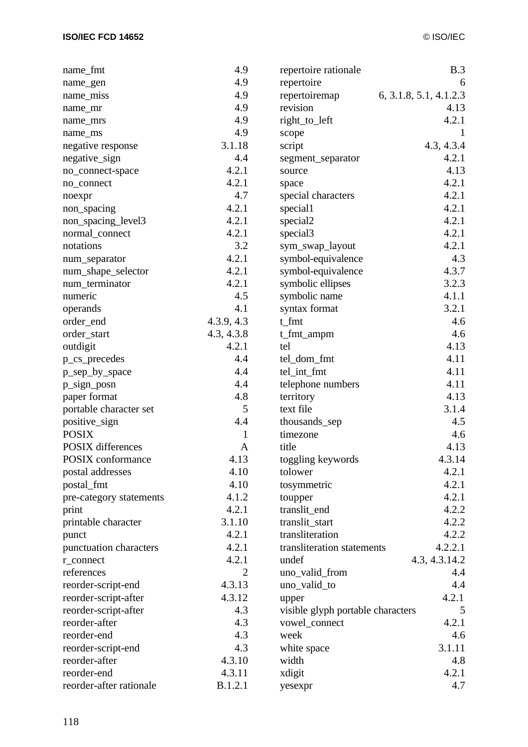| | |
|---|---|
| name_fmt | 4.9 |
| name_gen | 4.9 |
| name_miss | 4.9 |
| name_mr | 4.9 |
| name_mrs | 4.9 |
| name_ms | 4.9 |
| negative response | 3.1.18 |
| negative_sign | 4.4 |
| no_connect-space | 4.2.1 |
| no_connect | 4.2.1 |
| noexpr | 4.7 |
| non_spacing | 4.2.1 |
| non_spacing_level3 | 4.2.1 |
| normal_connect | 4.2.1 |
| notations | 3.2 |
| num_separator | 4.2.1 |
| num_shape_selector | 4.2.1 |
| num_terminator | 4.2.1 |
| numeric | 4.5 |
| operands | 4.1 |
| order_end | 4.3.9, 4.3 |
| order_start | 4.3, 4.3.8 |
| outdigit | 4.2.1 |
| p_cs_precedes | 4.4 |
| p_sep_by_space | 4.4 |
| p_sign_posn | 4.4 |
| paper format | 4.8 |
| portable character set | 5 |
| positive_sign | 4.4 |
| POSIX | 1 |
| POSIX differences | A |
| POSIX conformance | 4.13 |
| postal addresses | 4.10 |
| postal_fmt | 4.10 |
| pre-category statements | 4.1.2 |
| print | 4.2.1 |
| printable character | 3.1.10 |
| punct | 4.2.1 |
| punctuation characters | 4.2.1 |
| r_connect | 4.2.1 |
| references | 2 |
| reorder-script-end | 4.3.13 |
| reorder-script-after | 4.3.12 |
| reorder-script-after | 4.3 |
| reorder-after | 4.3 |
| reorder-end | 4.3 |
| reorder-script-end | 4.3 |
| reorder-after | 4.3.10 |
| reorder-end | 4.3.11 |
| reorder-after rationale | B.1.2.1 |
| repertoire rationale | B.3 |
| repertoire | 6 |
| repertoiremap | 6, 3.1.8, 5.1, 4.1.2.3 |
| revision | 4.13 |
| right_to_left | 4.2.1 |
| scope | 1 |
| script | 4.3, 4.3.4 |
| segment_separator | 4.2.1 |
| source | 4.13 |
| space | 4.2.1 |
| special characters | 4.2.1 |
| special1 | 4.2.1 |
| special2 | 4.2.1 |
| special3 | 4.2.1 |
| sym_swap_layout | 4.2.1 |
| symbol-equivalence | 4.3 |
| symbol-equivalence | 4.3.7 |
| symbolic ellipses | 3.2.3 |
| symbolic name | 4.1.1 |
| syntax format | 3.2.1 |
| t_fmt | 4.6 |
| t_fmt_ampm | 4.6 |
| tel | 4.13 |
| tel_dom_fmt | 4.11 |
| tel_int_fmt | 4.11 |
| telephone numbers | 4.11 |
| territory | 4.13 |
| text file | 3.1.4 |
| thousands_sep | 4.5 |
| timezone | 4.6 |
| title | 4.13 |
| toggling keywords | 4.3.14 |
| tolower | 4.2.1 |
| tosymmetric | 4.2.1 |
| toupper | 4.2.1 |
| translit_end | 4.2.2 |
| translit_start | 4.2.2 |
| transliteration | 4.2.2 |
| transliteration statements | 4.2.2.1 |
| undef | 4.3, 4.3.14.2 |
| uno_valid_from | 4.4 |
| uno_valid_to | 4.4 |
| upper | 4.2.1 |
| visible glyph portable characters | 5 |
| vowel_connect | 4.2.1 |
| week | 4.6 |
| white space | 3.1.11 |
| width | 4.8 |
| xdigit | 4.2.1 |
| yesexpr | 4.7 |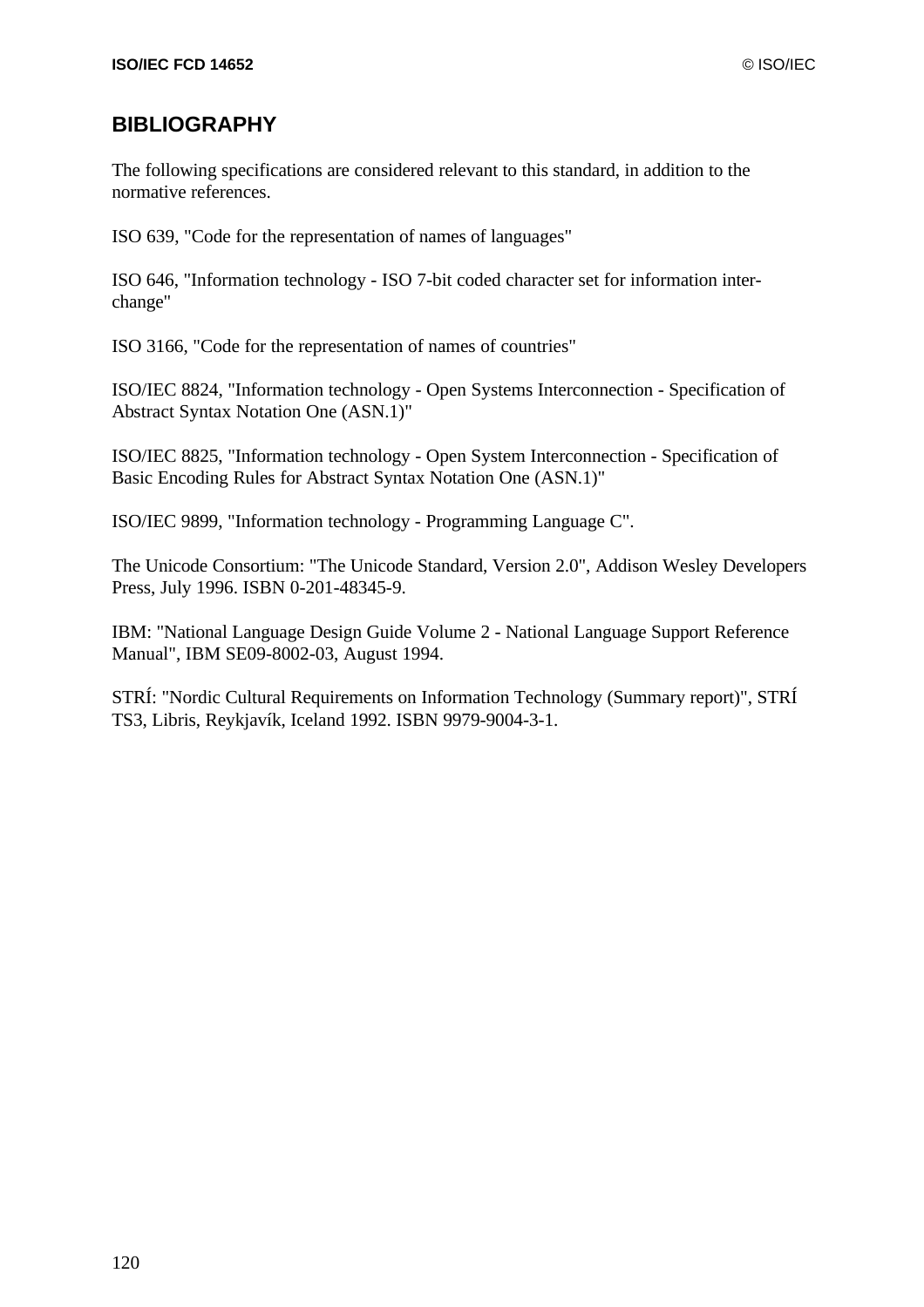## BIBLIOGRAPHY

The following specifications are considered relevant to this standard, in addition to the normative references.

ISO 639, "Code for the representation of names of languages"

ISO 646, "Information technology - ISO 7-bit coded character set for information interchange"

ISO 3166, "Code for the representation of names of countries"

ISO/IEC 8824, "Information technology - Open Systems Interconnection - Specification of Abstract Syntax Notation One (ASN.1)"

ISO/IEC 8825, "Information technology - Open System Interconnection - Specification of Basic Encoding Rules for Abstract Syntax Notation One (ASN.1)"

ISO/IEC 9899, "Information technology - Programming Language C".

The Unicode Consortium: "The Unicode Standard, Version 2.0", Addison Wesley Developers Press, July 1996. ISBN 0-201-48345-9.

IBM: "National Language Design Guide Volume 2 - National Language Support Reference Manual", IBM SE09-8002-03, August 1994.

STRÍ: "Nordic Cultural Requirements on Information Technology (Summary report)", STRÍ TS3, Libris, Reykjavík, Iceland 1992. ISBN 9979-9004-3-1.